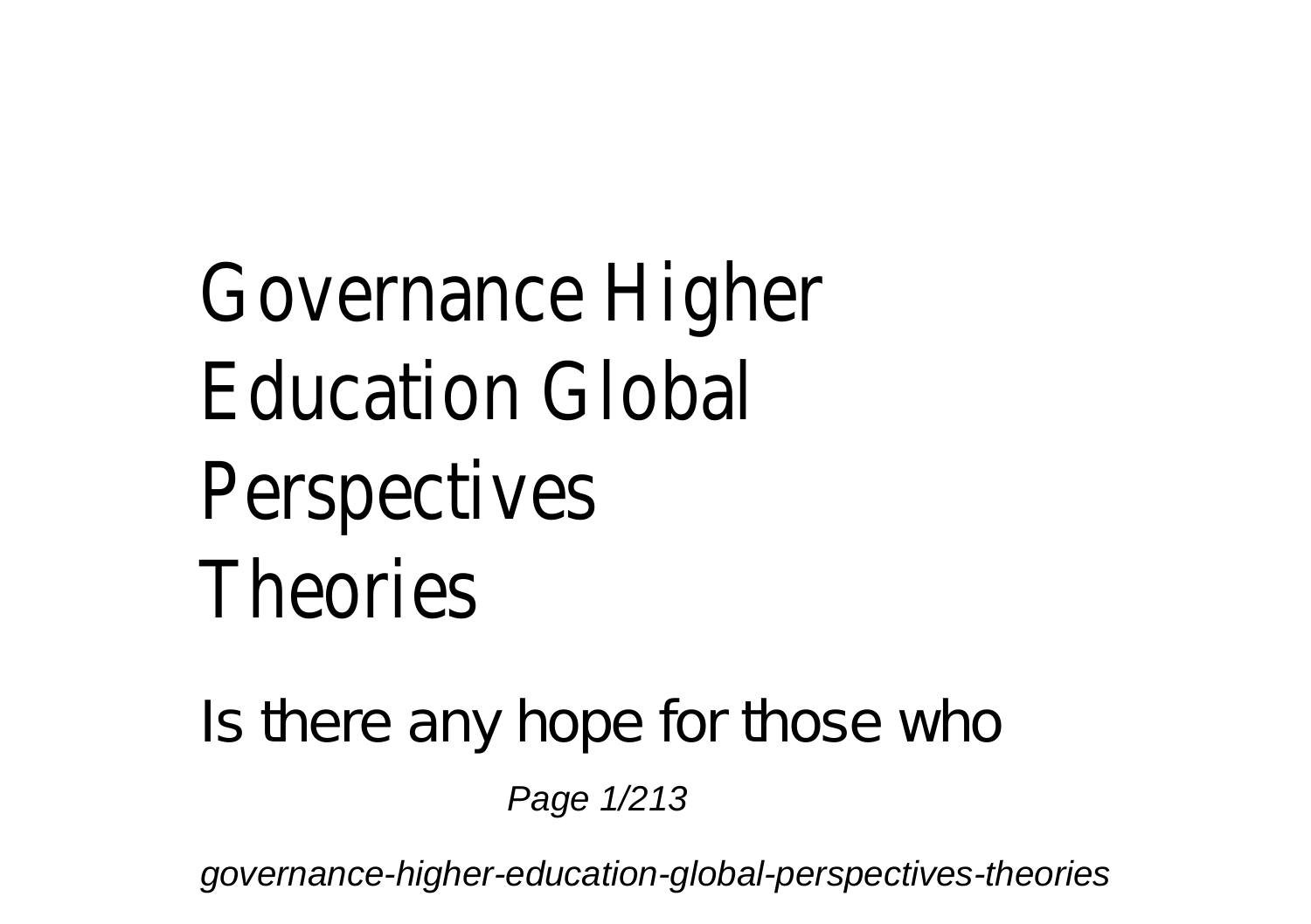# Governance Higher Education Global Perspectives Theories

Is there any hope for those who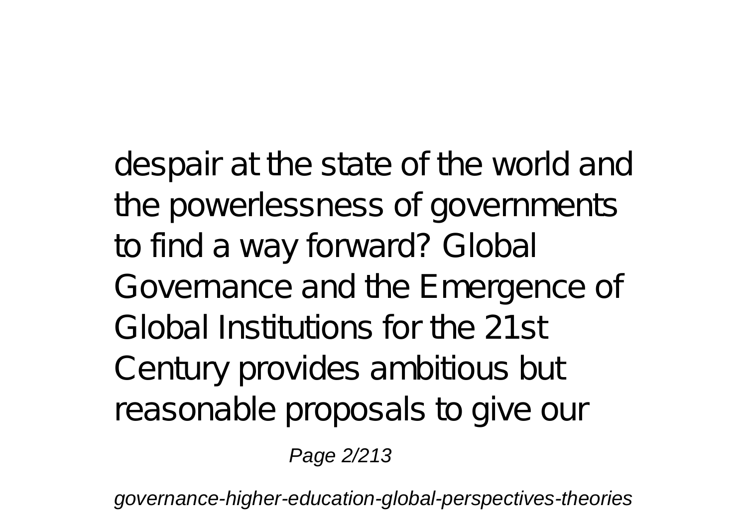despair at the state of the world and the powerlessness of governments to find a way forward? Global Governance and the Emergence of Global Institutions for the 21st Century provides ambitious but reasonable proposals to give our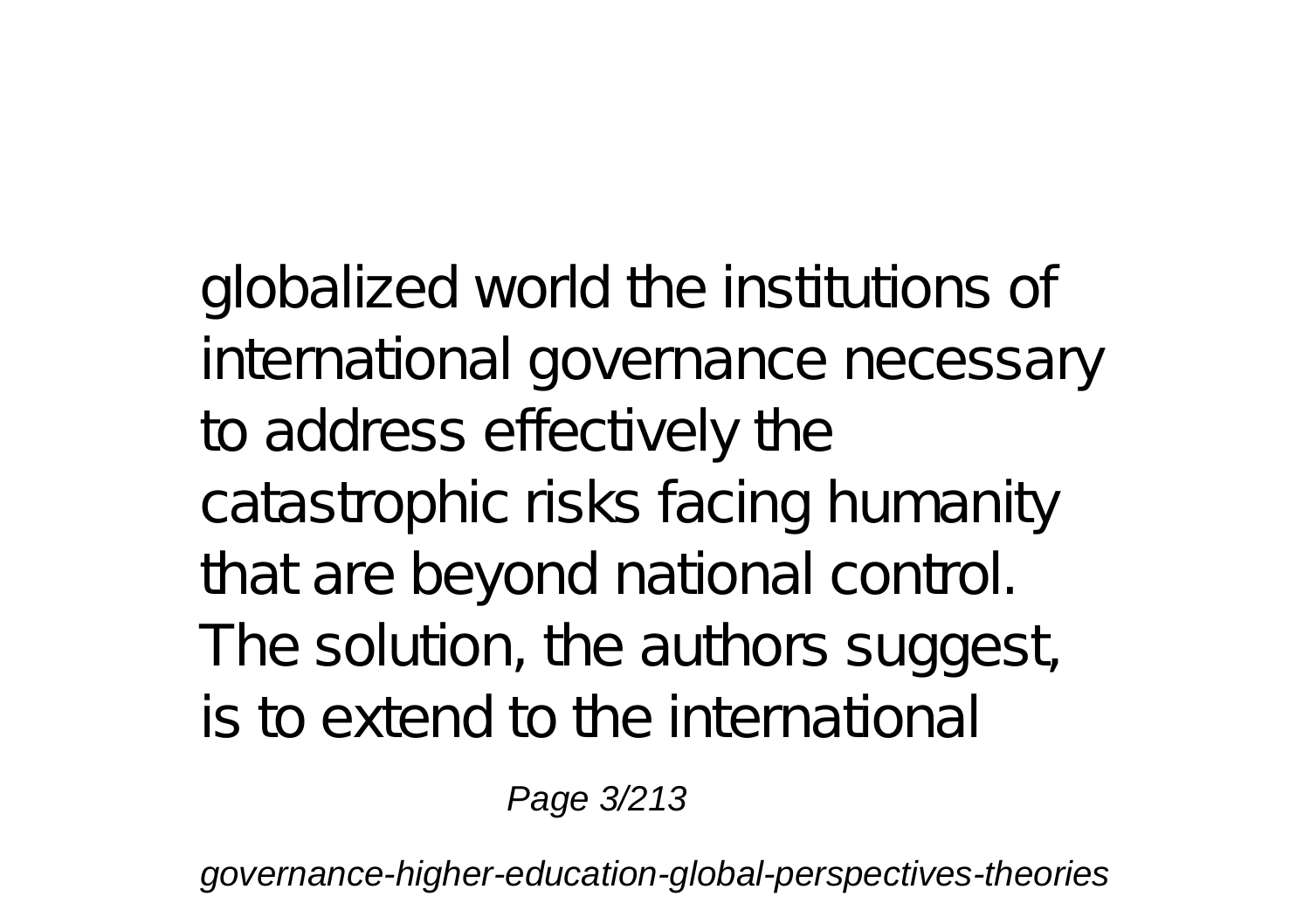globalized world the institutions of international governance necessary to address effectively the catastrophic risks facing humanity that are beyond national control. The solution, the authors suggest, is to extend to the international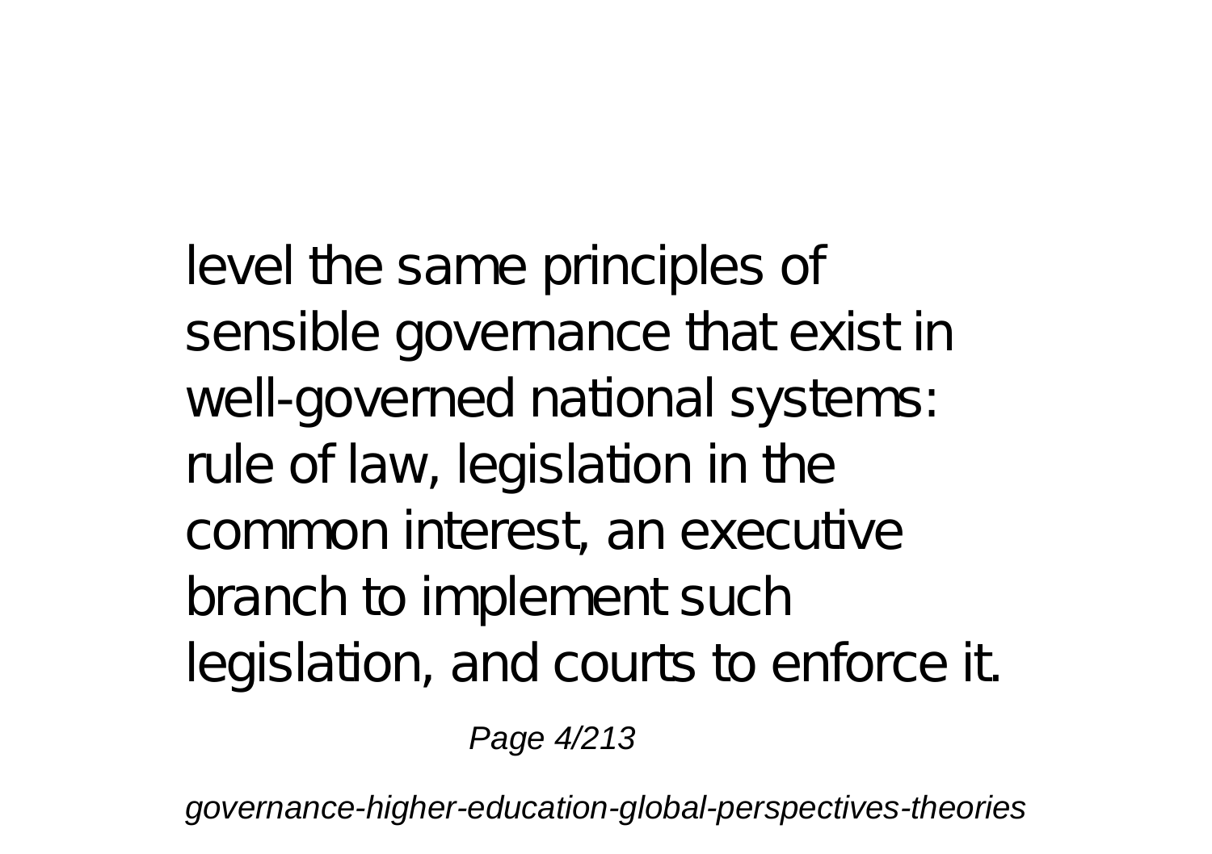level the same principles of sensible governance that exist in well-governed national systems: rule of law, legislation in the common interest, an executive branch to implement such legislation, and courts to enforce it.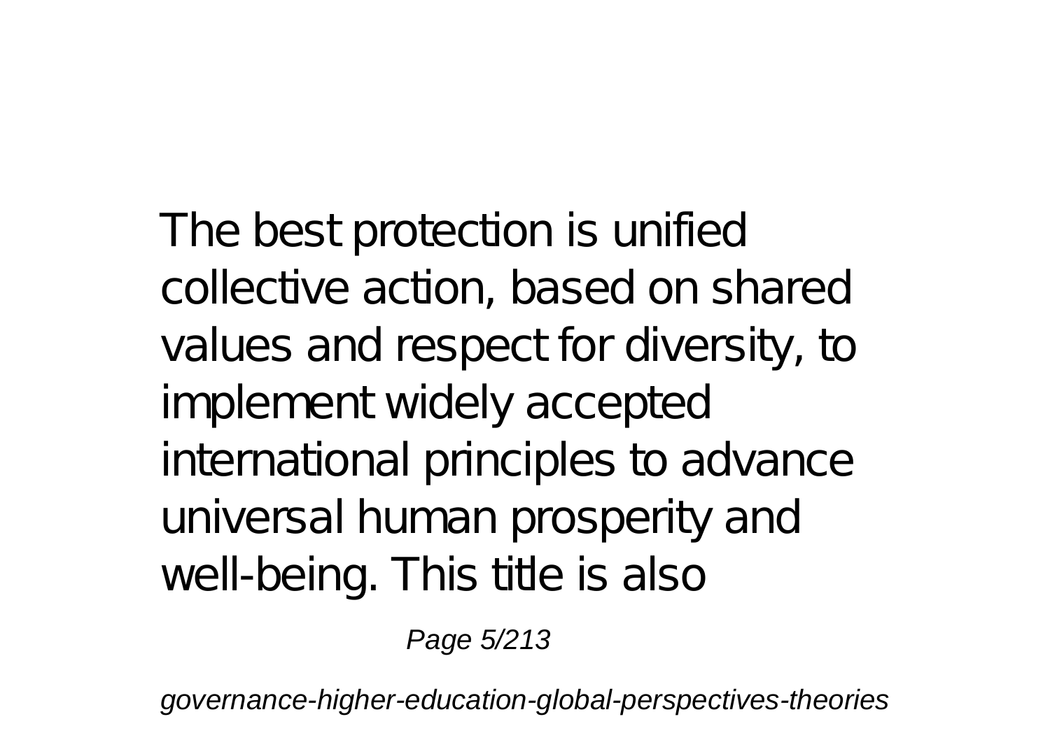The best protection is unified collective action, based on shared values and respect for diversity, to implement widely accepted international principles to advance universal human prosperity and well-being. This title is also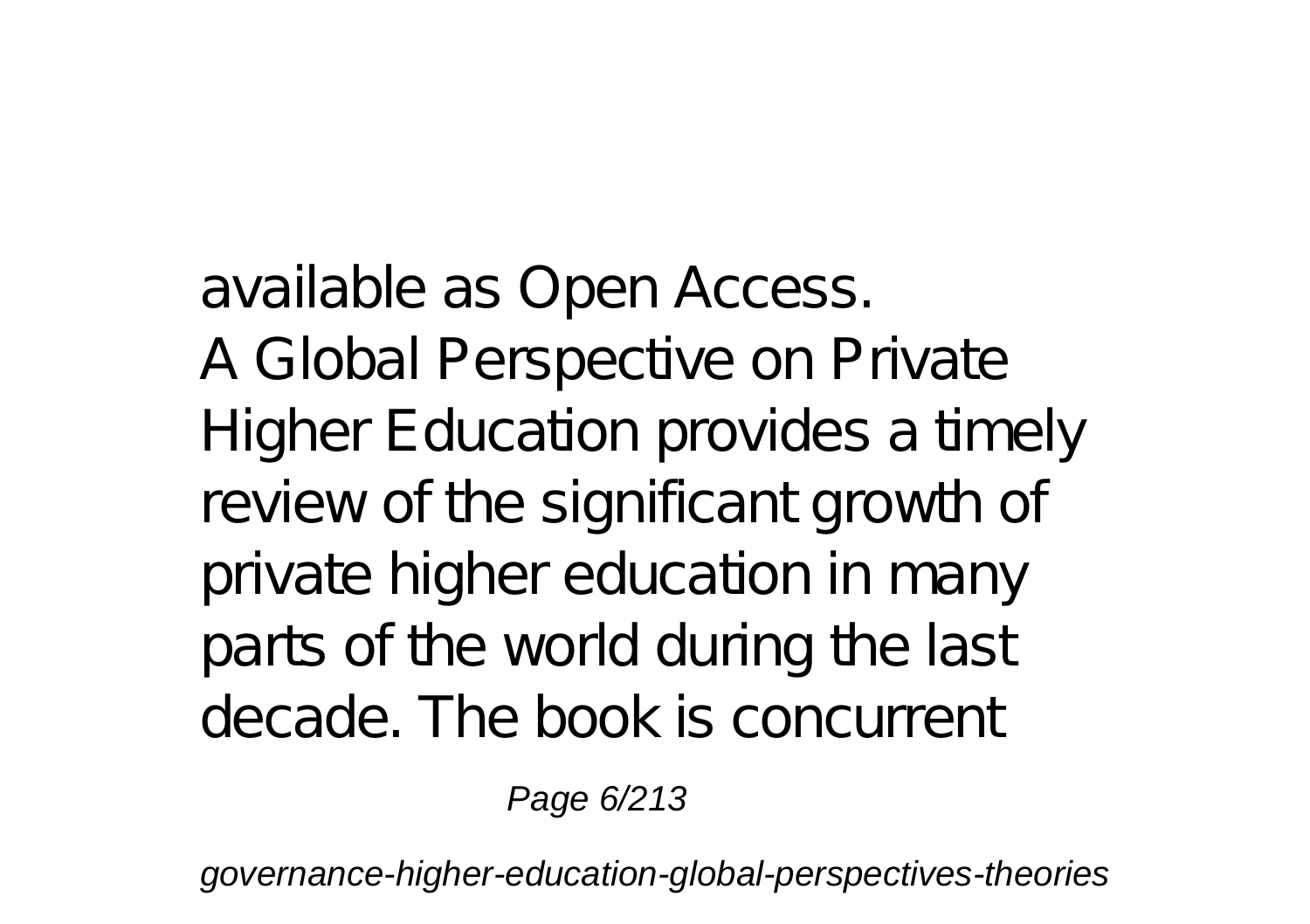available as Open Access.

A Global Perspective on Private Higher Education provides a timely review of the significant growth of private higher education in many parts of the world during the last decade. The book is concurrent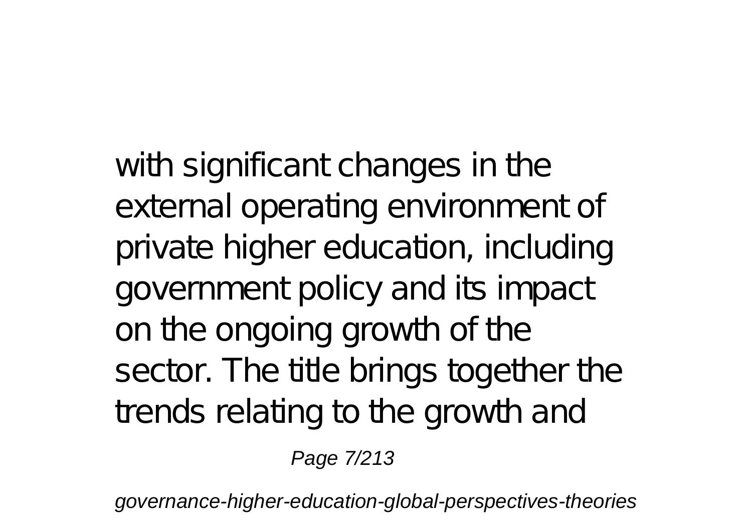with significant changes in the external operating environment of private higher education, including government policy and its impact on the ongoing growth of the sector. The title brings together the trends relating to the growth and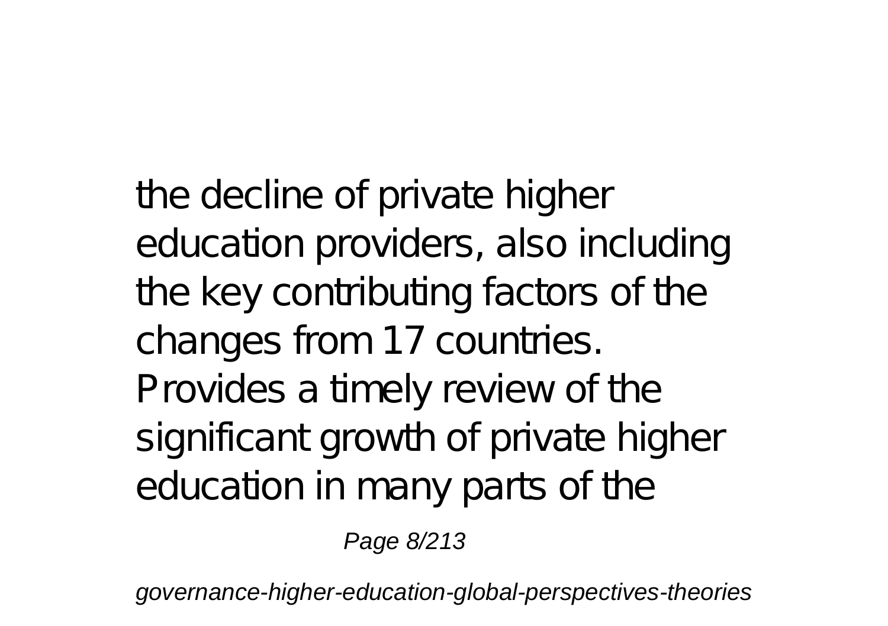the decline of private higher education providers, also including the key contributing factors of the changes from 17 countries. Provides a timely review of the significant growth of private higher education in many parts of the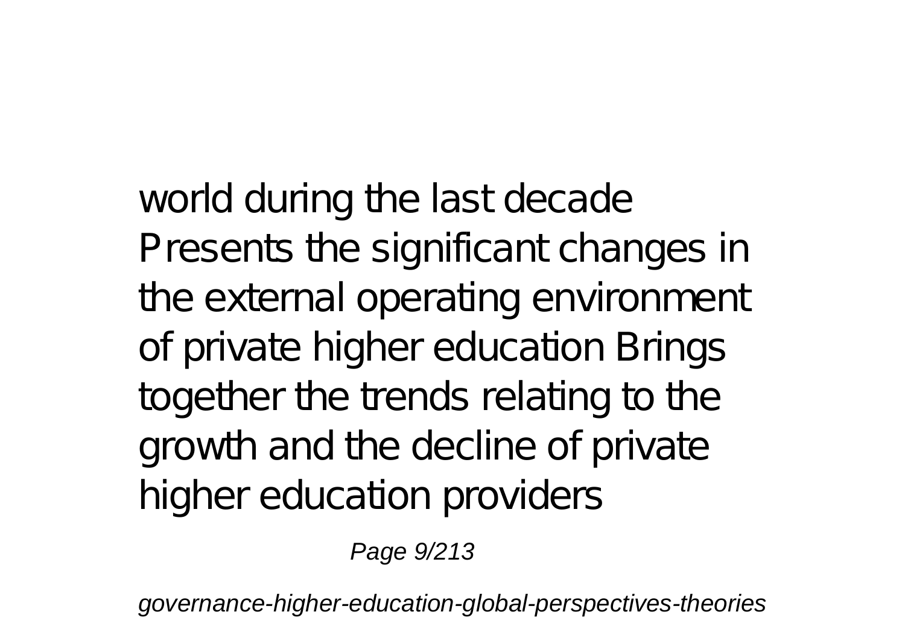world during the last decade Presents the significant changes in the external operating environment of private higher education Brings together the trends relating to the growth and the decline of private higher education providers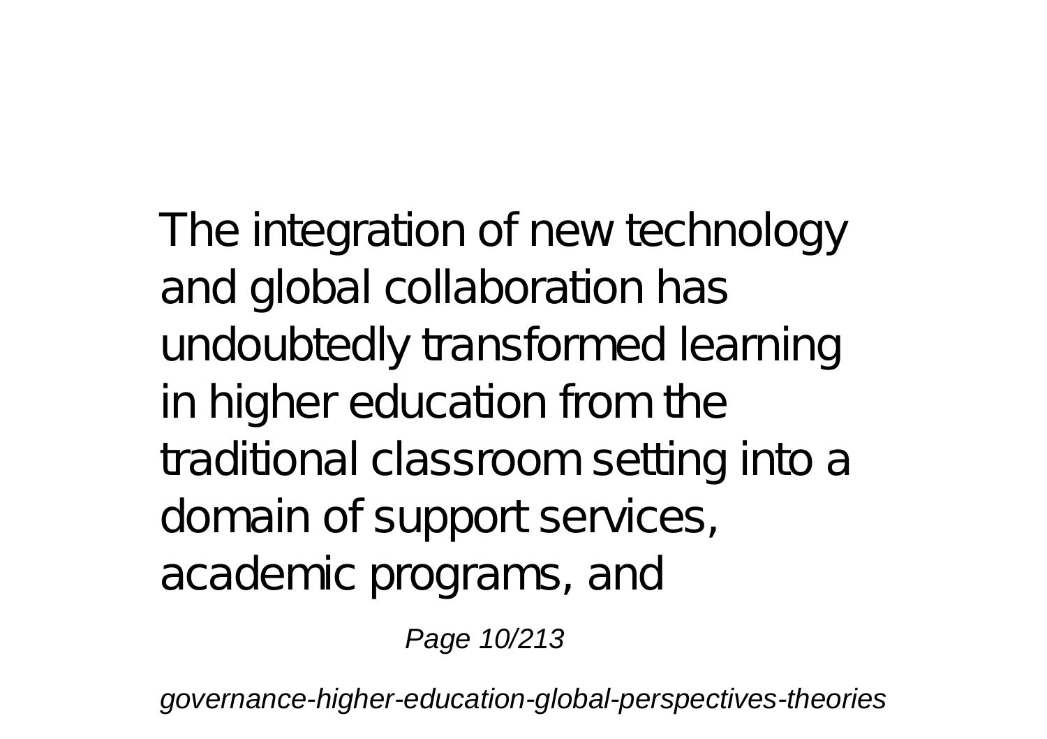The integration of new technology and global collaboration has undoubtedly transformed learning in higher education from the traditional classroom setting into a domain of support services, academic programs, and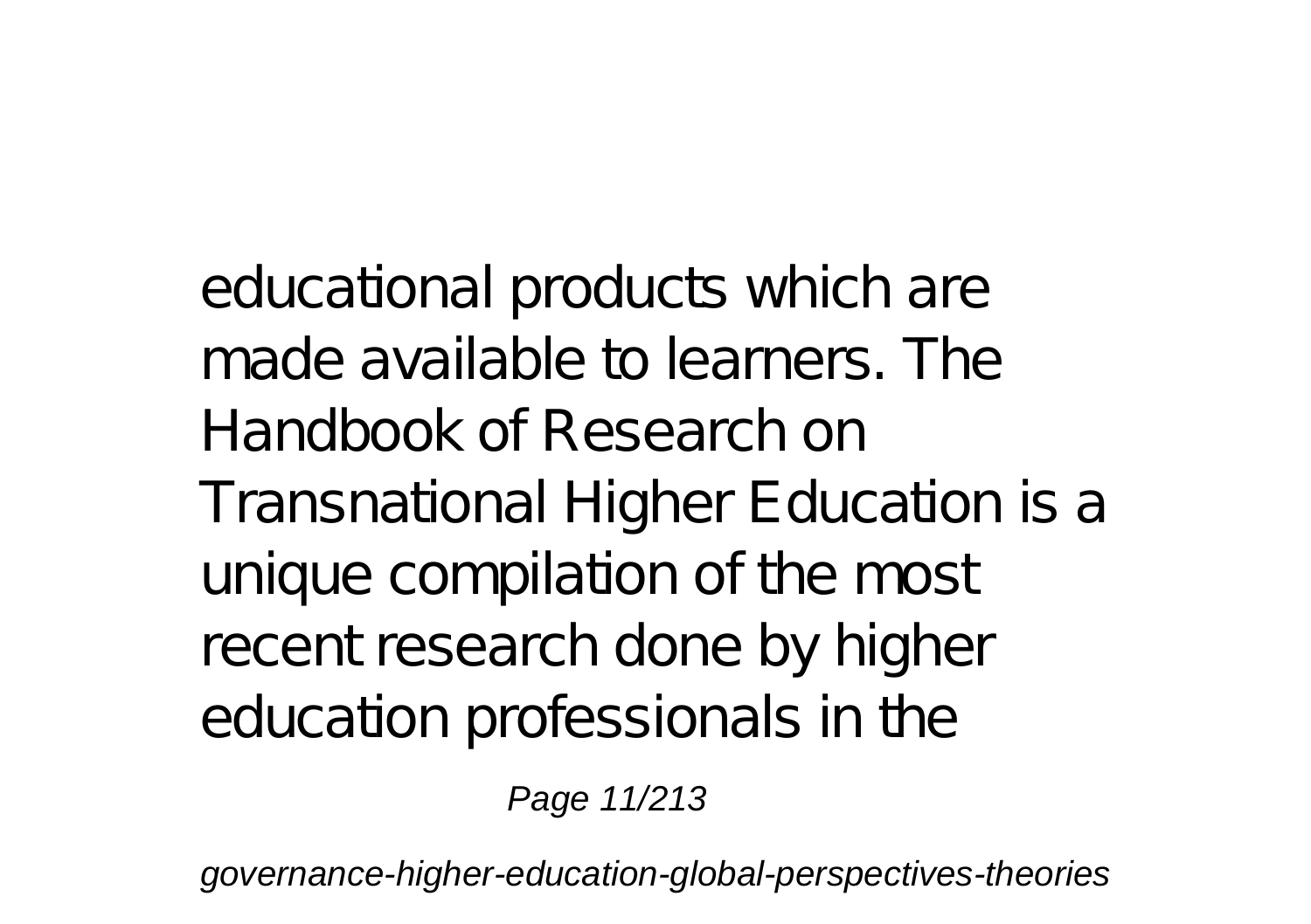educational products which are made available to learners. The Handbook of Research on Transnational Higher Education is a unique compilation of the most recent research done by higher education professionals in the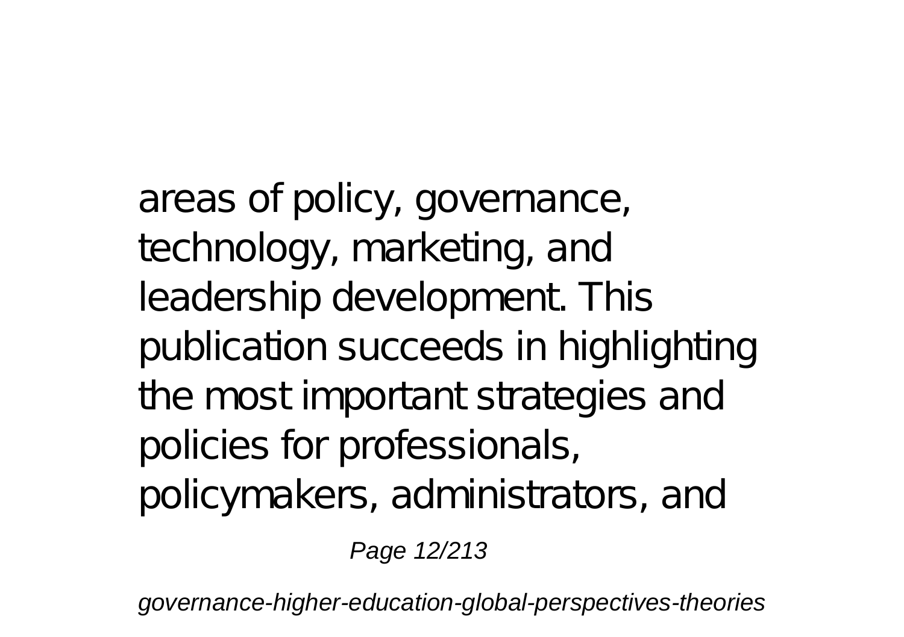areas of policy, governance, technology, marketing, and leadership development. This publication succeeds in highlighting the most important strategies and policies for professionals, policymakers, administrators, and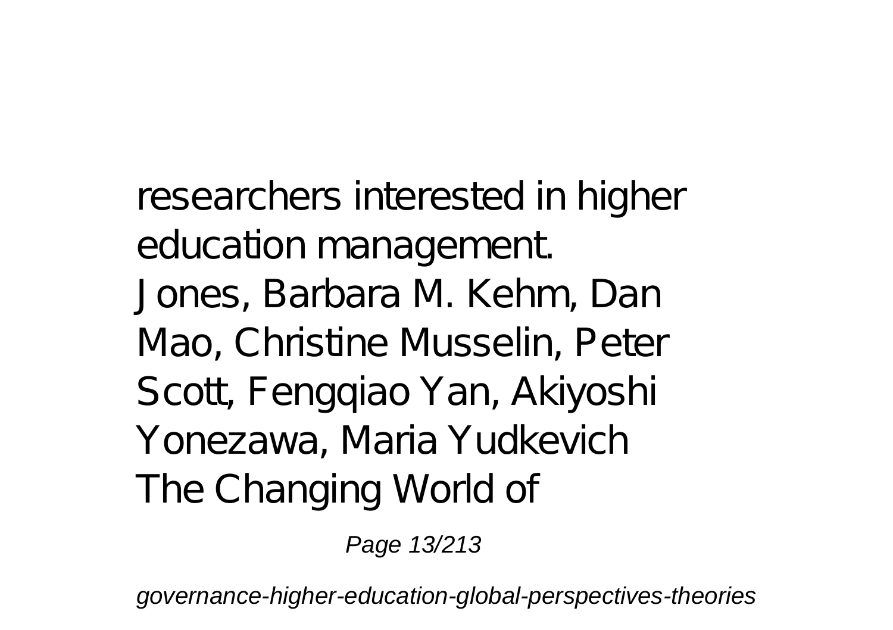researchers interested in higher education management.
Jones, Barbara M. Kehm, Dan Mao, Christine Musselin, Peter Scott, Fengqiao Yan, Akiyoshi Yonezawa, Maria Yudkevich
The Changing World of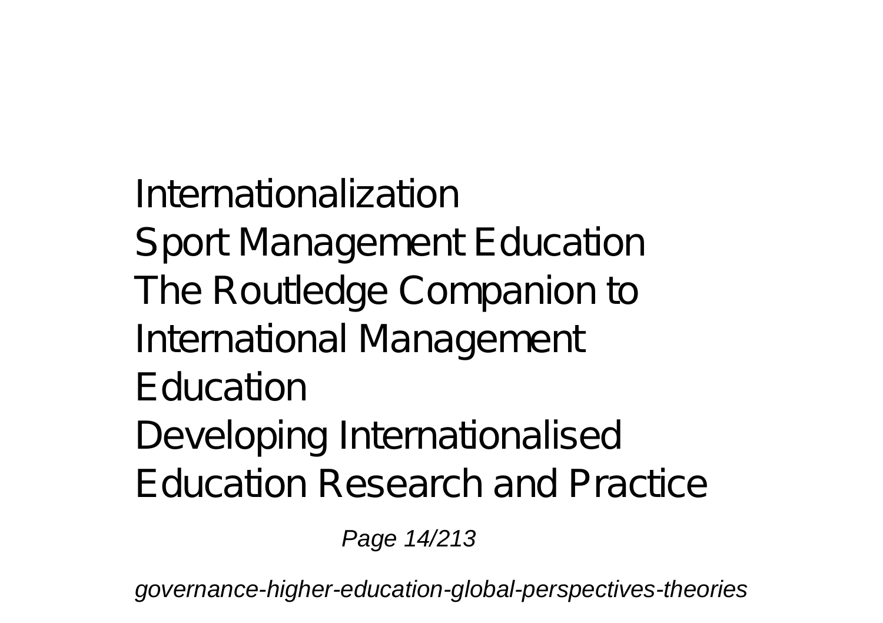Internationalization
Sport Management Education
The Routledge Companion to International Management Education
Developing Internationalised Education Research and Practice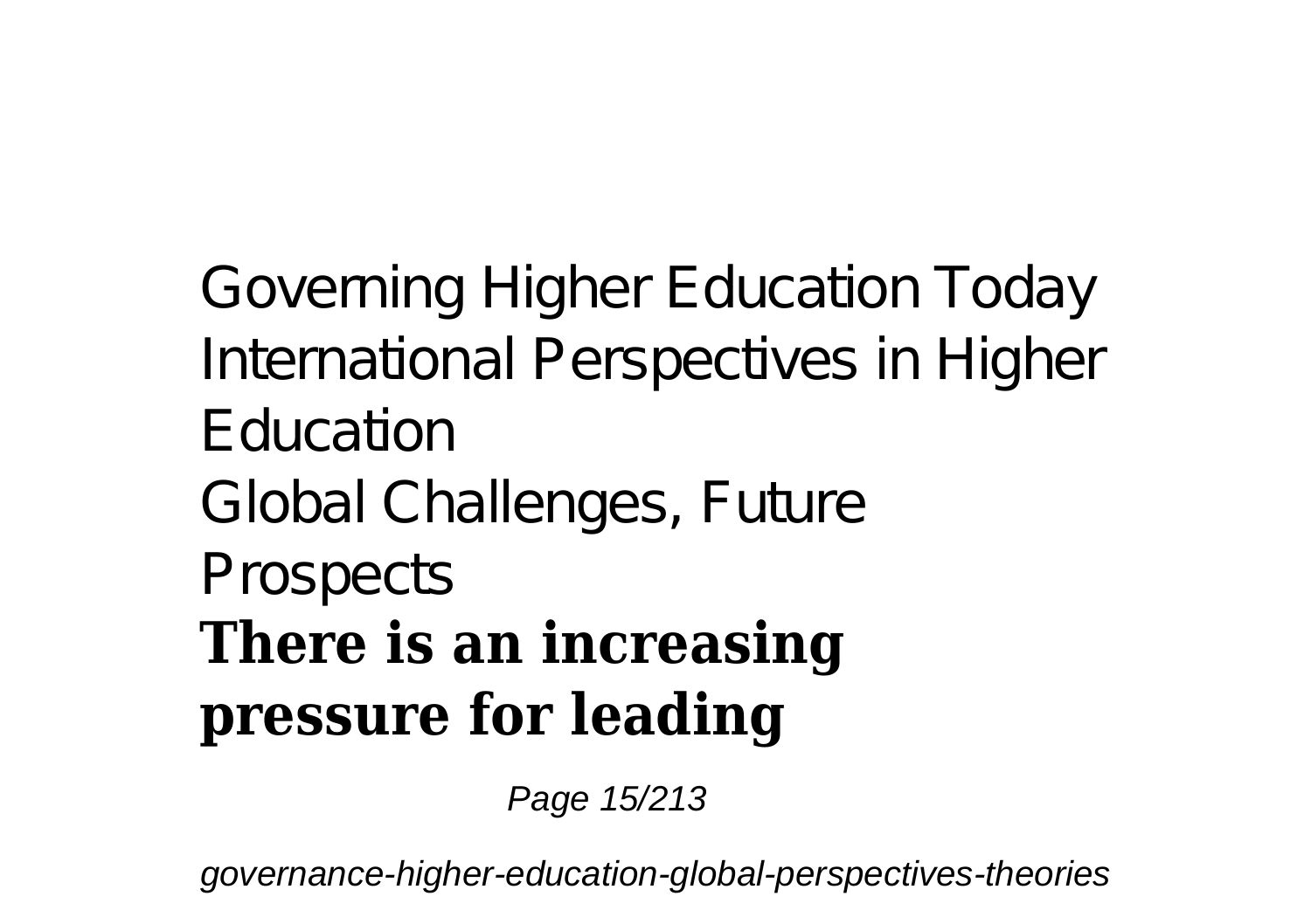Governing Higher Education Today
International Perspectives in Higher Education
Global Challenges, Future Prospects

**There is an increasing pressure for leading**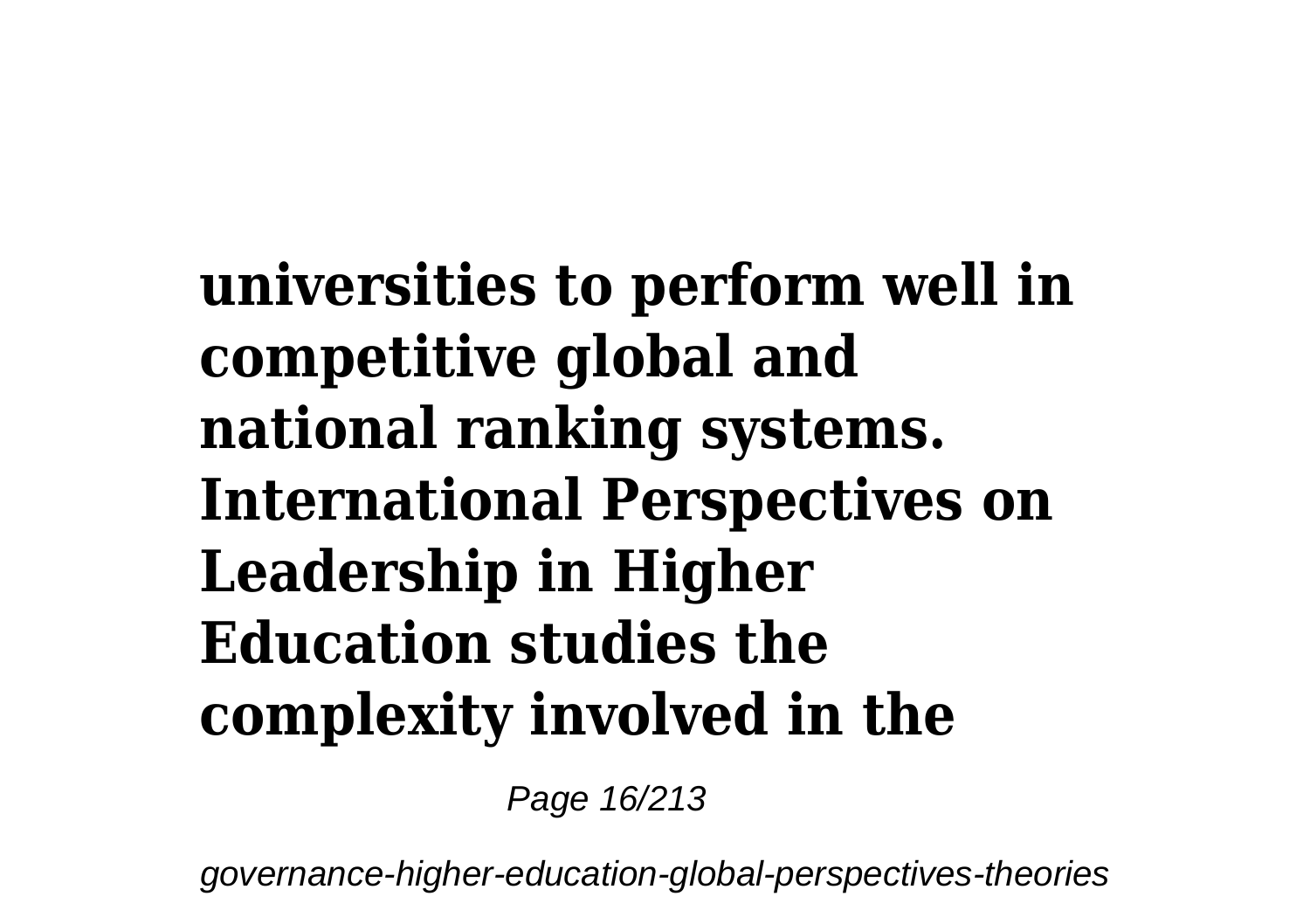**universities to perform well in competitive global and national ranking systems. International Perspectives on Leadership in Higher Education studies the complexity involved in the**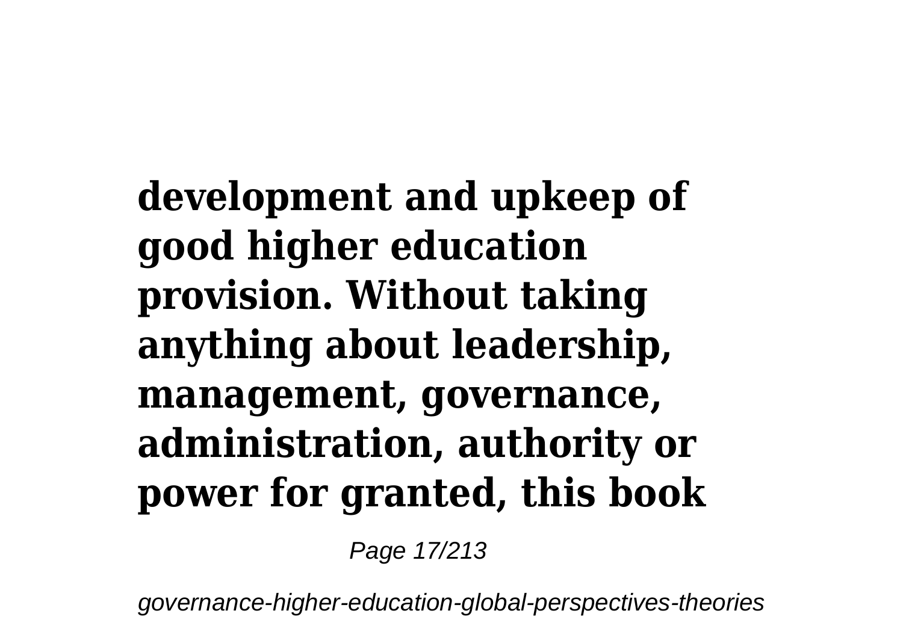**development and upkeep of good higher education provision. Without taking anything about leadership, management, governance, administration, authority or power for granted, this book**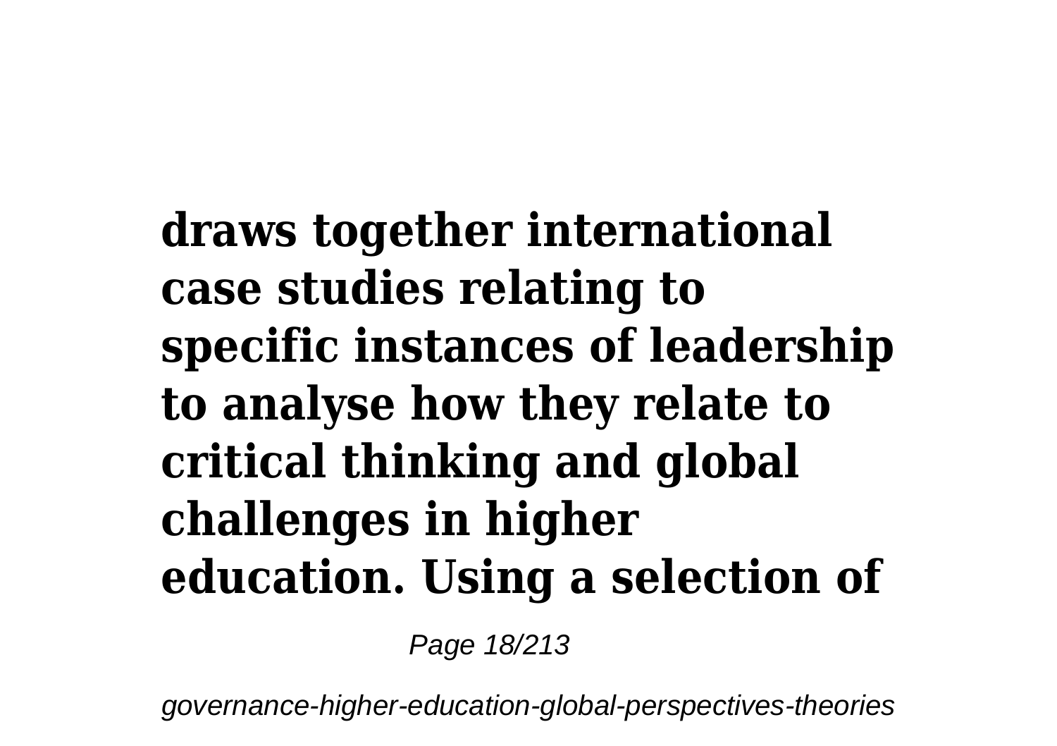**draws together international case studies relating to specific instances of leadership to analyse how they relate to critical thinking and global challenges in higher education. Using a selection of**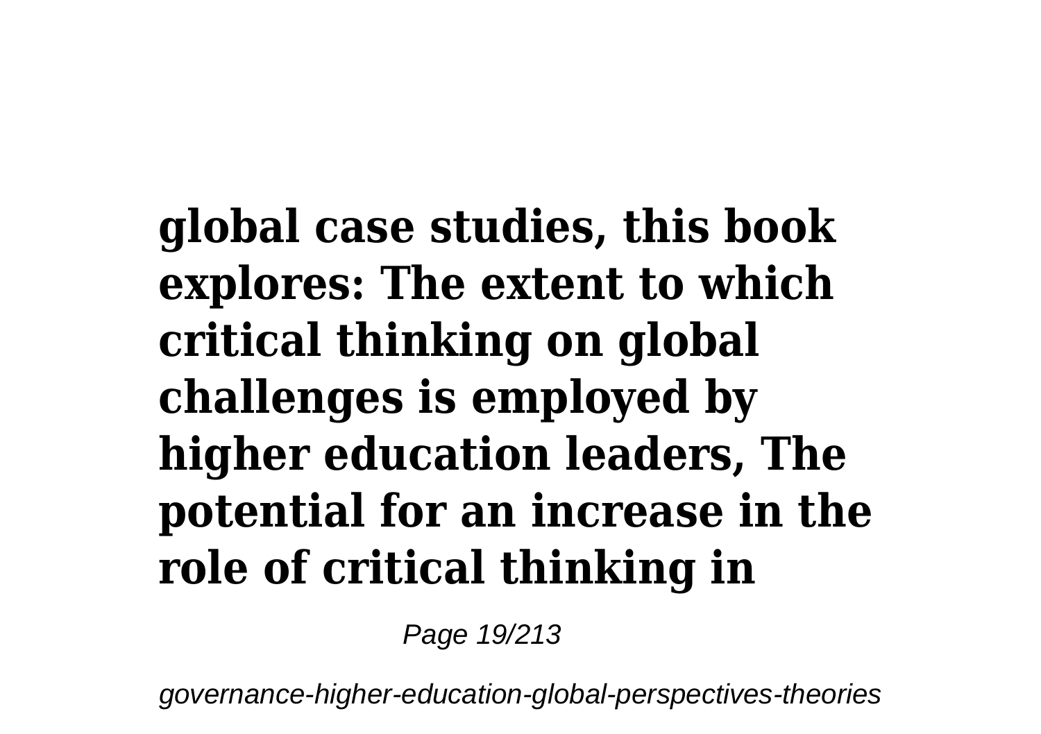**global case studies, this book explores: The extent to which critical thinking on global challenges is employed by higher education leaders, The potential for an increase in the role of critical thinking in**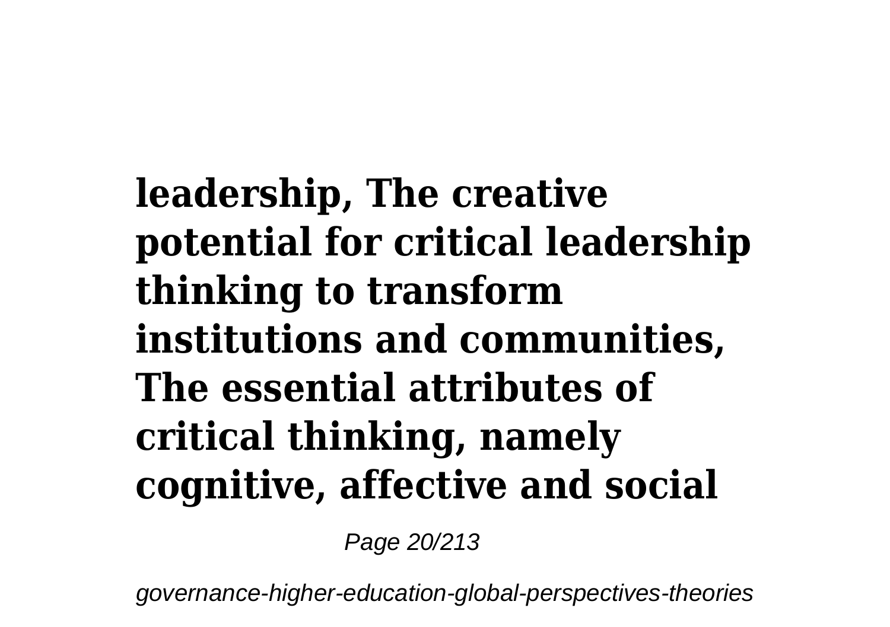**leadership, The creative potential for critical leadership thinking to transform institutions and communities, The essential attributes of critical thinking, namely cognitive, affective and social**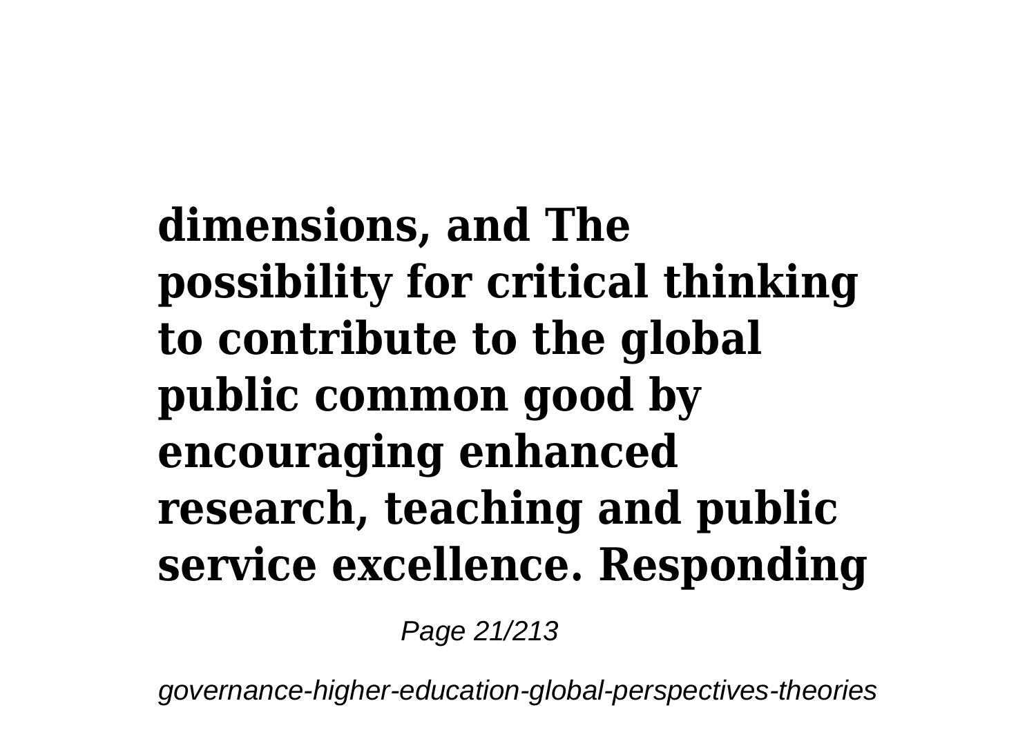**dimensions, and The possibility for critical thinking to contribute to the global public common good by encouraging enhanced research, teaching and public service excellence. Responding**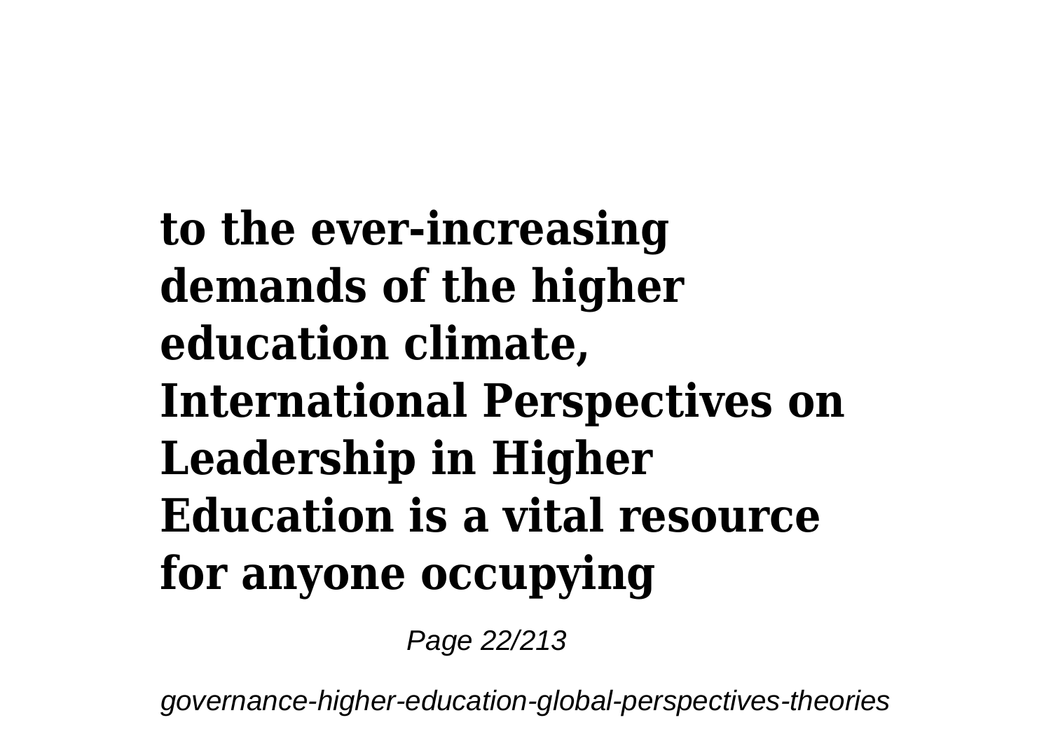**to the ever-increasing demands of the higher education climate, International Perspectives on Leadership in Higher Education is a vital resource for anyone occupying**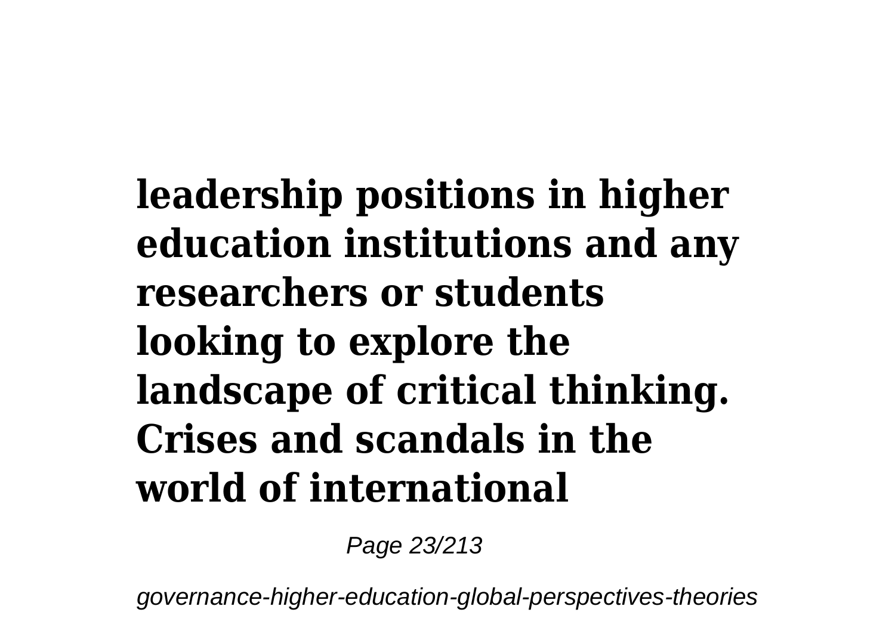**leadership positions in higher education institutions and any researchers or students looking to explore the landscape of critical thinking. Crises and scandals in the world of international**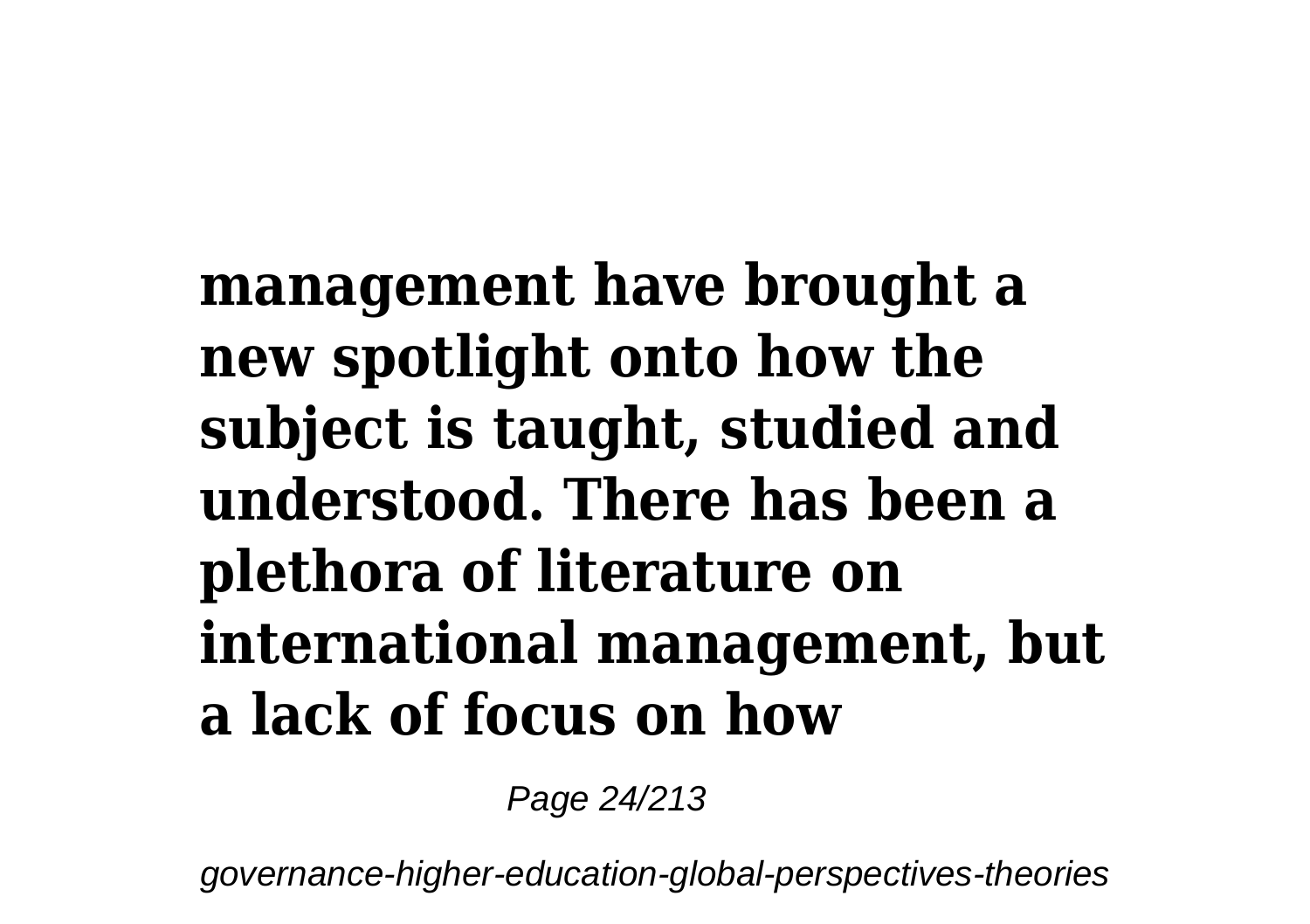**management have brought a new spotlight onto how the subject is taught, studied and understood. There has been a plethora of literature on international management, but a lack of focus on how**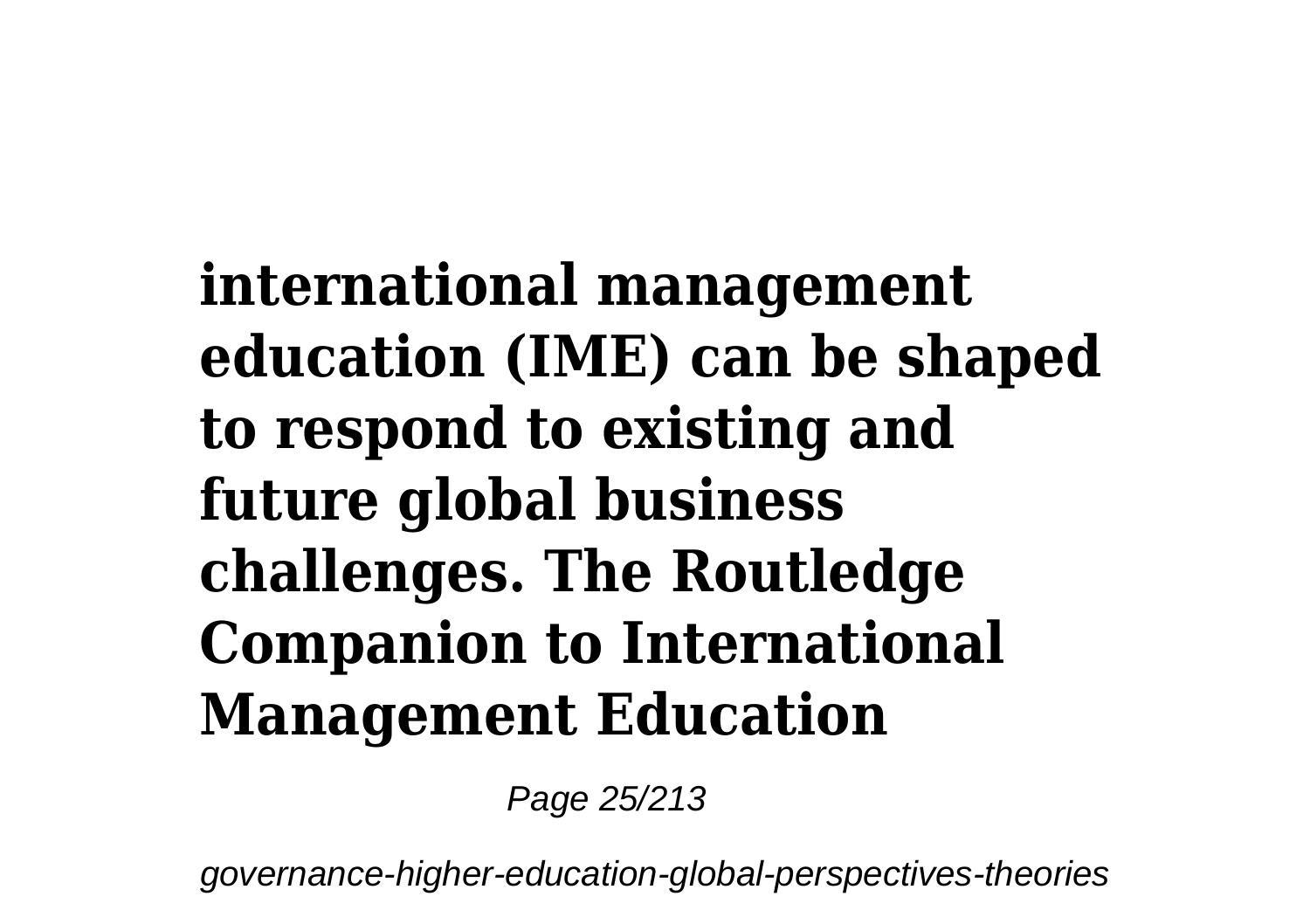**international management education (IME) can be shaped to respond to existing and future global business challenges. The Routledge Companion to International Management Education**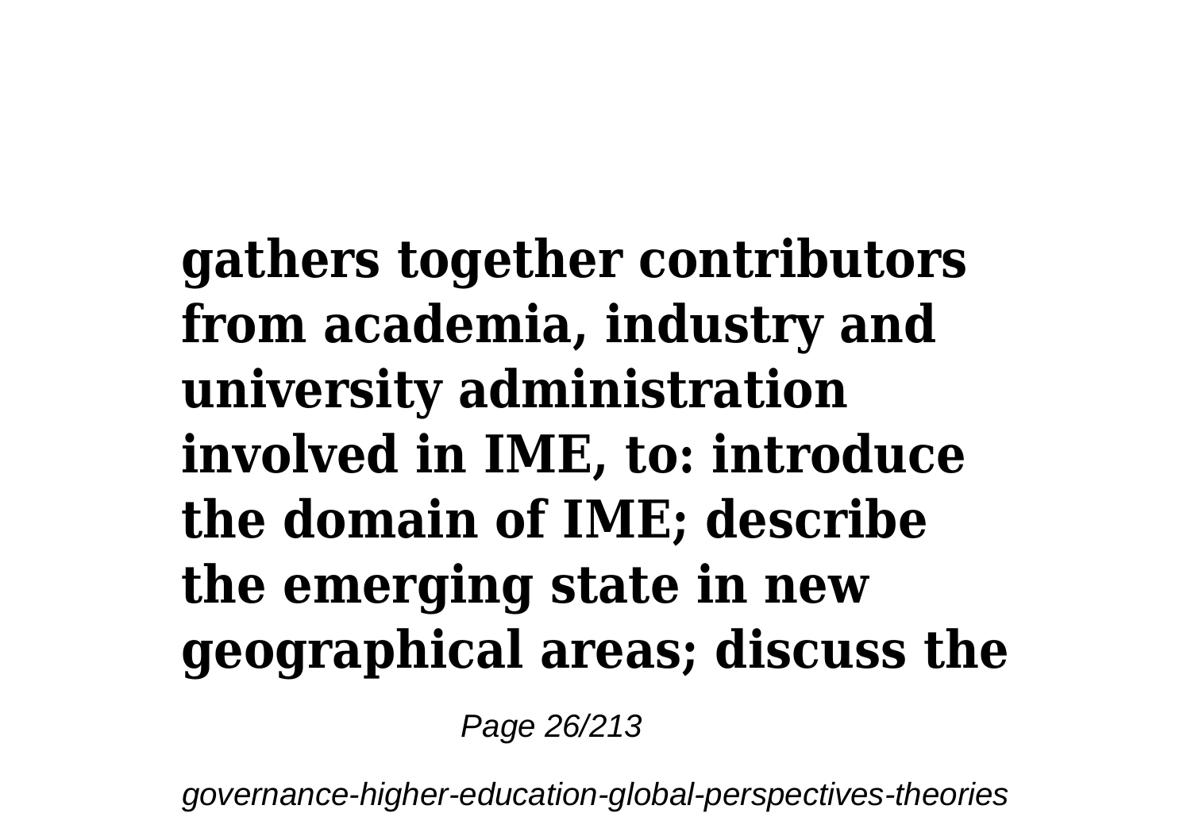**gathers together contributors from academia, industry and university administration involved in IME, to: introduce the domain of IME; describe the emerging state in new geographical areas; discuss the**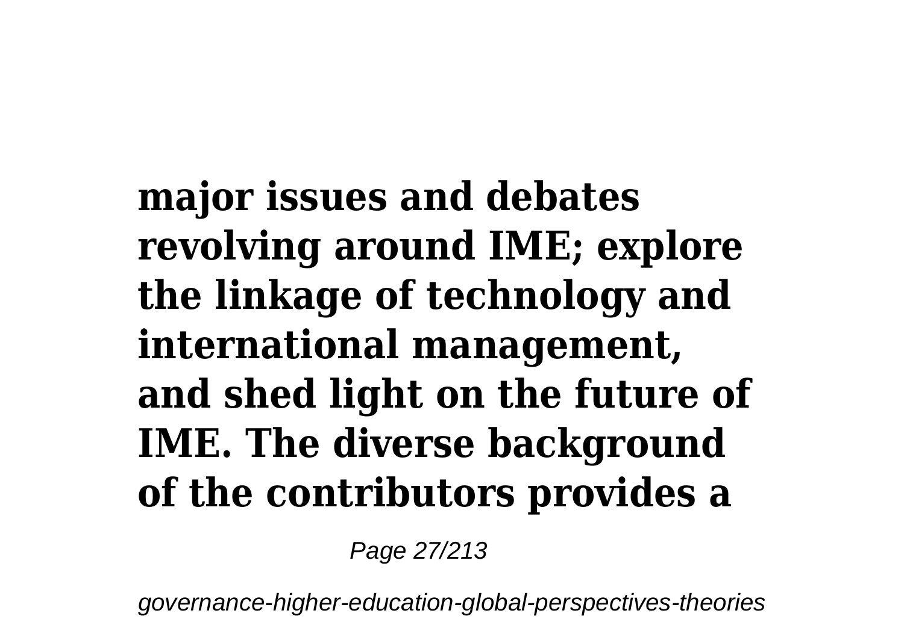**major issues and debates revolving around IME; explore the linkage of technology and international management, and shed light on the future of IME. The diverse background of the contributors provides a**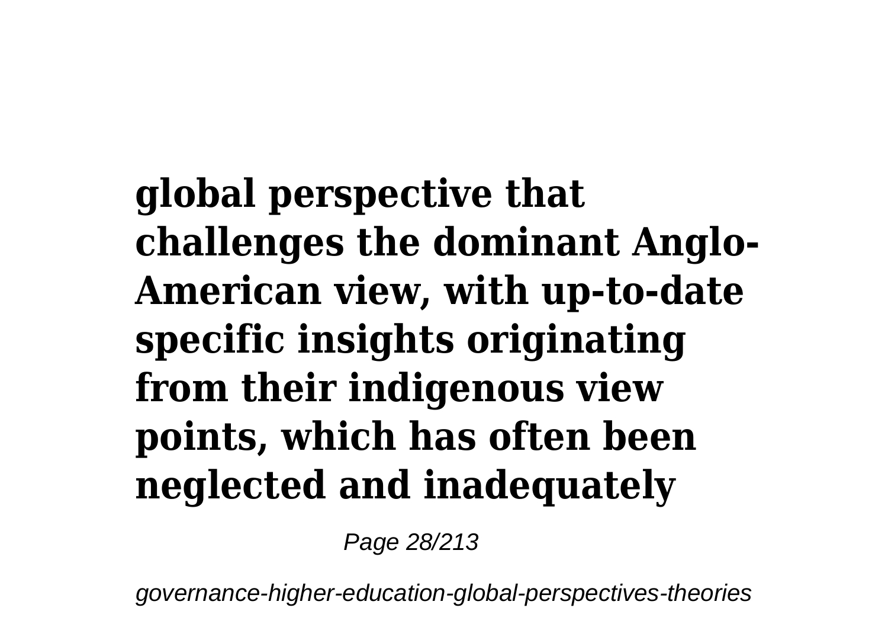**global perspective that challenges the dominant Anglo-American view, with up-to-date specific insights originating from their indigenous view points, which has often been neglected and inadequately**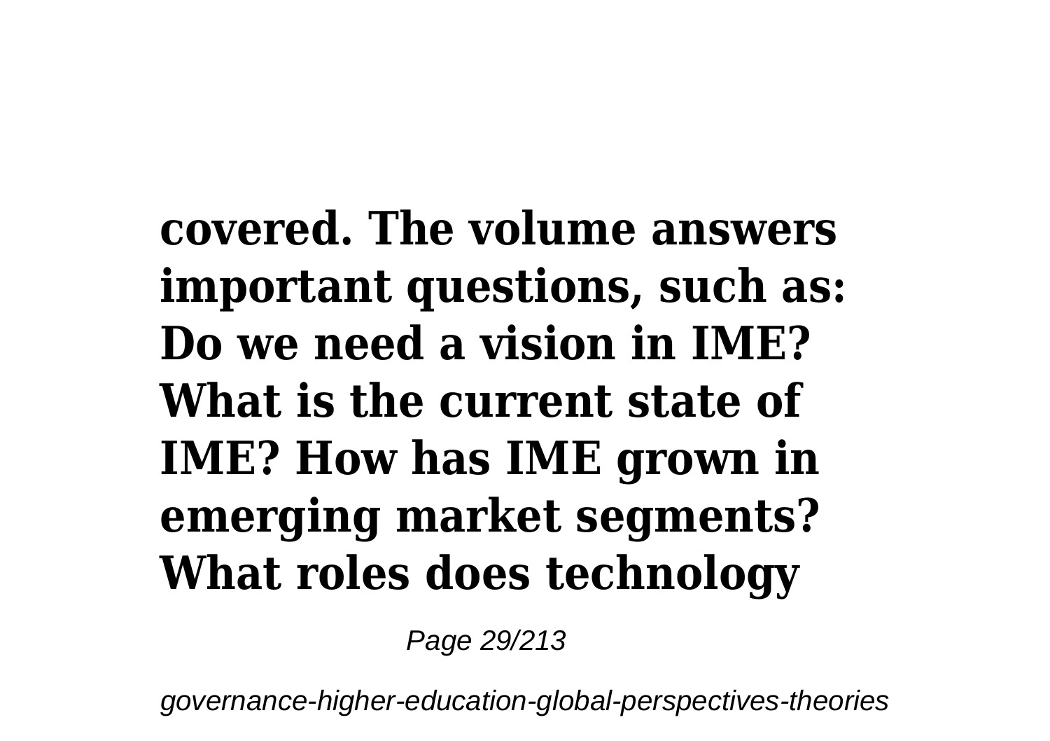**covered. The volume answers important questions, such as: Do we need a vision in IME? What is the current state of IME? How has IME grown in emerging market segments? What roles does technology**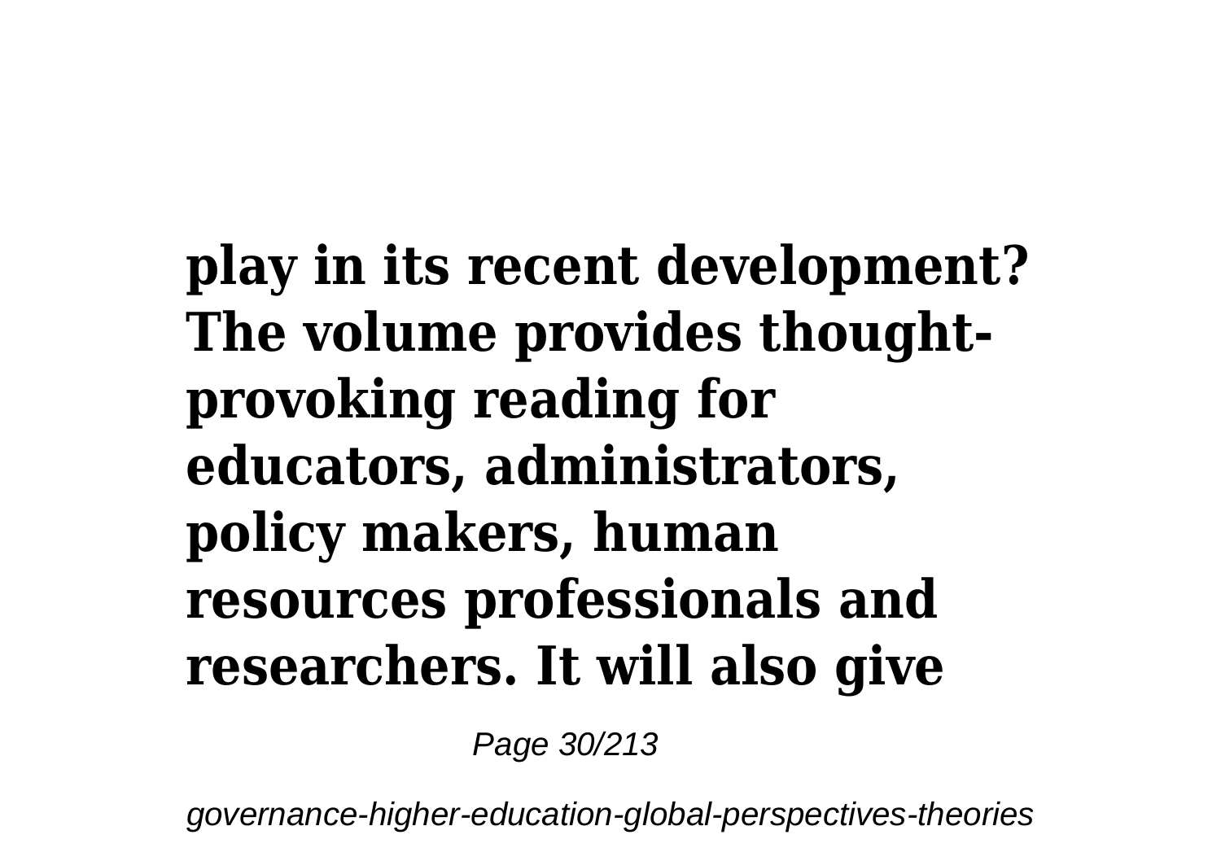**play in its recent development? The volume provides thought-provoking reading for educators, administrators, policy makers, human resources professionals and researchers. It will also give**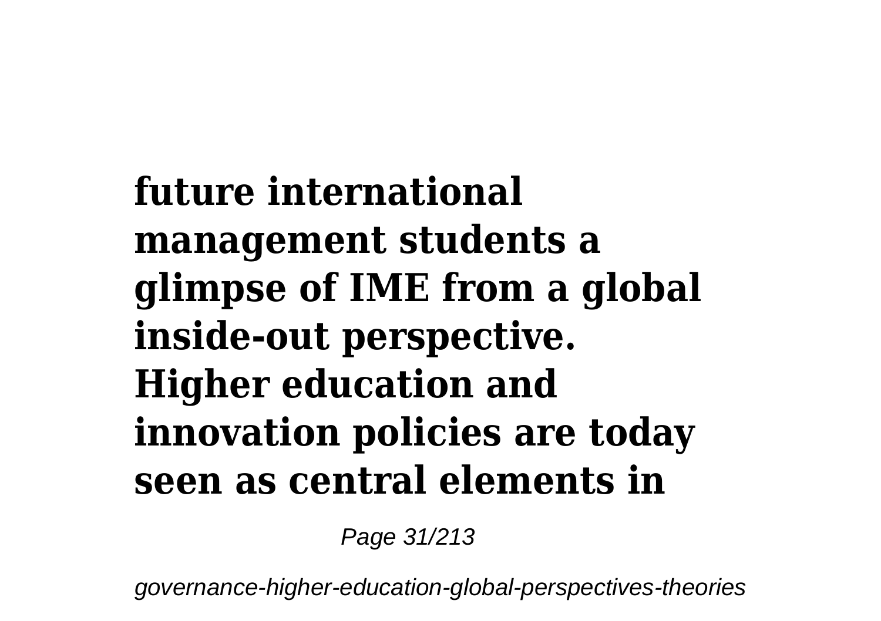**future international management students a glimpse of IME from a global inside-out perspective. Higher education and innovation policies are today seen as central elements in**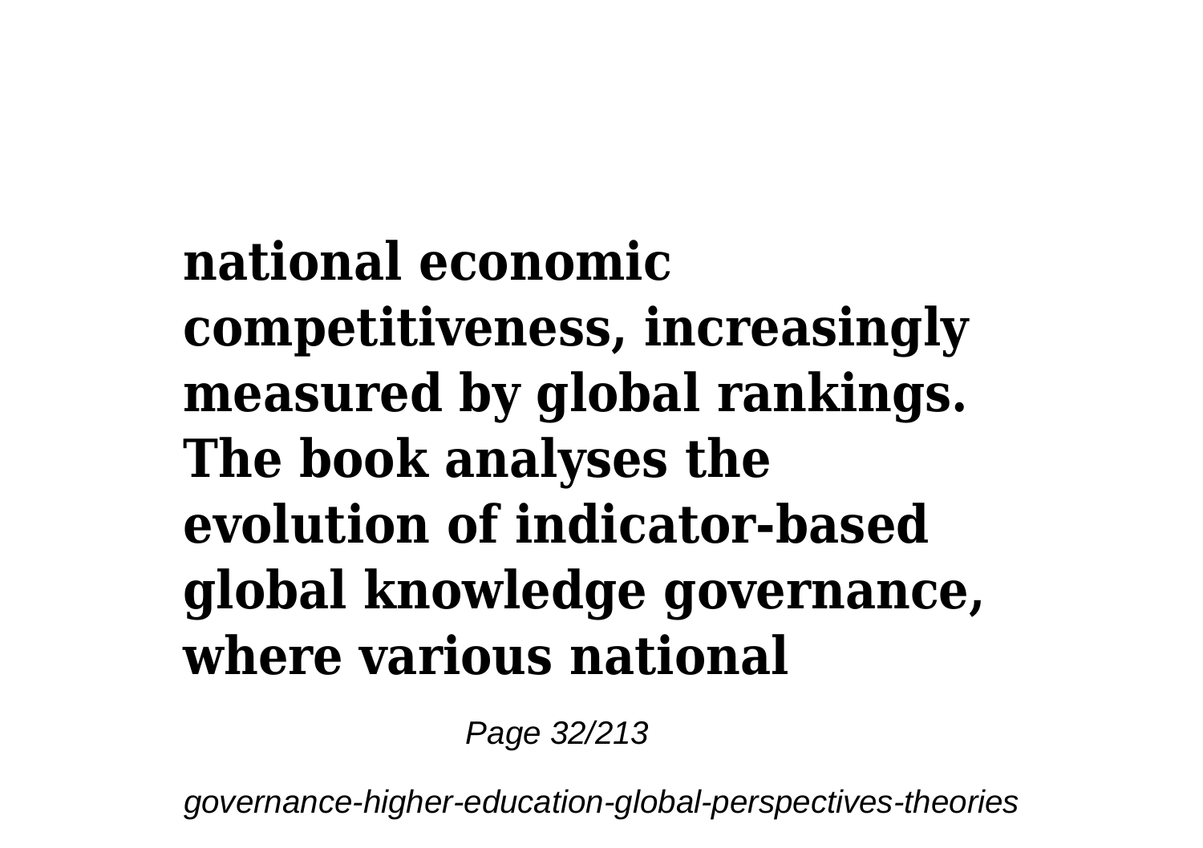**national economic competitiveness, increasingly measured by global rankings. The book analyses the evolution of indicator-based global knowledge governance, where various national**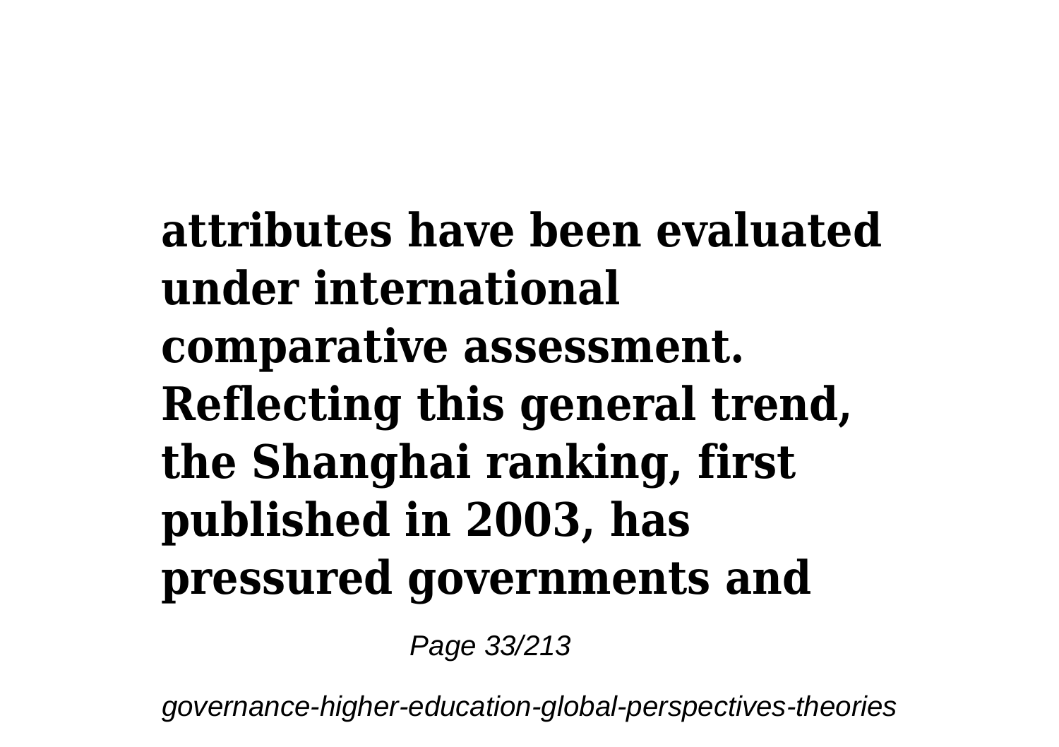**attributes have been evaluated under international comparative assessment. Reflecting this general trend, the Shanghai ranking, first published in 2003, has pressured governments and**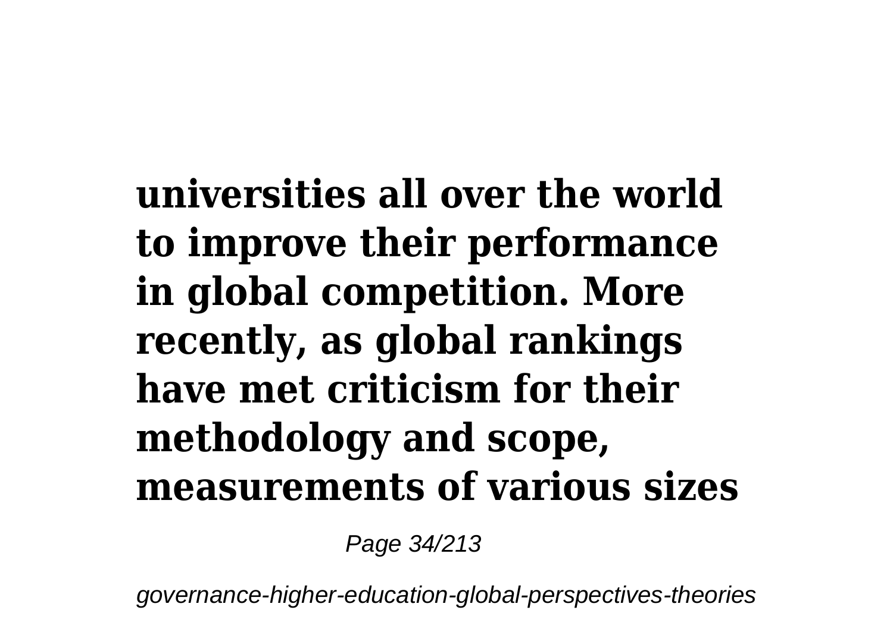**universities all over the world to improve their performance in global competition. More recently, as global rankings have met criticism for their methodology and scope, measurements of various sizes**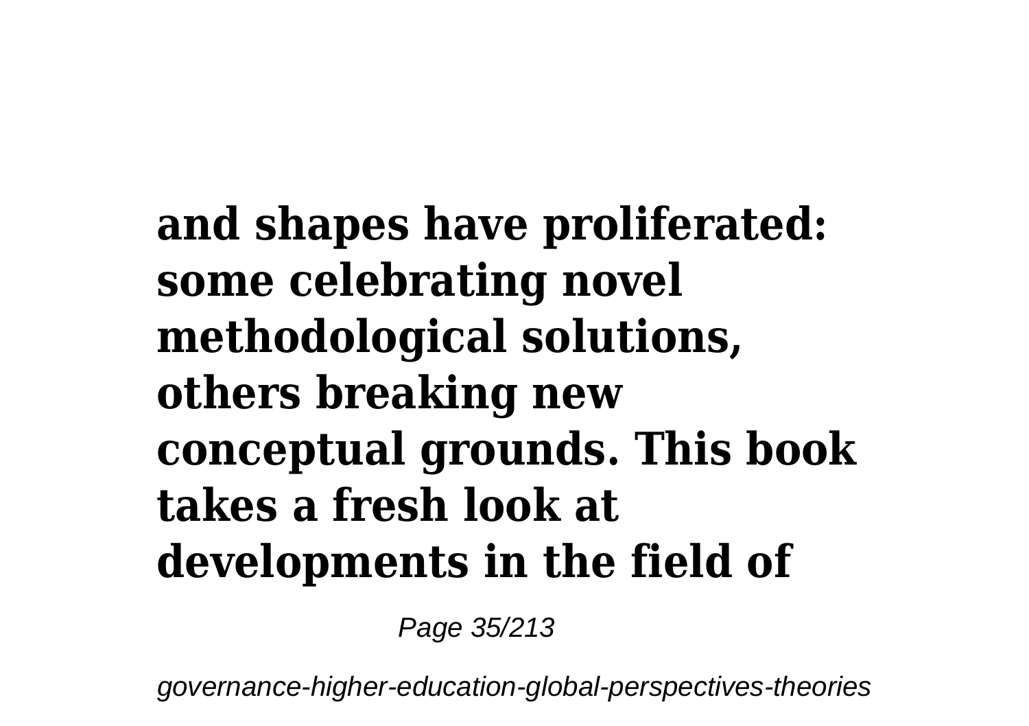**and shapes have proliferated: some celebrating novel methodological solutions, others breaking new conceptual grounds. This book takes a fresh look at developments in the field of**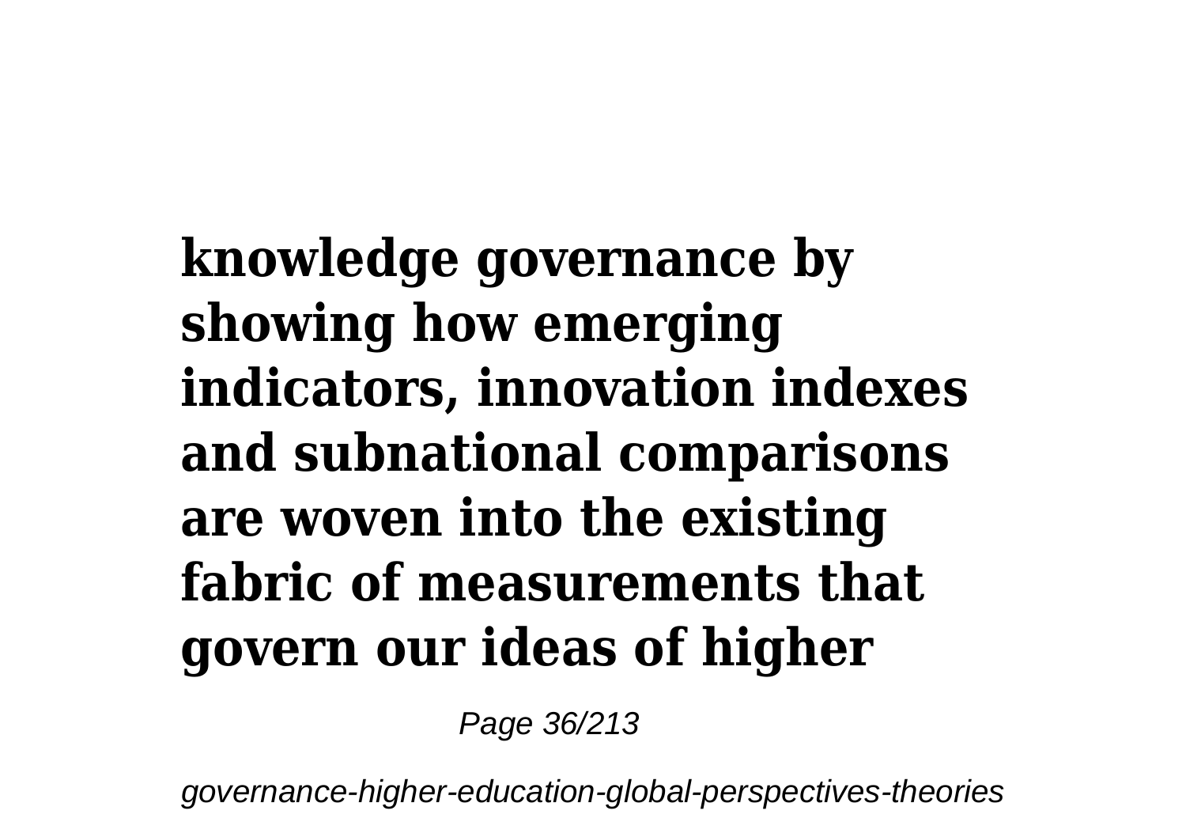**knowledge governance by showing how emerging indicators, innovation indexes and subnational comparisons are woven into the existing fabric of measurements that govern our ideas of higher**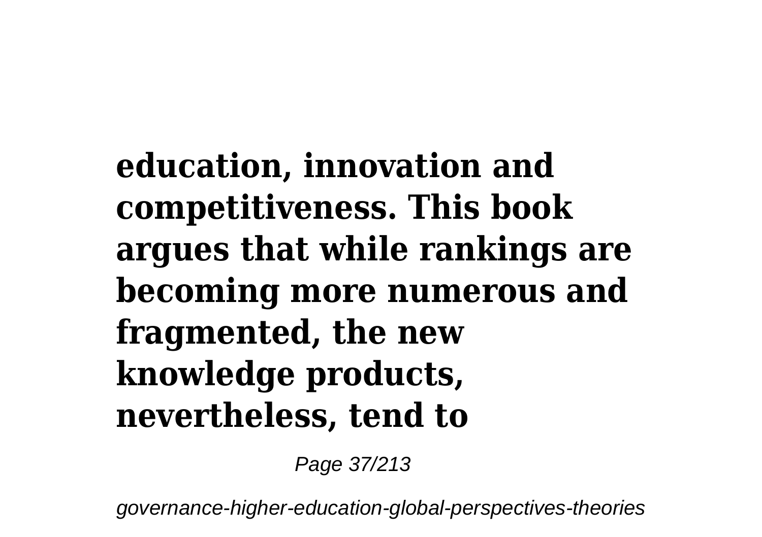**education, innovation and competitiveness. This book argues that while rankings are becoming more numerous and fragmented, the new knowledge products, nevertheless, tend to**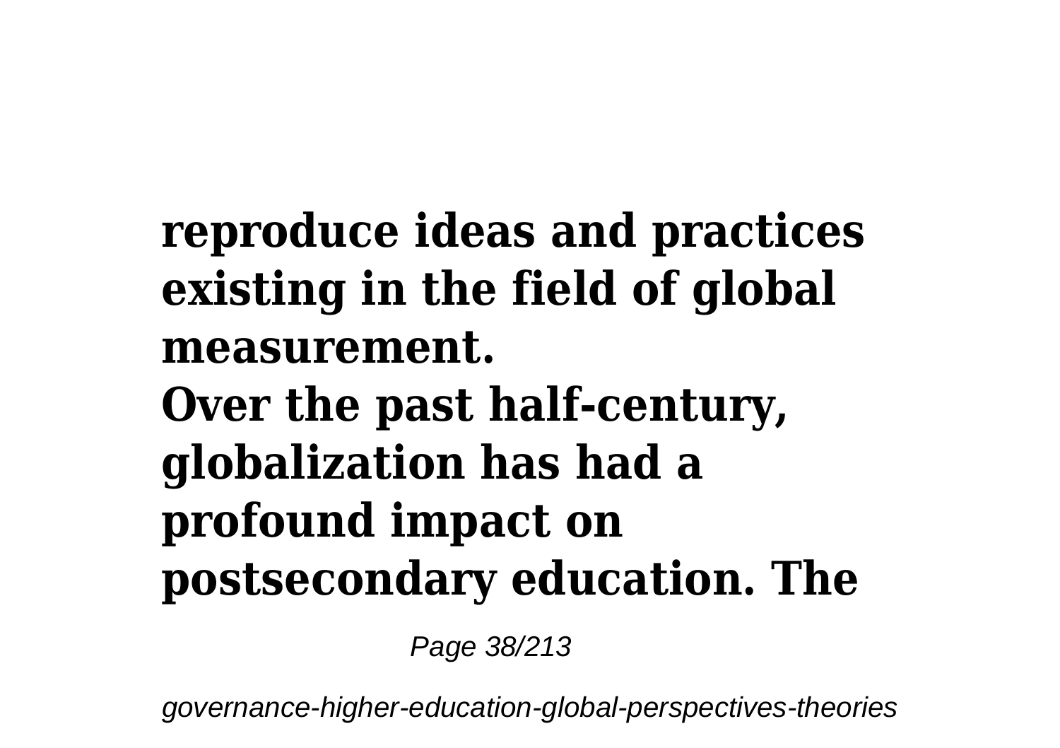**reproduce ideas and practices existing in the field of global measurement.**

**Over the past half-century, globalization has had a profound impact on postsecondary education. The**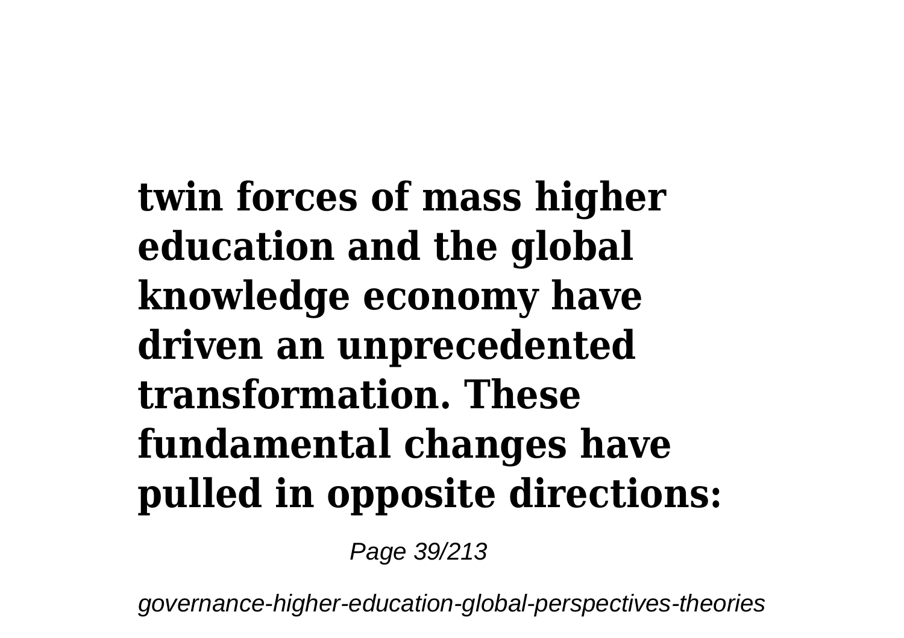**twin forces of mass higher education and the global knowledge economy have driven an unprecedented transformation. These fundamental changes have pulled in opposite directions:**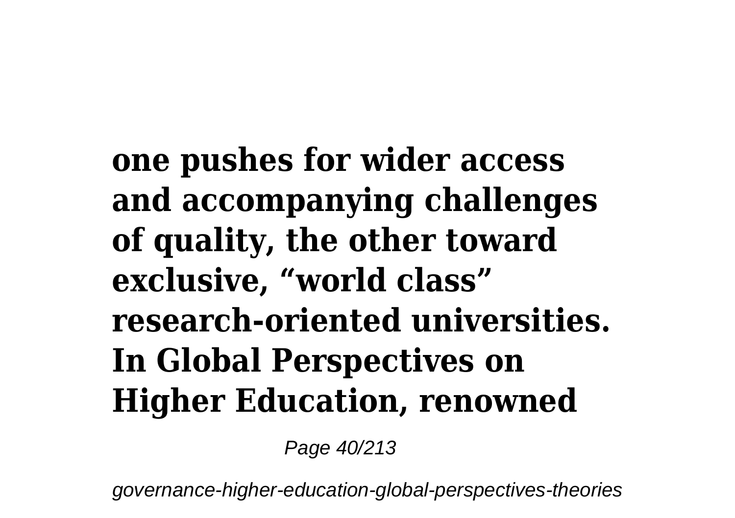**one pushes for wider access and accompanying challenges of quality, the other toward exclusive, “world class” research-oriented universities. In Global Perspectives on Higher Education, renowned**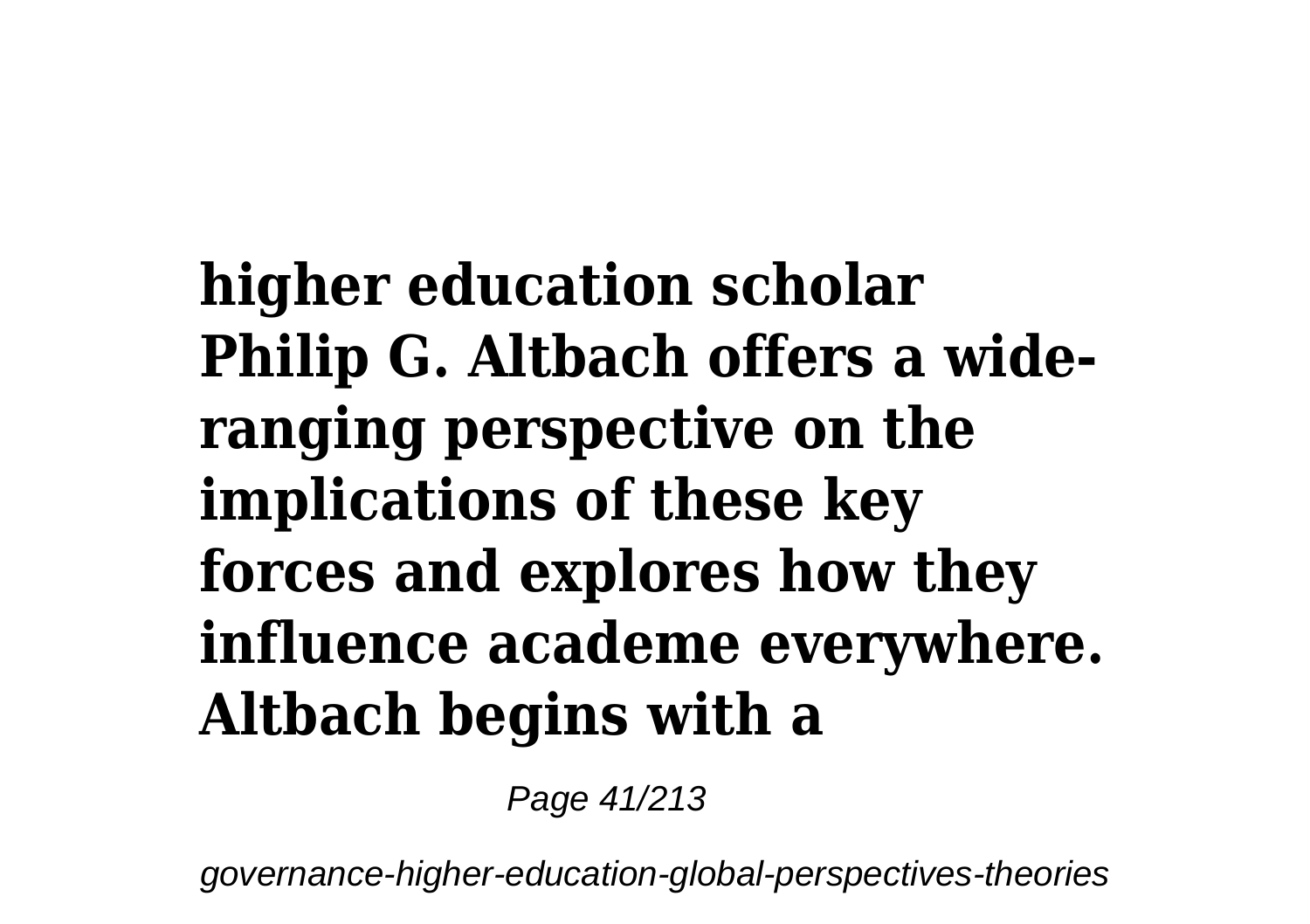**higher education scholar Philip G. Altbach offers a wide-ranging perspective on the implications of these key forces and explores how they influence academe everywhere. Altbach begins with a**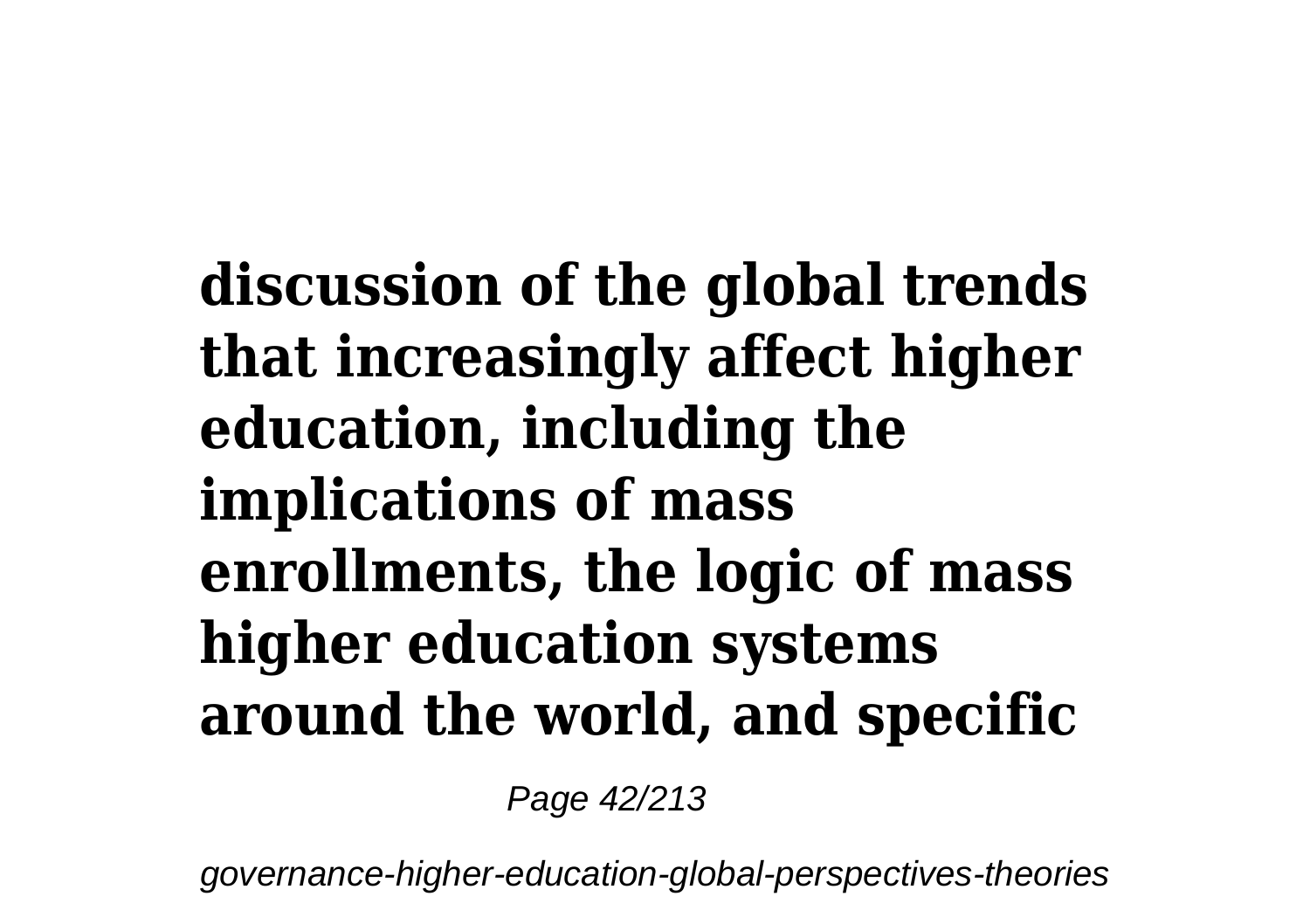**discussion of the global trends that increasingly affect higher education, including the implications of mass enrollments, the logic of mass higher education systems around the world, and specific**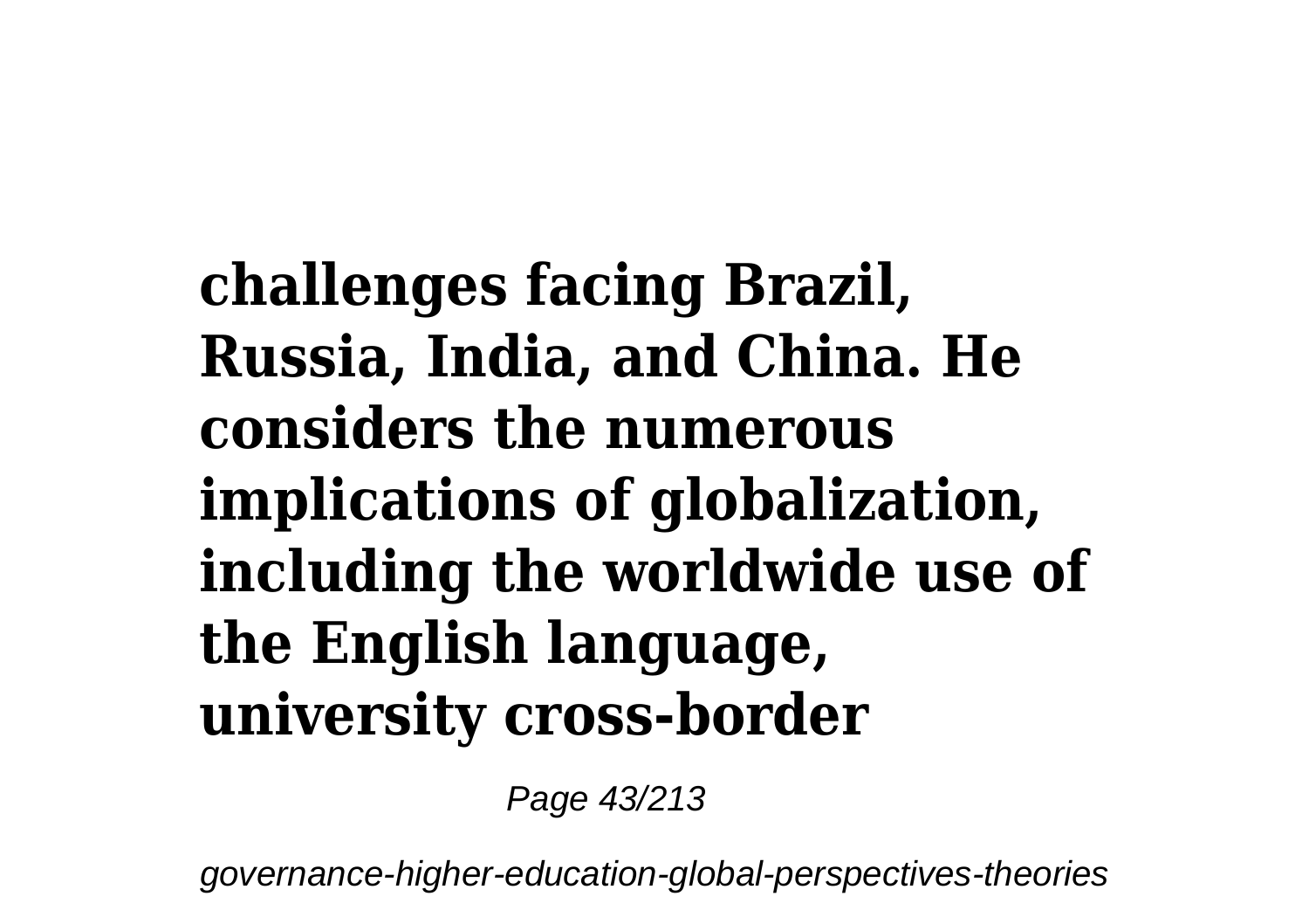**challenges facing Brazil, Russia, India, and China. He considers the numerous implications of globalization, including the worldwide use of the English language, university cross-border**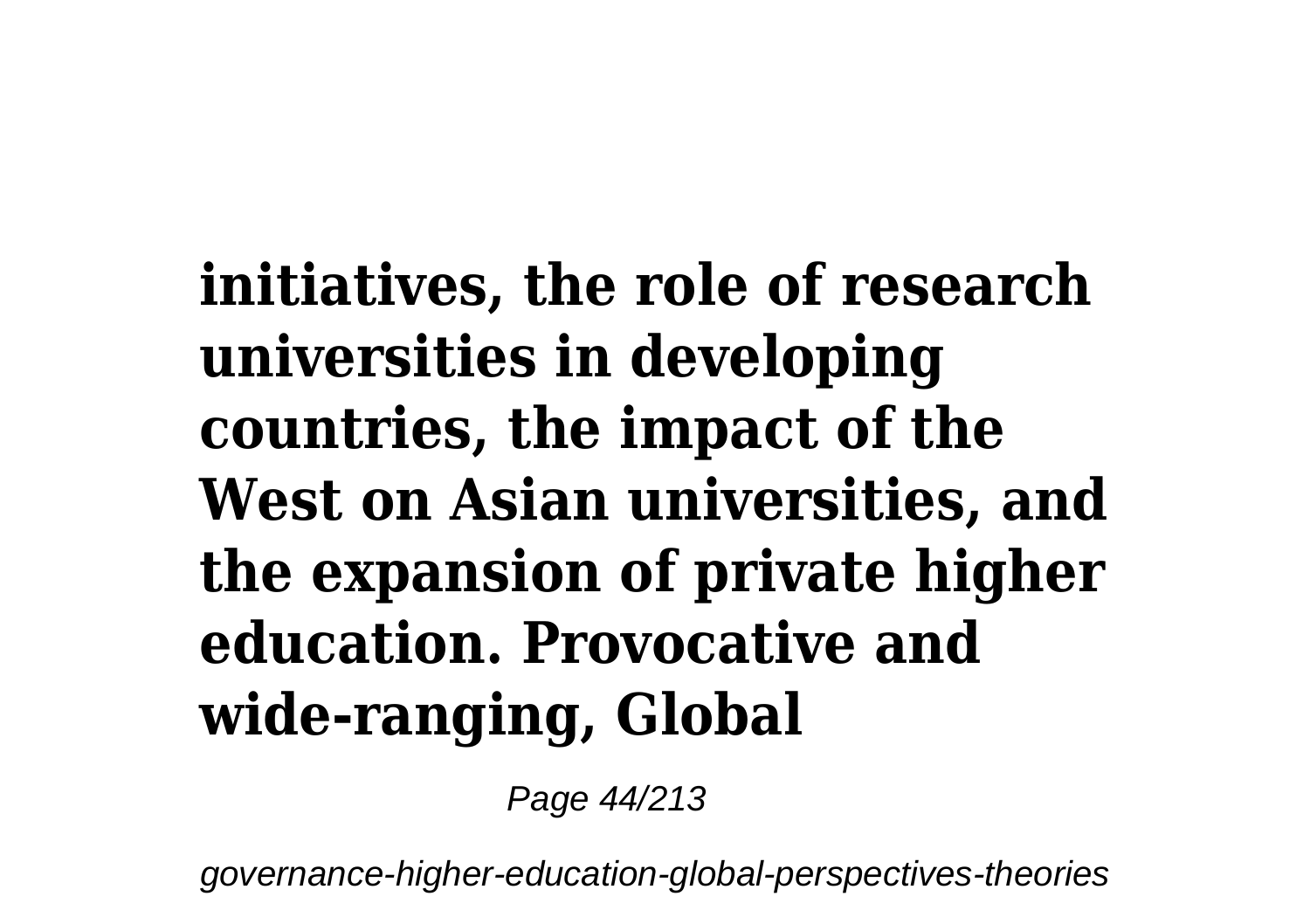**initiatives, the role of research universities in developing countries, the impact of the West on Asian universities, and the expansion of private higher education. Provocative and wide-ranging, Global**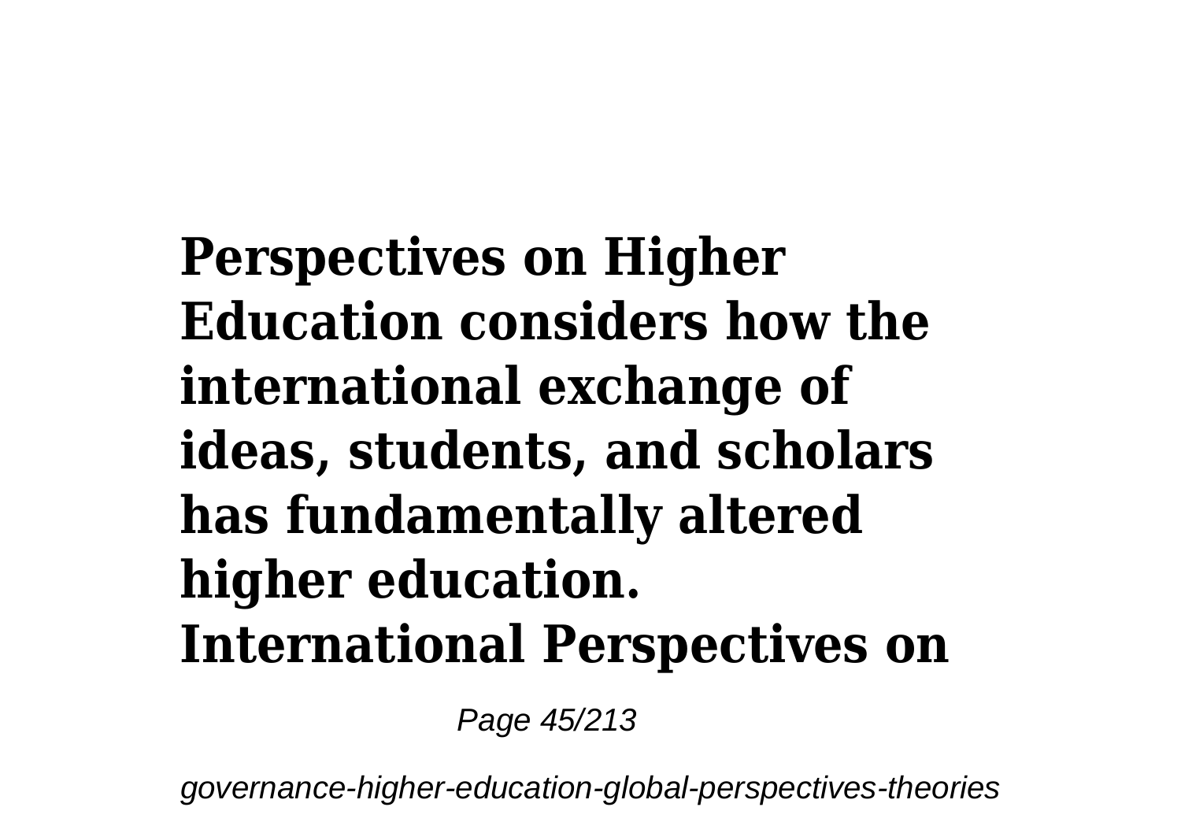**Perspectives on Higher Education considers how the international exchange of ideas, students, and scholars has fundamentally altered higher education. International Perspectives on**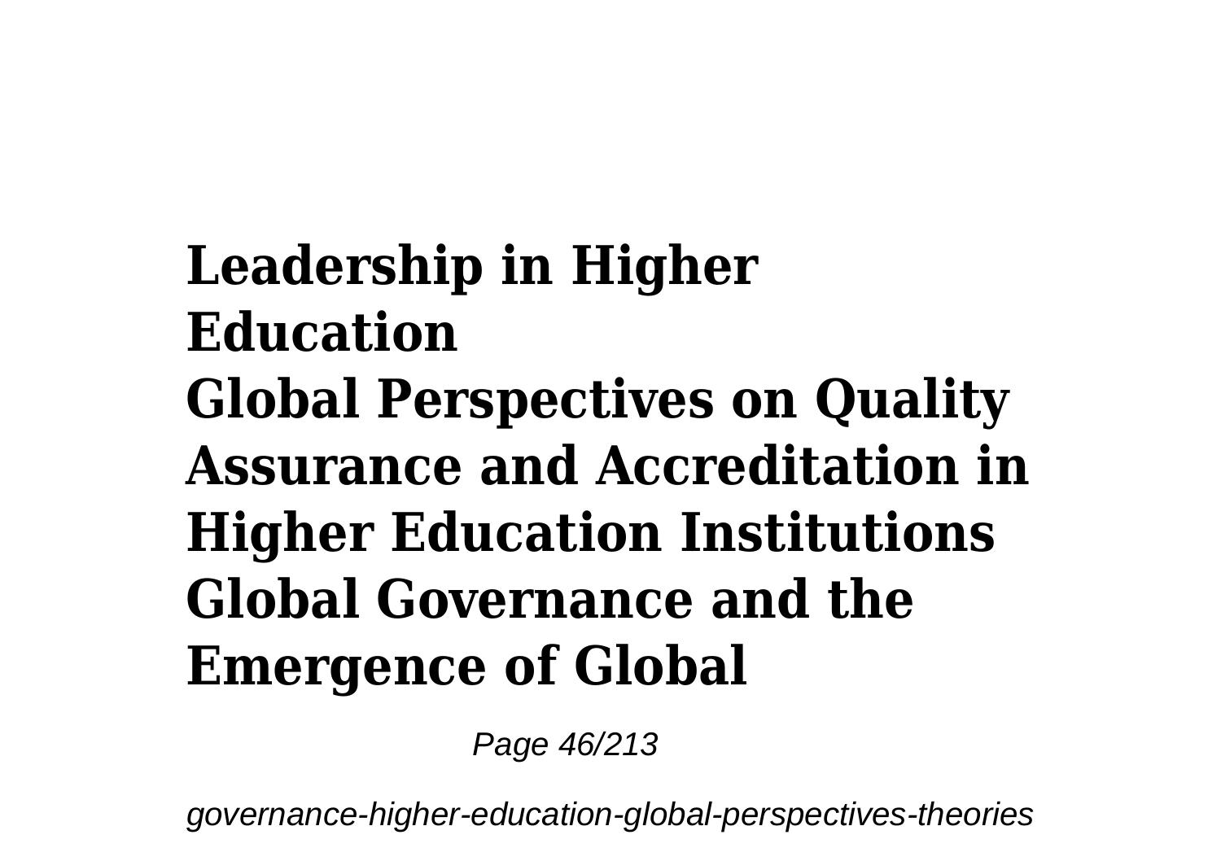**Leadership in Higher Education**
**Global Perspectives on Quality Assurance and Accreditation in Higher Education Institutions**
**Global Governance and the Emergence of Global**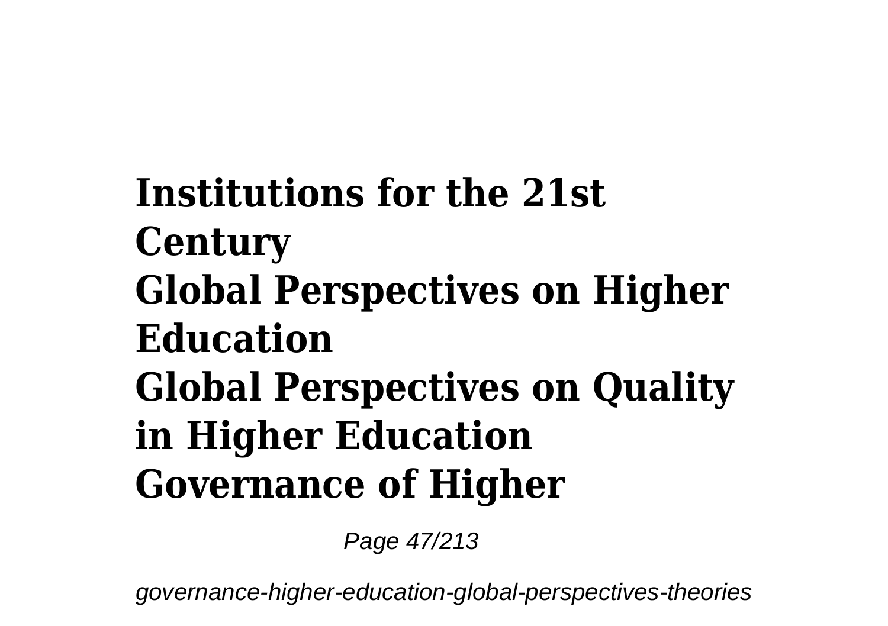**Institutions for the 21st Century**
**Global Perspectives on Higher Education**
**Global Perspectives on Quality in Higher Education**
**Governance of Higher**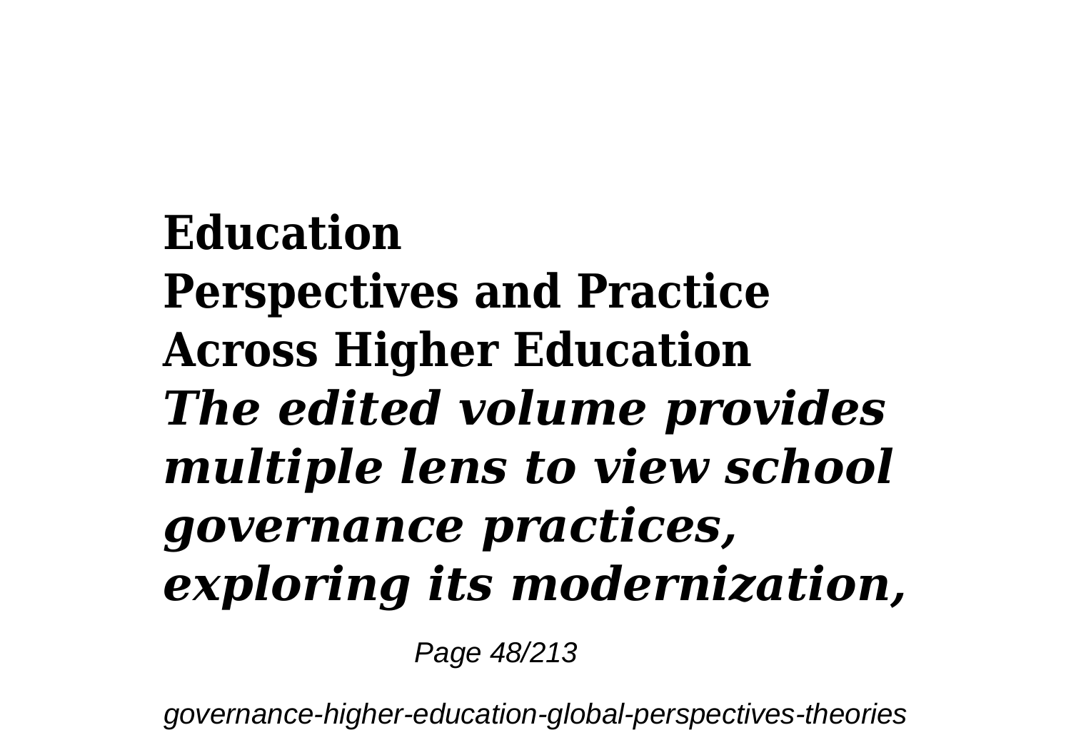**Education**
**Perspectives and Practice Across Higher Education**

***The edited volume provides multiple lens to view school governance practices, exploring its modernization,***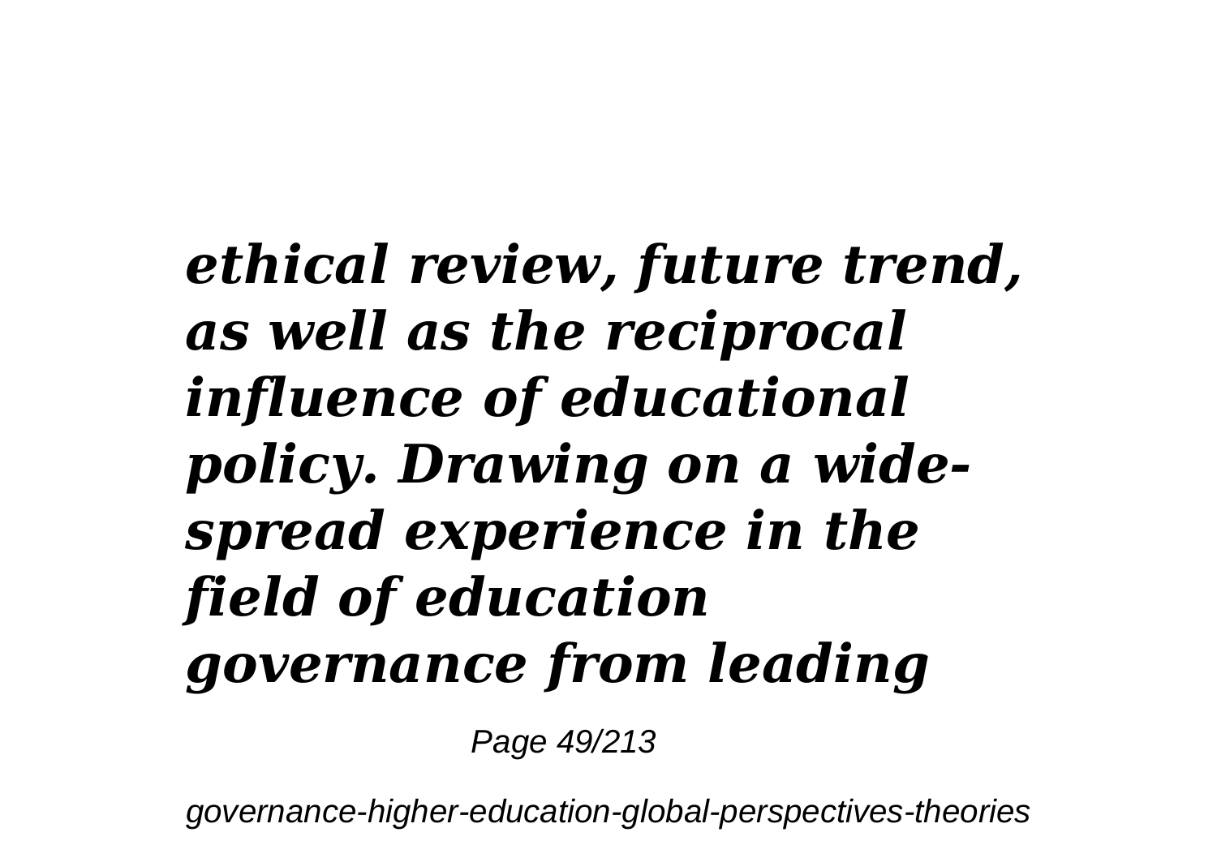***ethical review, future trend, as well as the reciprocal influence of educational policy. Drawing on a wide-spread experience in the field of education governance from leading***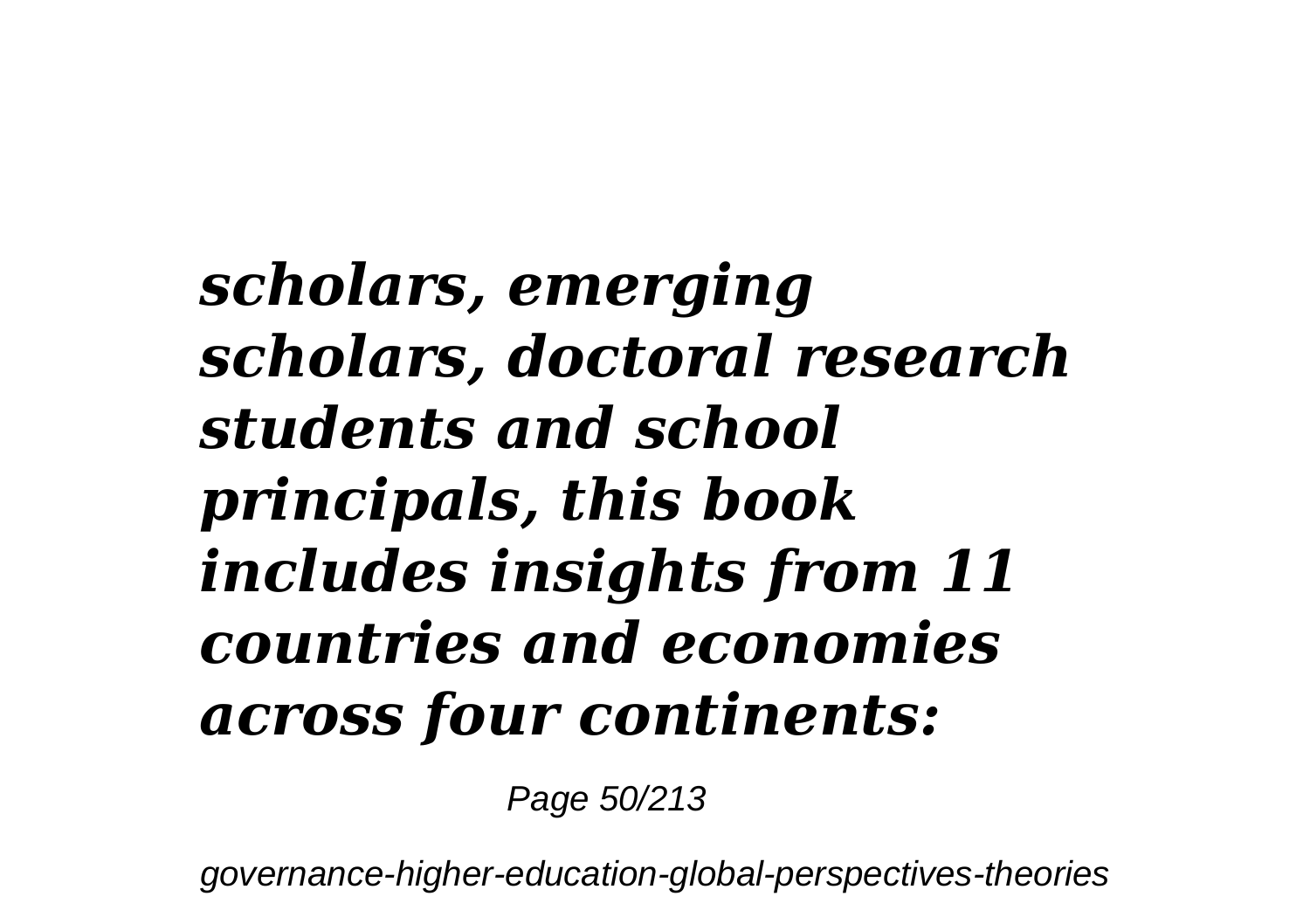***scholars, emerging scholars, doctoral research students and school principals, this book includes insights from 11 countries and economies across four continents:***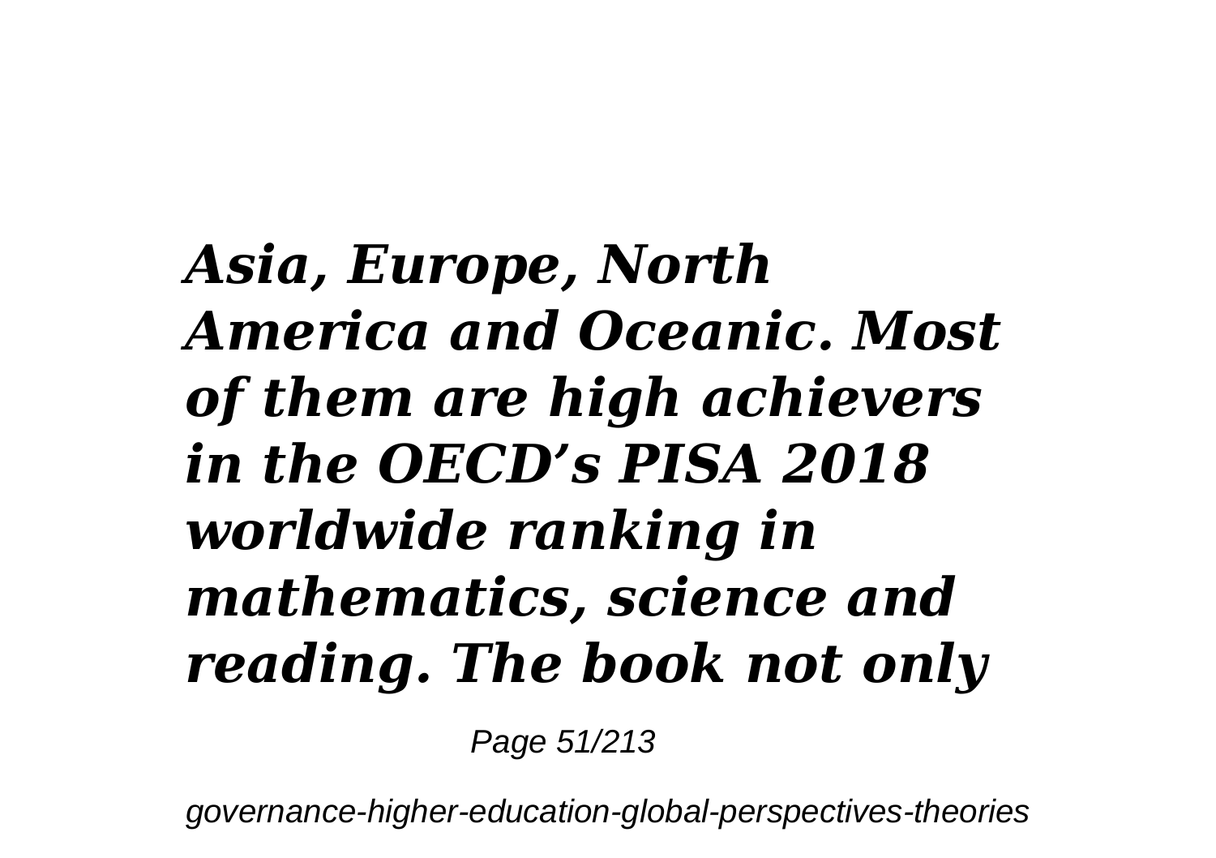***Asia, Europe, North America and Oceanic. Most of them are high achievers in the OECD's PISA 2018 worldwide ranking in mathematics, science and reading. The book not only***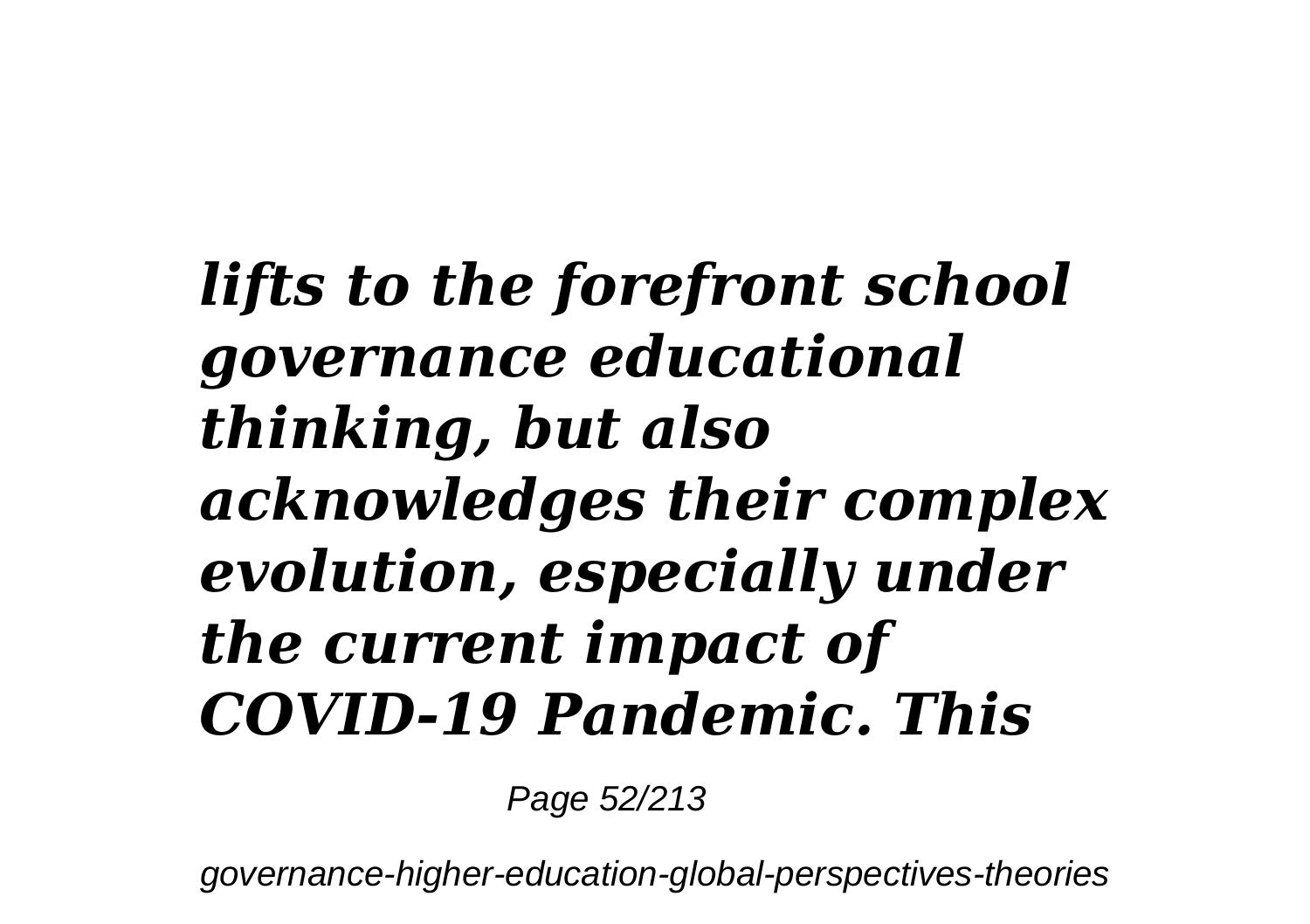***lifts to the forefront school governance educational thinking, but also acknowledges their complex evolution, especially under the current impact of COVID-19 Pandemic. This***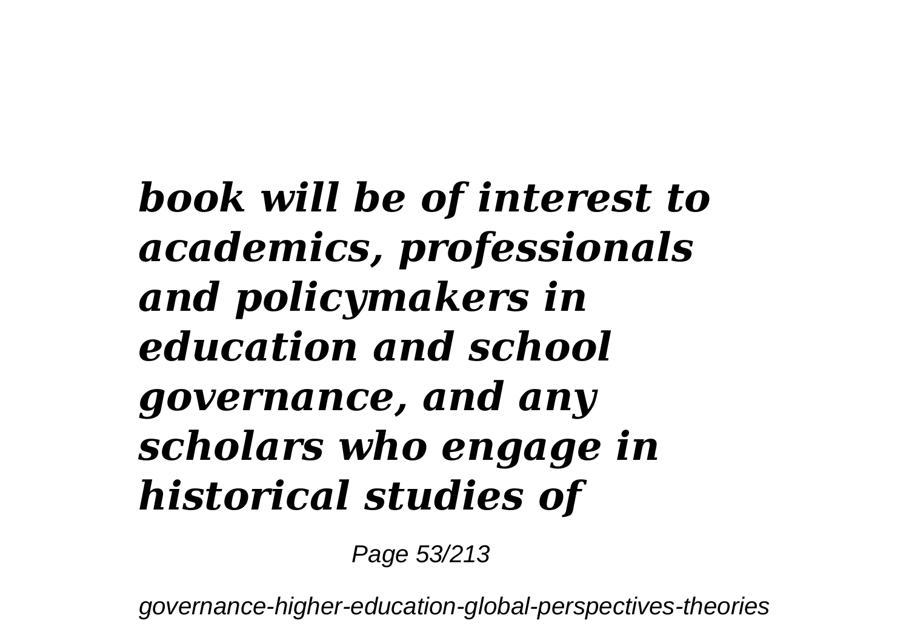***book will be of interest to academics, professionals and policymakers in education and school governance, and any scholars who engage in historical studies of***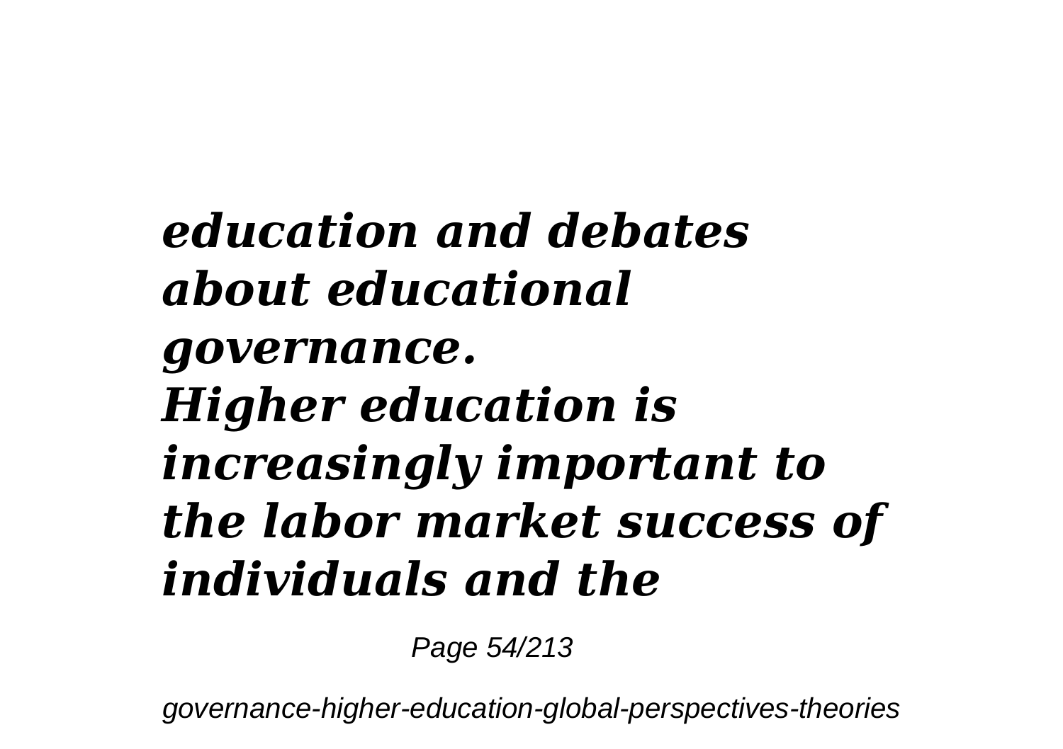***education and debates about educational governance.***
***Higher education is increasingly important to the labor market success of individuals and the***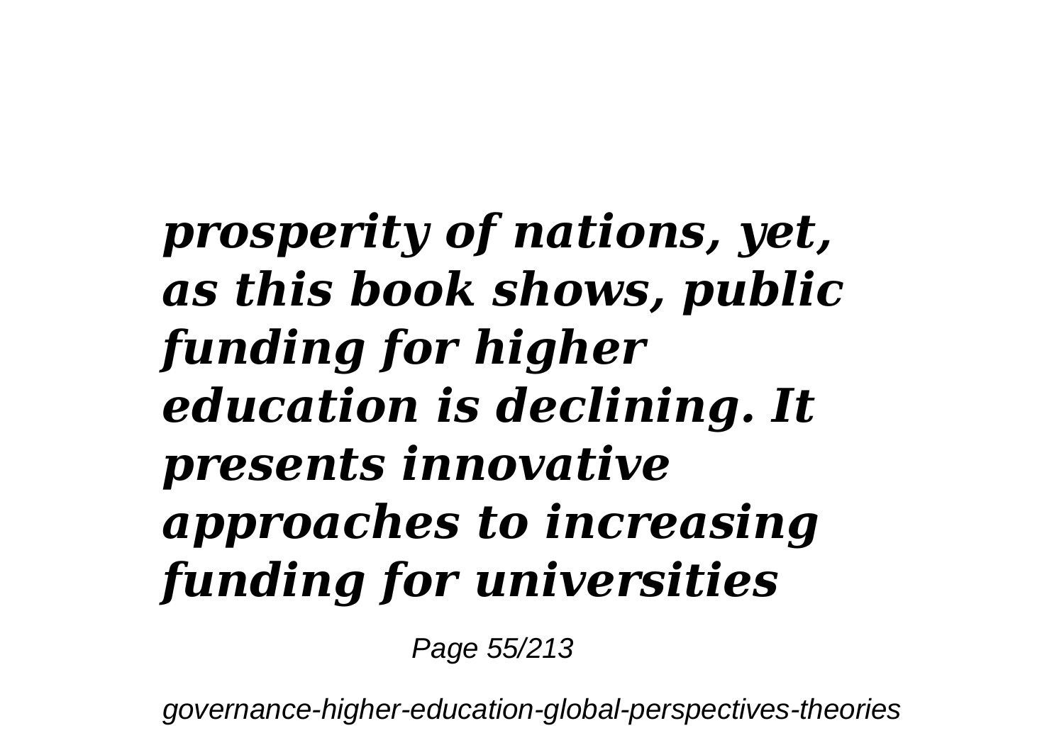***prosperity of nations, yet, as this book shows, public funding for higher education is declining. It presents innovative approaches to increasing funding for universities***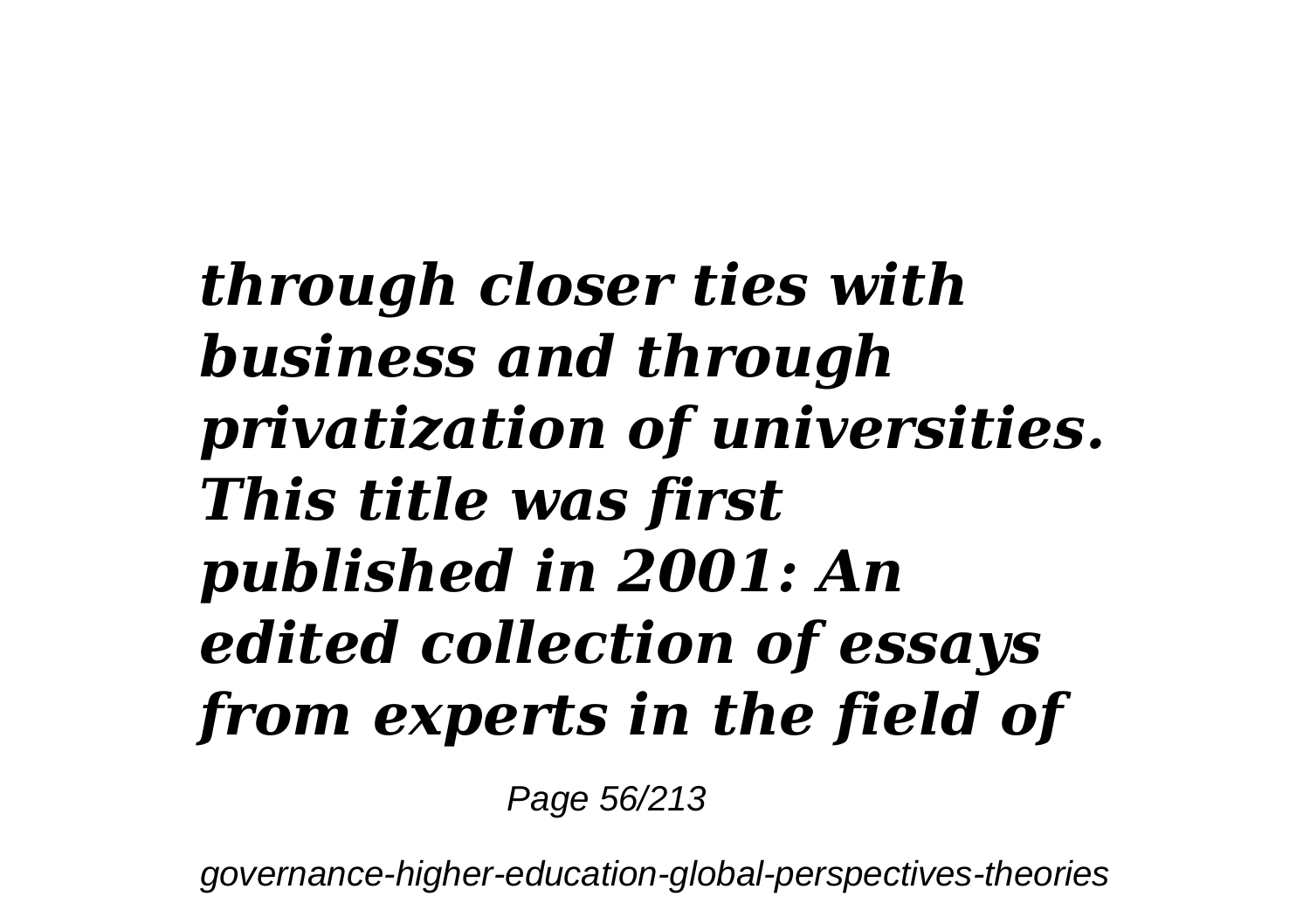***through closer ties with business and through privatization of universities. This title was first published in 2001: An edited collection of essays from experts in the field of***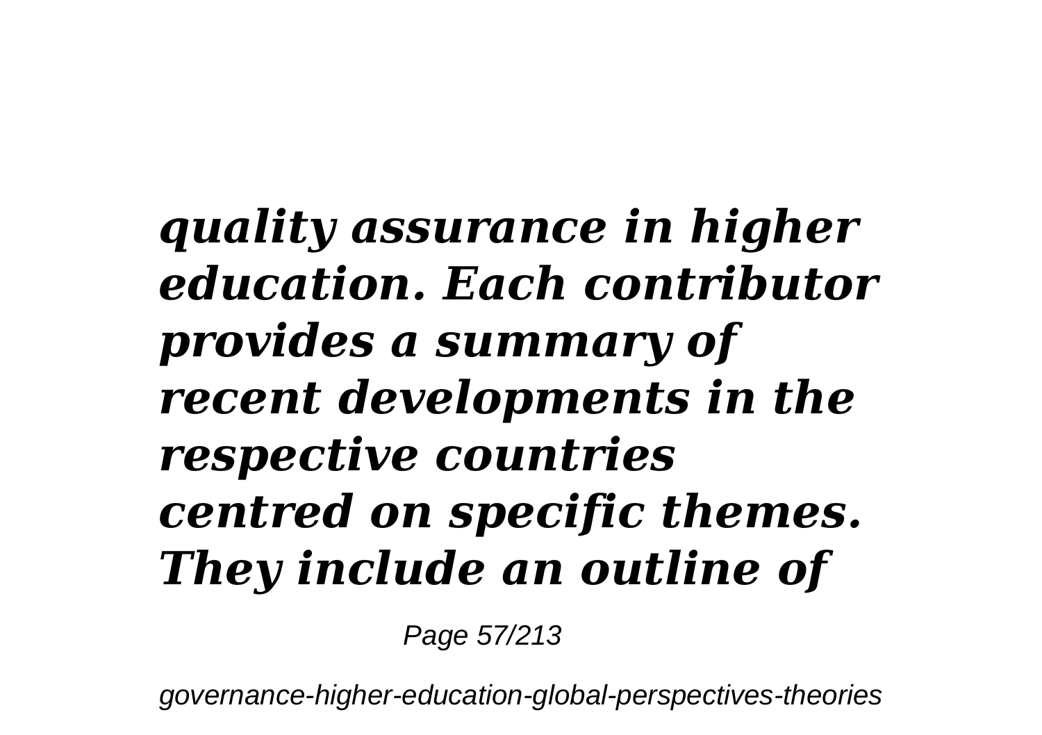***quality assurance in higher education. Each contributor provides a summary of recent developments in the respective countries centred on specific themes. They include an outline of***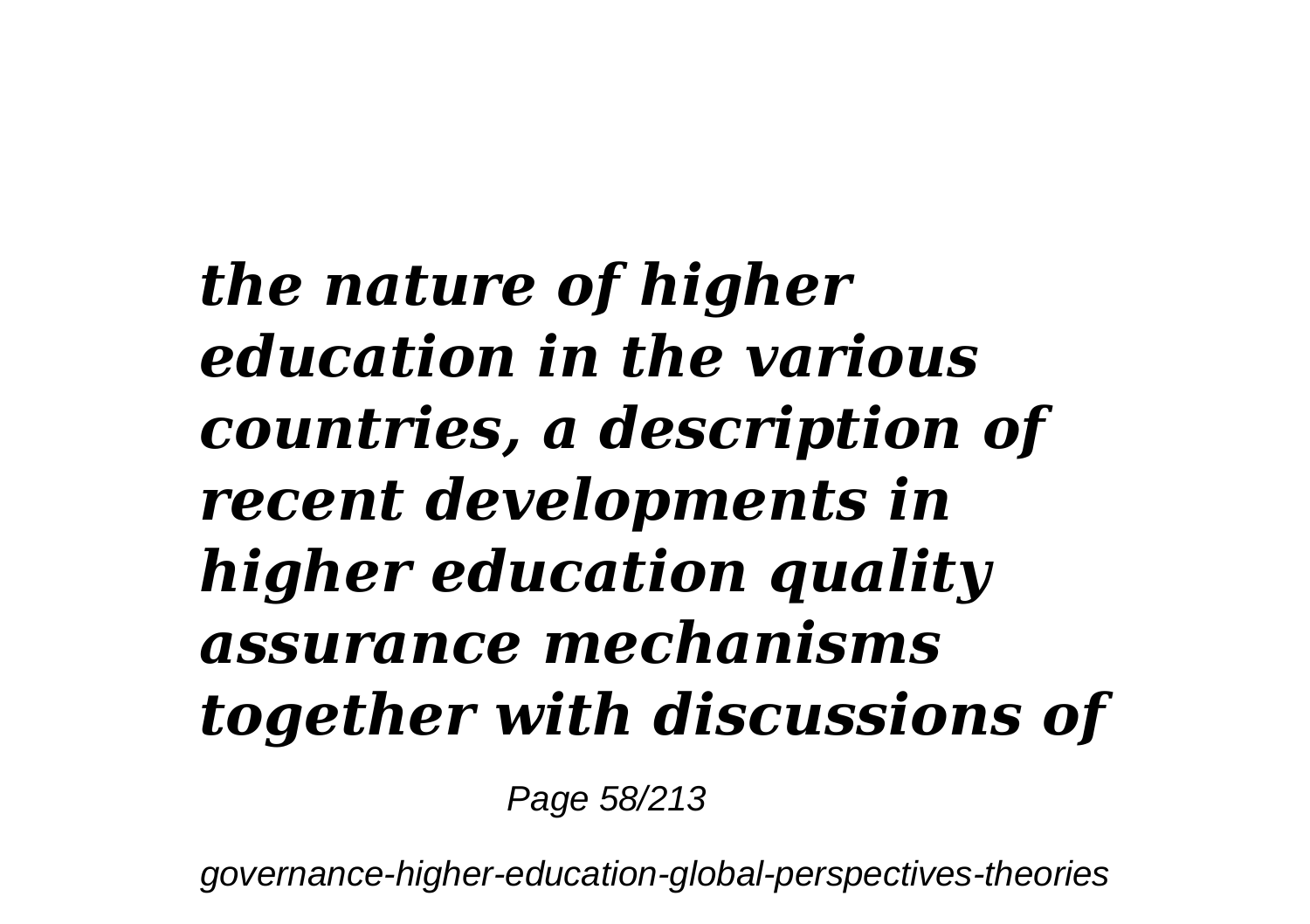***the nature of higher education in the various countries, a description of recent developments in higher education quality assurance mechanisms together with discussions of***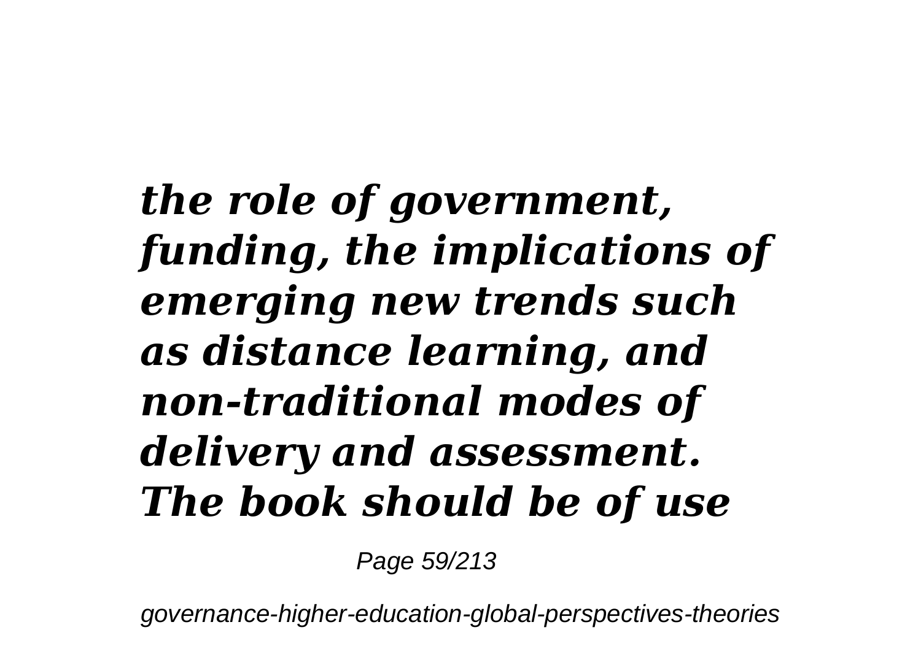*the role of government, funding, the implications of emerging new trends such as distance learning, and non-traditional modes of delivery and assessment. The book should be of use*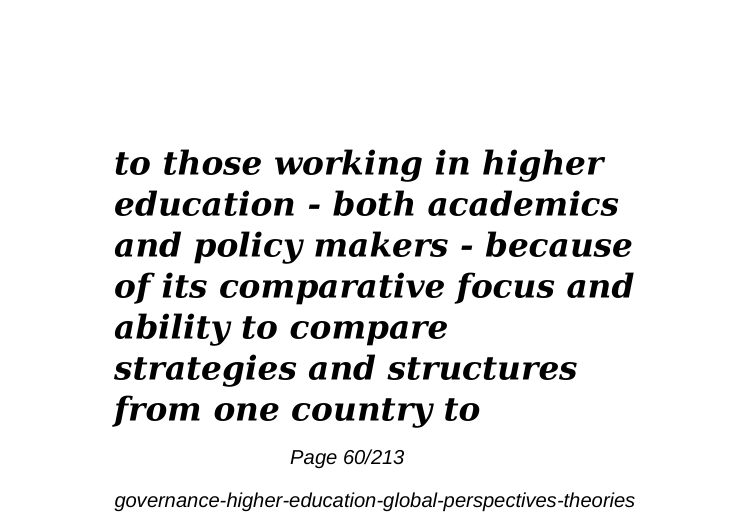***to those working in higher education - both academics and policy makers - because of its comparative focus and ability to compare strategies and structures from one country to***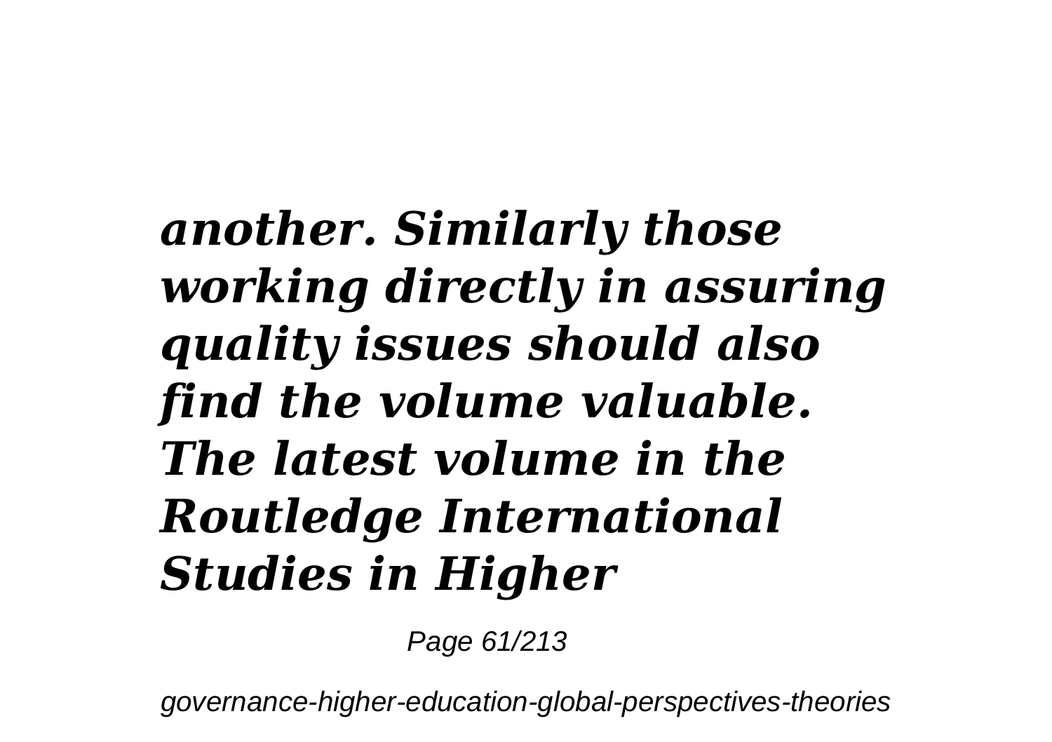***another. Similarly those working directly in assuring quality issues should also find the volume valuable. The latest volume in the Routledge International Studies in Higher***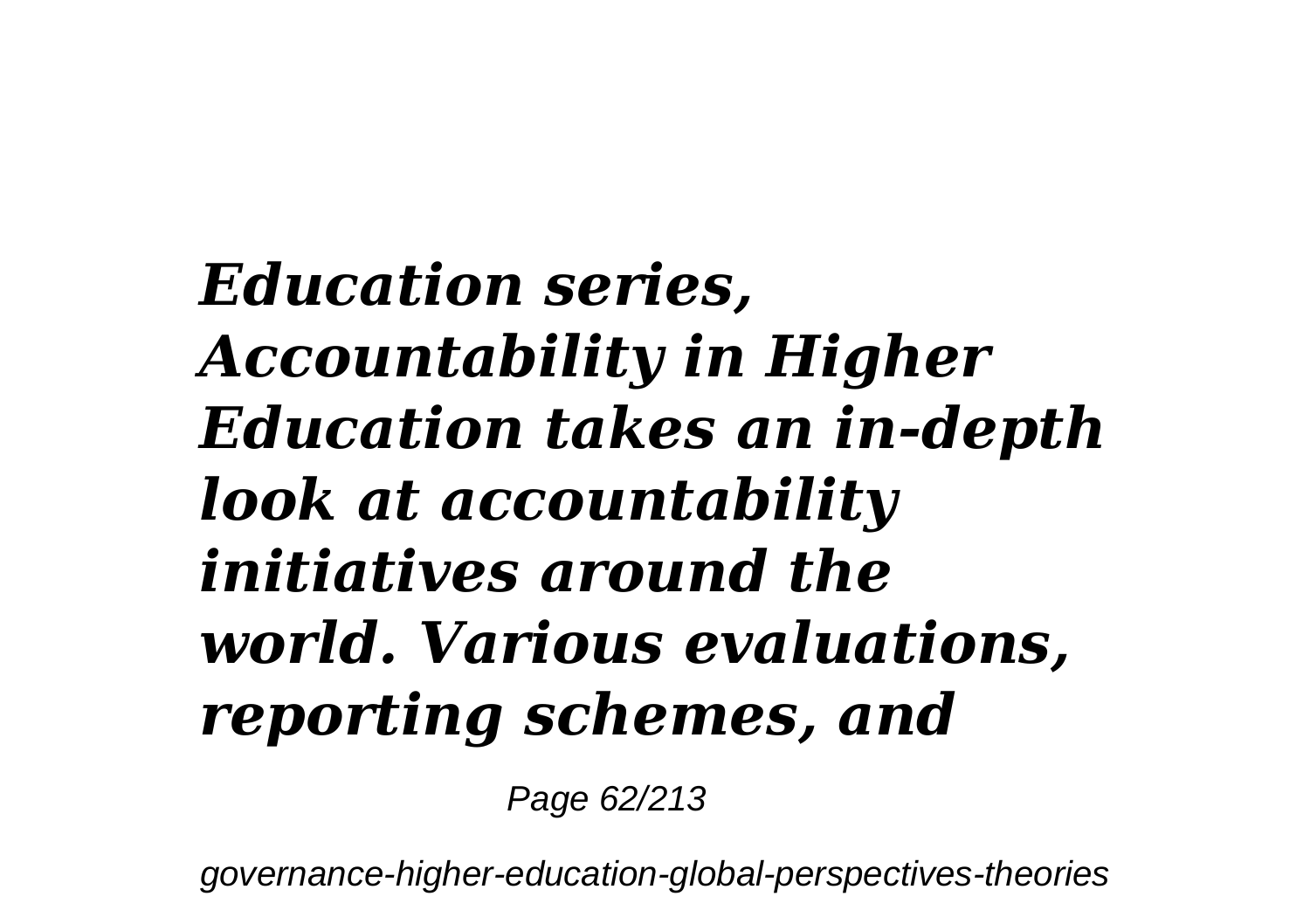***Education series, Accountability in Higher Education takes an in-depth look at accountability initiatives around the world. Various evaluations, reporting schemes, and***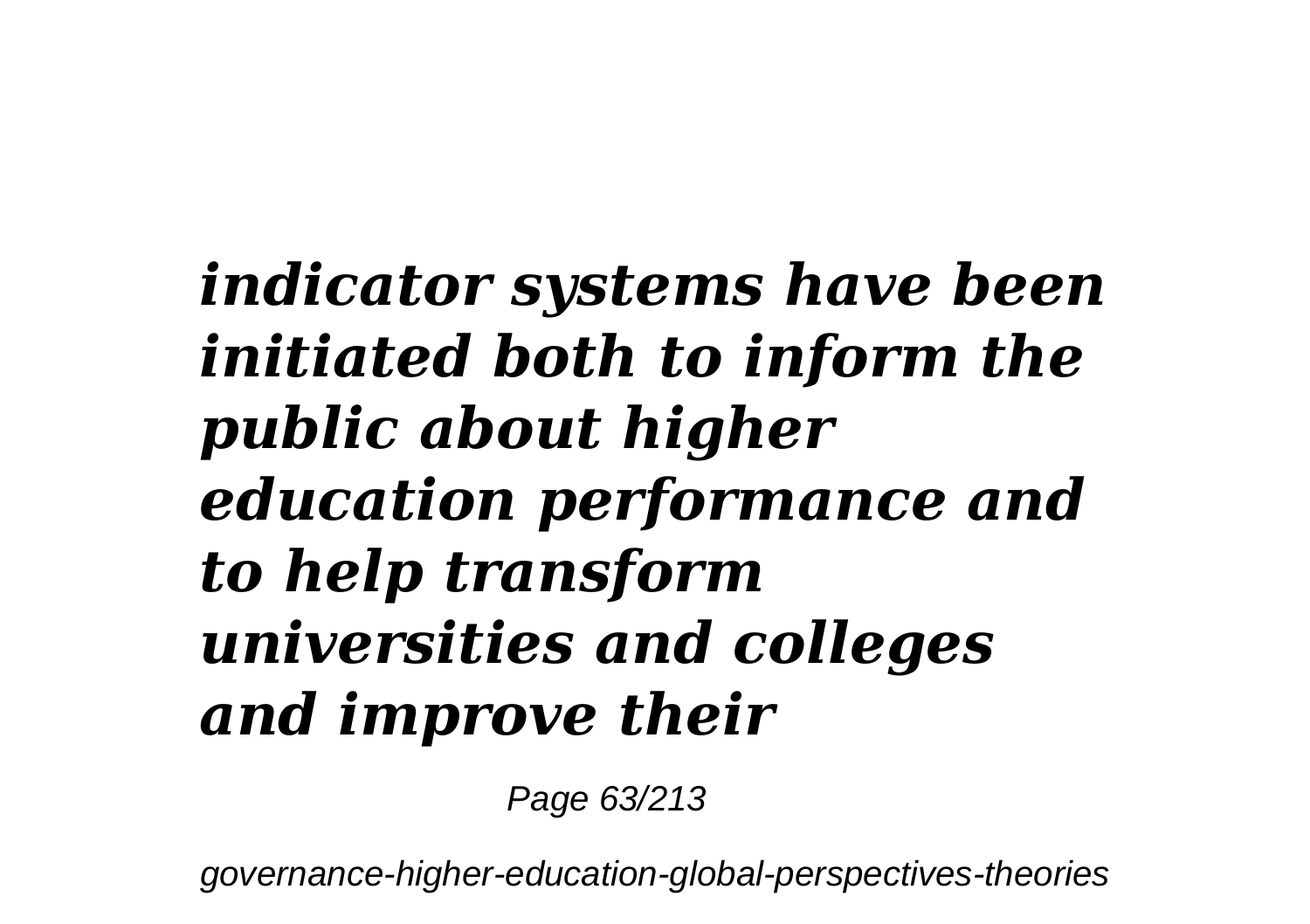***indicator systems have been initiated both to inform the public about higher education performance and to help transform universities and colleges and improve their***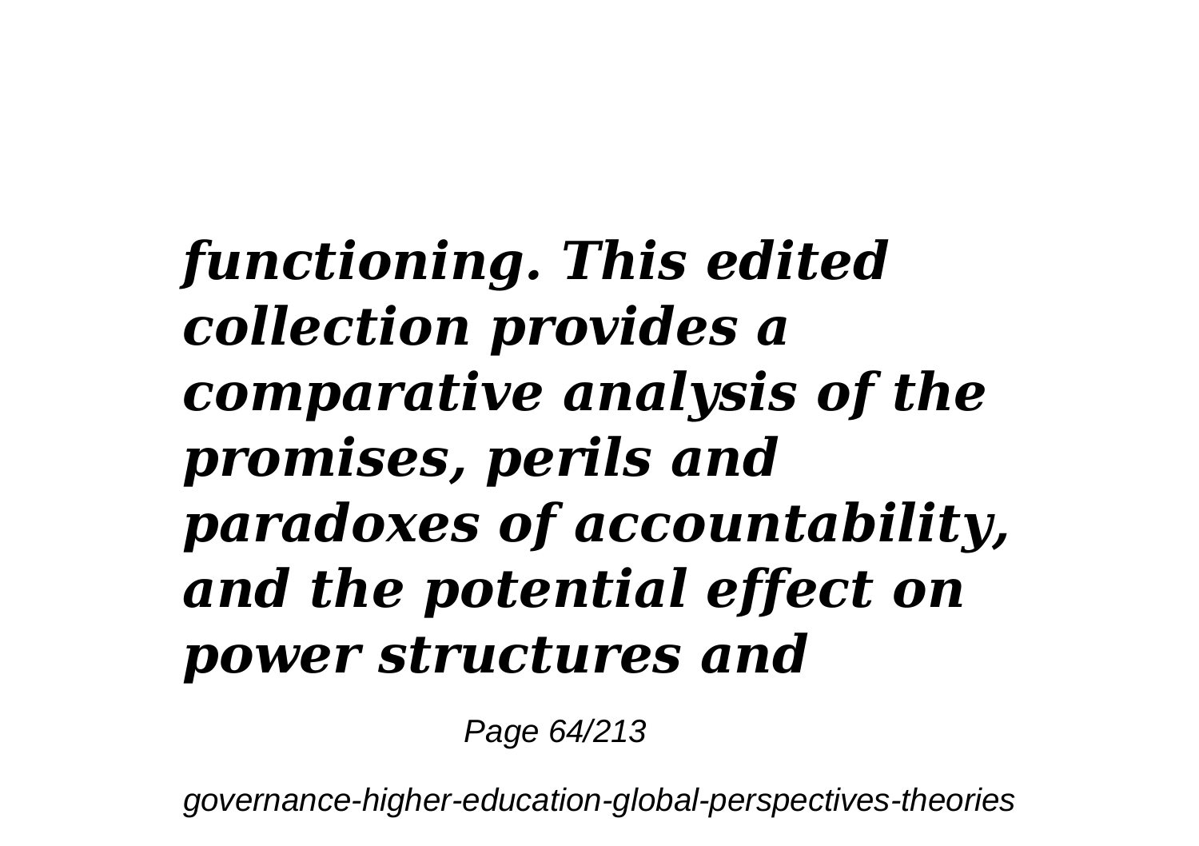***functioning. This edited collection provides a comparative analysis of the promises, perils and paradoxes of accountability, and the potential effect on power structures and***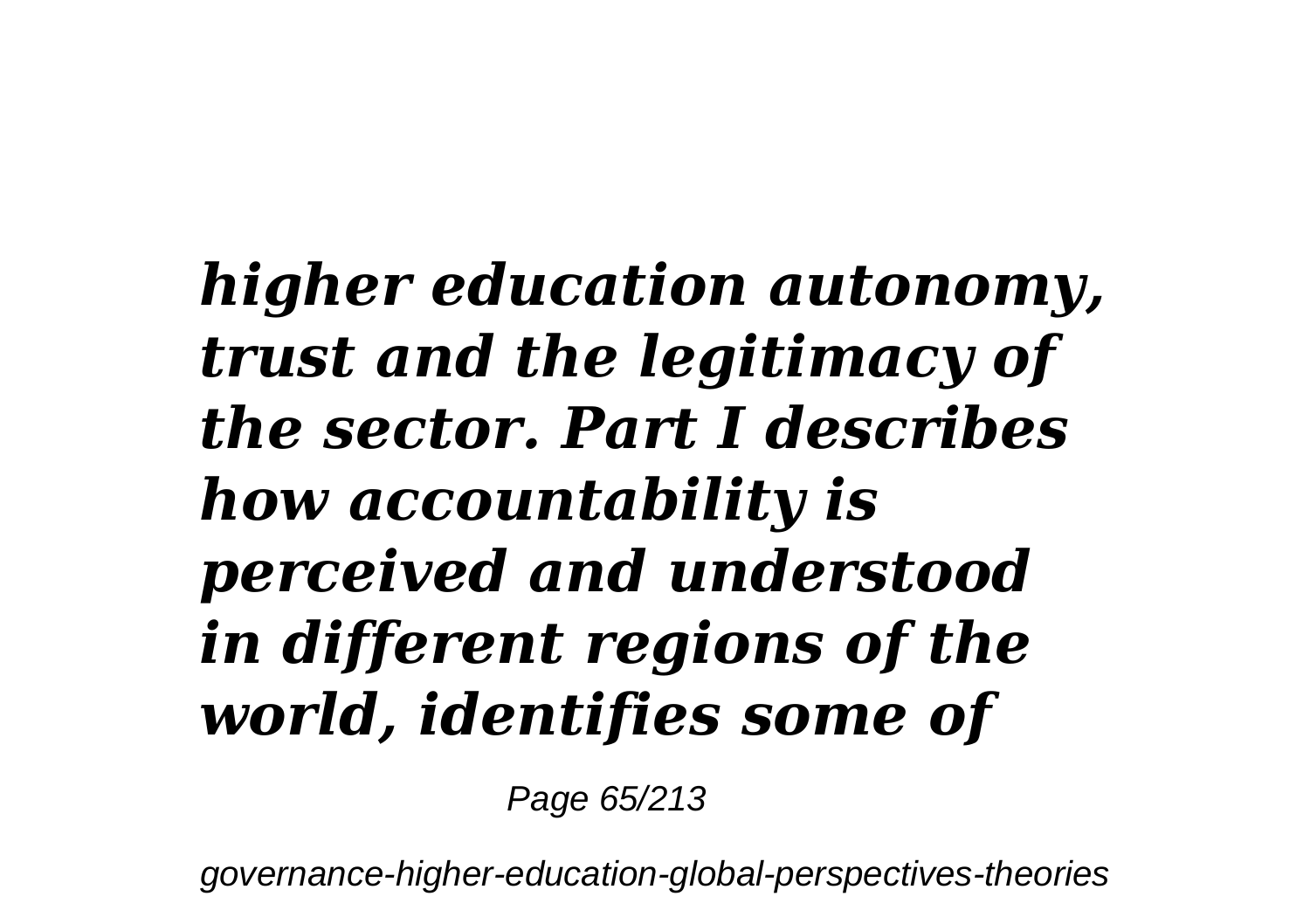***higher education autonomy, trust and the legitimacy of the sector. Part I describes how accountability is perceived and understood in different regions of the world, identifies some of***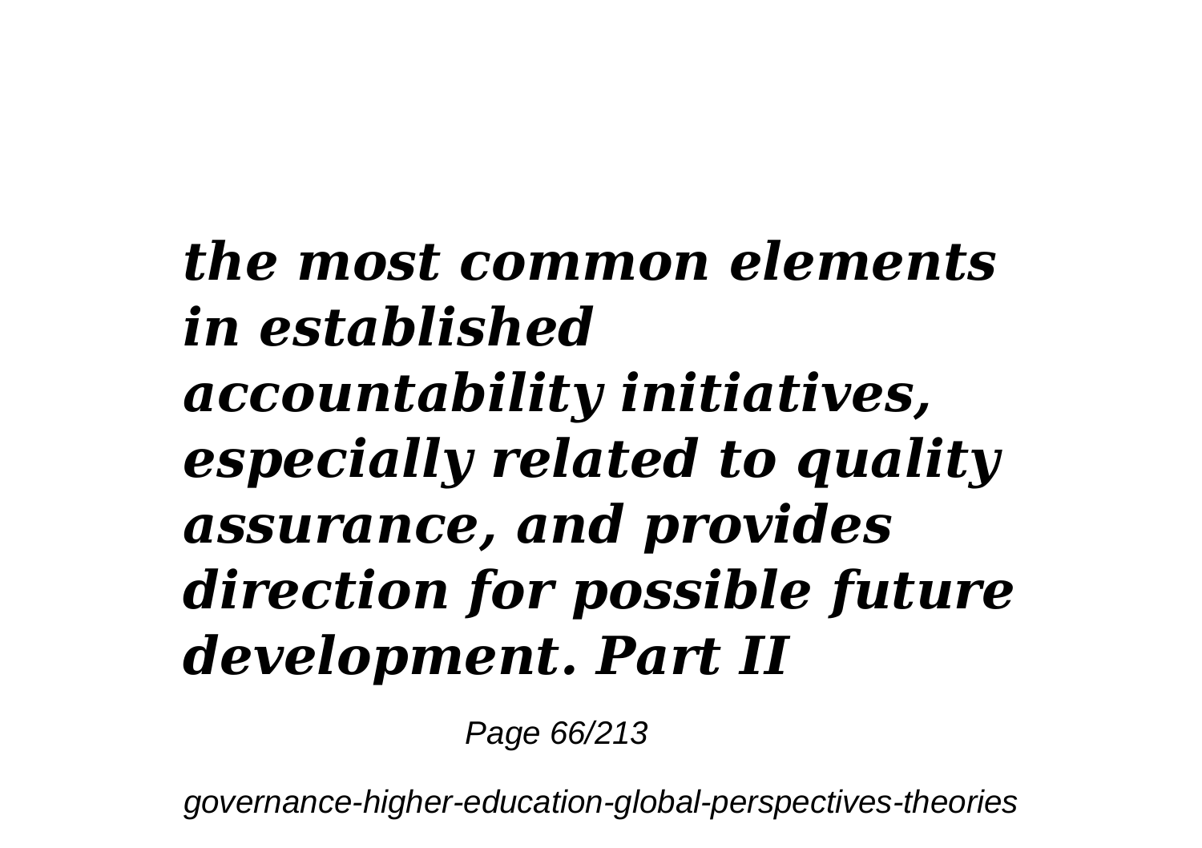***the most common elements in established accountability initiatives, especially related to quality assurance, and provides direction for possible future development. Part II***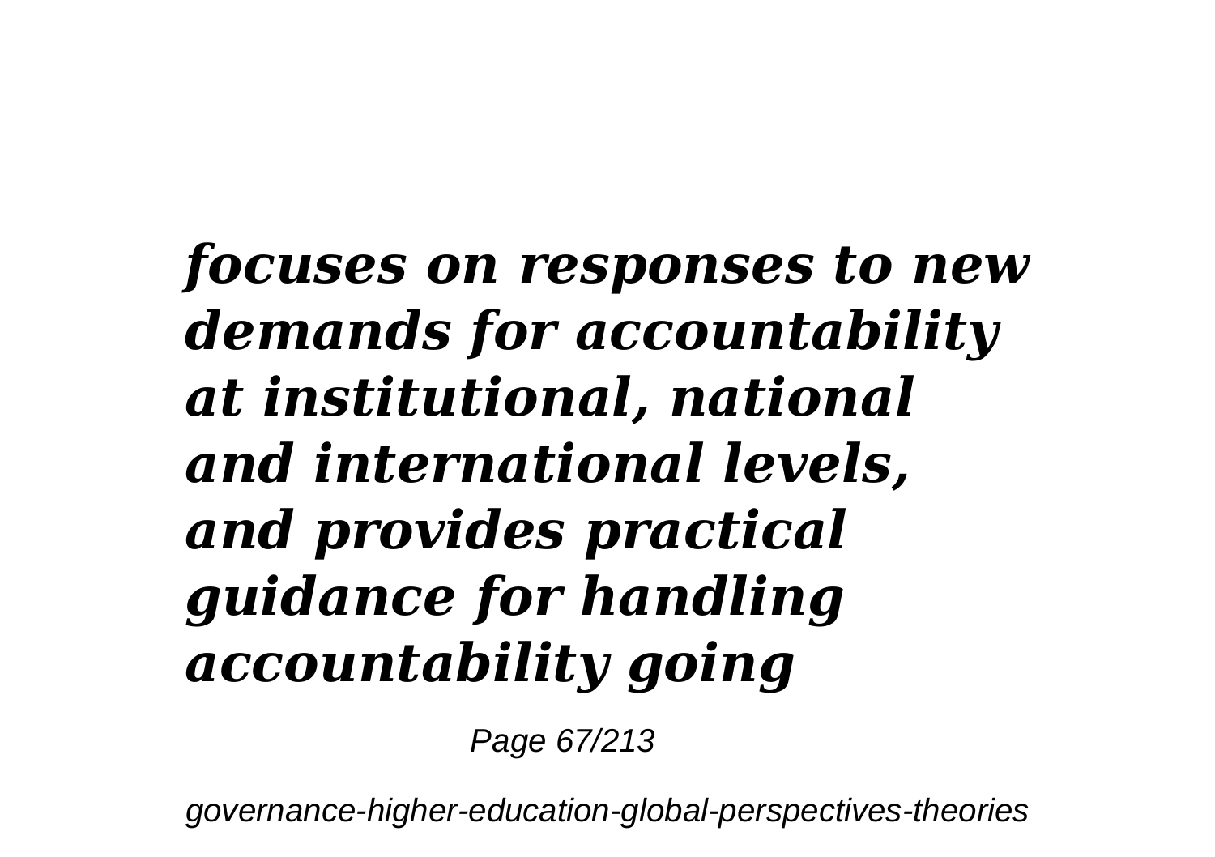***focuses on responses to new demands for accountability at institutional, national and international levels, and provides practical guidance for handling accountability going***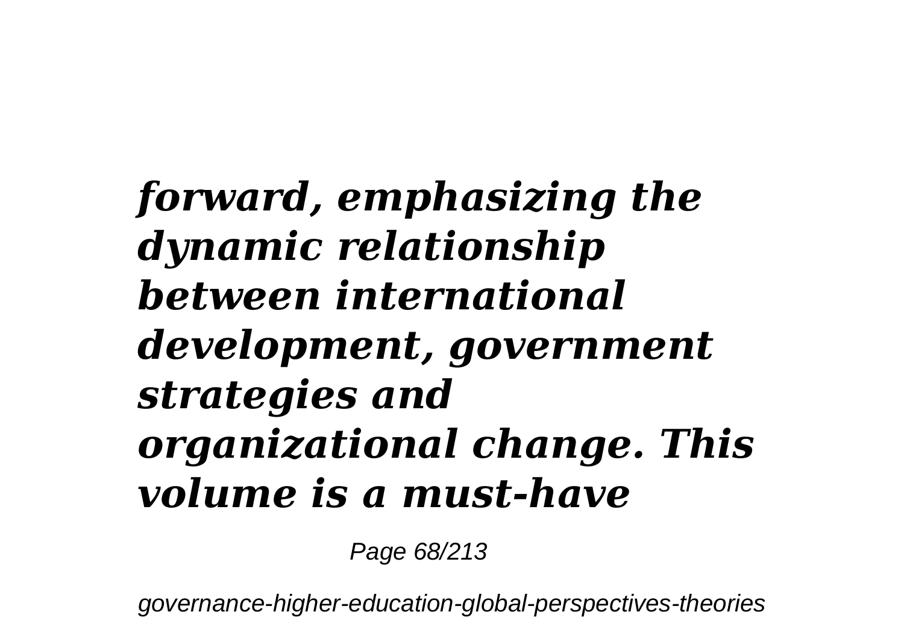***forward, emphasizing the dynamic relationship between international development, government strategies and organizational change. This volume is a must-have***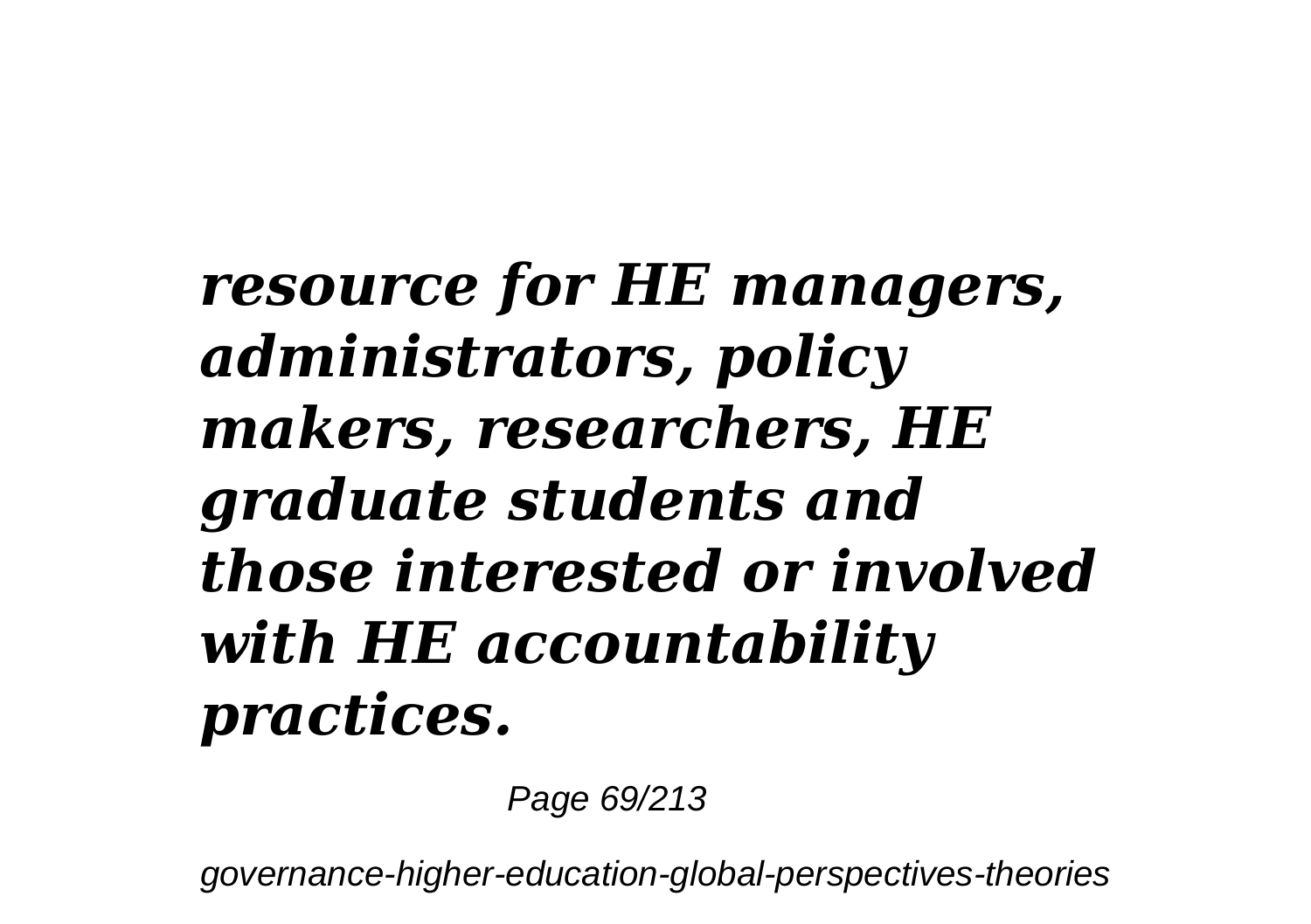***resource for HE managers, administrators, policy makers, researchers, HE graduate students and those interested or involved with HE accountability practices.***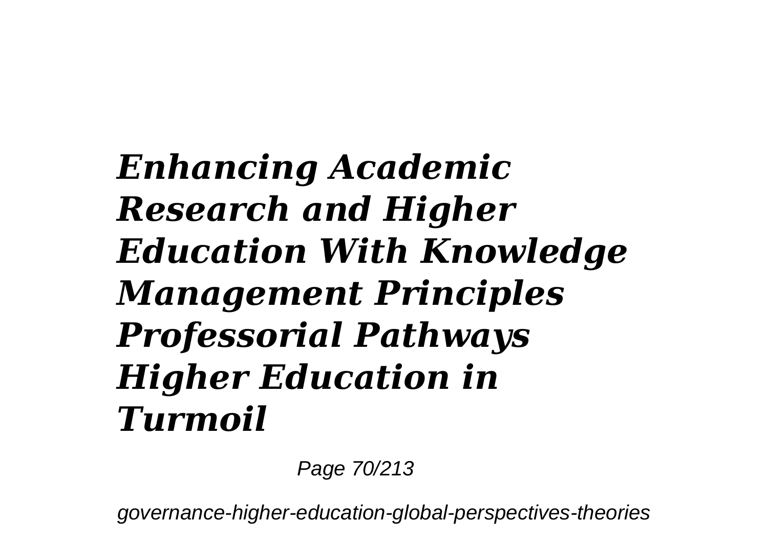***Enhancing Academic Research and Higher Education With Knowledge Management Principles Professorial Pathways Higher Education in Turmoil***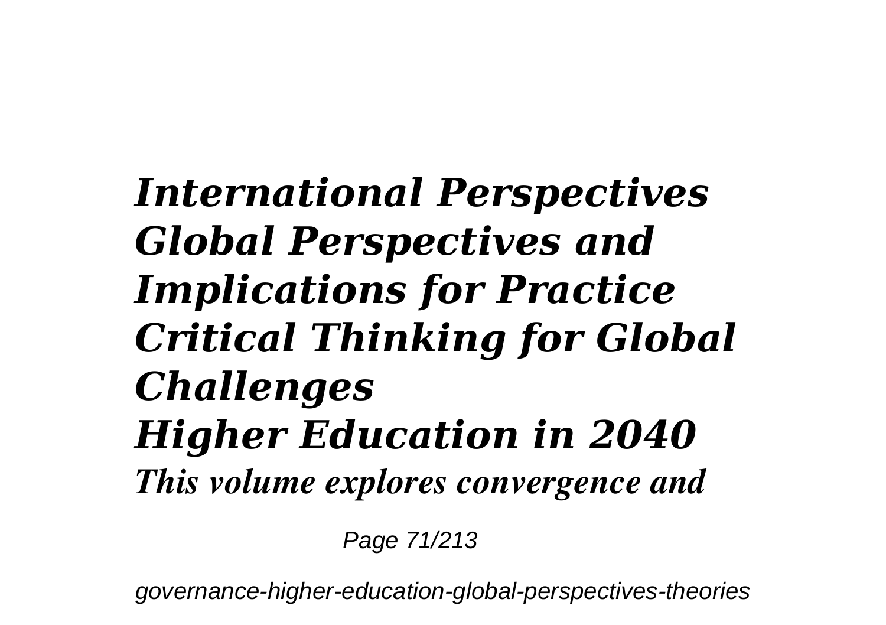***International Perspectives***
***Global Perspectives and Implications for Practice***
***Critical Thinking for Global Challenges***
***Higher Education in 2040***

*This volume explores convergence and*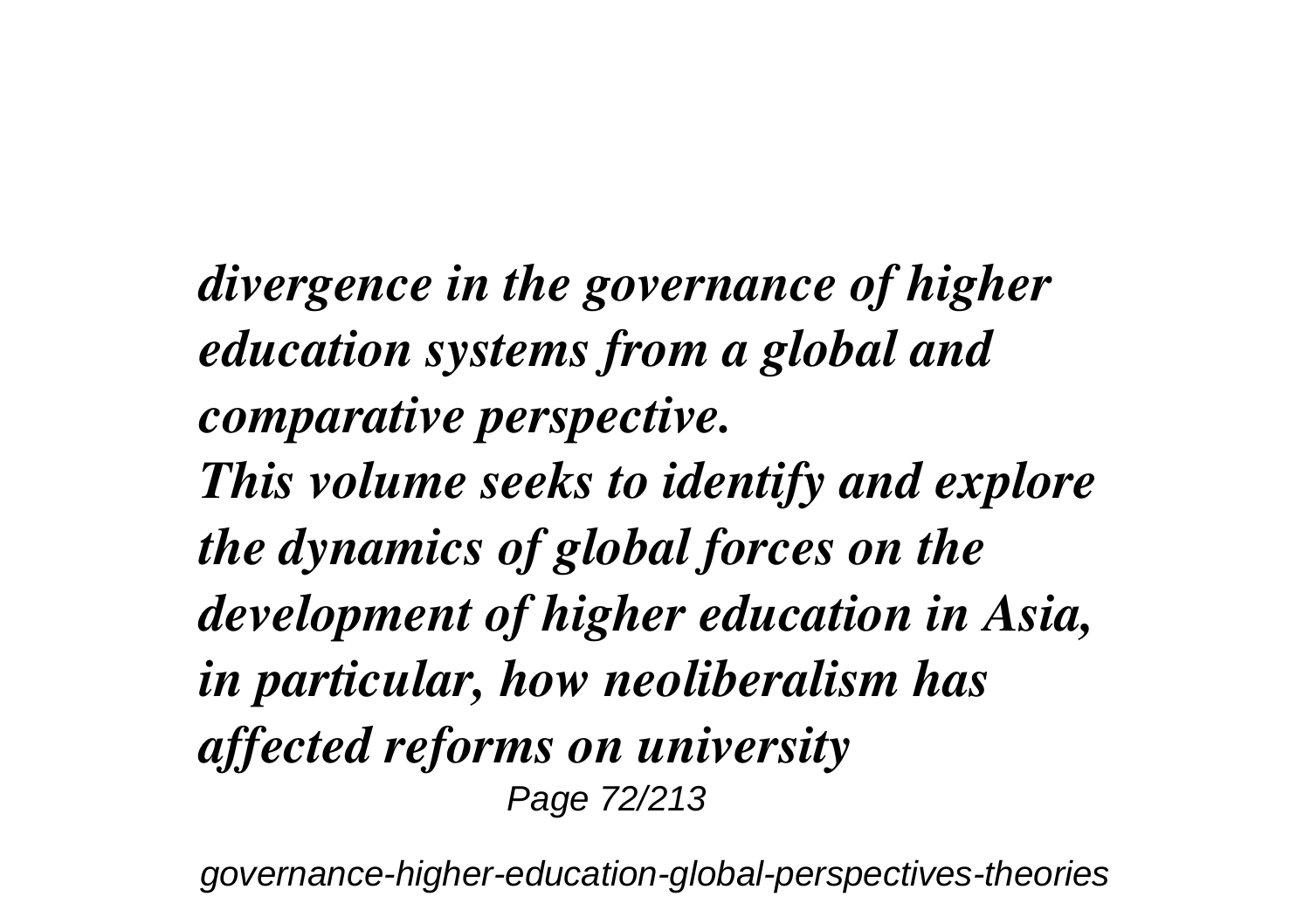*divergence in the governance of higher education systems from a global and comparative perspective.*

*This volume seeks to identify and explore the dynamics of global forces on the development of higher education in Asia, in particular, how neoliberalism has affected reforms on university*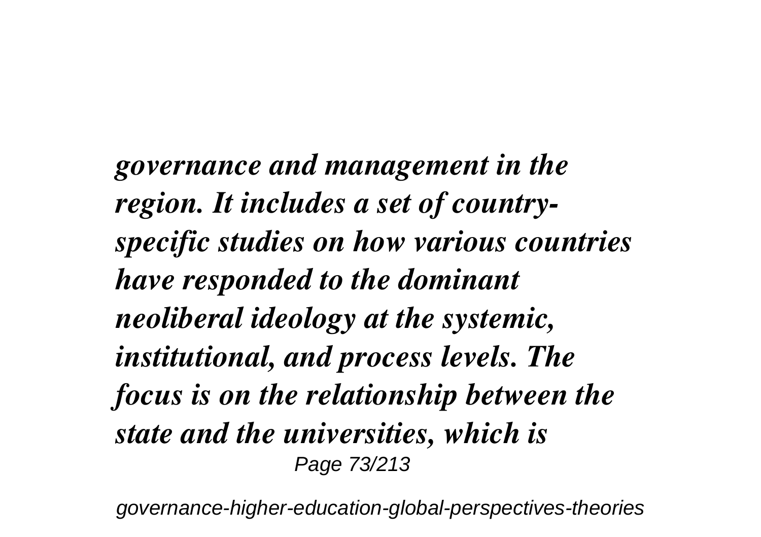*governance and management in the region. It includes a set of country-specific studies on how various countries have responded to the dominant neoliberal ideology at the systemic, institutional, and process levels. The focus is on the relationship between the state and the universities, which is*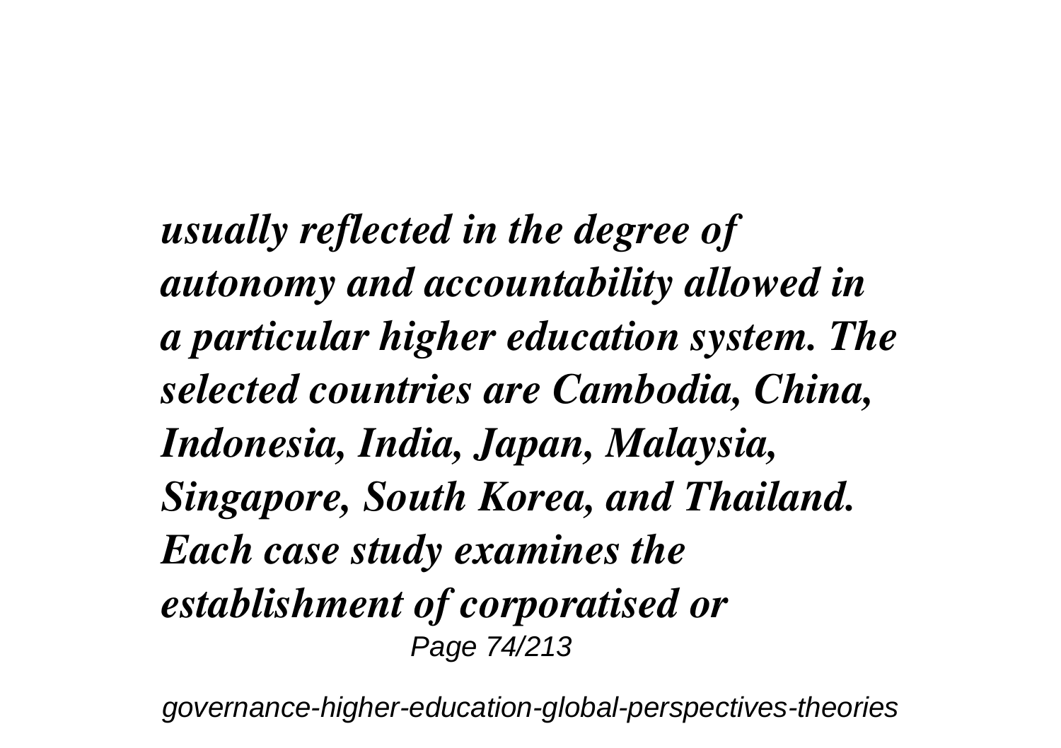*usually reflected in the degree of autonomy and accountability allowed in a particular higher education system. The selected countries are Cambodia, China, Indonesia, India, Japan, Malaysia, Singapore, South Korea, and Thailand. Each case study examines the establishment of corporatised or*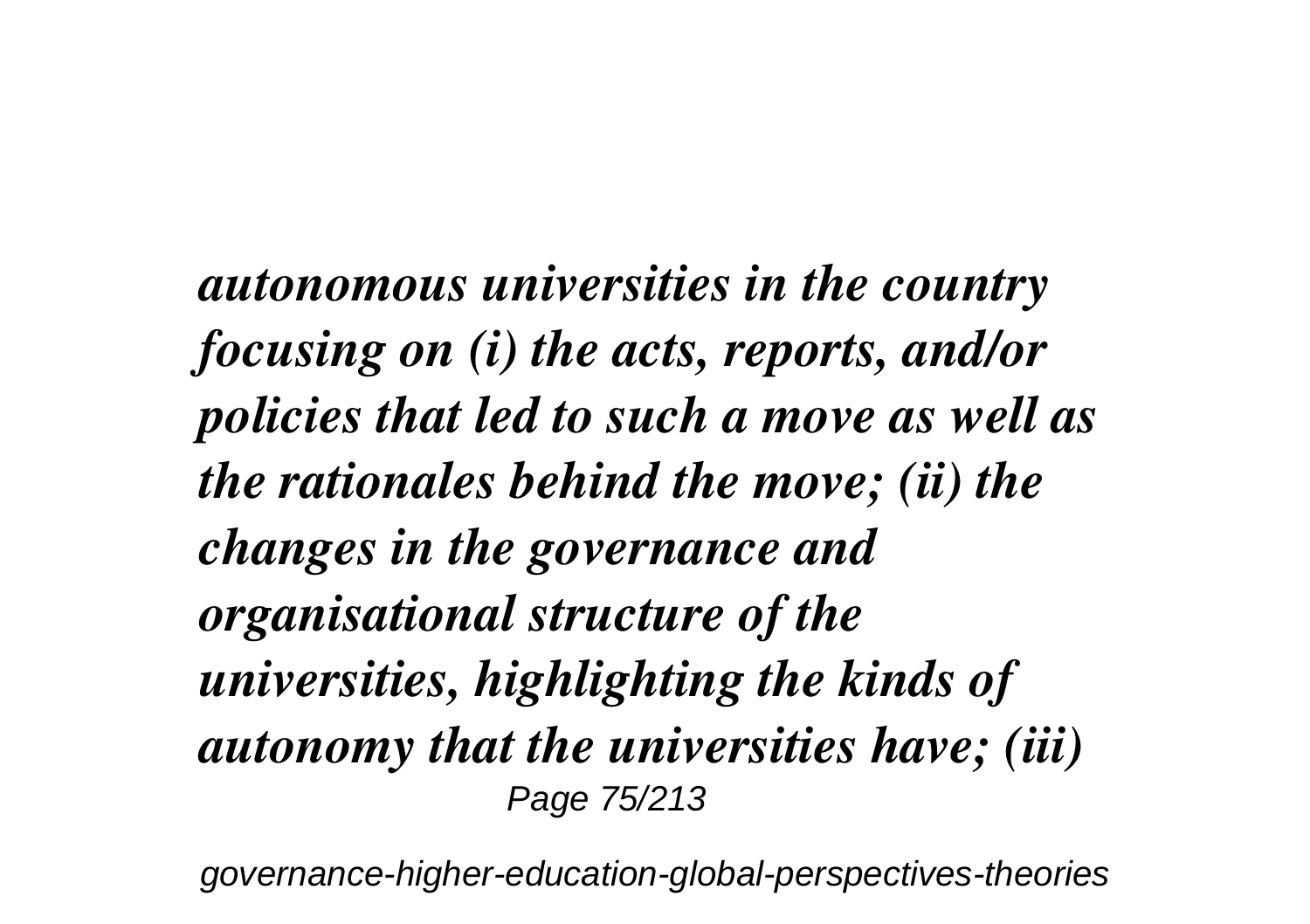*autonomous universities in the country focusing on (i) the acts, reports, and/or policies that led to such a move as well as the rationales behind the move; (ii) the changes in the governance and organisational structure of the universities, highlighting the kinds of autonomy that the universities have; (iii)*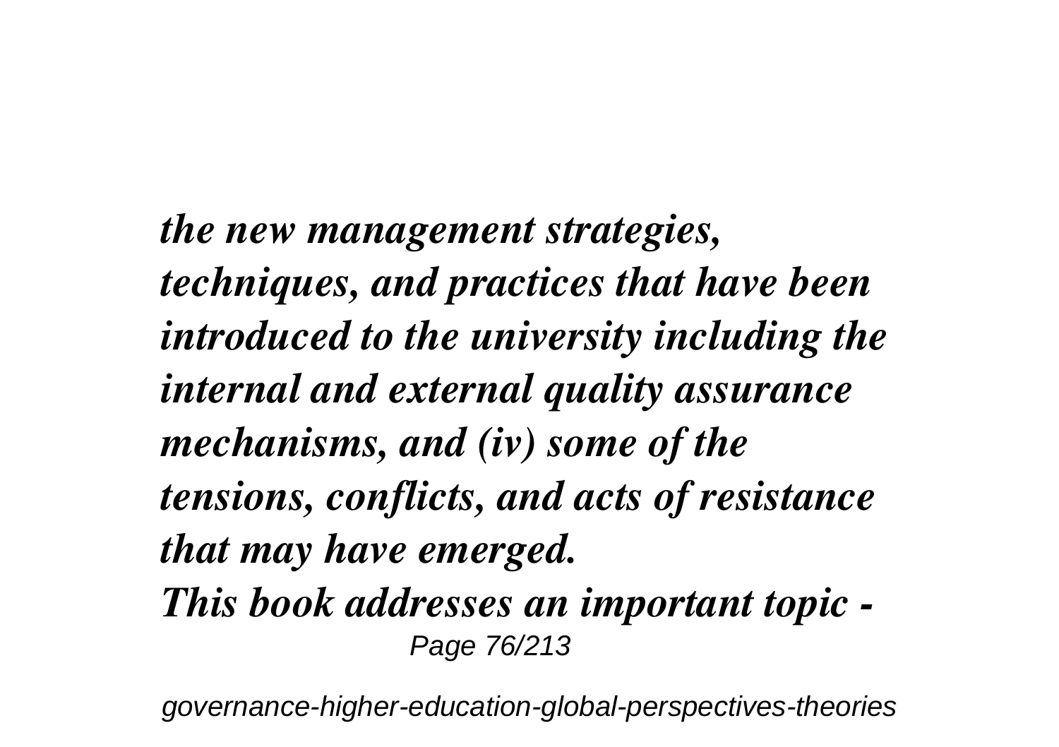*the new management strategies, techniques, and practices that have been introduced to the university including the internal and external quality assurance mechanisms, and (iv) some of the tensions, conflicts, and acts of resistance that may have emerged.*

*This book addresses an important topic -*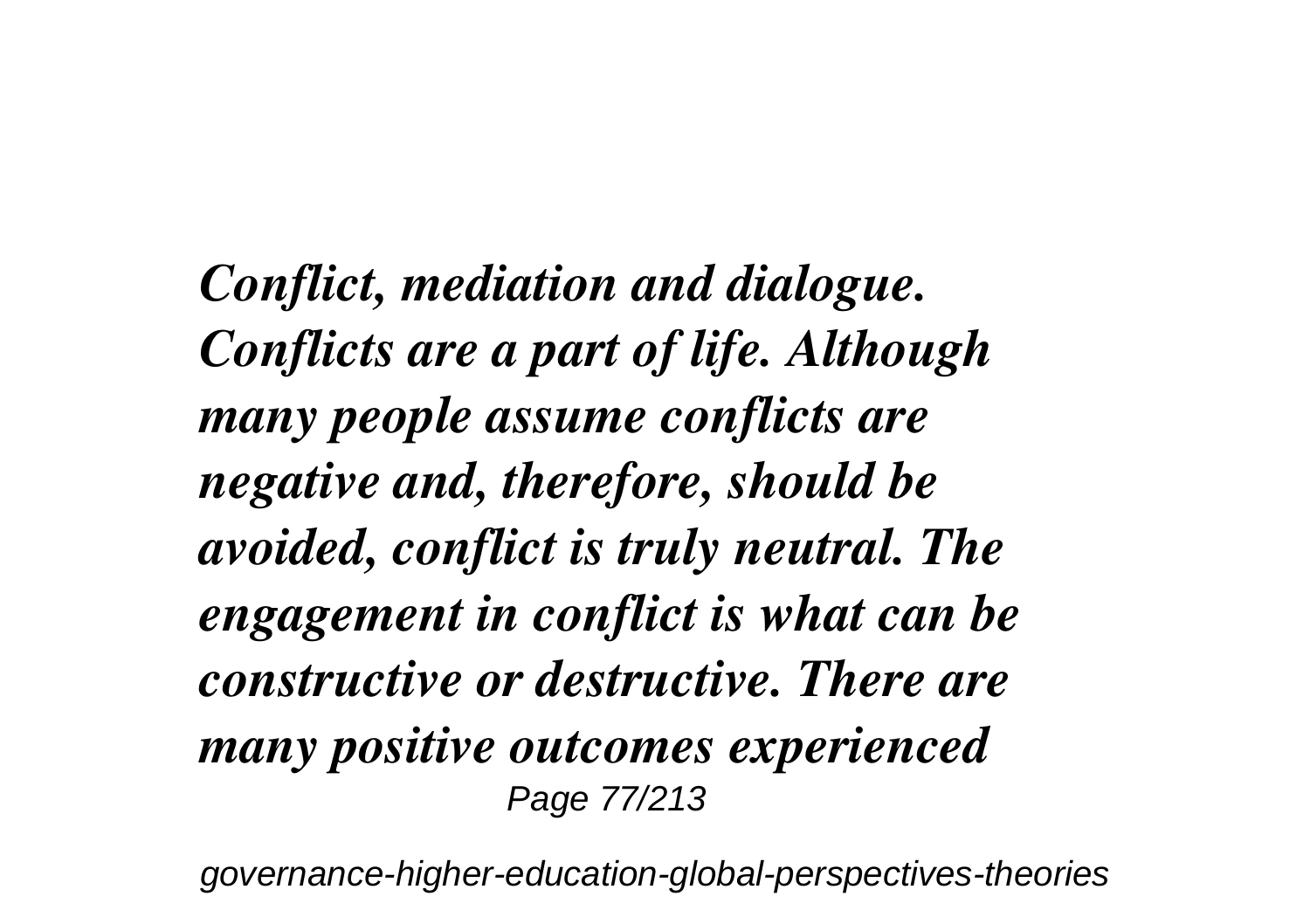***Conflict, mediation and dialogue. Conflicts are a part of life. Although many people assume conflicts are negative and, therefore, should be avoided, conflict is truly neutral. The engagement in conflict is what can be constructive or destructive. There are many positive outcomes experienced***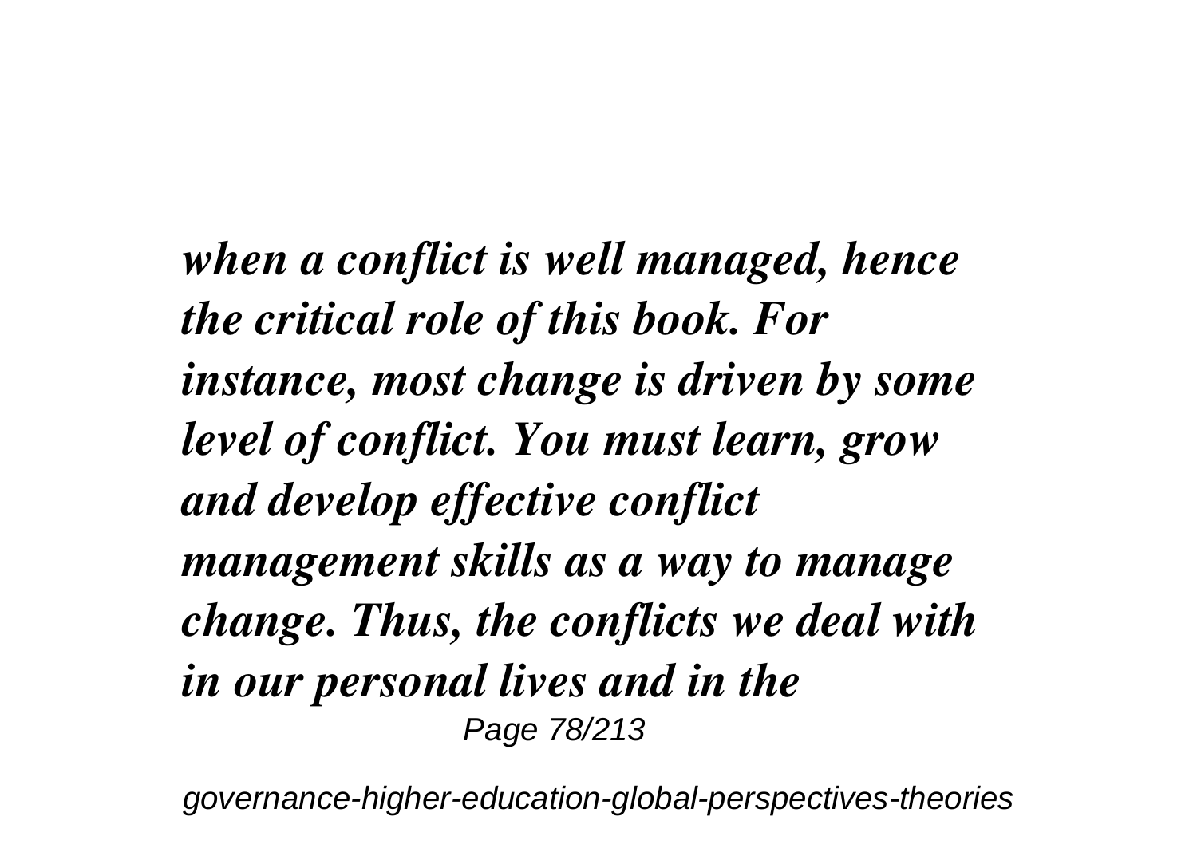***when a conflict is well managed, hence the critical role of this book. For instance, most change is driven by some level of conflict. You must learn, grow and develop effective conflict management skills as a way to manage change. Thus, the conflicts we deal with in our personal lives and in the***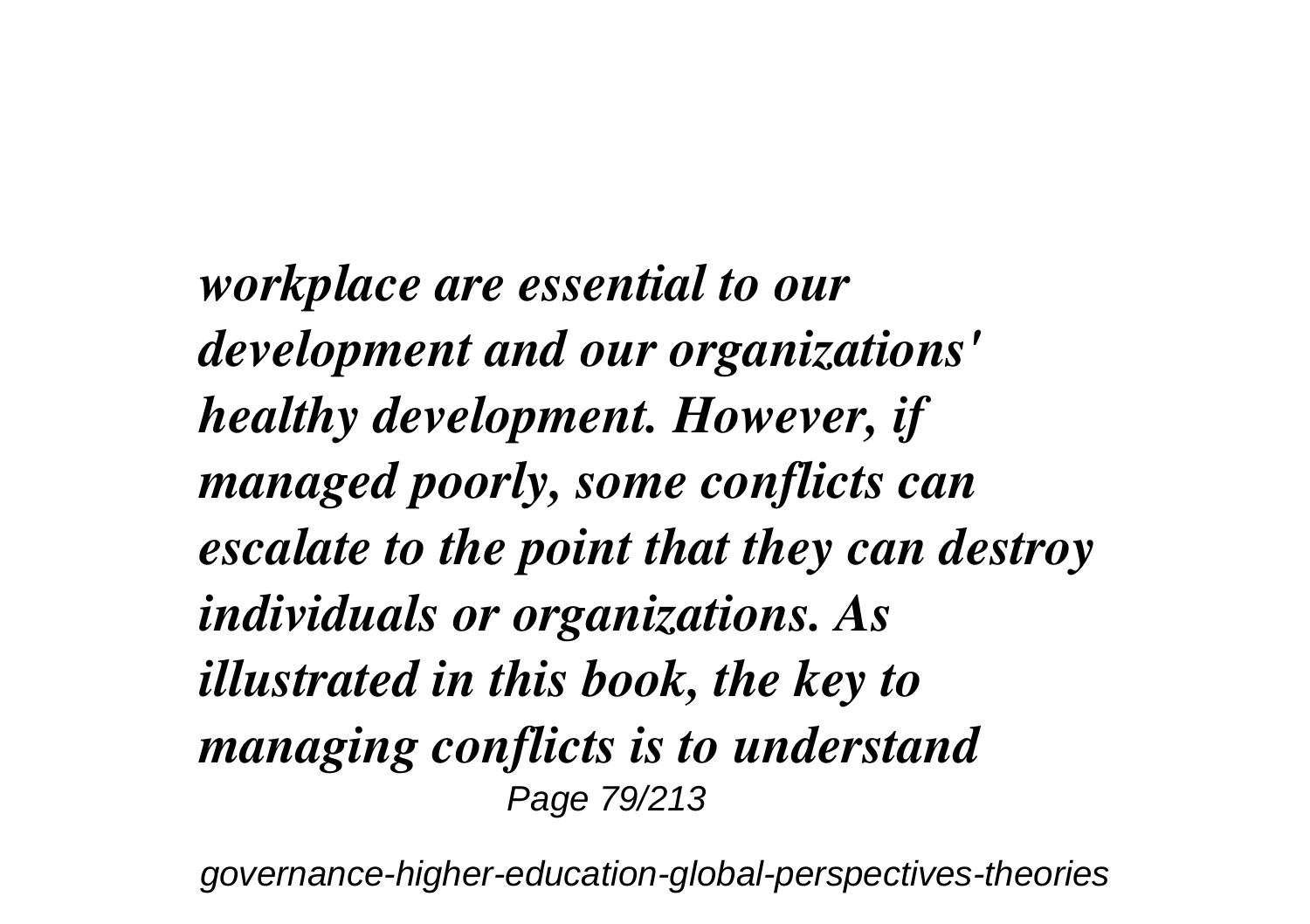***workplace are essential to our development and our organizations' healthy development. However, if managed poorly, some conflicts can escalate to the point that they can destroy individuals or organizations. As illustrated in this book, the key to managing conflicts is to understand***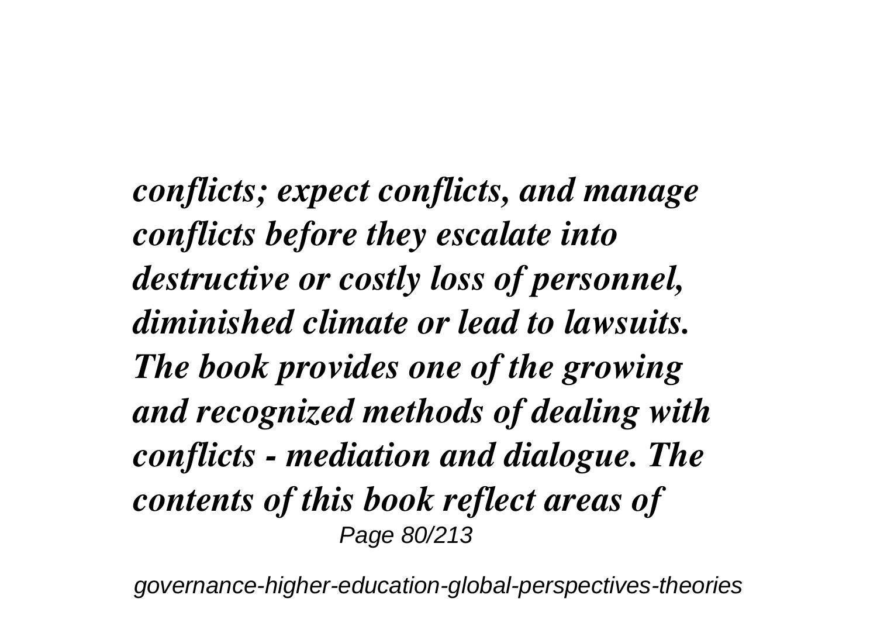*conflicts; expect conflicts, and manage conflicts before they escalate into destructive or costly loss of personnel, diminished climate or lead to lawsuits. The book provides one of the growing and recognized methods of dealing with conflicts - mediation and dialogue. The contents of this book reflect areas of*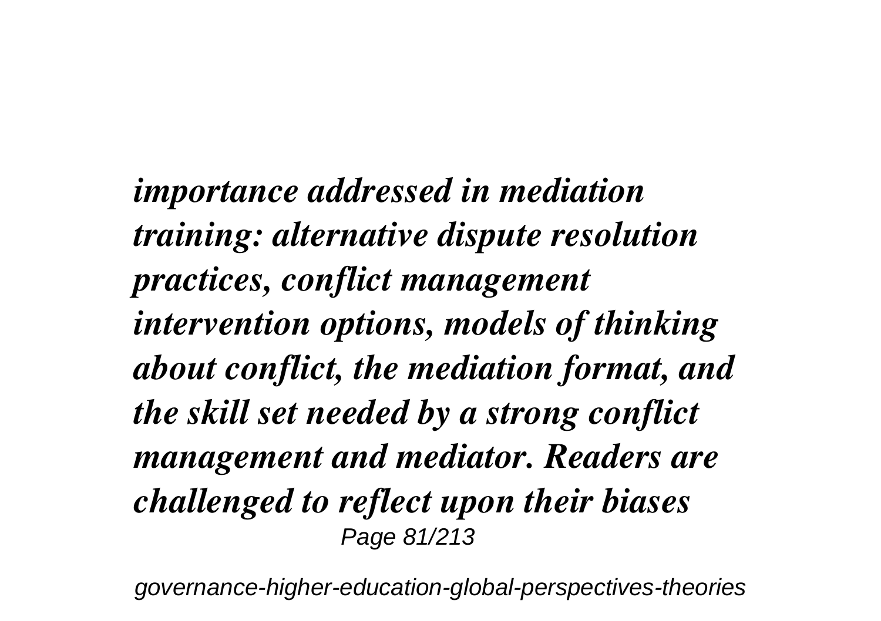*importance addressed in mediation training: alternative dispute resolution practices, conflict management intervention options, models of thinking about conflict, the mediation format, and the skill set needed by a strong conflict management and mediator. Readers are challenged to reflect upon their biases*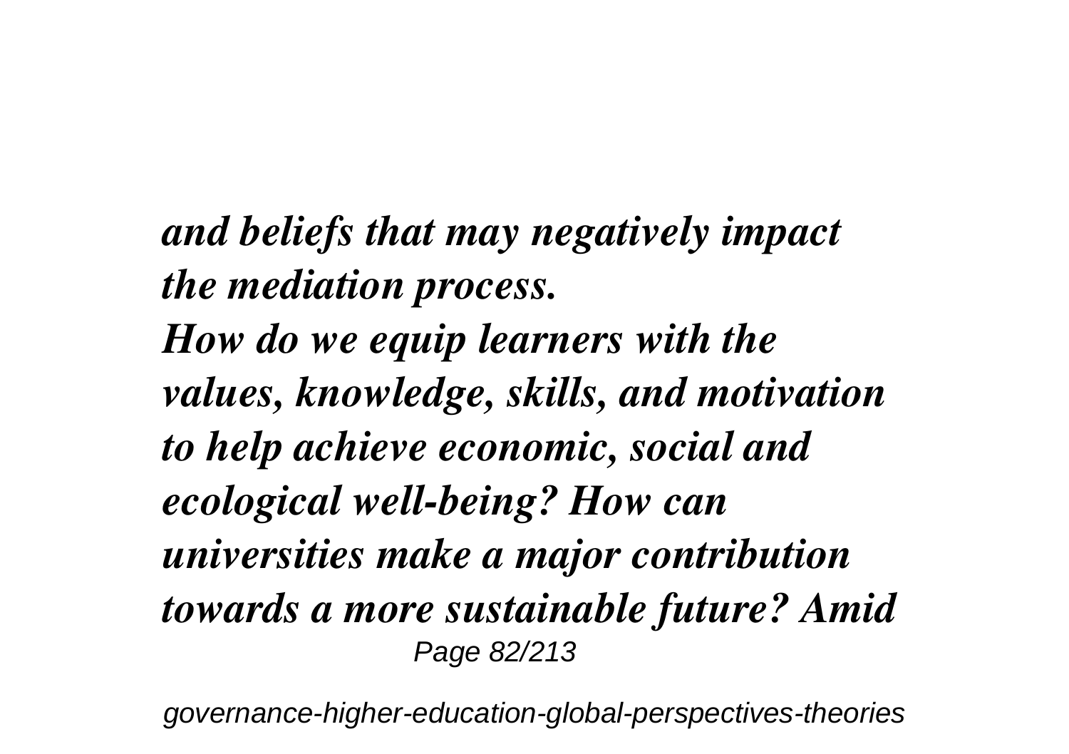*and beliefs that may negatively impact the mediation process.*

*How do we equip learners with the values, knowledge, skills, and motivation to help achieve economic, social and ecological well-being? How can universities make a major contribution towards a more sustainable future? Amid*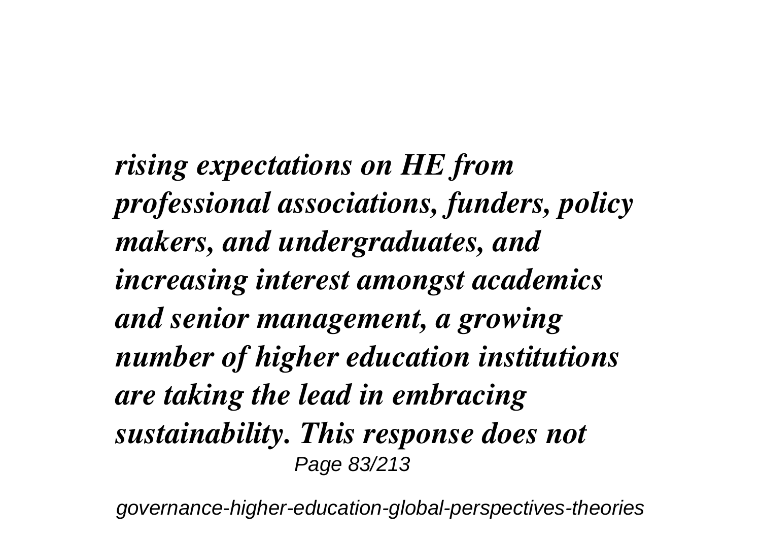*rising expectations on HE from professional associations, funders, policy makers, and undergraduates, and increasing interest amongst academics and senior management, a growing number of higher education institutions are taking the lead in embracing sustainability. This response does not*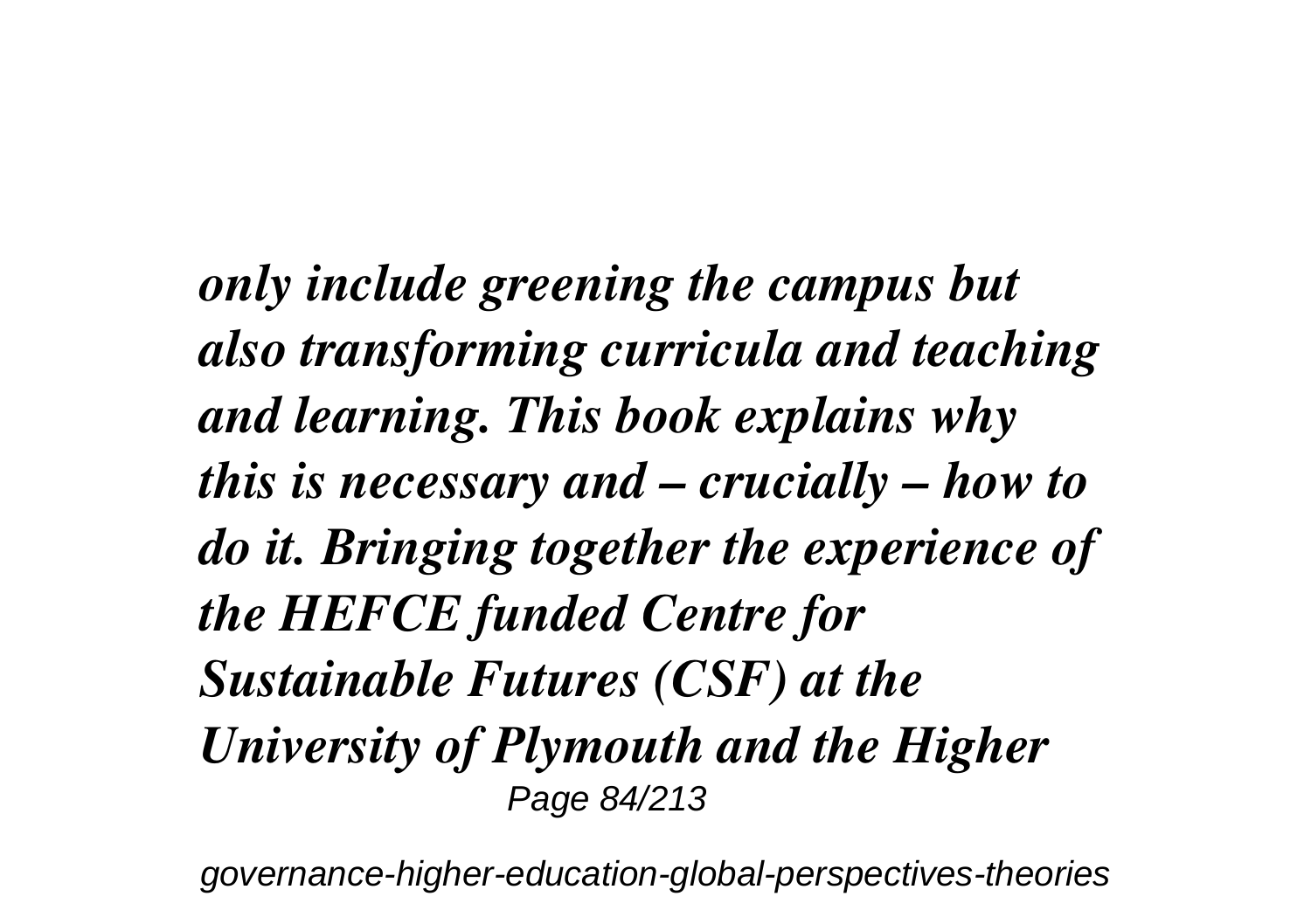*only include greening the campus but also transforming curricula and teaching and learning. This book explains why this is necessary and – crucially – how to do it. Bringing together the experience of the HEFCE funded Centre for Sustainable Futures (CSF) at the University of Plymouth and the Higher*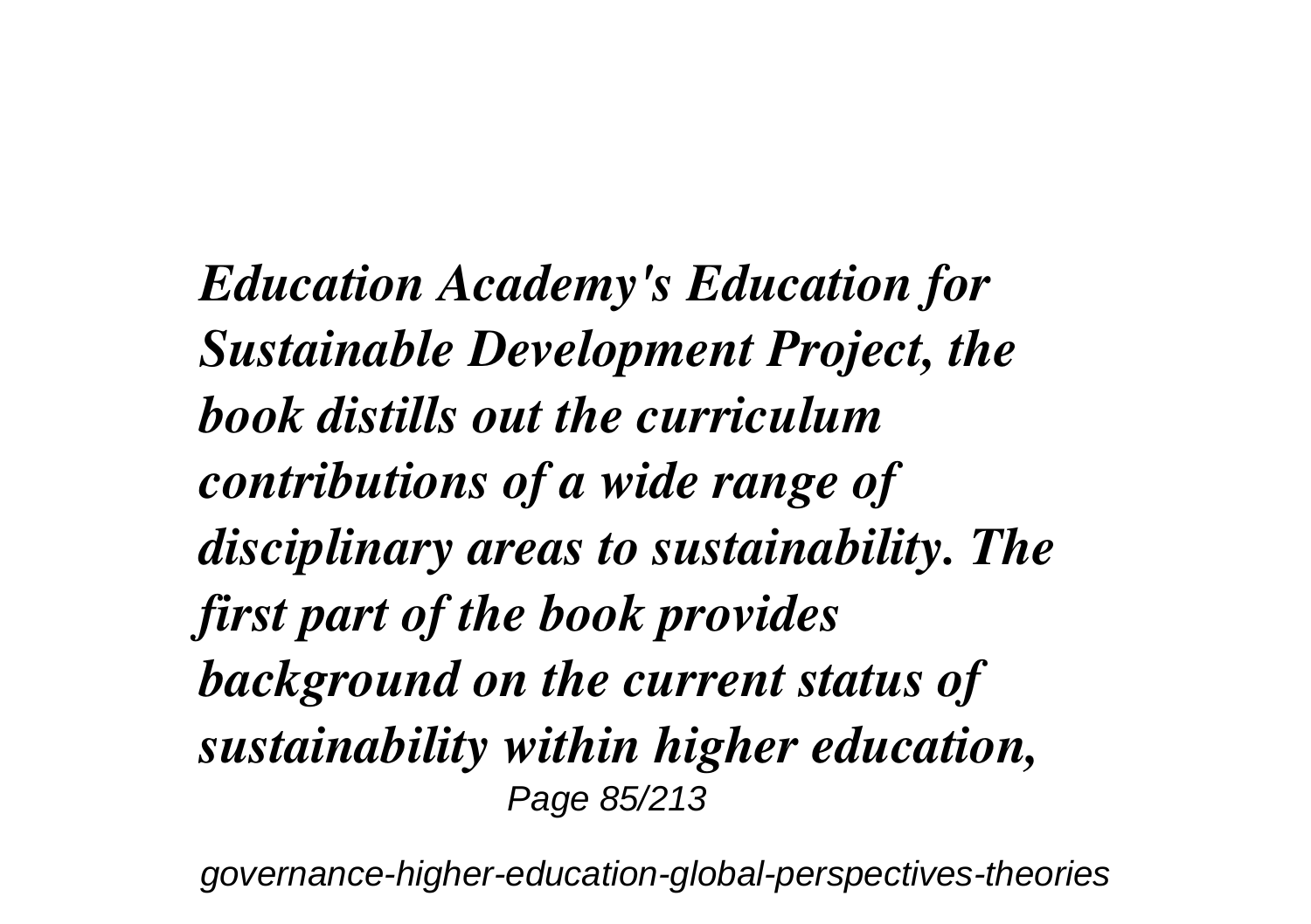***Education Academy's Education for Sustainable Development Project, the book distills out the curriculum contributions of a wide range of disciplinary areas to sustainability. The first part of the book provides background on the current status of sustainability within higher education,***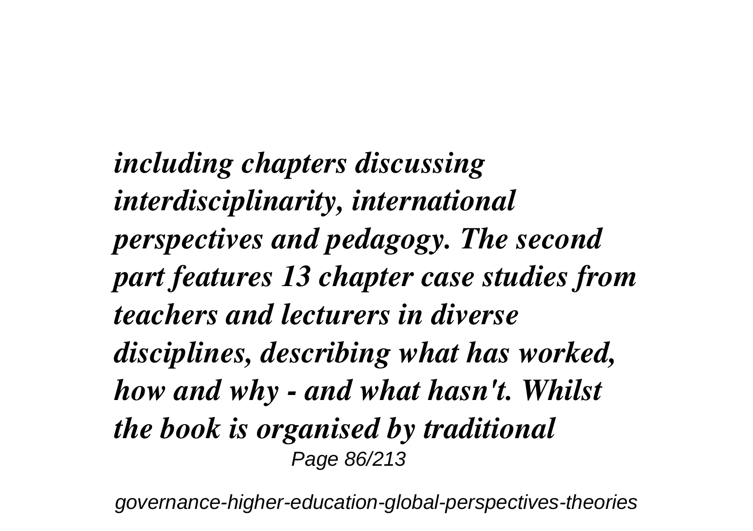***including chapters discussing interdisciplinarity, international perspectives and pedagogy. The second part features 13 chapter case studies from teachers and lecturers in diverse disciplines, describing what has worked, how and why - and what hasn't. Whilst the book is organised by traditional***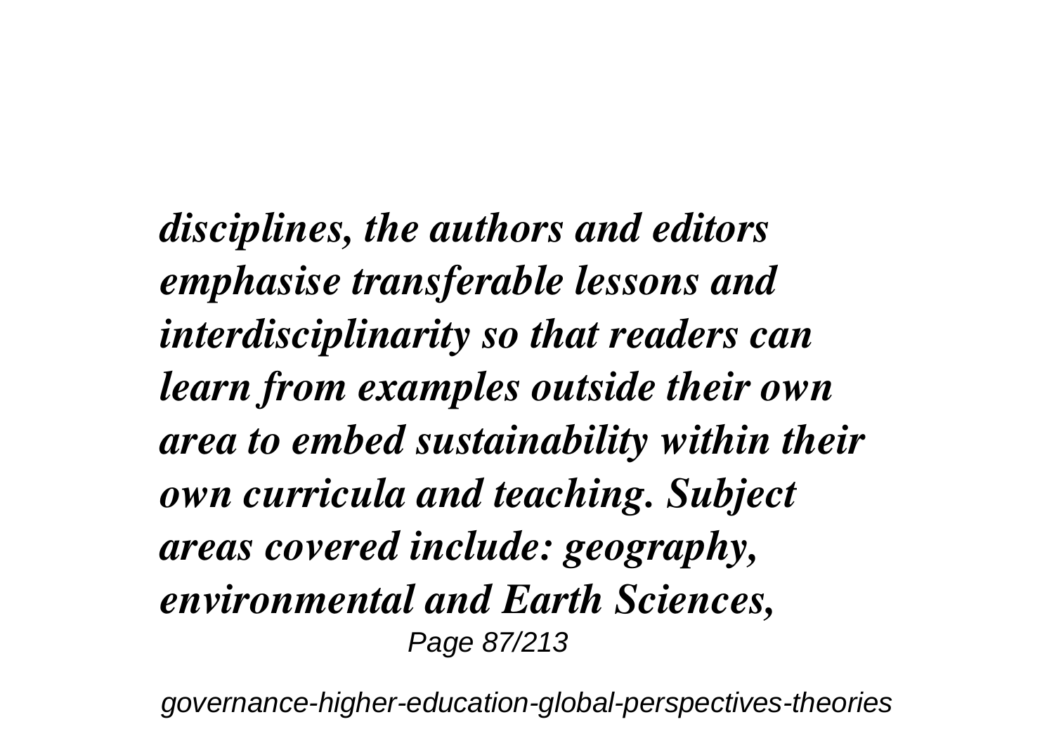*disciplines, the authors and editors emphasise transferable lessons and interdisciplinarity so that readers can learn from examples outside their own area to embed sustainability within their own curricula and teaching. Subject areas covered include: geography, environmental and Earth Sciences,*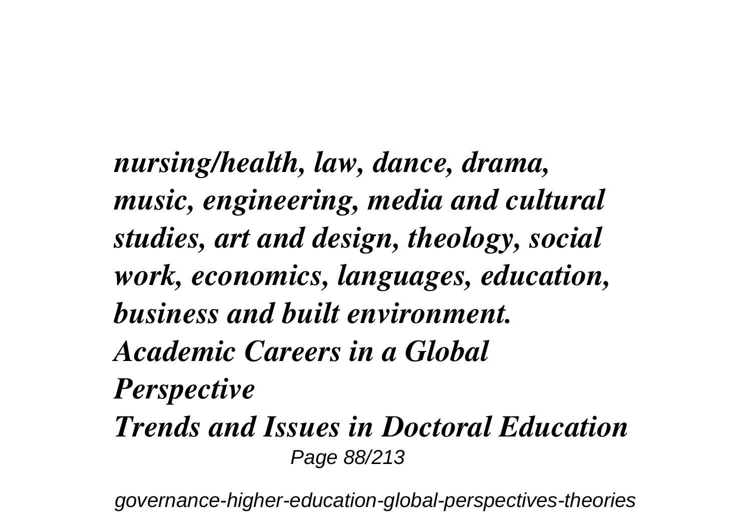***nursing/health, law, dance, drama, music, engineering, media and cultural studies, art and design, theology, social work, economics, languages, education, business and built environment.***

***Academic Careers in a Global Perspective***

***Trends and Issues in Doctoral Education***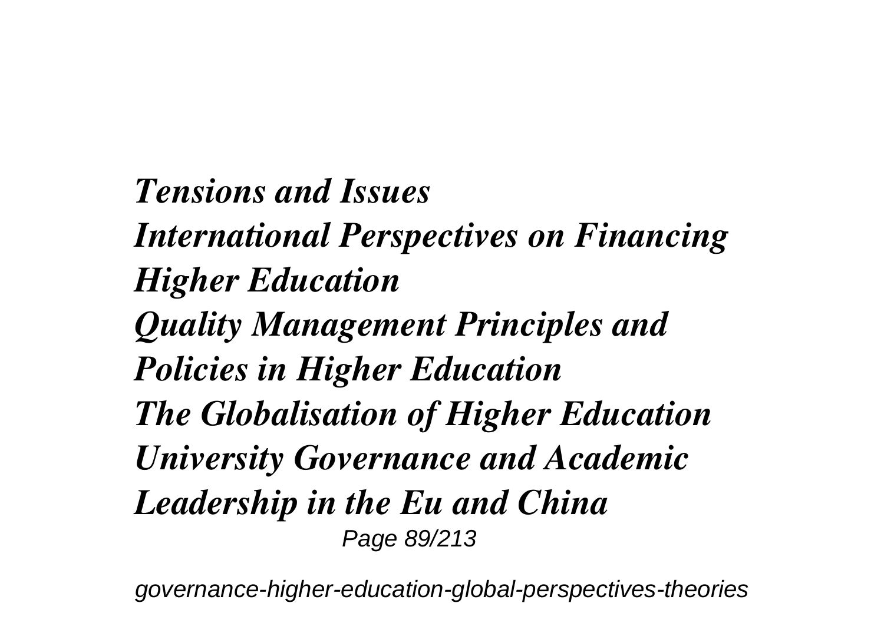*Tensions and Issues*
*International Perspectives on Financing Higher Education*
*Quality Management Principles and Policies in Higher Education*
*The Globalisation of Higher Education*
*University Governance and Academic Leadership in the Eu and China*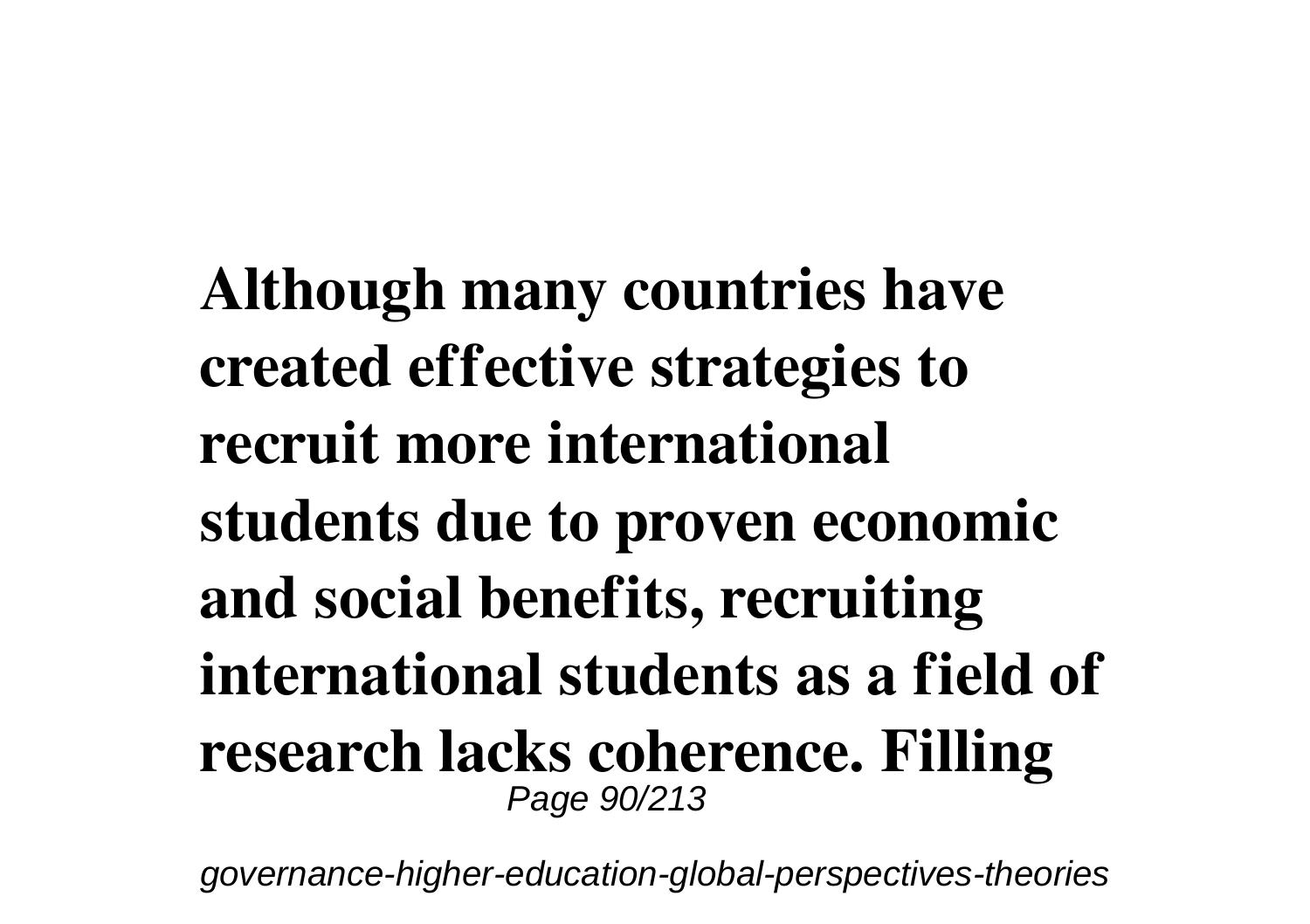**Although many countries have created effective strategies to recruit more international students due to proven economic and social benefits, recruiting international students as a field of research lacks coherence. Filling**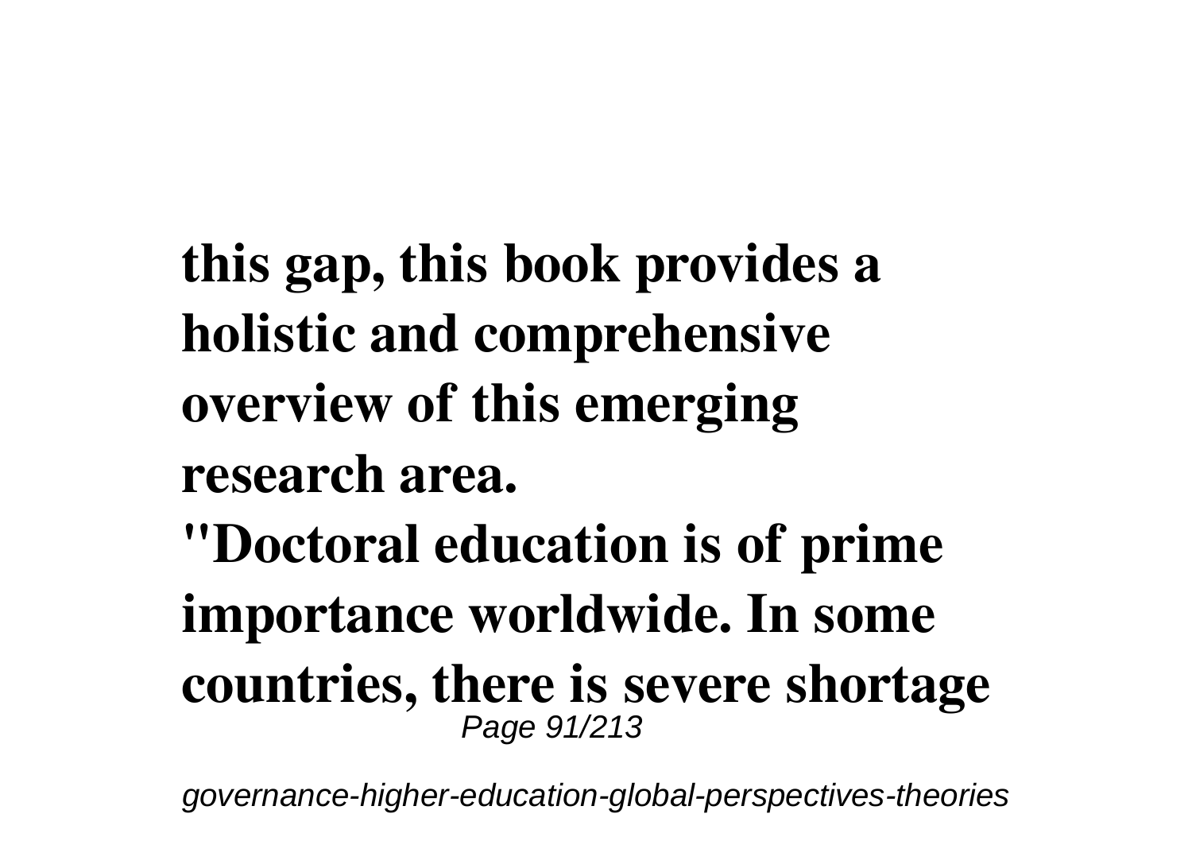**this gap, this book provides a holistic and comprehensive overview of this emerging research area.**

**"Doctoral education is of prime importance worldwide. In some countries, there is severe shortage**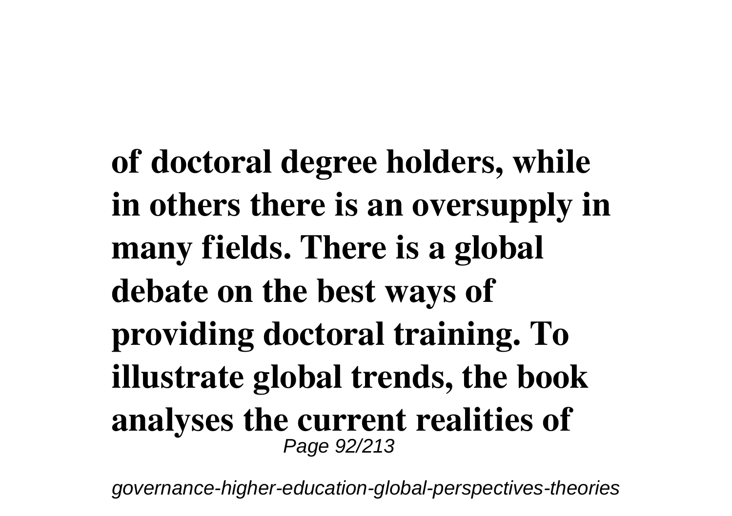**of doctoral degree holders, while in others there is an oversupply in many fields. There is a global debate on the best ways of providing doctoral training. To illustrate global trends, the book analyses the current realities of**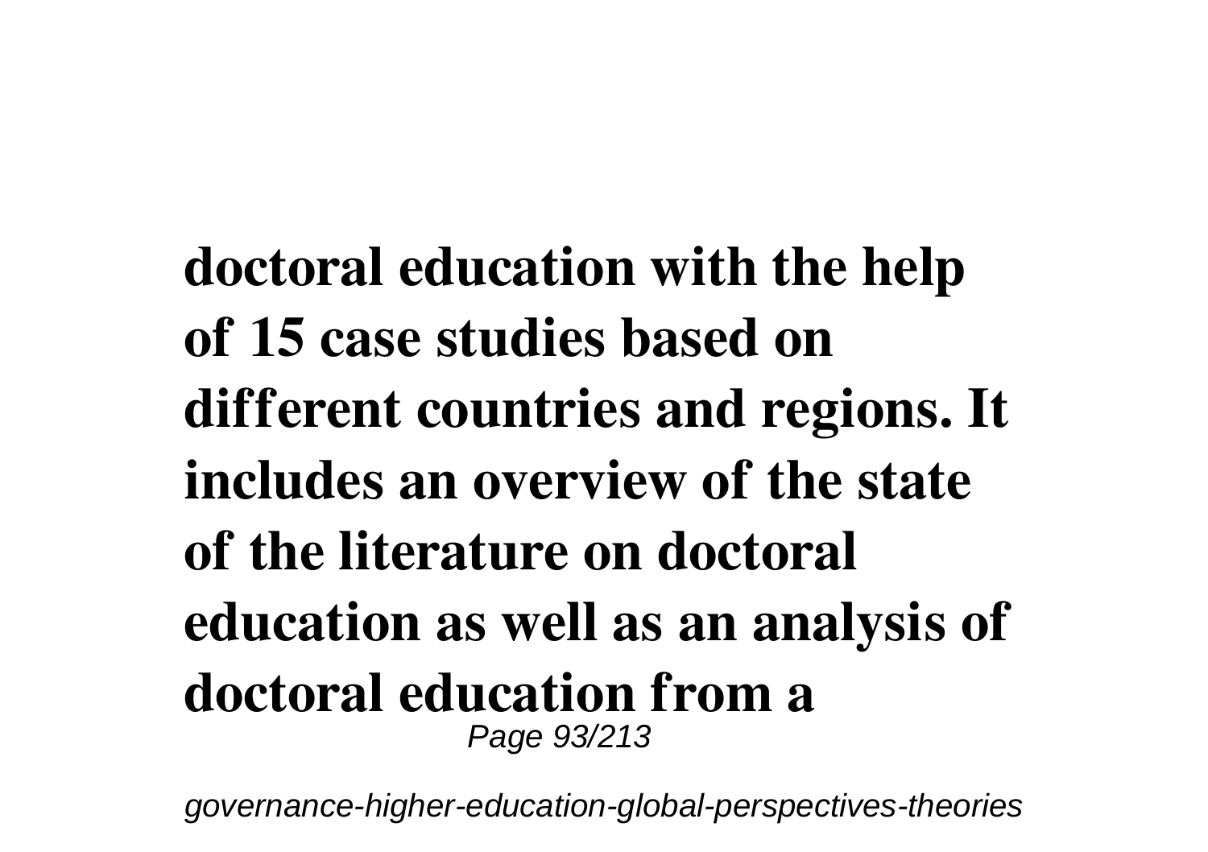**doctoral education with the help of 15 case studies based on different countries and regions. It includes an overview of the state of the literature on doctoral education as well as an analysis of doctoral education from a**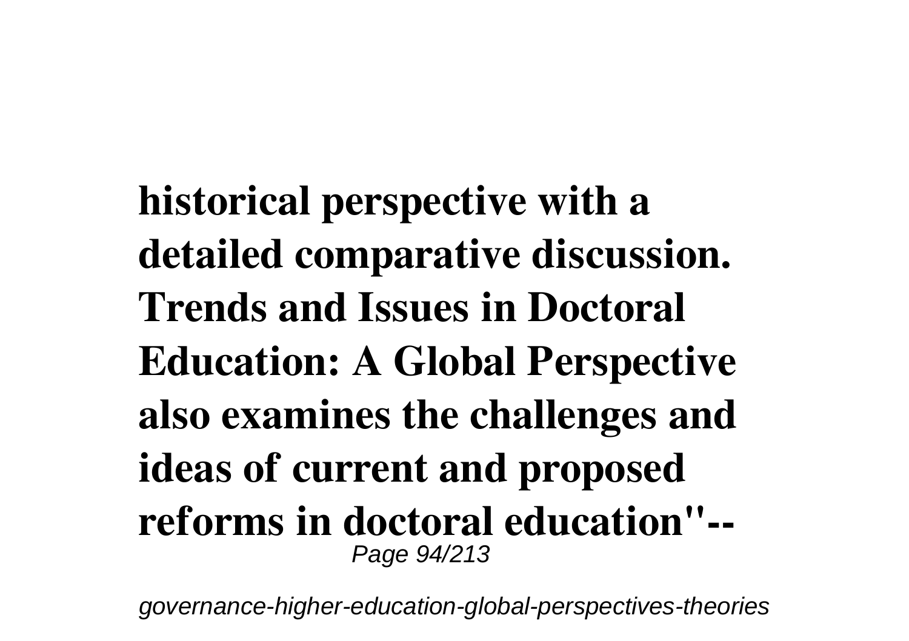**historical perspective with a detailed comparative discussion. Trends and Issues in Doctoral Education: A Global Perspective also examines the challenges and ideas of current and proposed reforms in doctoral education"--**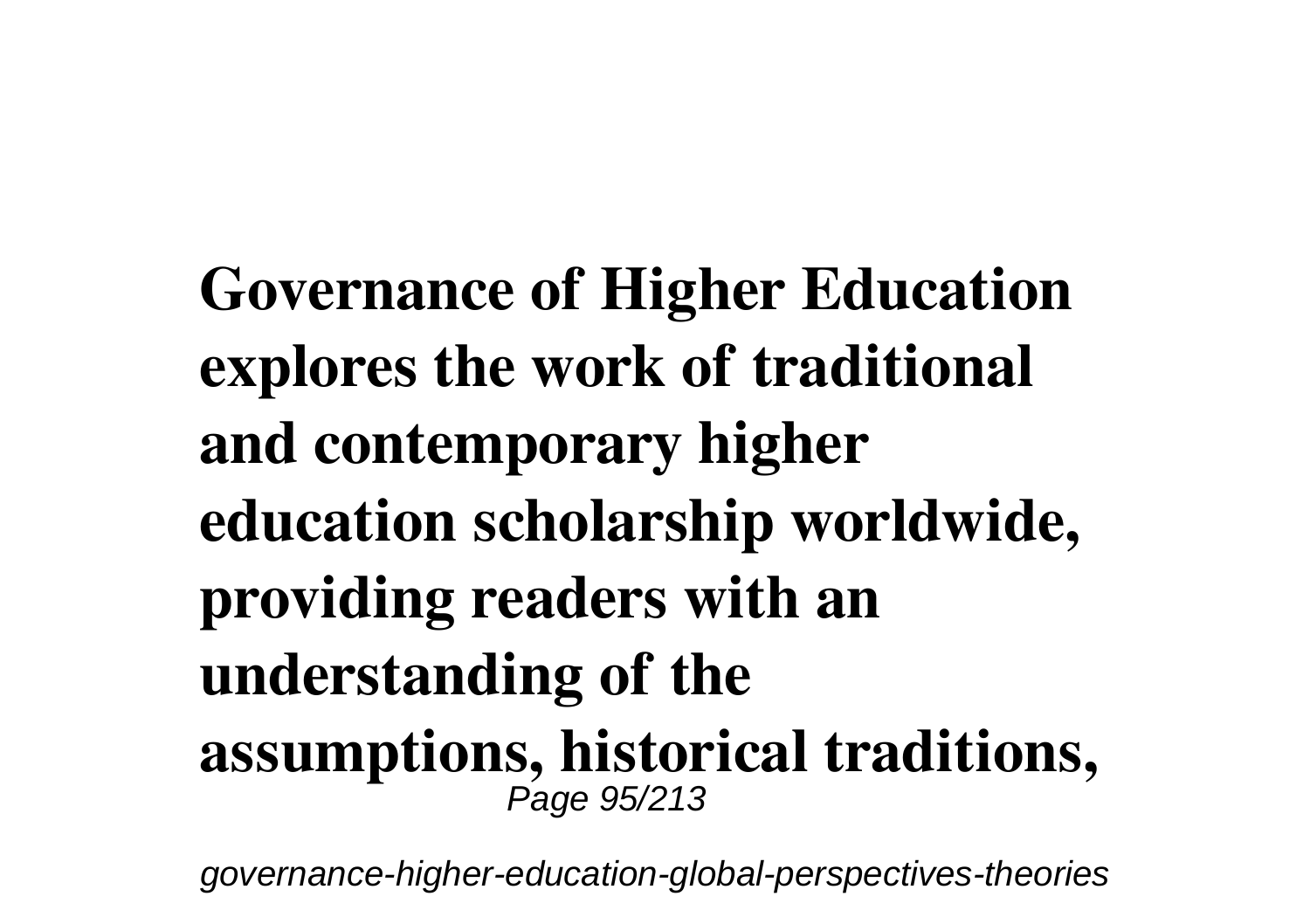**Governance of Higher Education explores the work of traditional and contemporary higher education scholarship worldwide, providing readers with an understanding of the assumptions, historical traditions,**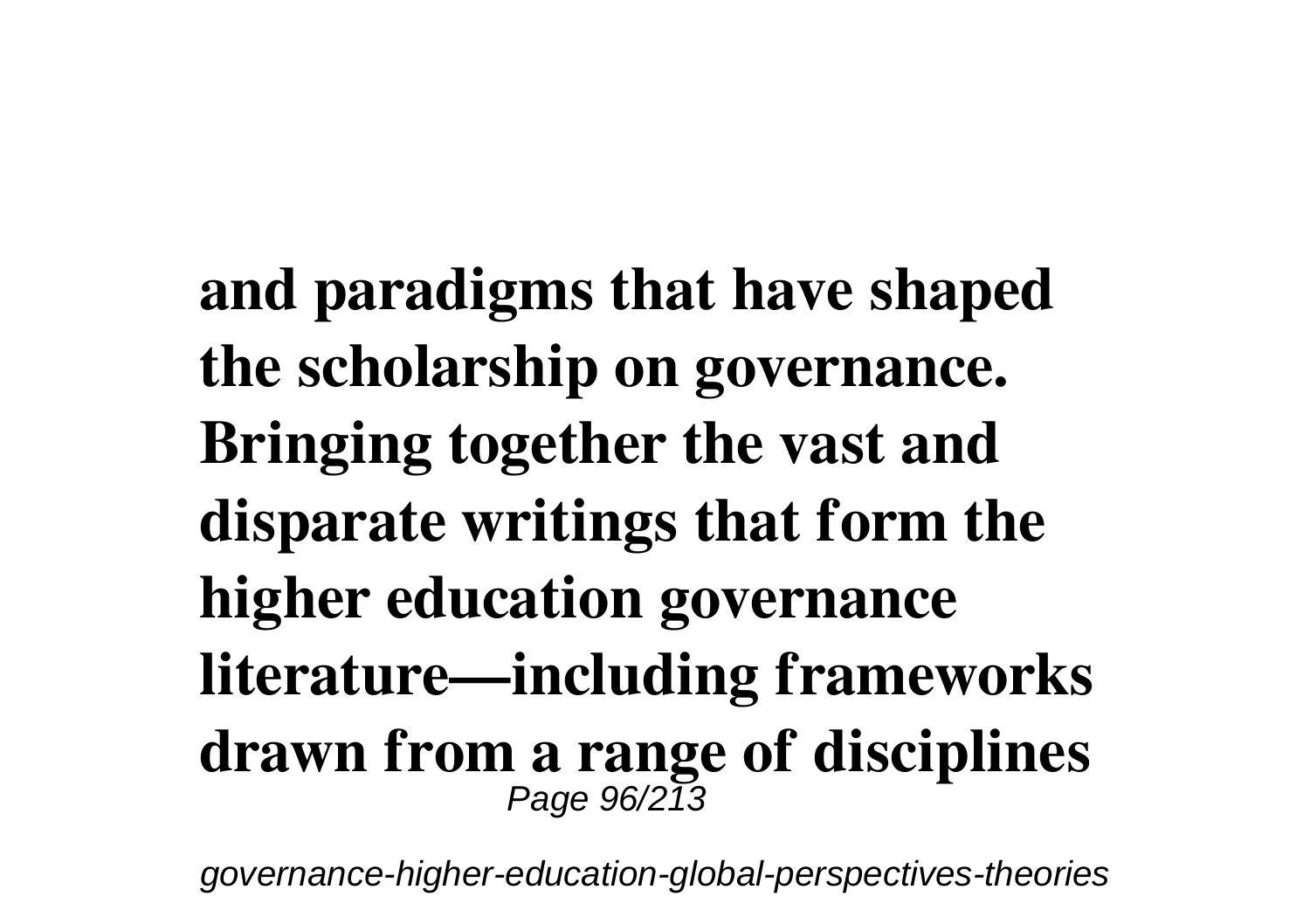and paradigms that have shaped the scholarship on governance. Bringing together the vast and disparate writings that form the higher education governance literature—including frameworks drawn from a range of disciplines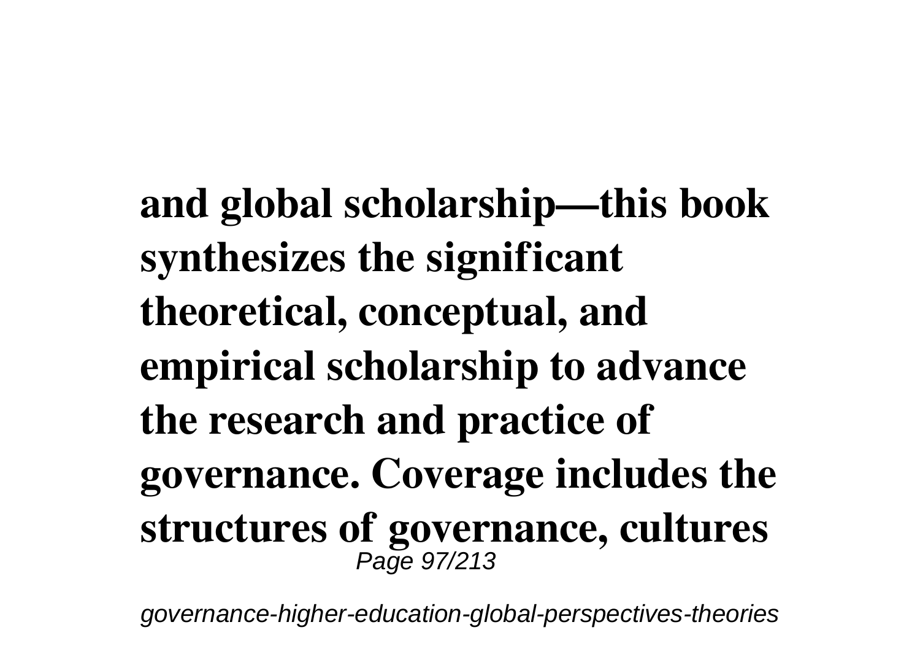**and global scholarship—this book synthesizes the significant theoretical, conceptual, and empirical scholarship to advance the research and practice of governance. Coverage includes the structures of governance, cultures**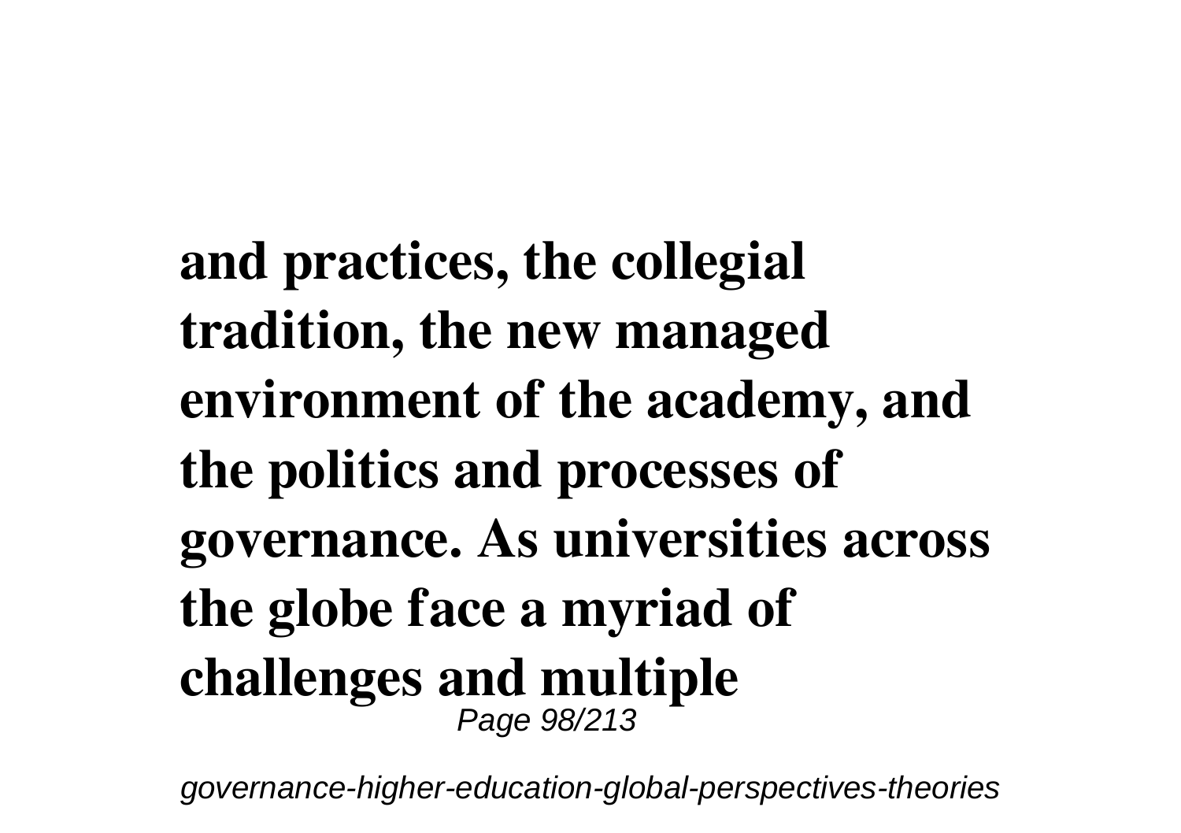**and practices, the collegial tradition, the new managed environment of the academy, and the politics and processes of governance. As universities across the globe face a myriad of challenges and multiple**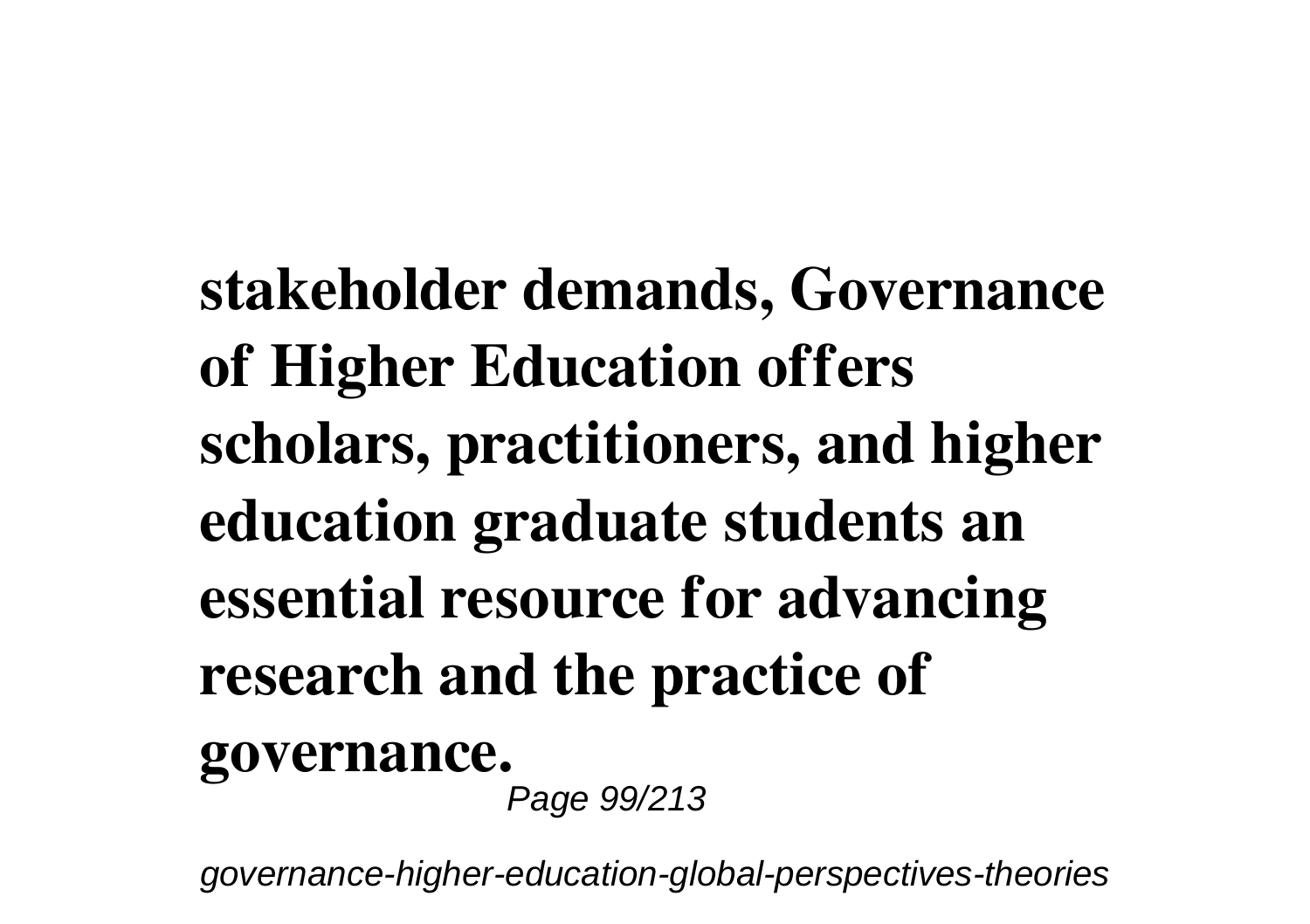**stakeholder demands, Governance of Higher Education offers scholars, practitioners, and higher education graduate students an essential resource for advancing research and the practice of governance.**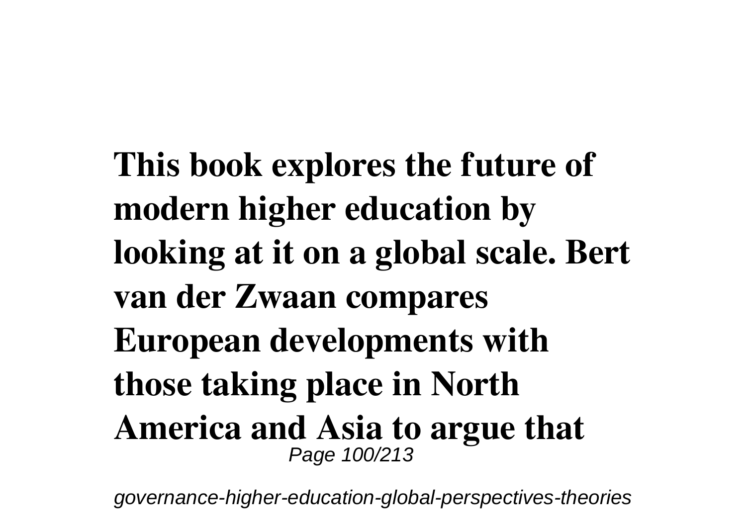**This book explores the future of modern higher education by looking at it on a global scale. Bert van der Zwaan compares European developments with those taking place in North America and Asia to argue that**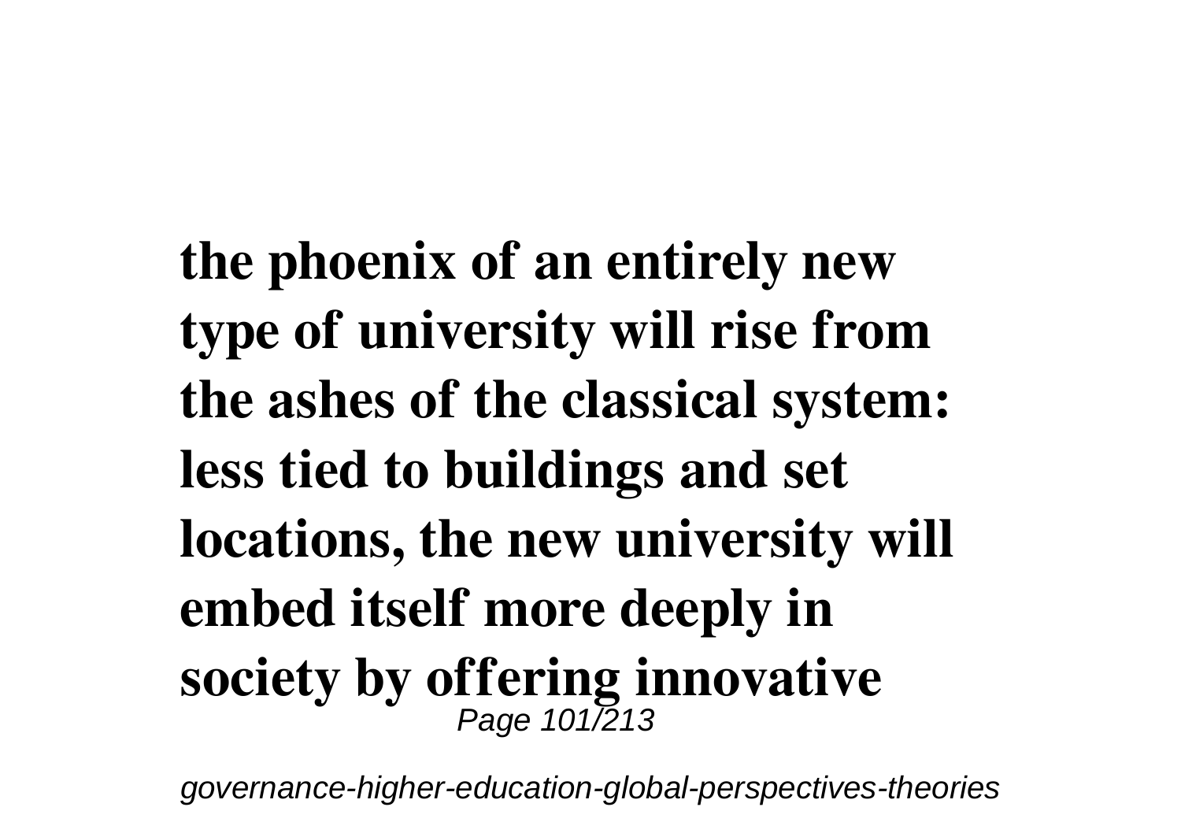**the phoenix of an entirely new type of university will rise from the ashes of the classical system: less tied to buildings and set locations, the new university will embed itself more deeply in society by offering innovative**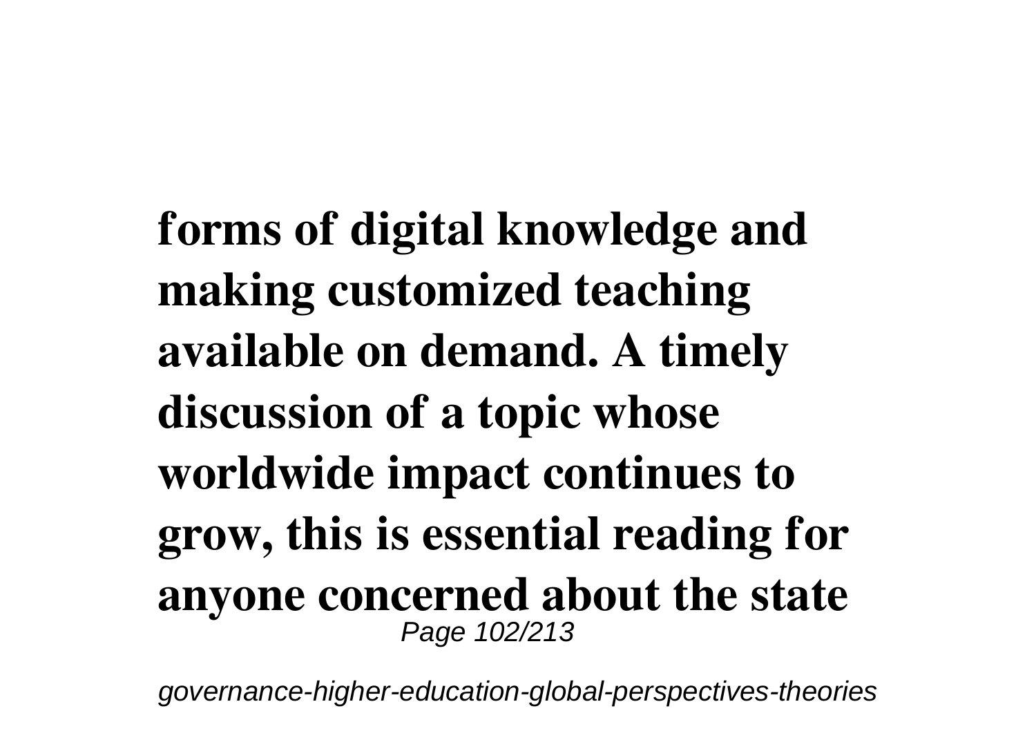**forms of digital knowledge and making customized teaching available on demand. A timely discussion of a topic whose worldwide impact continues to grow, this is essential reading for anyone concerned about the state**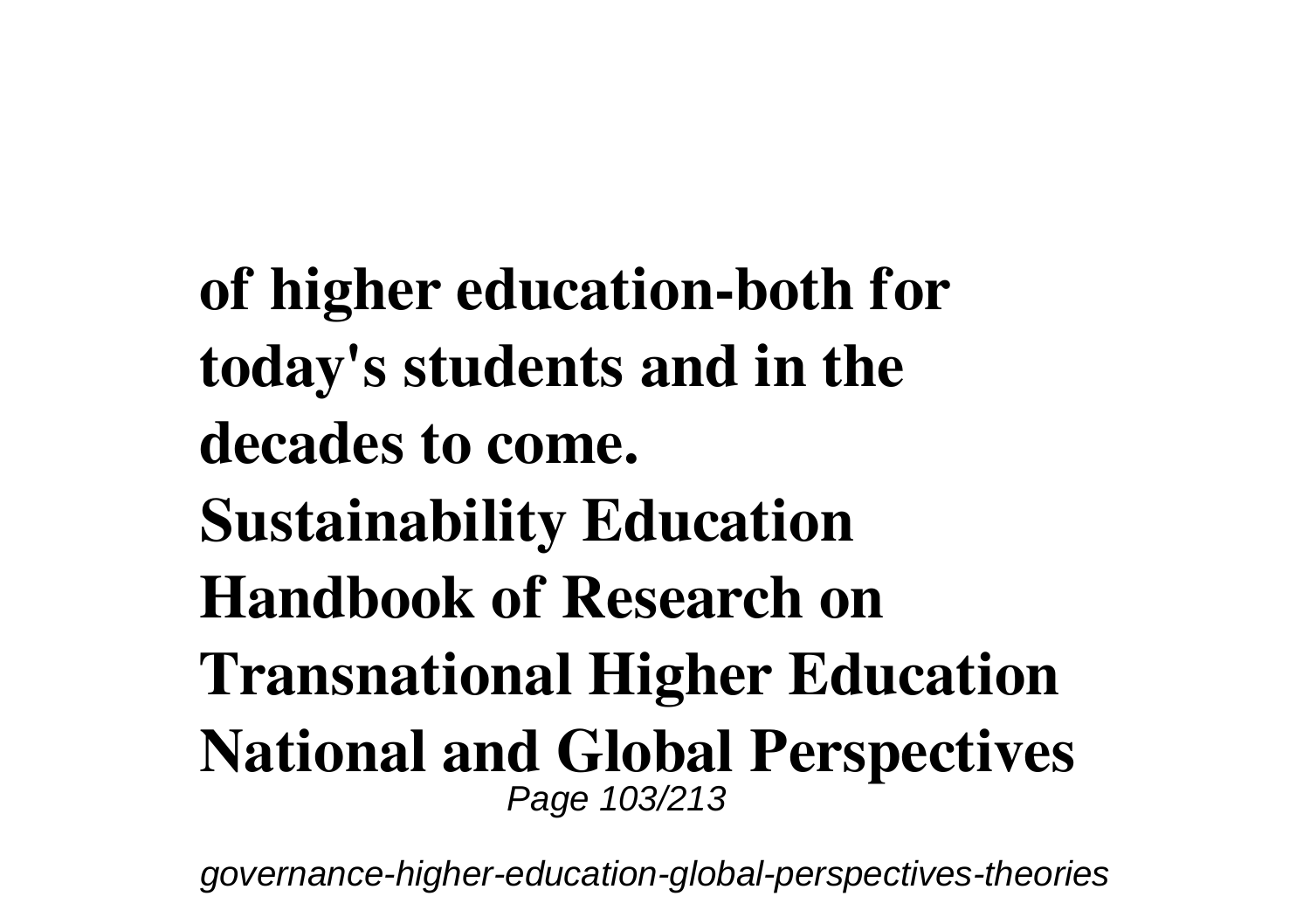**of higher education-both for today's students and in the decades to come.**

**Sustainability Education**

**Handbook of Research on Transnational Higher Education**

**National and Global Perspectives**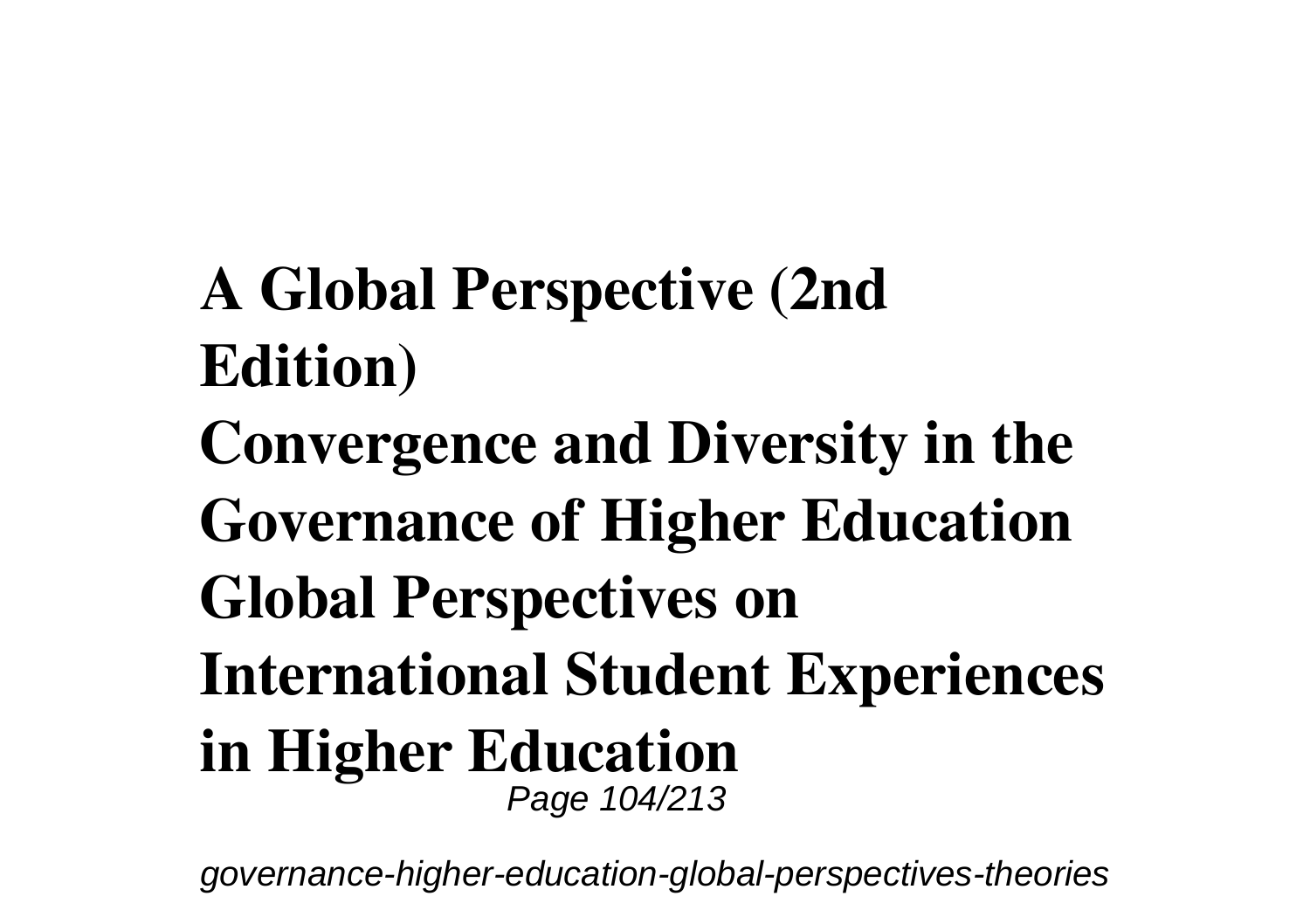**A Global Perspective (2nd Edition)**

**Convergence and Diversity in the Governance of Higher Education**

**Global Perspectives on International Student Experiences in Higher Education**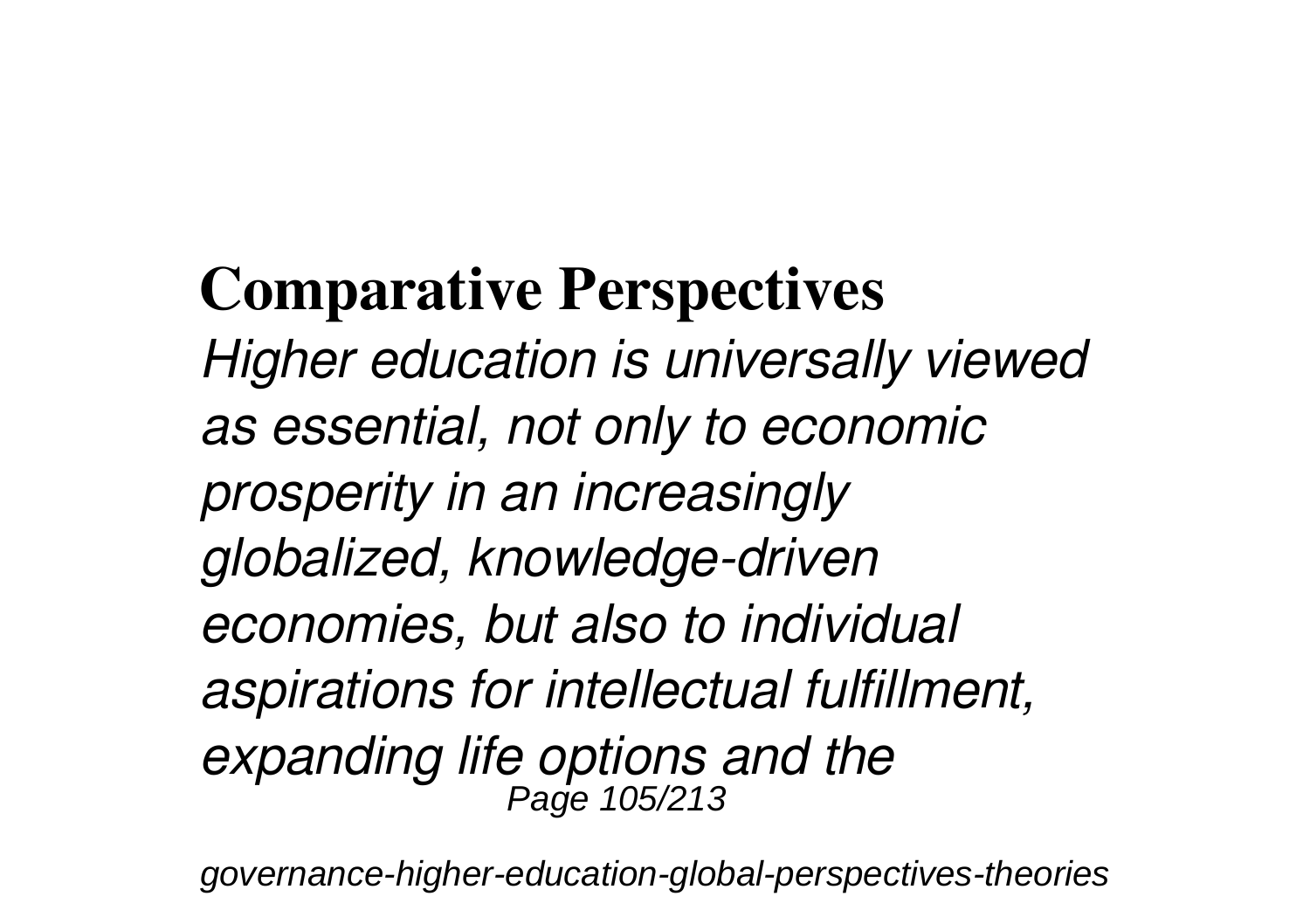## Comparative Perspectives

*Higher education is universally viewed as essential, not only to economic prosperity in an increasingly globalized, knowledge-driven economies, but also to individual aspirations for intellectual fulfillment, expanding life options and the*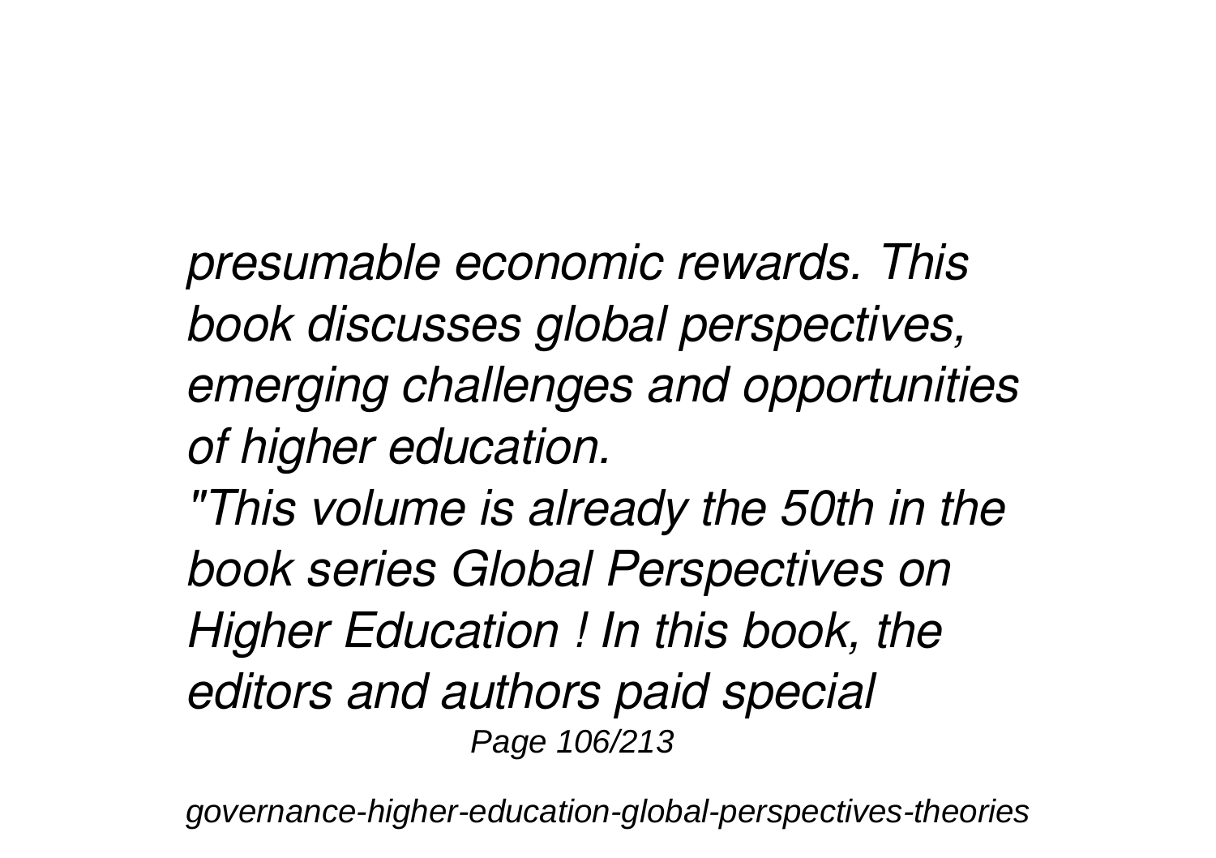*presumable economic rewards. This book discusses global perspectives, emerging challenges and opportunities of higher education.*

*"This volume is already the 50th in the book series Global Perspectives on Higher Education ! In this book, the editors and authors paid special*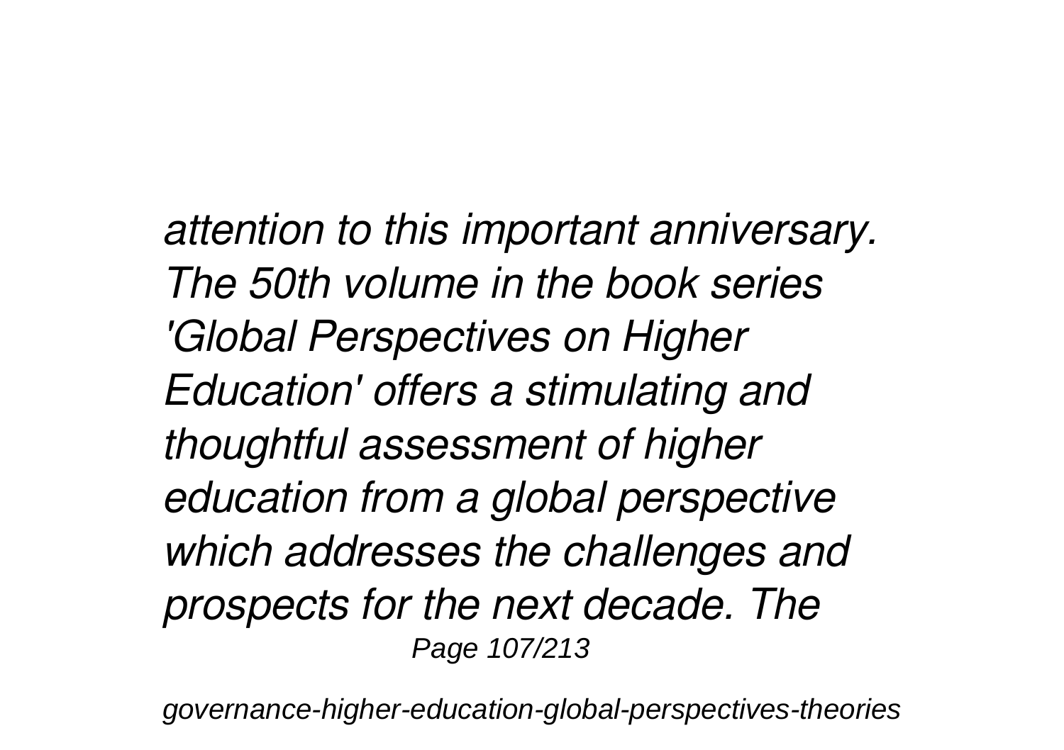*attention to this important anniversary. The 50th volume in the book series 'Global Perspectives on Higher Education' offers a stimulating and thoughtful assessment of higher education from a global perspective which addresses the challenges and prospects for the next decade. The*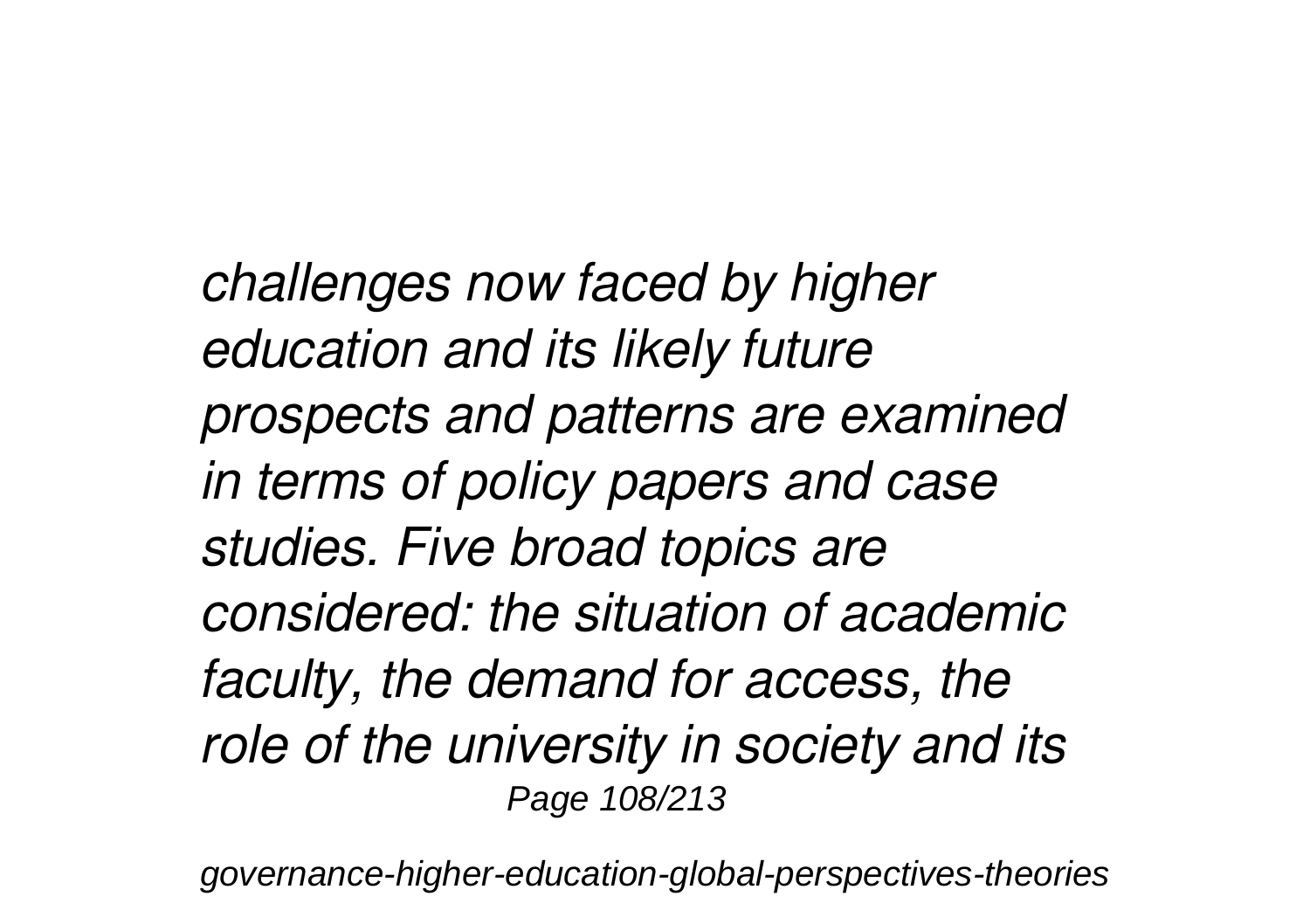*challenges now faced by higher education and its likely future prospects and patterns are examined in terms of policy papers and case studies. Five broad topics are considered: the situation of academic faculty, the demand for access, the role of the university in society and its*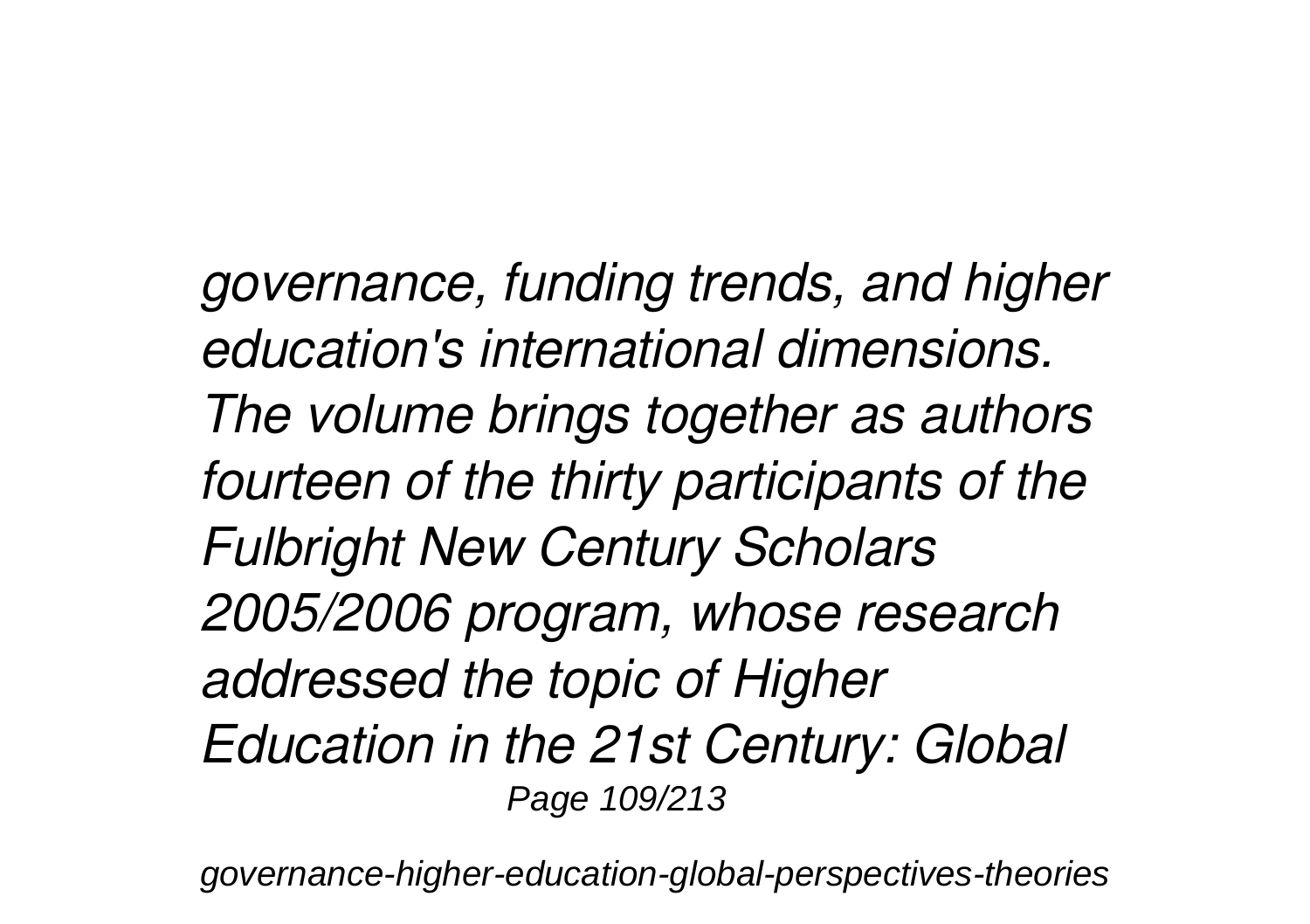*governance, funding trends, and higher education's international dimensions. The volume brings together as authors fourteen of the thirty participants of the Fulbright New Century Scholars 2005/2006 program, whose research addressed the topic of Higher Education in the 21st Century: Global*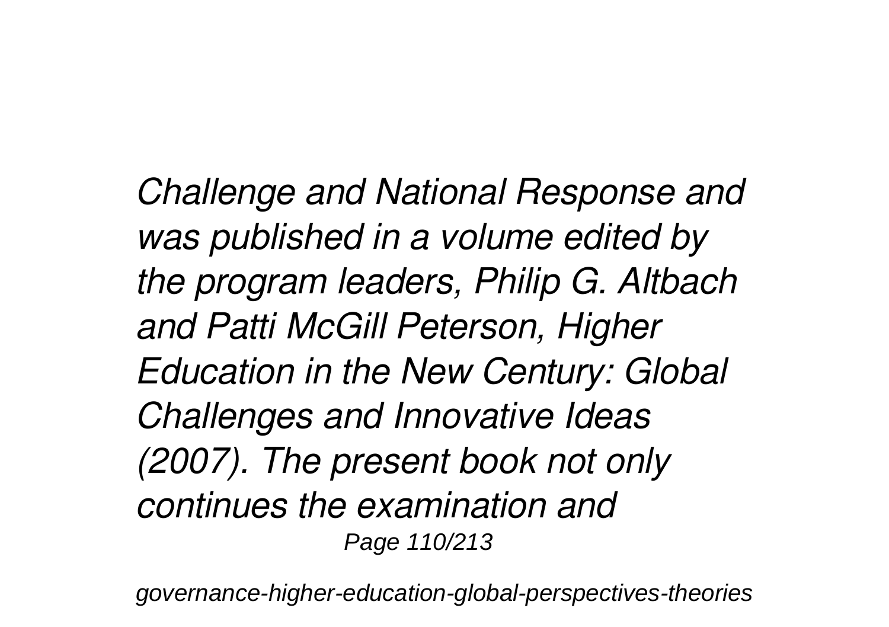*Challenge and National Response and was published in a volume edited by the program leaders, Philip G. Altbach and Patti McGill Peterson, Higher Education in the New Century: Global Challenges and Innovative Ideas (2007). The present book not only continues the examination and*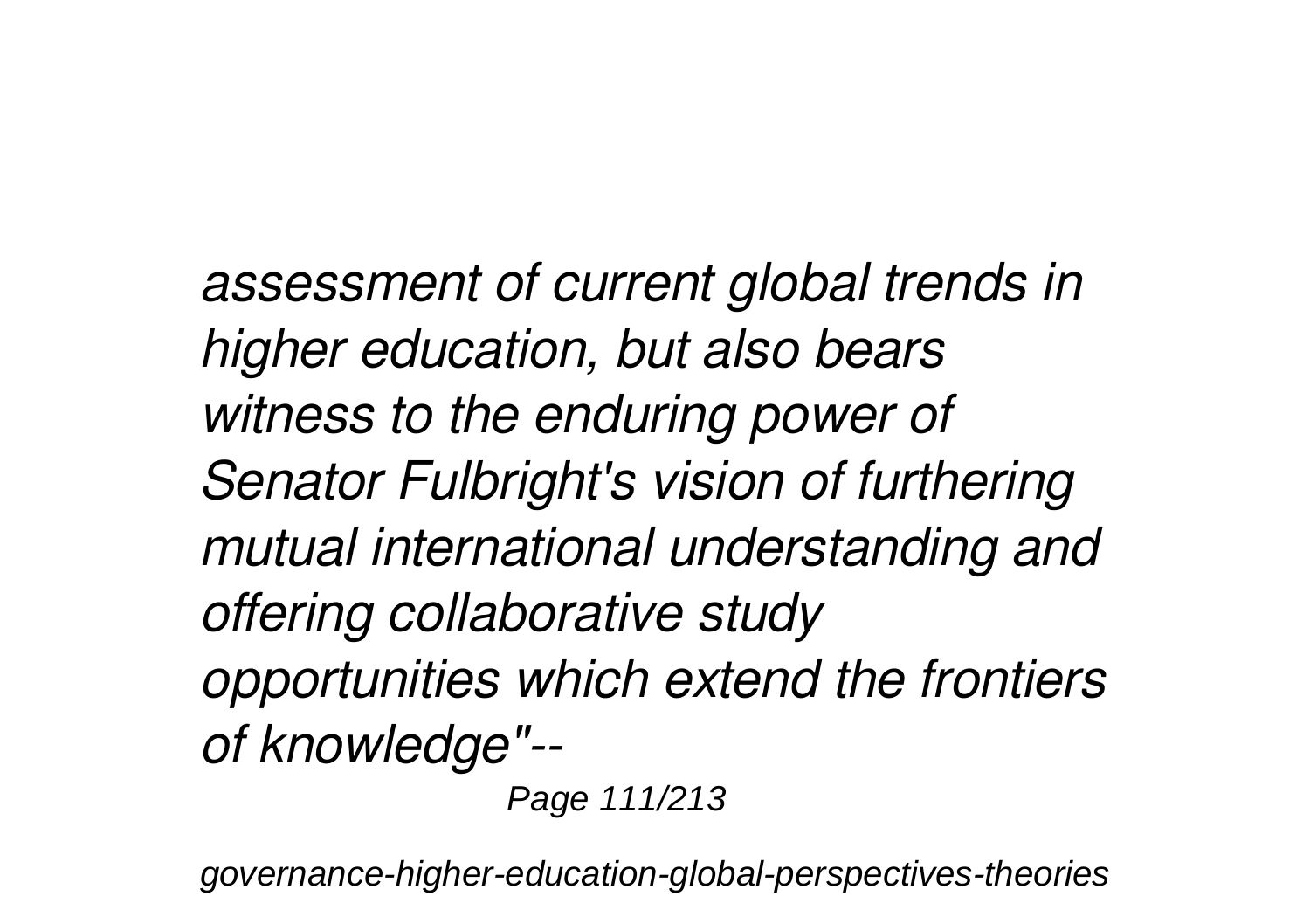*assessment of current global trends in higher education, but also bears witness to the enduring power of Senator Fulbright's vision of furthering mutual international understanding and offering collaborative study opportunities which extend the frontiers of knowledge"--*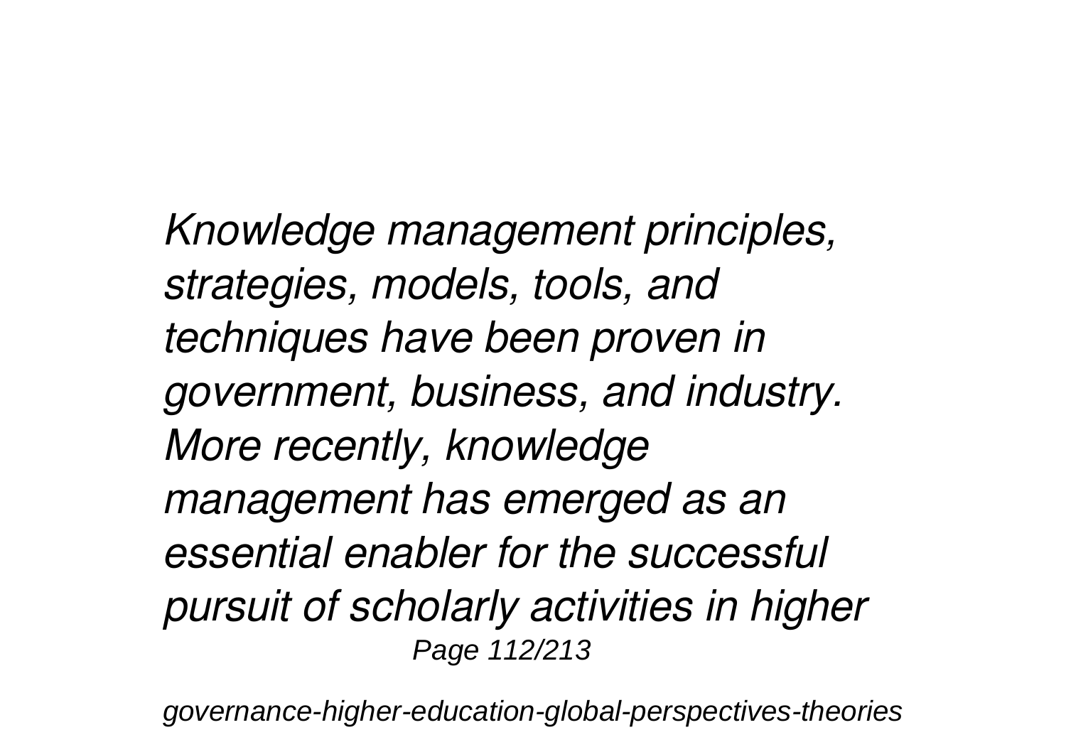*Knowledge management principles, strategies, models, tools, and techniques have been proven in government, business, and industry. More recently, knowledge management has emerged as an essential enabler for the successful pursuit of scholarly activities in higher*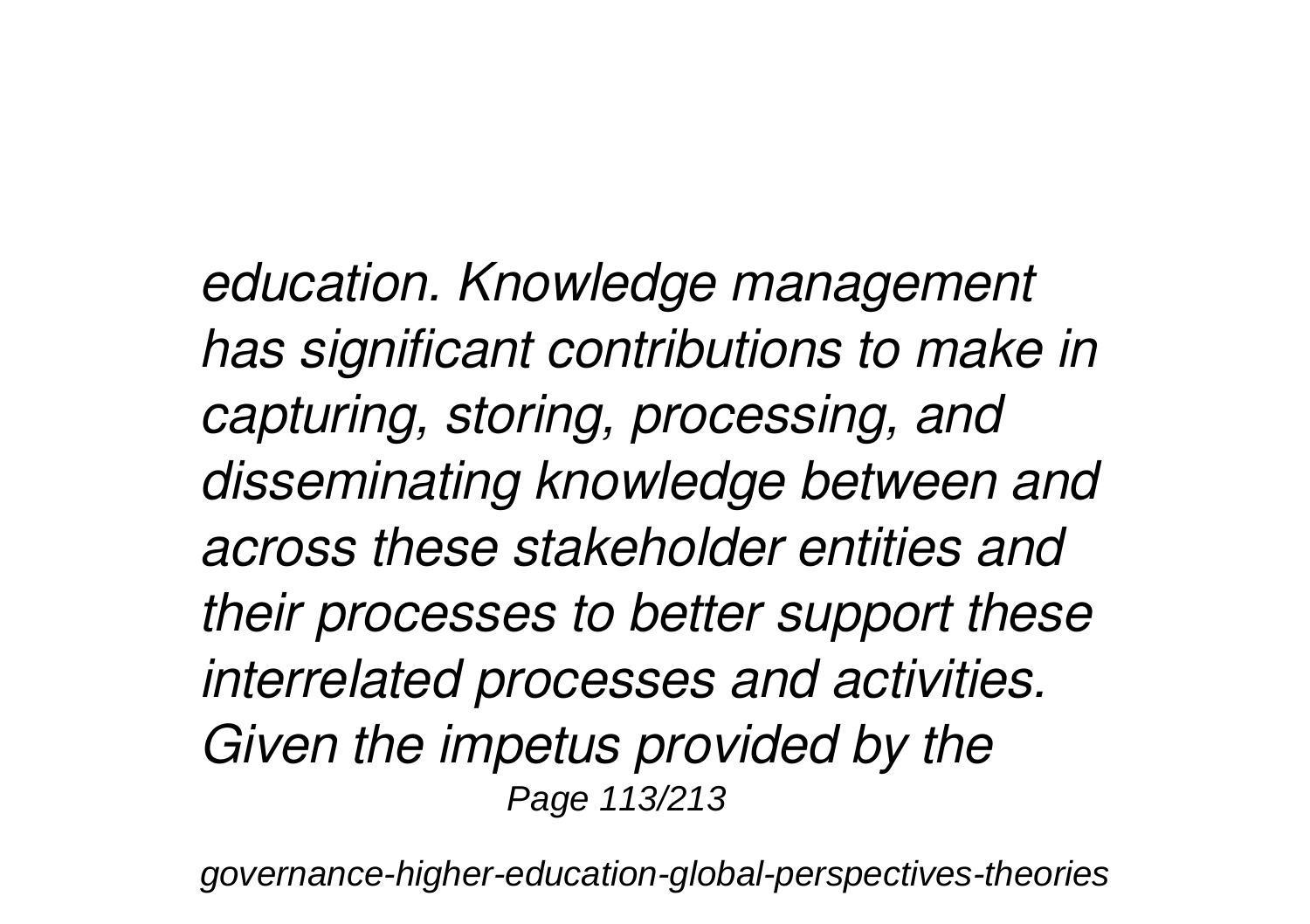*education. Knowledge management has significant contributions to make in capturing, storing, processing, and disseminating knowledge between and across these stakeholder entities and their processes to better support these interrelated processes and activities. Given the impetus provided by the*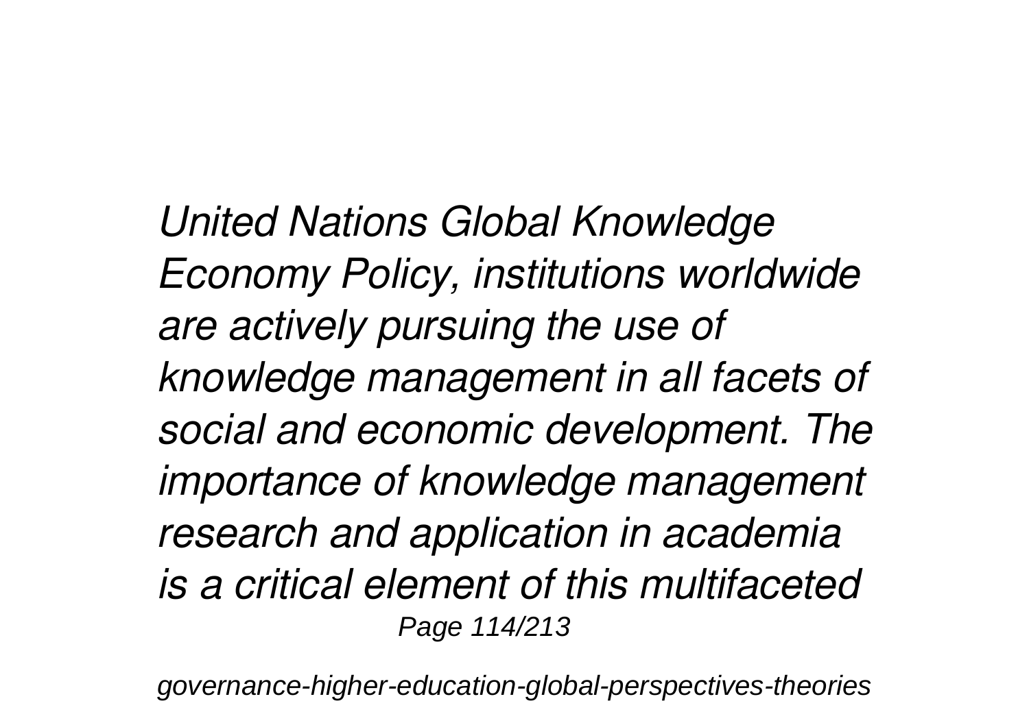*United Nations Global Knowledge Economy Policy, institutions worldwide are actively pursuing the use of knowledge management in all facets of social and economic development. The importance of knowledge management research and application in academia is a critical element of this multifaceted*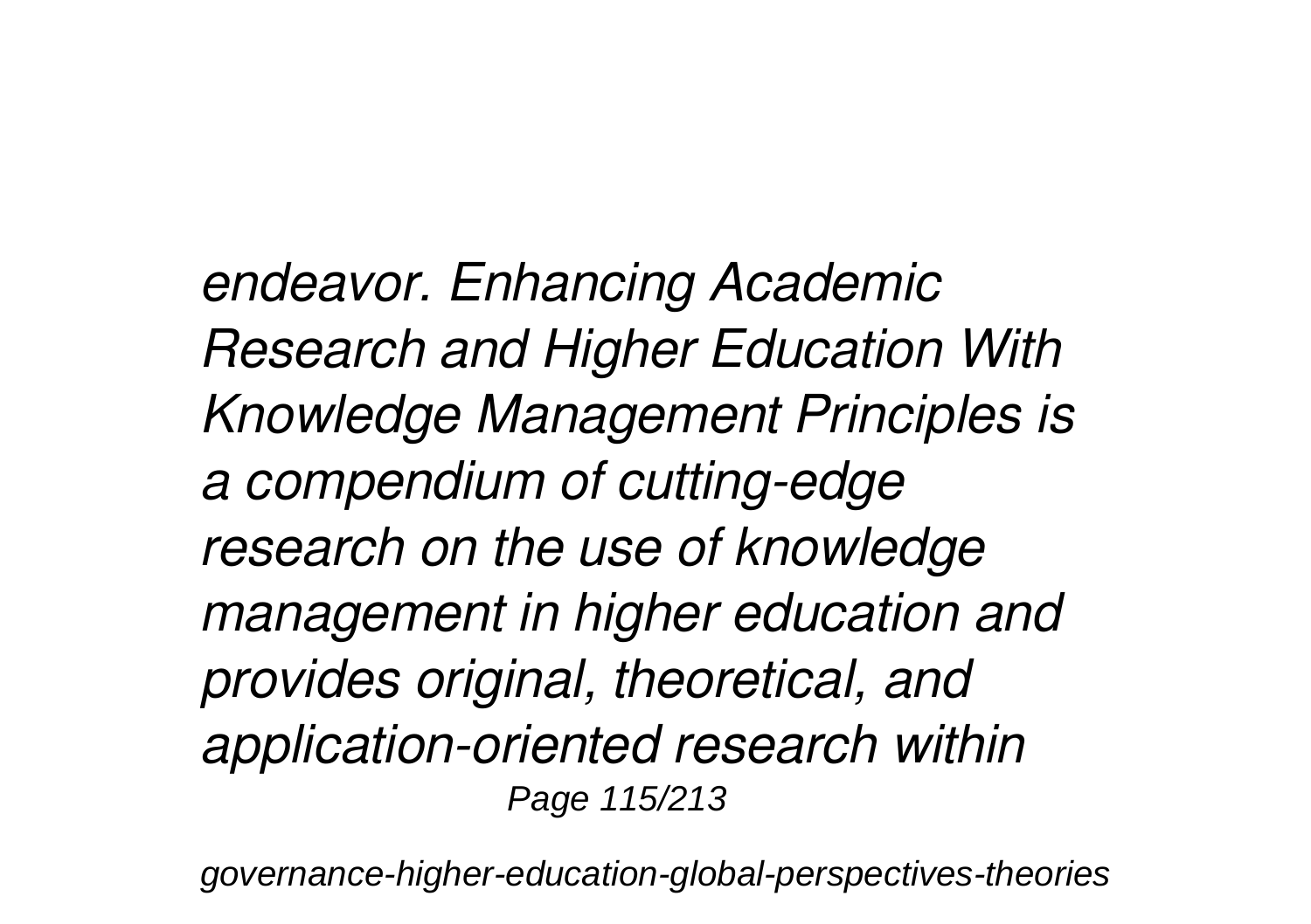*endeavor. Enhancing Academic Research and Higher Education With Knowledge Management Principles is a compendium of cutting-edge research on the use of knowledge management in higher education and provides original, theoretical, and application-oriented research within*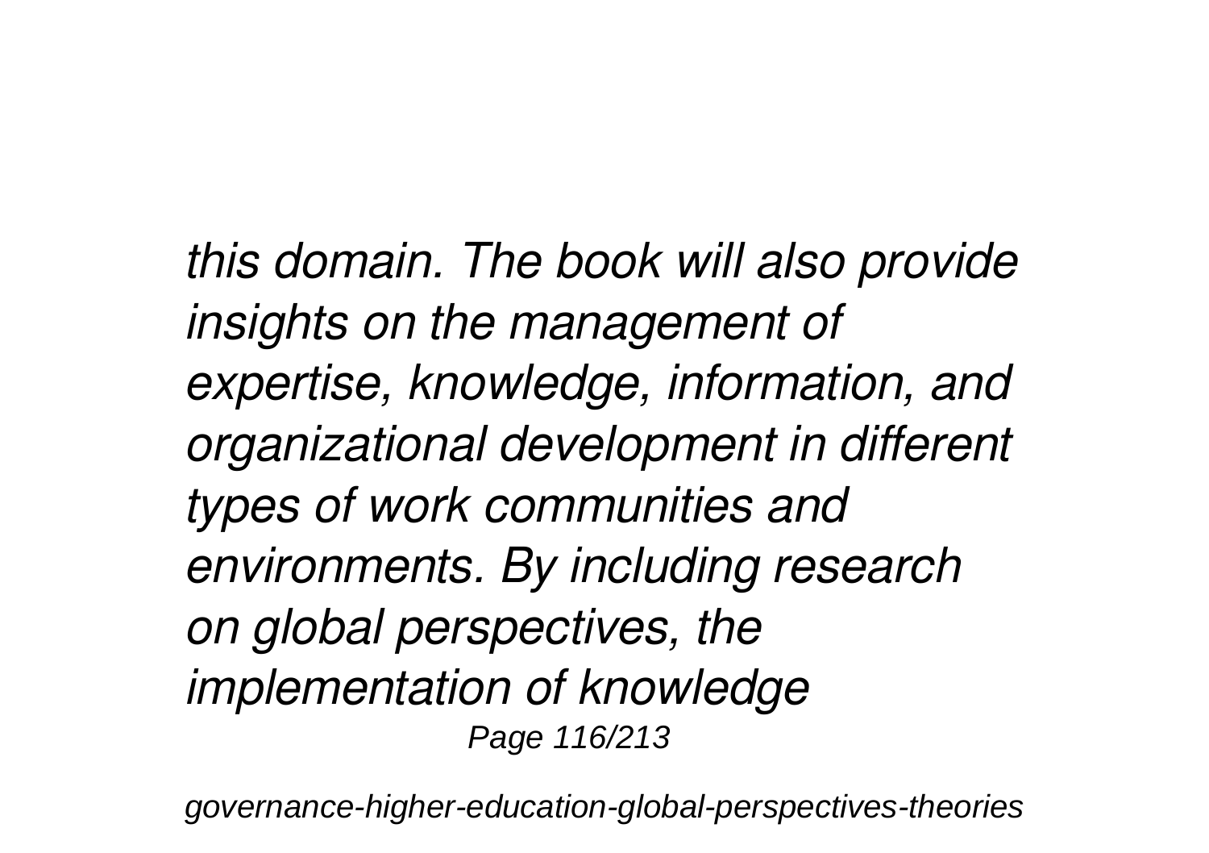*this domain. The book will also provide insights on the management of expertise, knowledge, information, and organizational development in different types of work communities and environments. By including research on global perspectives, the implementation of knowledge*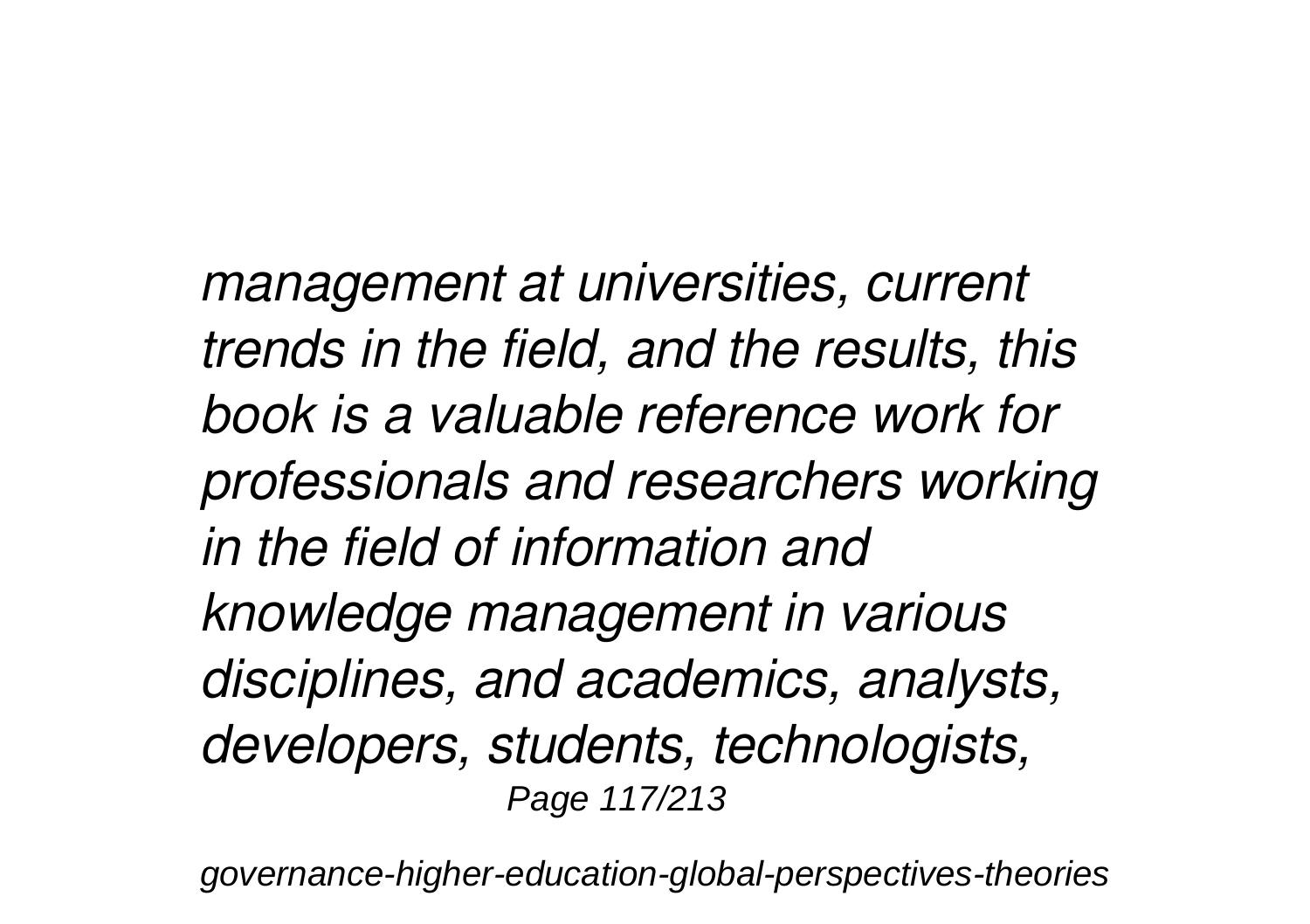*management at universities, current trends in the field, and the results, this book is a valuable reference work for professionals and researchers working in the field of information and knowledge management in various disciplines, and academics, analysts, developers, students, technologists,*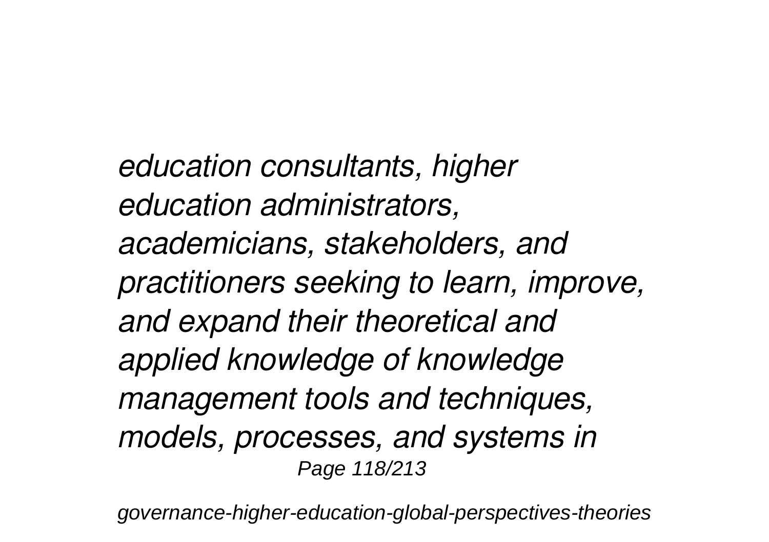*education consultants, higher education administrators, academicians, stakeholders, and practitioners seeking to learn, improve, and expand their theoretical and applied knowledge of knowledge management tools and techniques, models, processes, and systems in*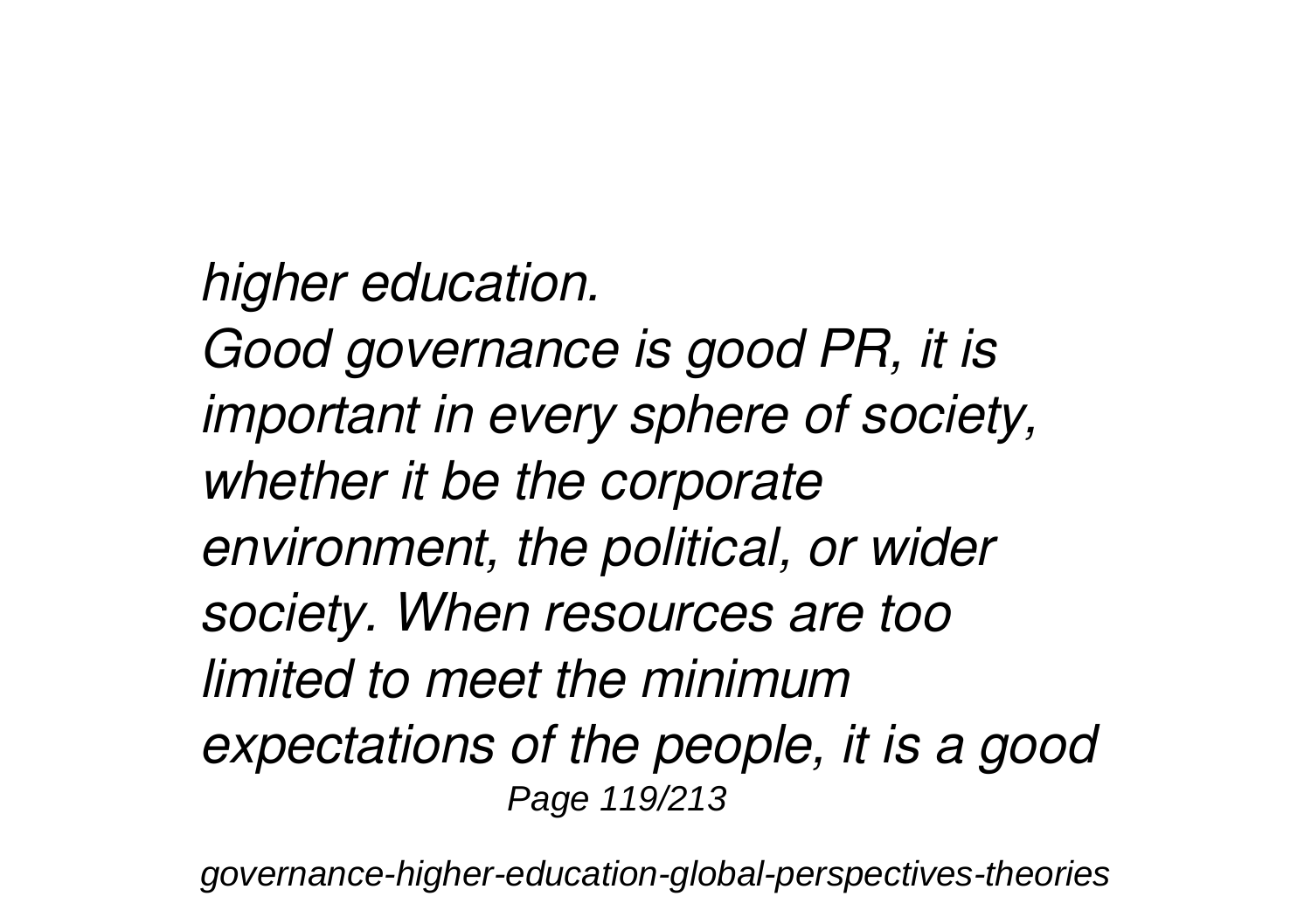*higher education.*

*Good governance is good PR, it is important in every sphere of society, whether it be the corporate environment, the political, or wider society. When resources are too limited to meet the minimum expectations of the people, it is a good*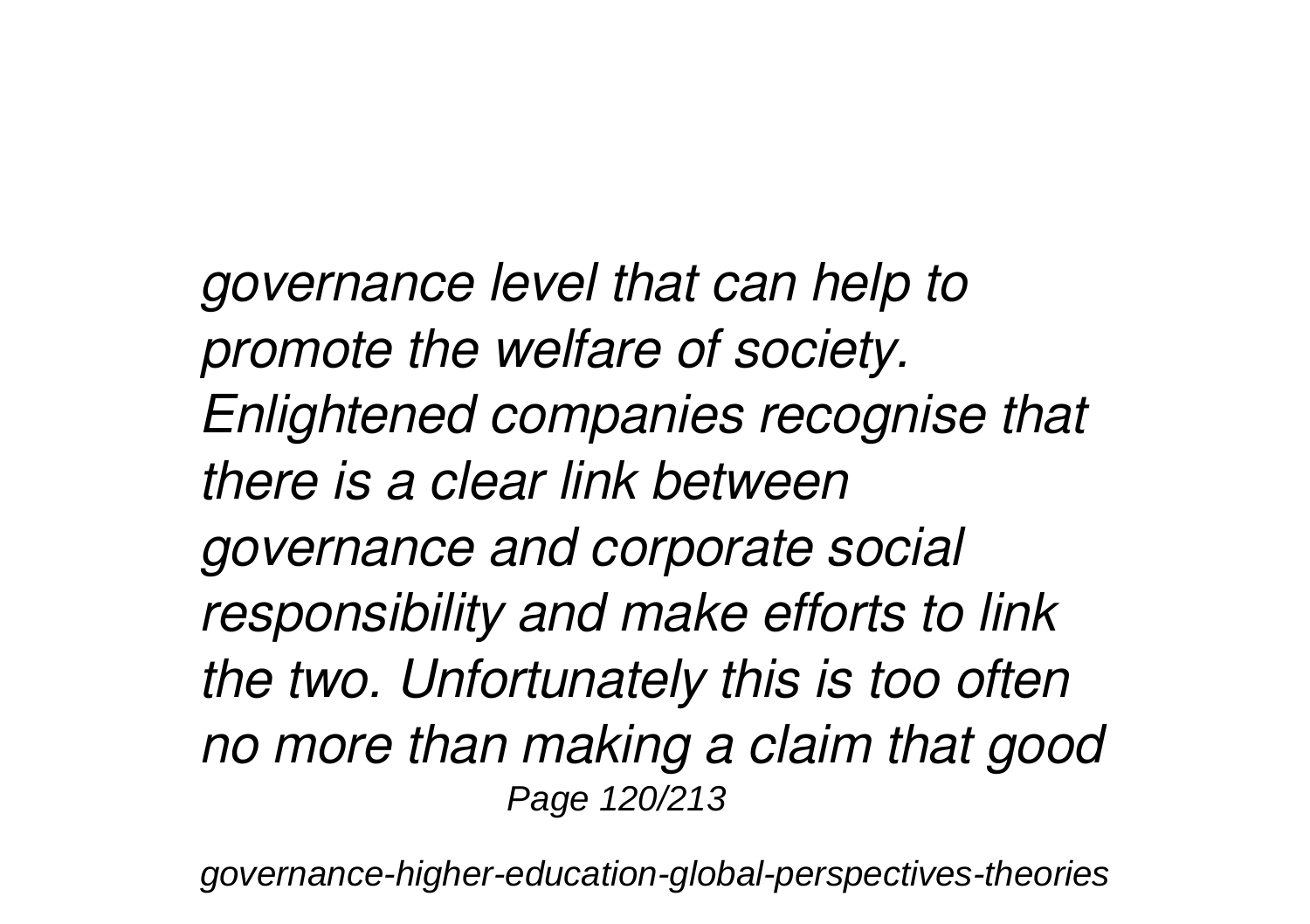*governance level that can help to promote the welfare of society. Enlightened companies recognise that there is a clear link between governance and corporate social responsibility and make efforts to link the two. Unfortunately this is too often no more than making a claim that good*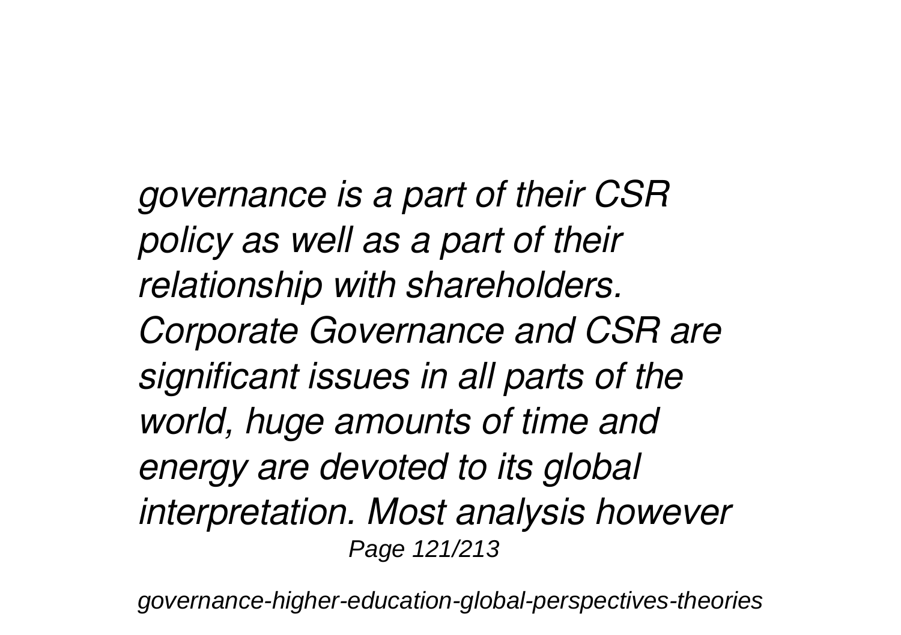*governance is a part of their CSR policy as well as a part of their relationship with shareholders. Corporate Governance and CSR are significant issues in all parts of the world, huge amounts of time and energy are devoted to its global interpretation. Most analysis however*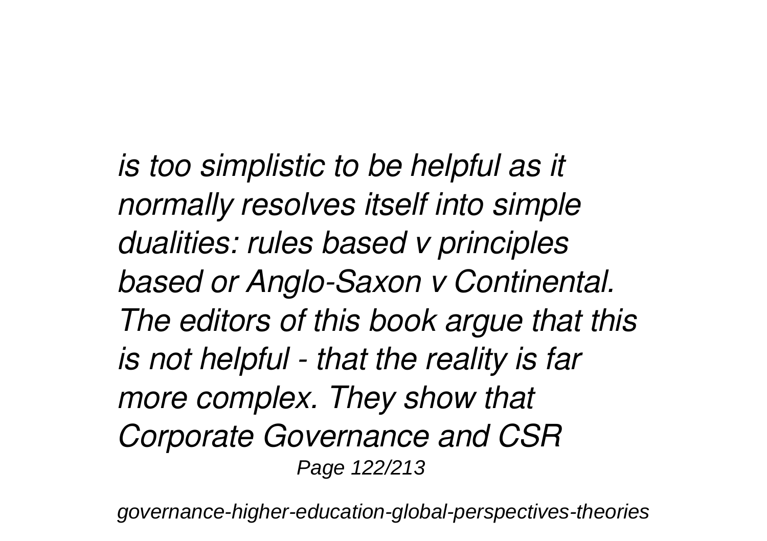*is too simplistic to be helpful as it normally resolves itself into simple dualities: rules based v principles based or Anglo-Saxon v Continental. The editors of this book argue that this is not helpful - that the reality is far more complex. They show that Corporate Governance and CSR*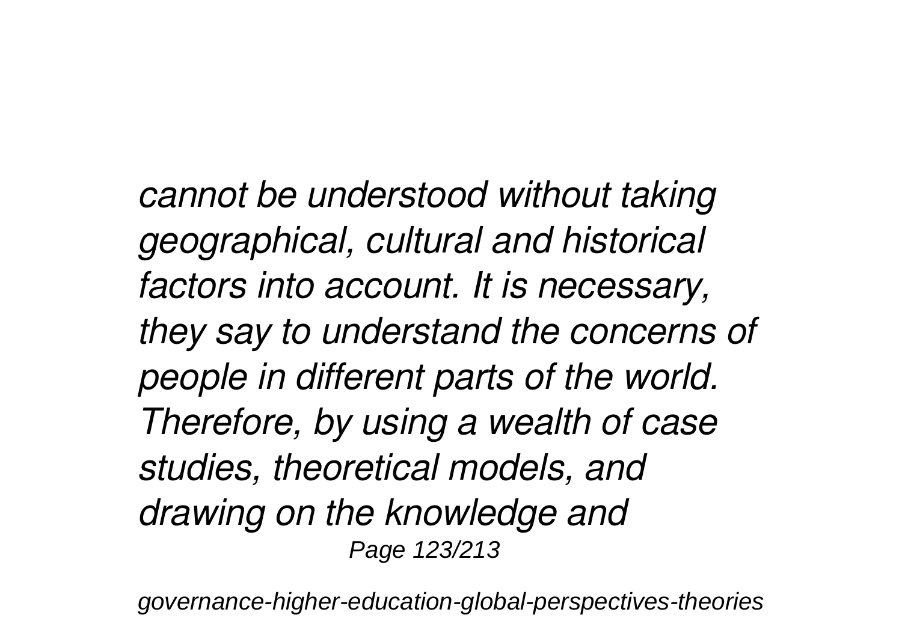*cannot be understood without taking geographical, cultural and historical factors into account. It is necessary, they say to understand the concerns of people in different parts of the world. Therefore, by using a wealth of case studies, theoretical models, and drawing on the knowledge and*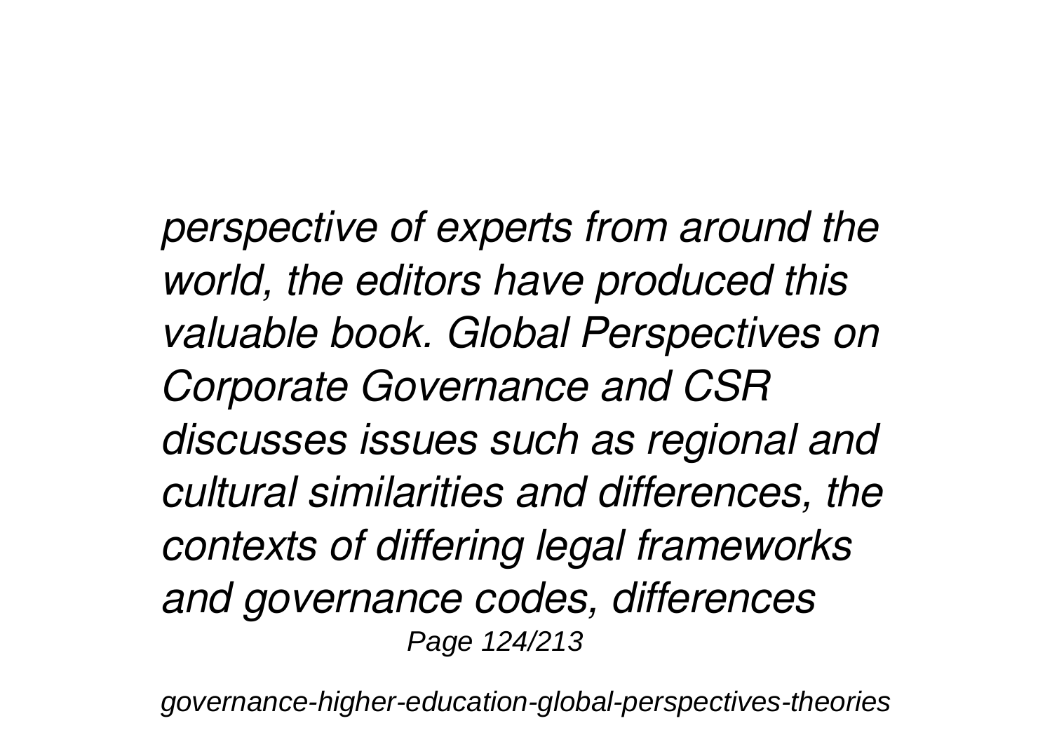*perspective of experts from around the world, the editors have produced this valuable book. Global Perspectives on Corporate Governance and CSR discusses issues such as regional and cultural similarities and differences, the contexts of differing legal frameworks and governance codes, differences*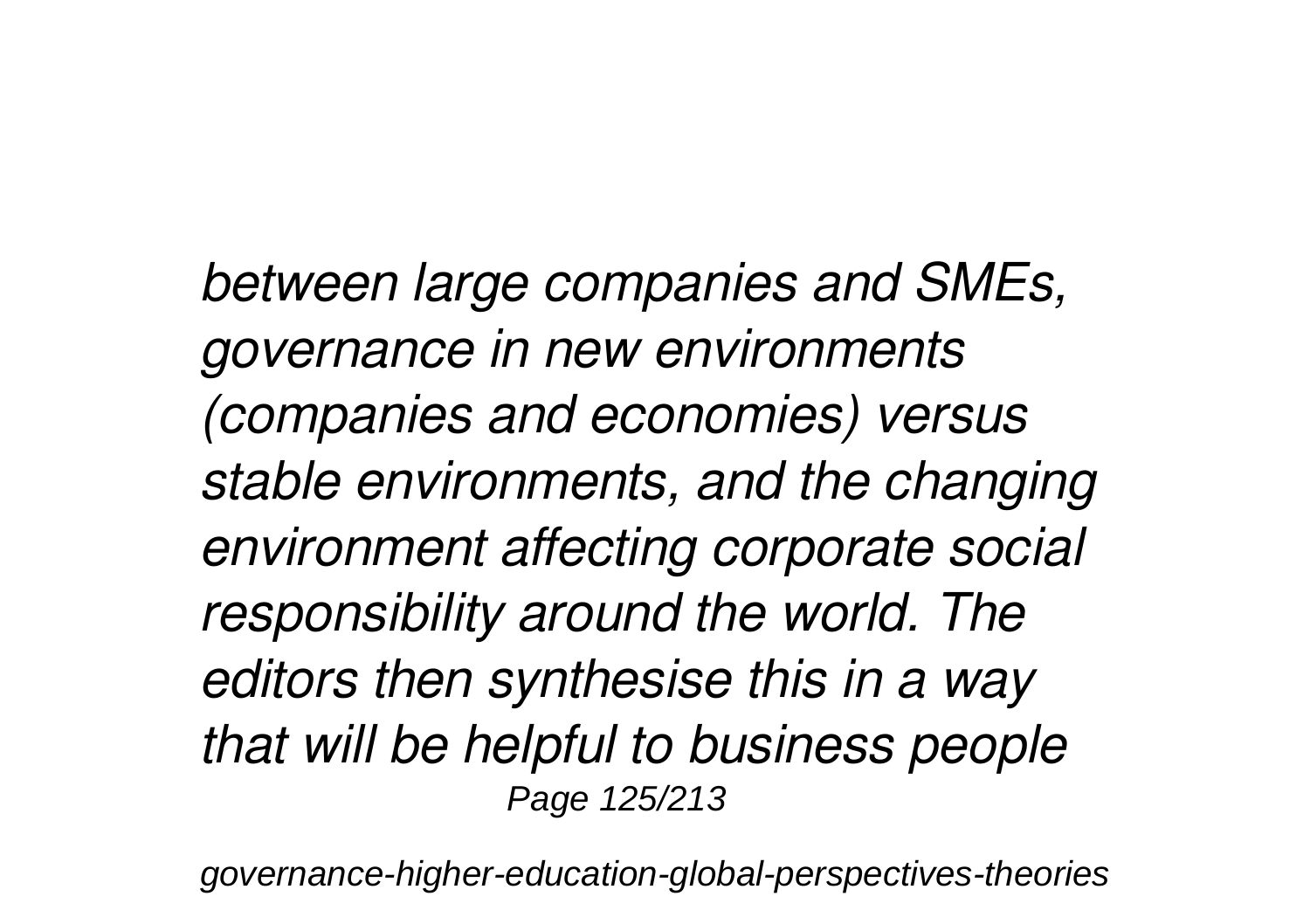*between large companies and SMEs, governance in new environments (companies and economies) versus stable environments, and the changing environment affecting corporate social responsibility around the world. The editors then synthesise this in a way that will be helpful to business people*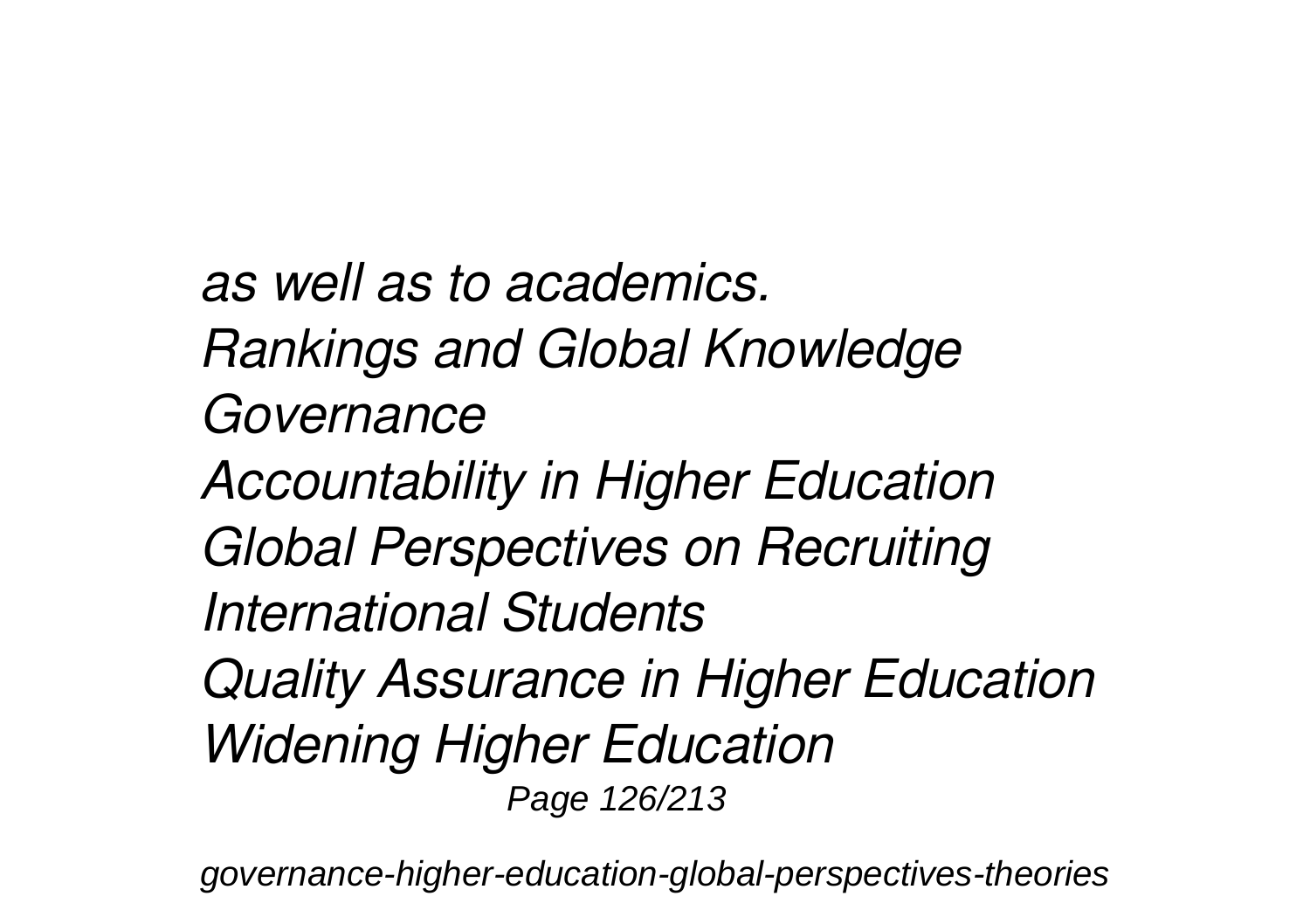*as well as to academics.*
*Rankings and Global Knowledge Governance*
*Accountability in Higher Education*
*Global Perspectives on Recruiting International Students*
*Quality Assurance in Higher Education*
*Widening Higher Education*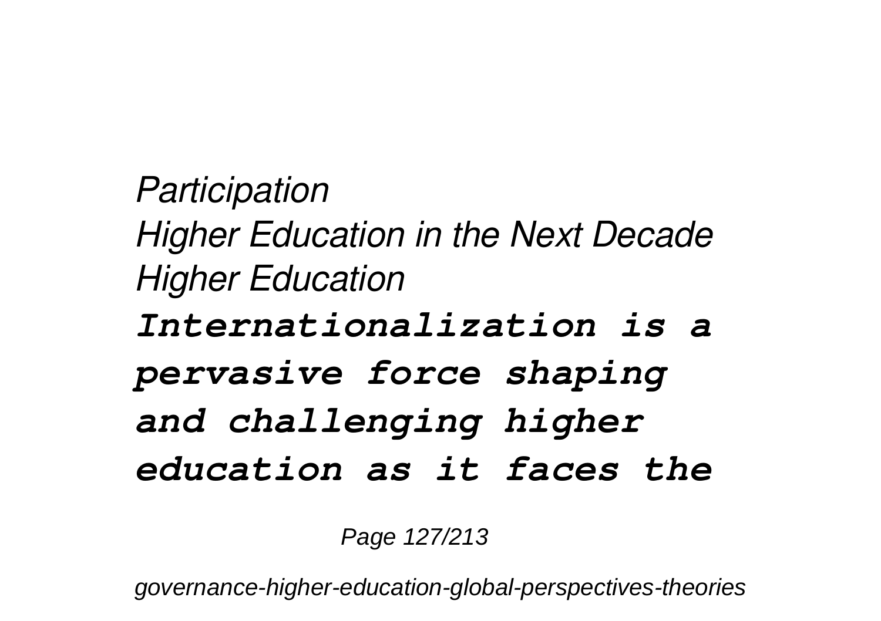*Participation*
*Higher Education in the Next Decade*
*Higher Education*
***Internationalization is a pervasive force shaping and challenging higher education as it faces the***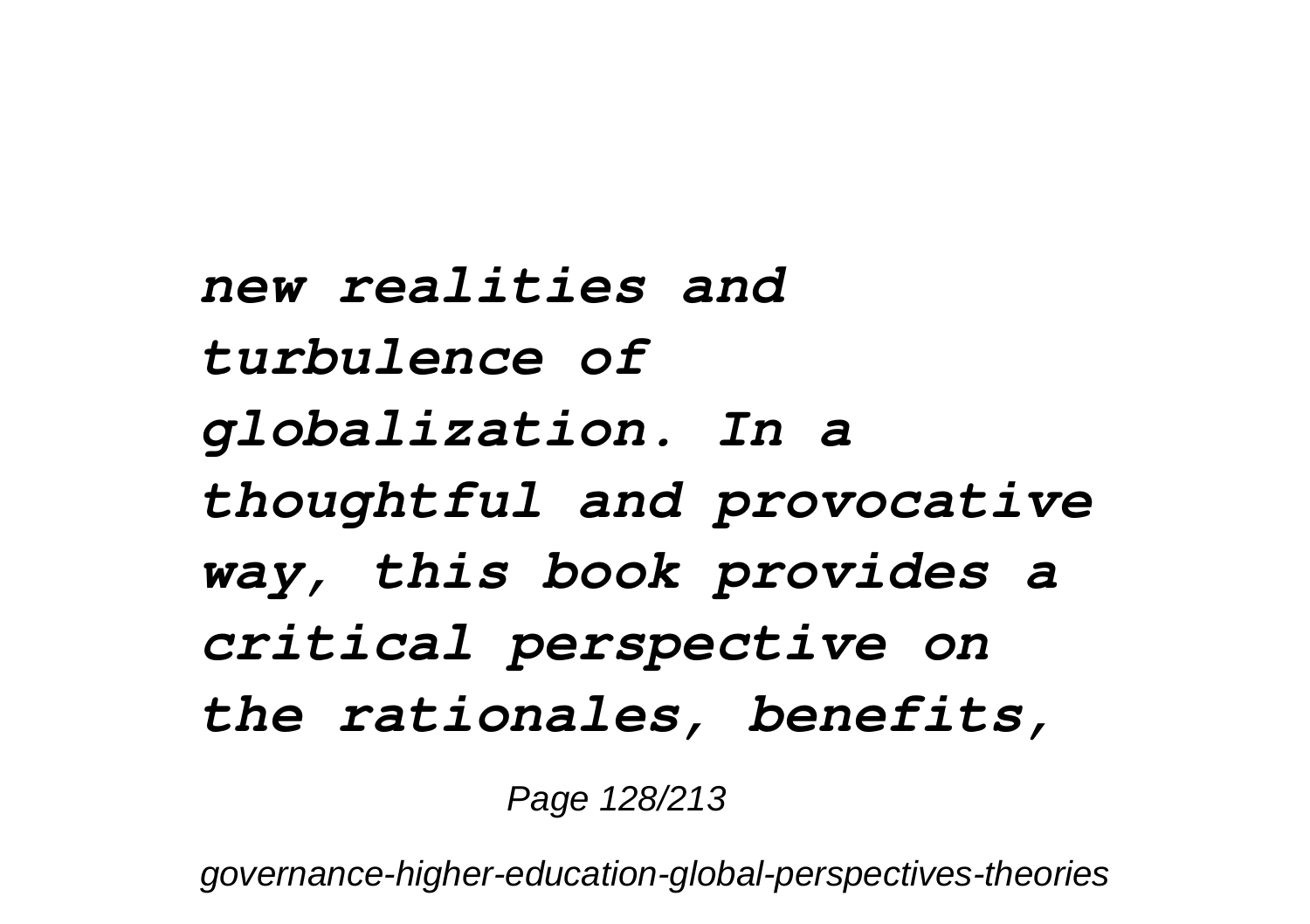***new realities and turbulence of globalization. In a thoughtful and provocative way, this book provides a critical perspective on the rationales, benefits,***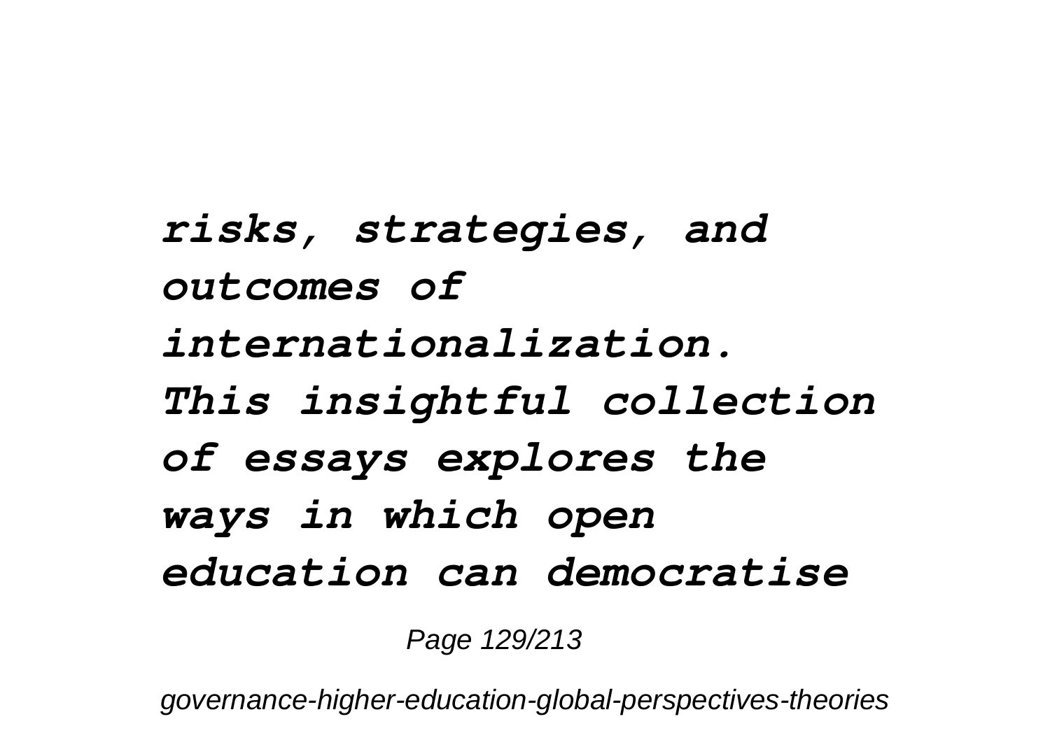*risks, strategies, and outcomes of internationalization. This insightful collection of essays explores the ways in which open education can democratise*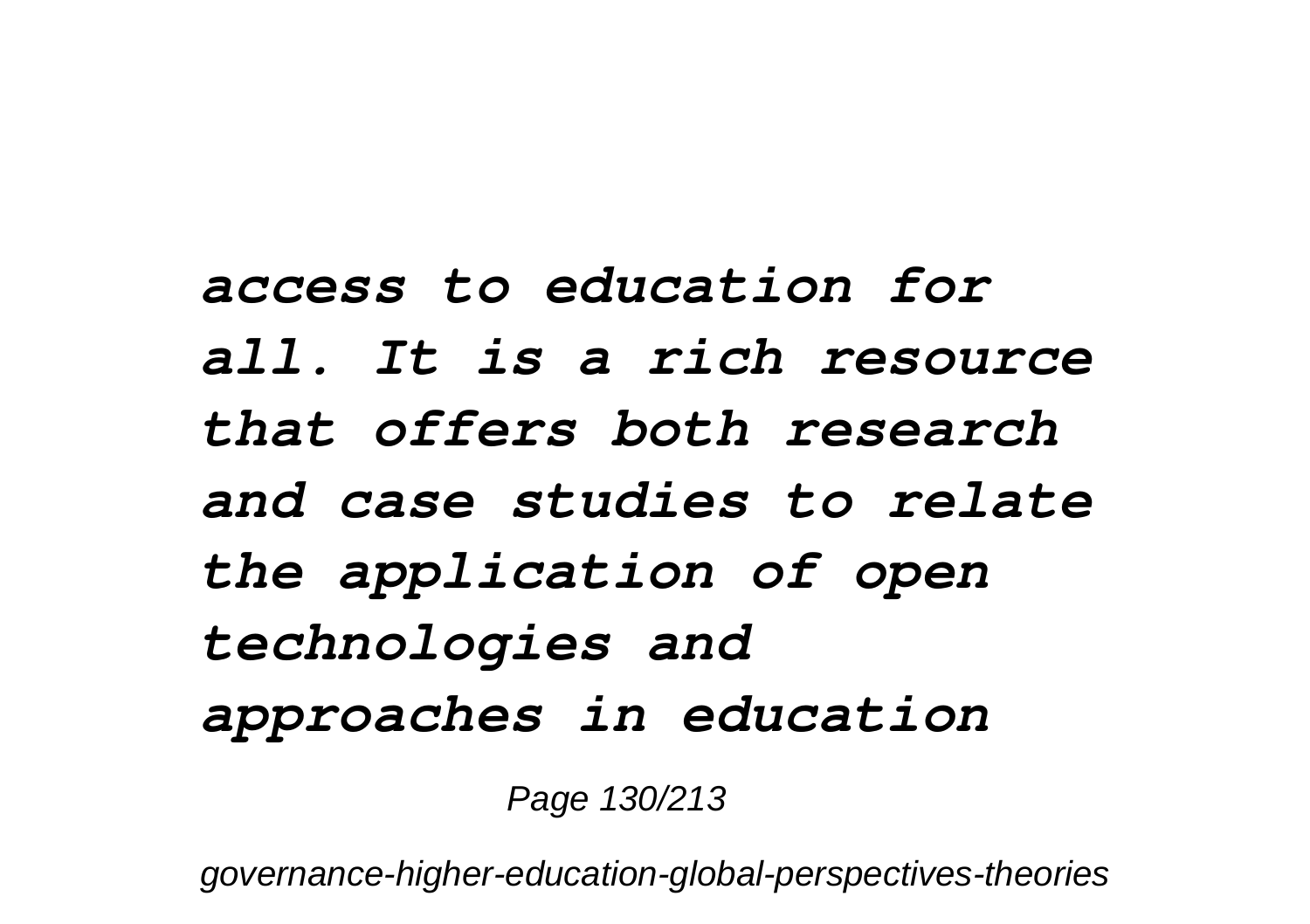***access to education for all. It is a rich resource that offers both research and case studies to relate the application of open technologies and approaches in education***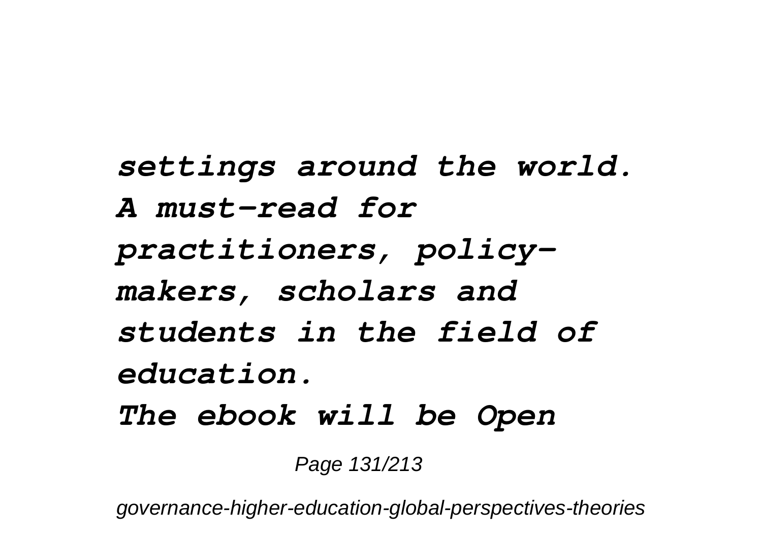*settings around the world. A must-read for practitioners, policy-makers, scholars and students in the field of education.*

*The ebook will be Open*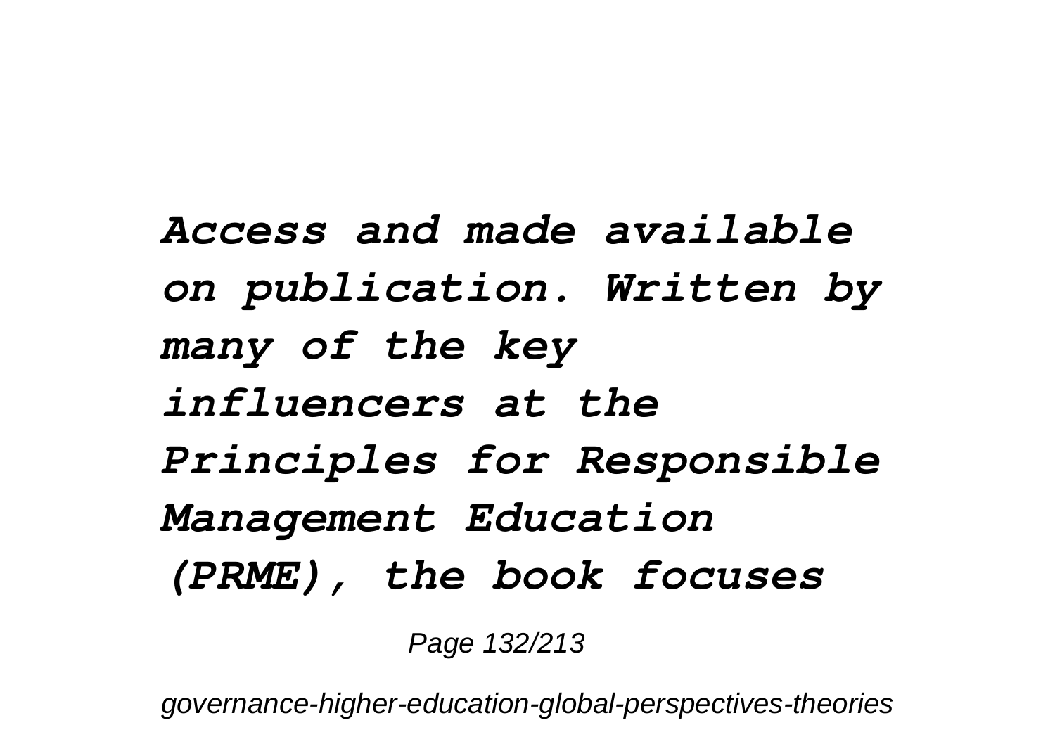***Access and made available on publication. Written by many of the key influencers at the Principles for Responsible Management Education (PRME), the book focuses***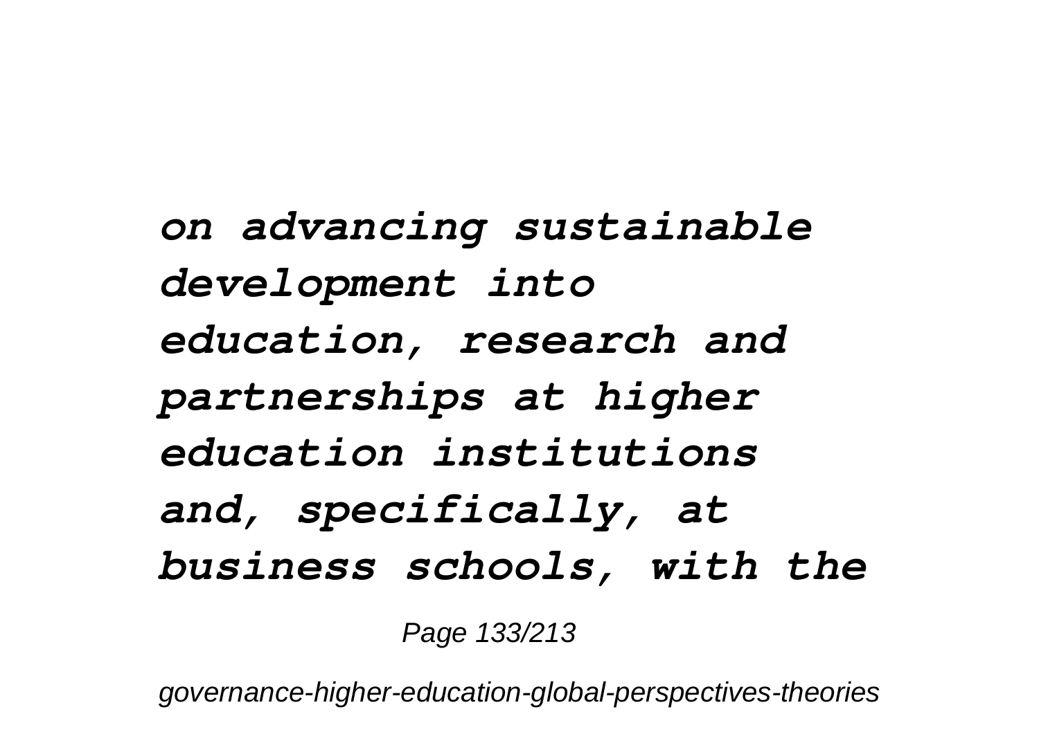***on advancing sustainable development into education, research and partnerships at higher education institutions and, specifically, at business schools, with the***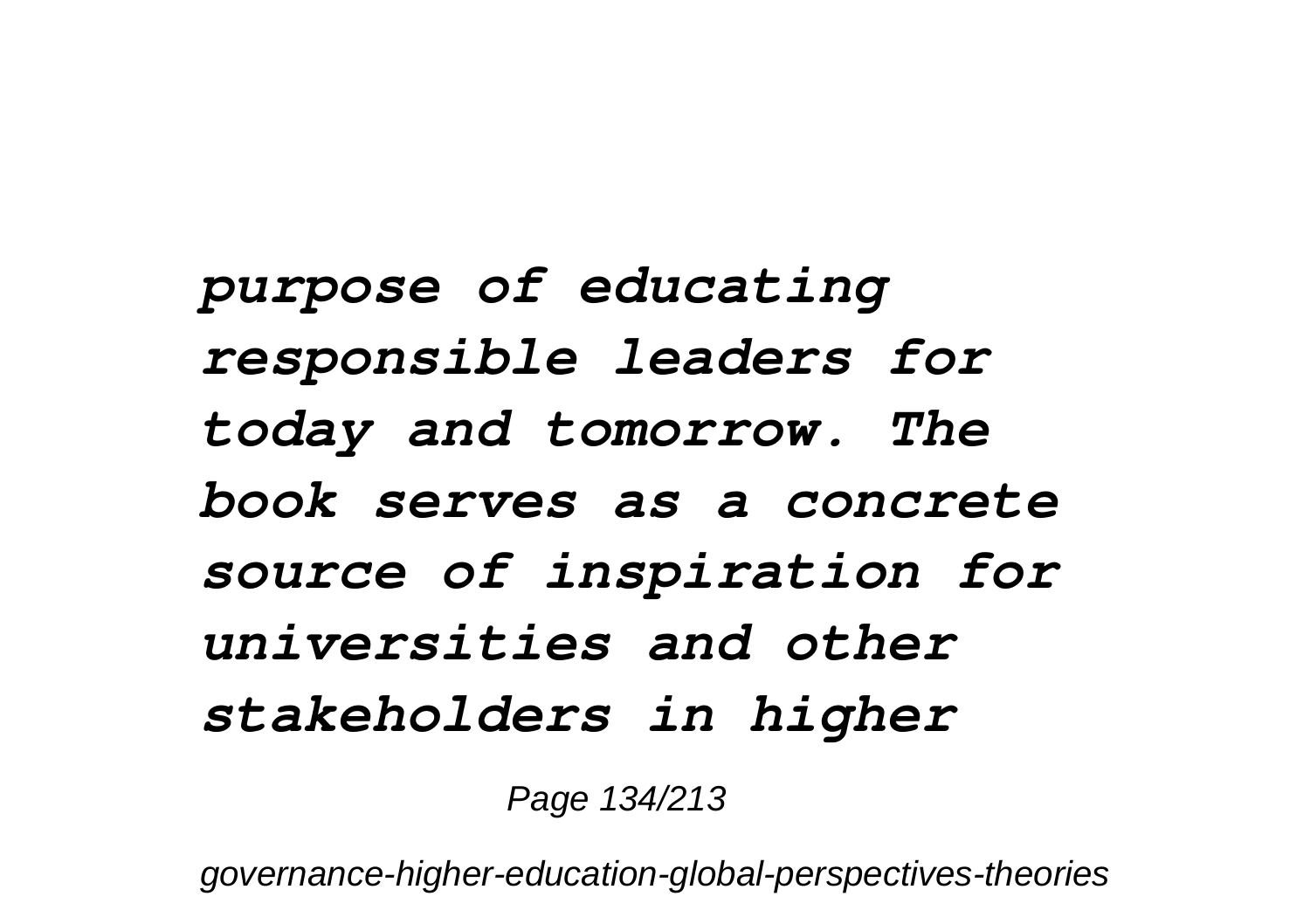***purpose of educating responsible leaders for today and tomorrow. The book serves as a concrete source of inspiration for universities and other stakeholders in higher***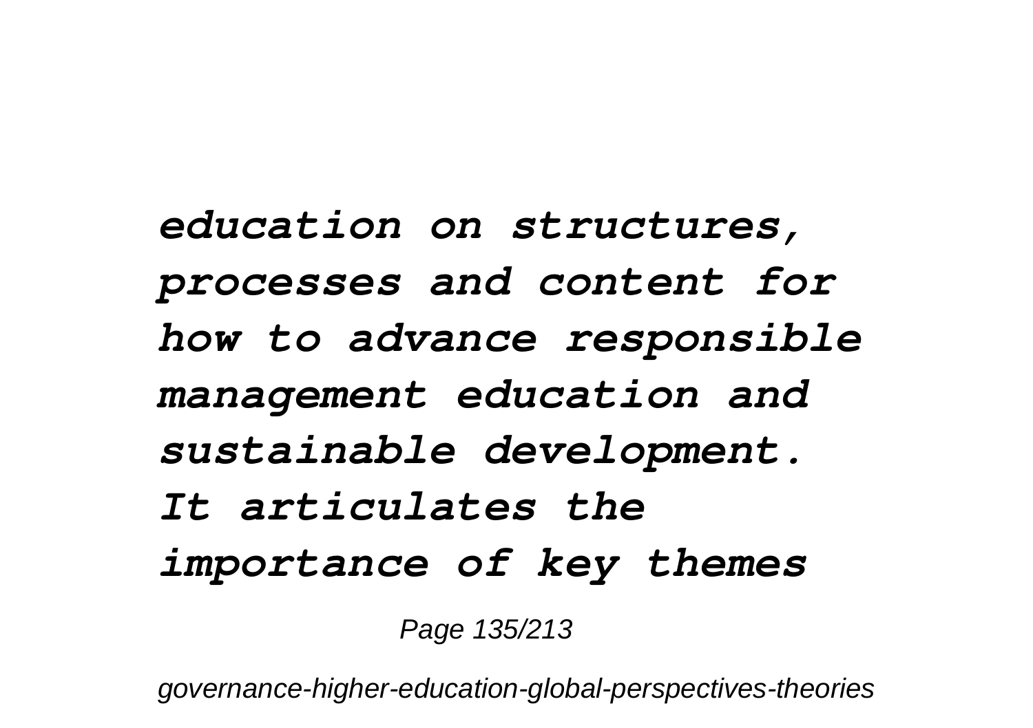***education on structures, processes and content for how to advance responsible management education and sustainable development. It articulates the importance of key themes***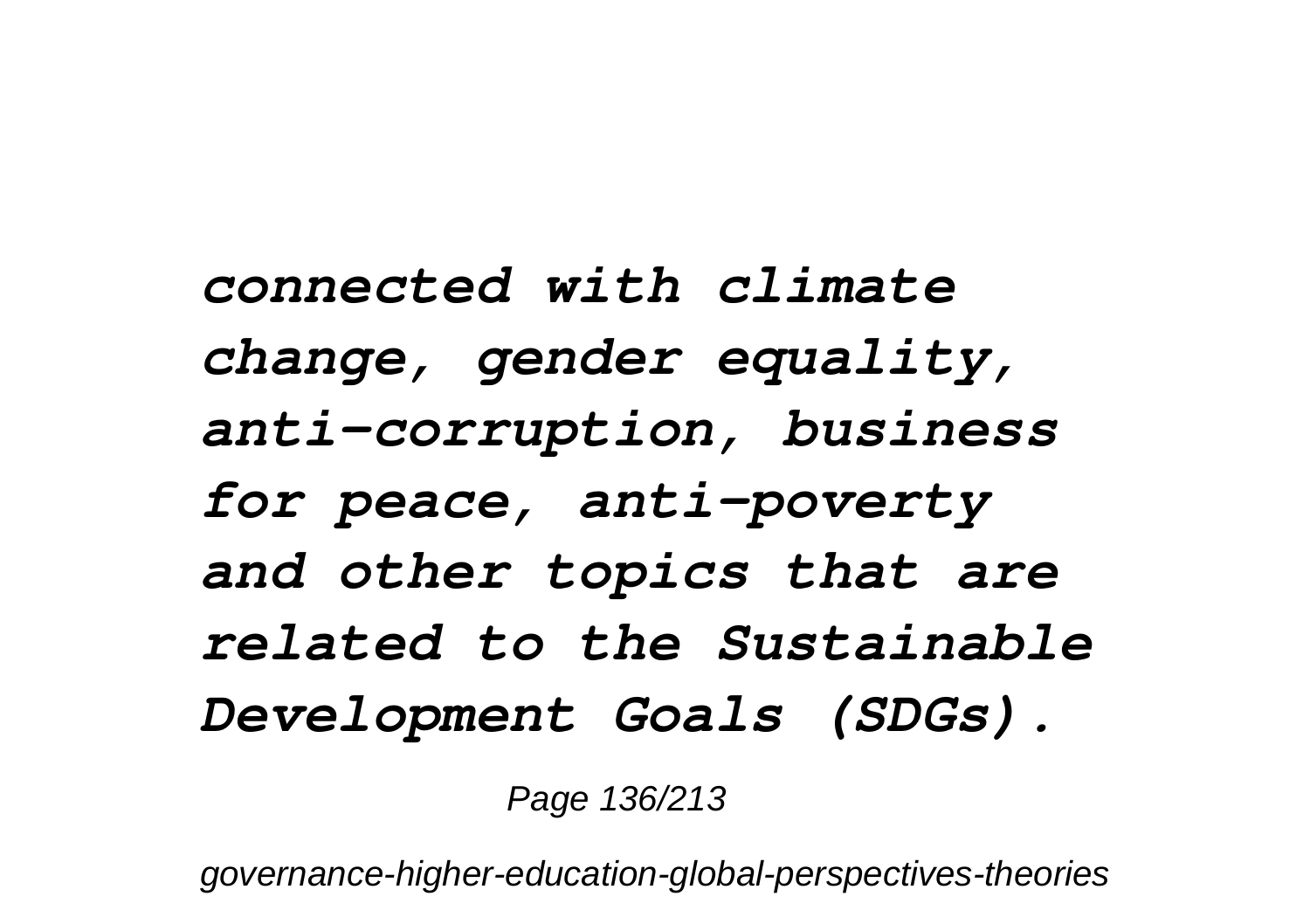***connected with climate change, gender equality, anti-corruption, business for peace, anti-poverty and other topics that are related to the Sustainable Development Goals (SDGs).***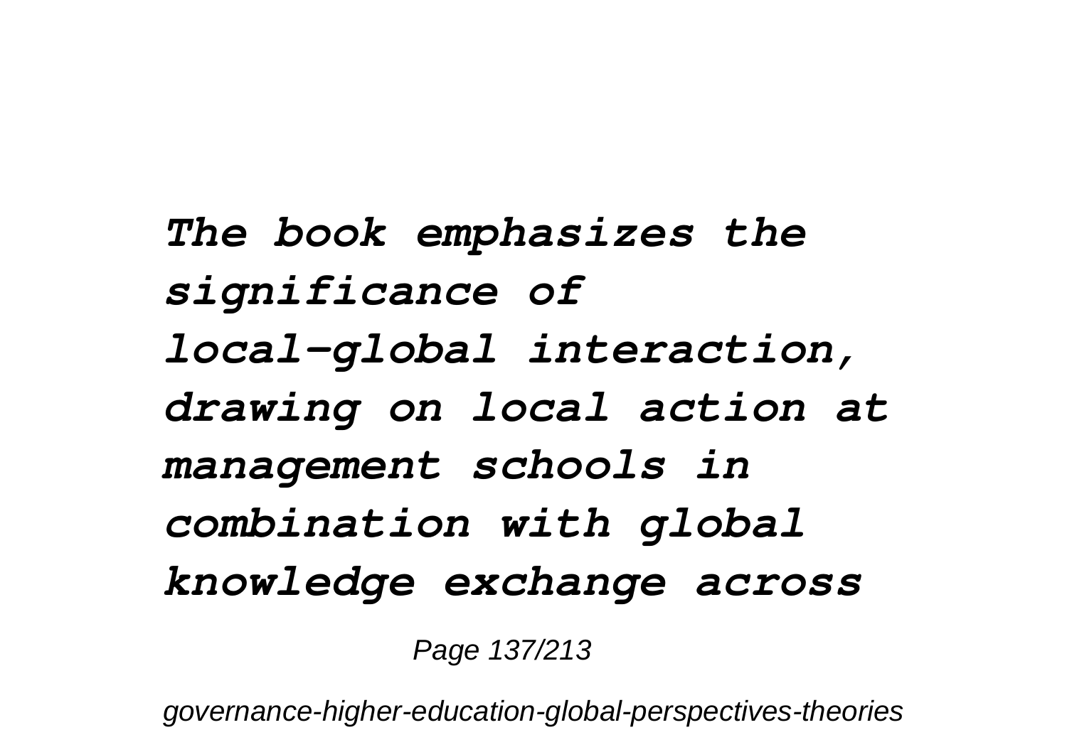*The book emphasizes the significance of local–global interaction, drawing on local action at management schools in combination with global knowledge exchange across*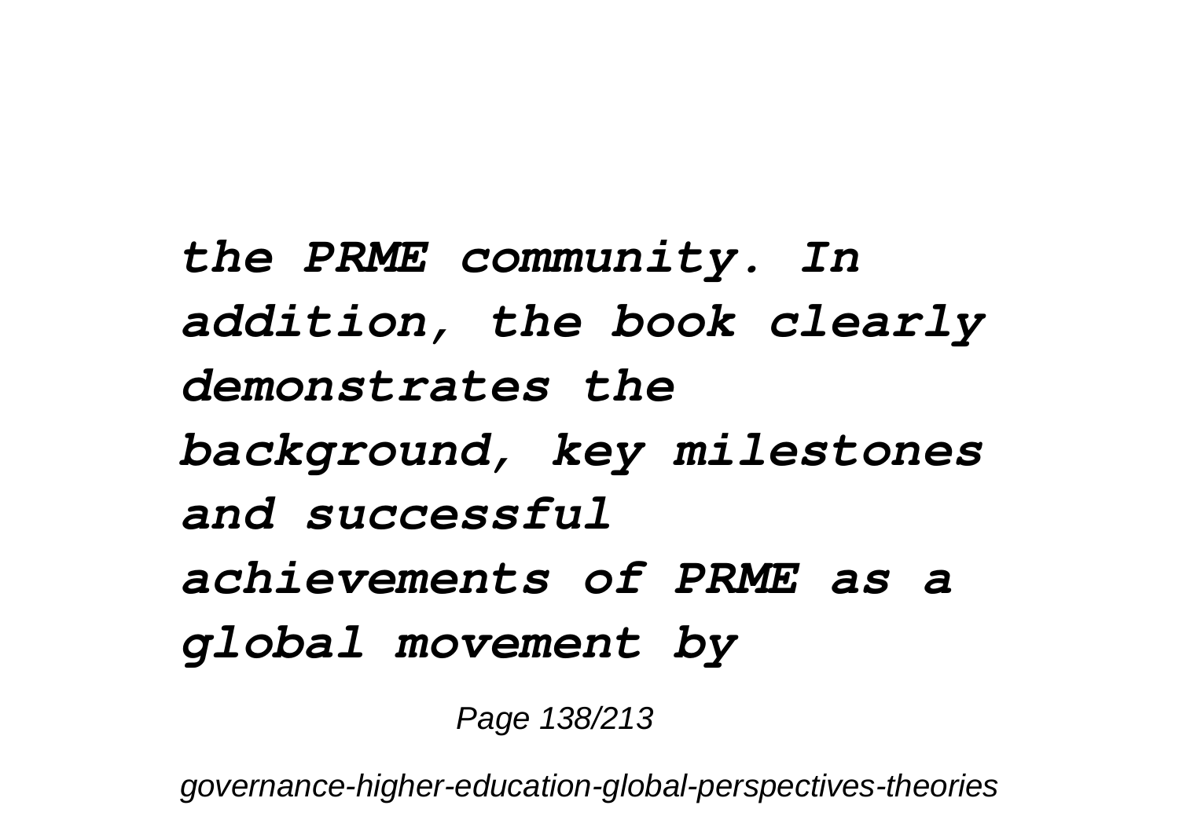***the PRME community. In addition, the book clearly demonstrates the background, key milestones and successful achievements of PRME as a global movement by***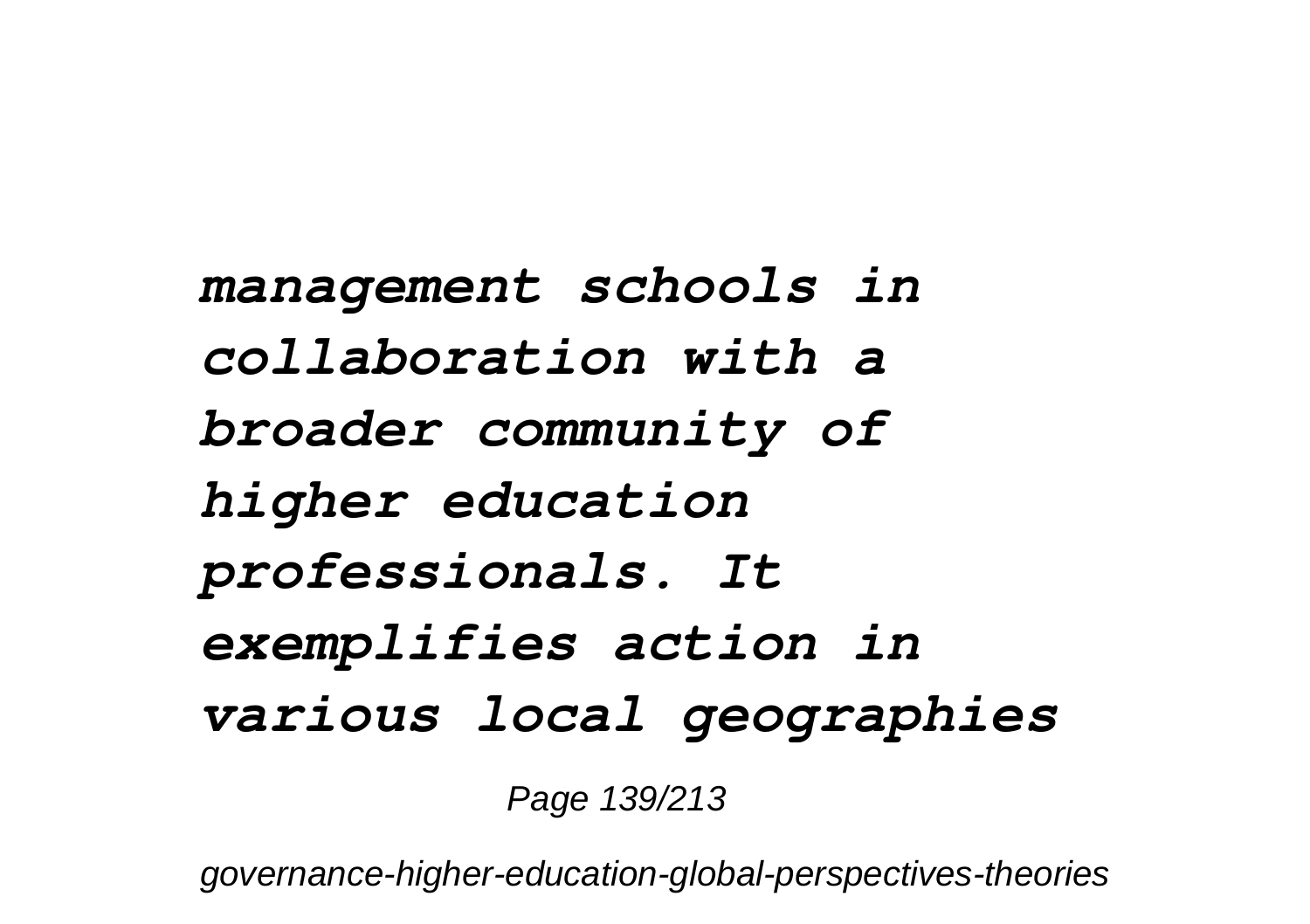***management schools in collaboration with a broader community of higher education professionals. It exemplifies action in various local geographies***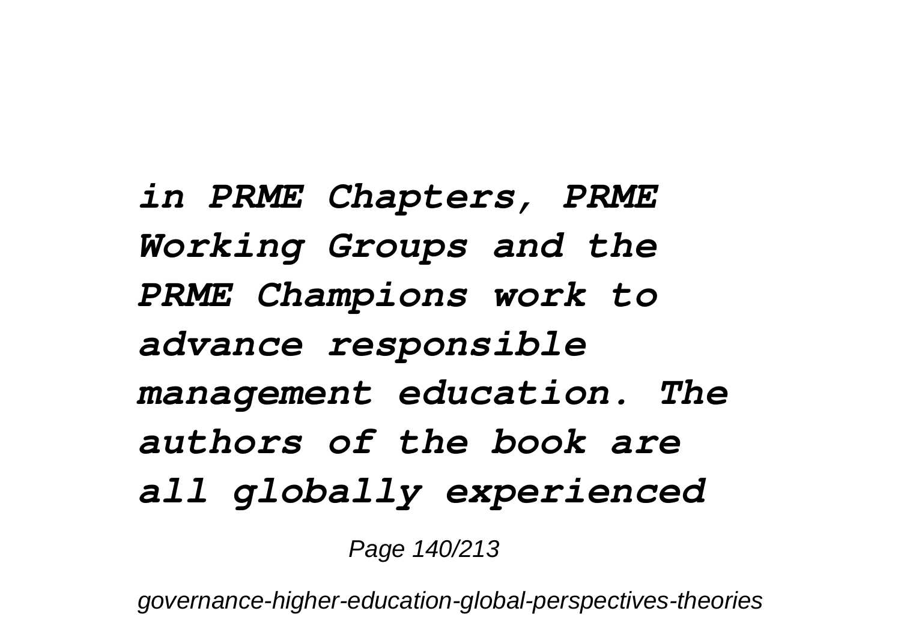*in PRME Chapters, PRME Working Groups and the PRME Champions work to advance responsible management education. The authors of the book are all globally experienced*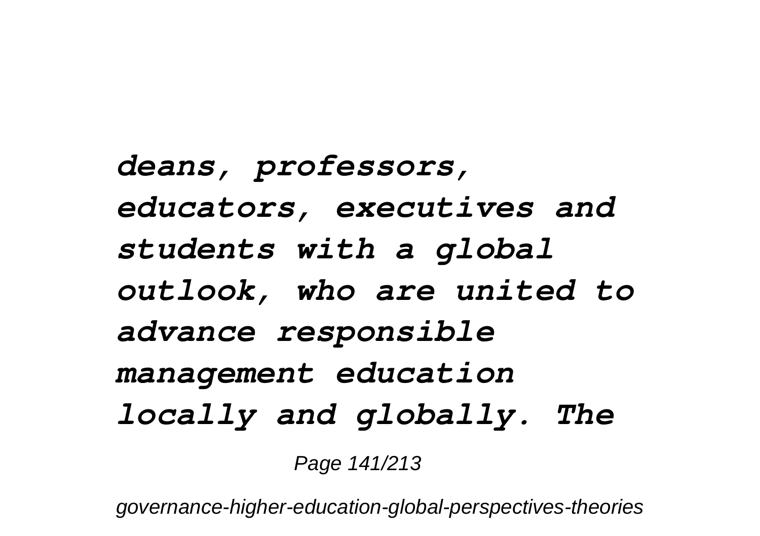***deans, professors, educators, executives and students with a global outlook, who are united to advance responsible management education locally and globally. The***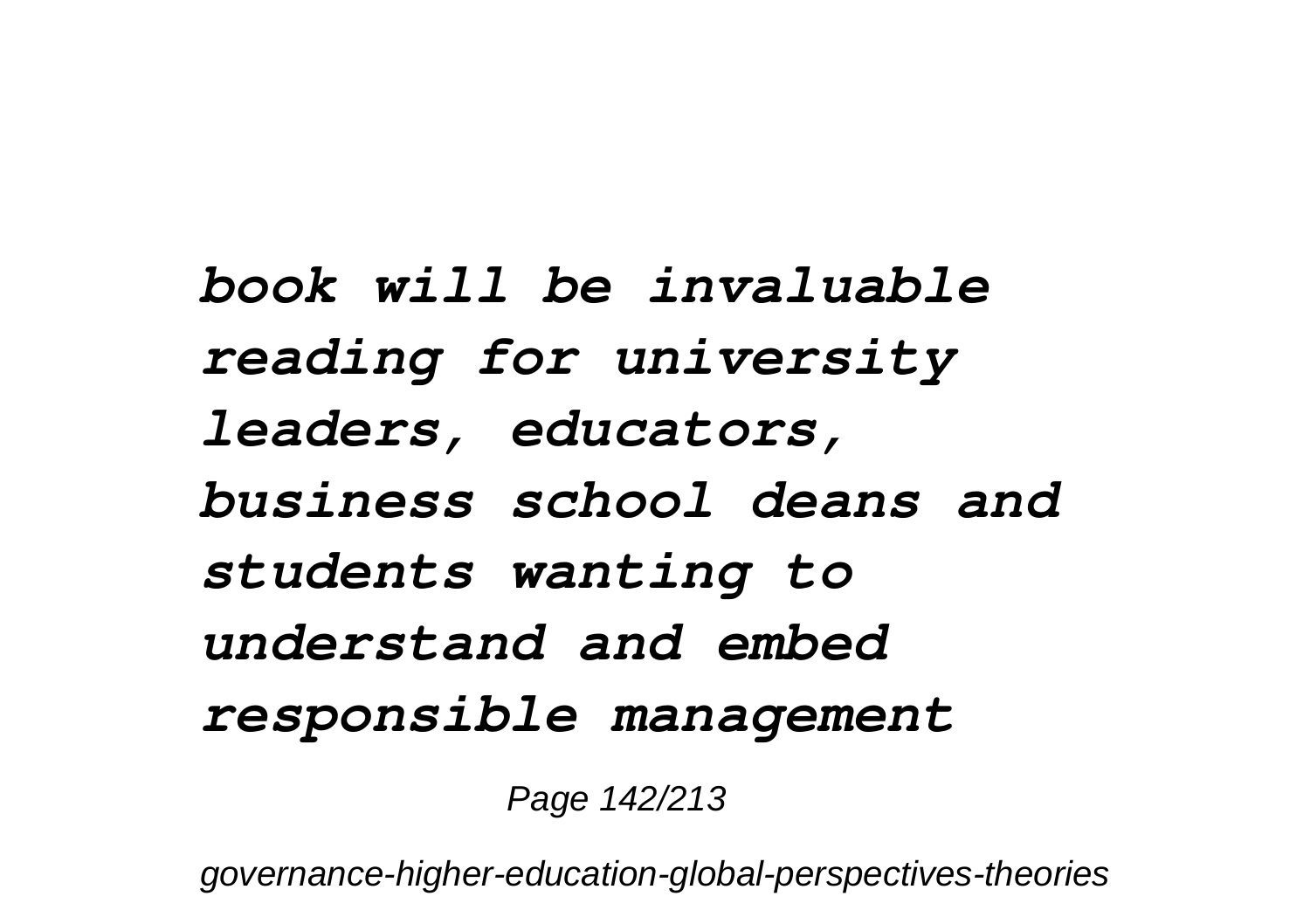***book will be invaluable reading for university leaders, educators, business school deans and students wanting to understand and embed responsible management***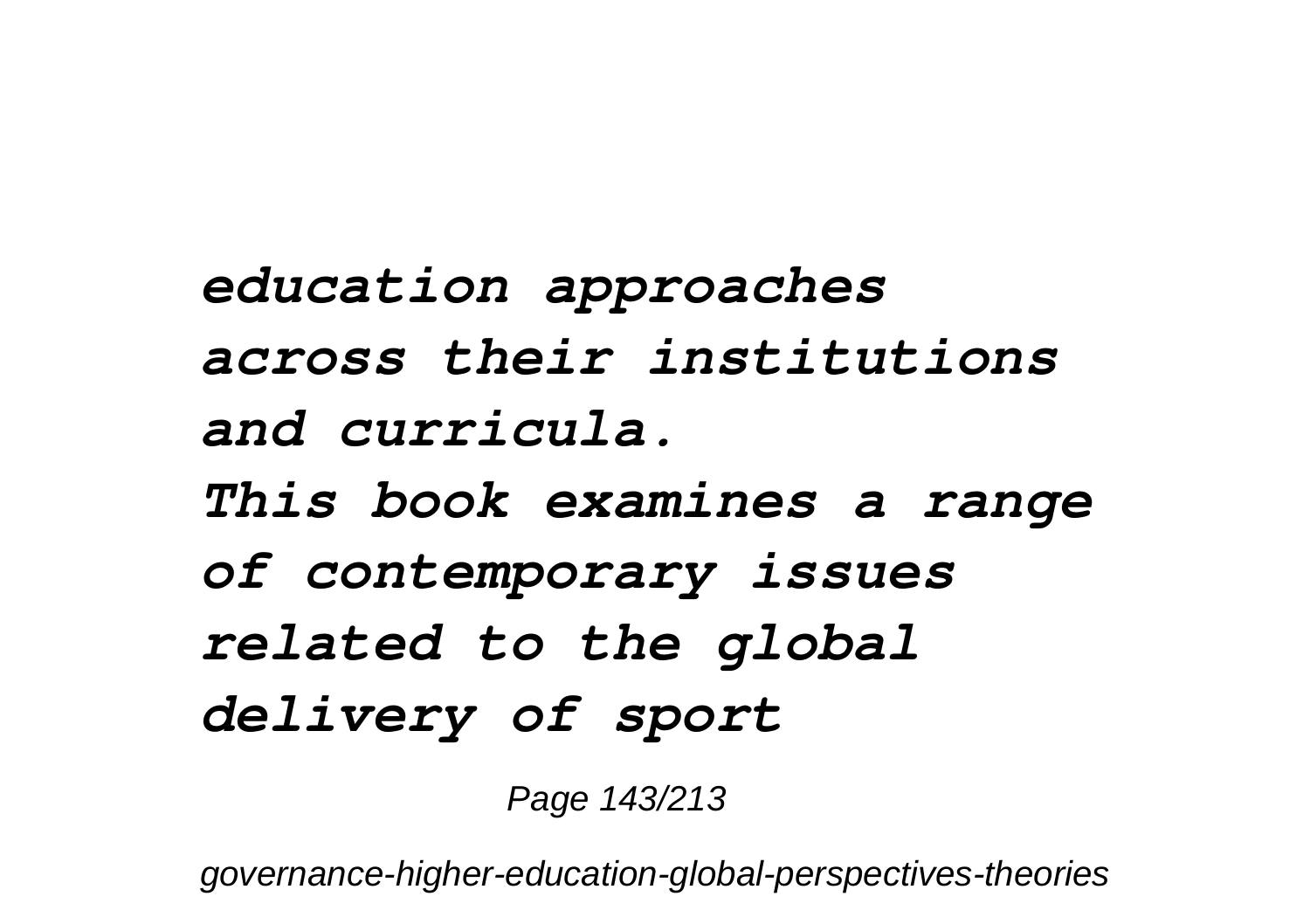*education approaches across their institutions and curricula.*

*This book examines a range of contemporary issues related to the global delivery of sport*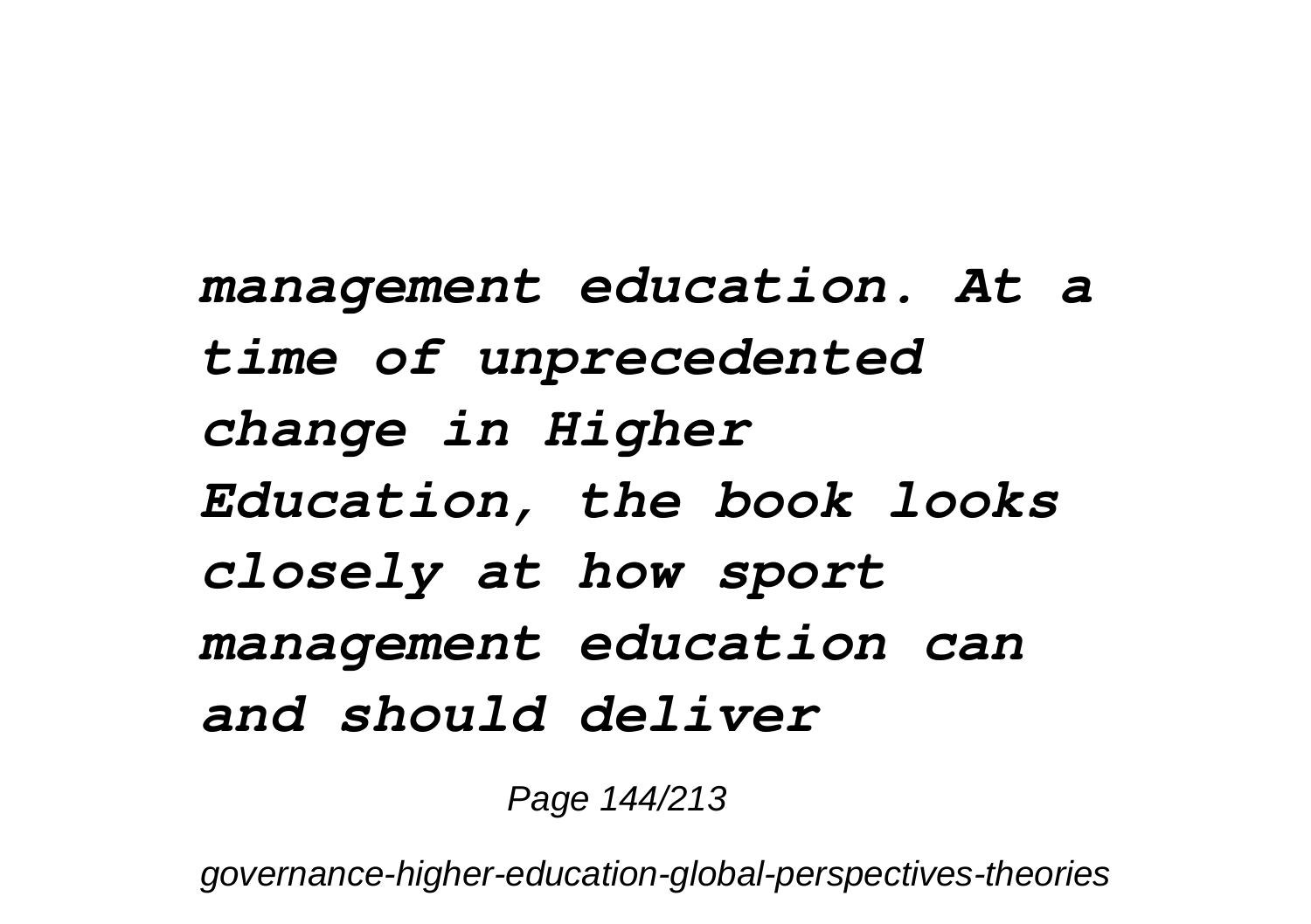***management education. At a time of unprecedented change in Higher Education, the book looks closely at how sport management education can and should deliver***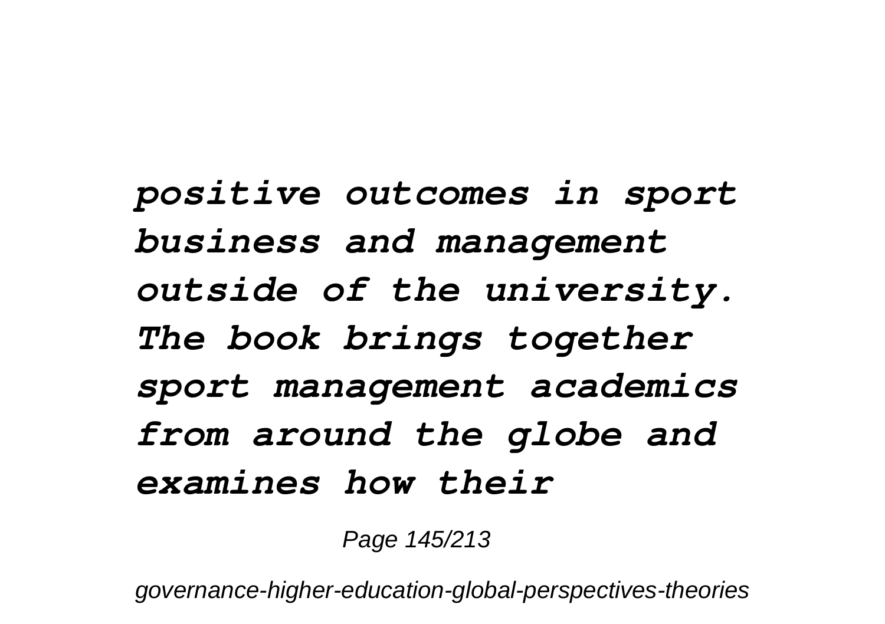*positive outcomes in sport business and management outside of the university. The book brings together sport management academics from around the globe and examines how their*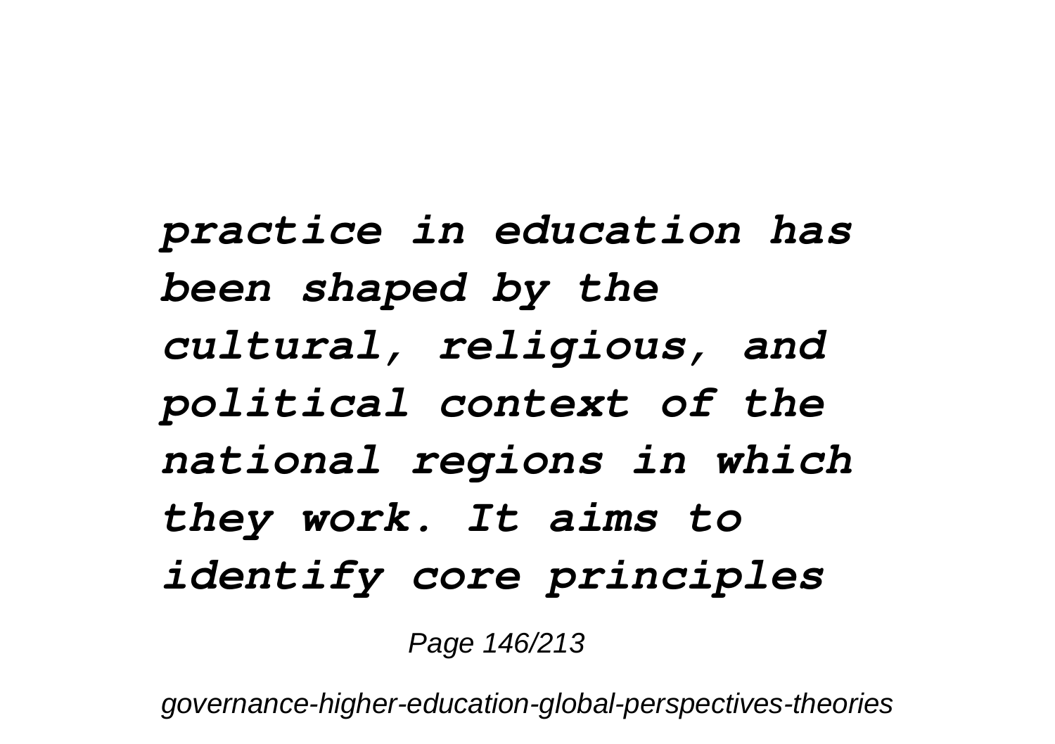*practice in education has been shaped by the cultural, religious, and political context of the national regions in which they work. It aims to identify core principles*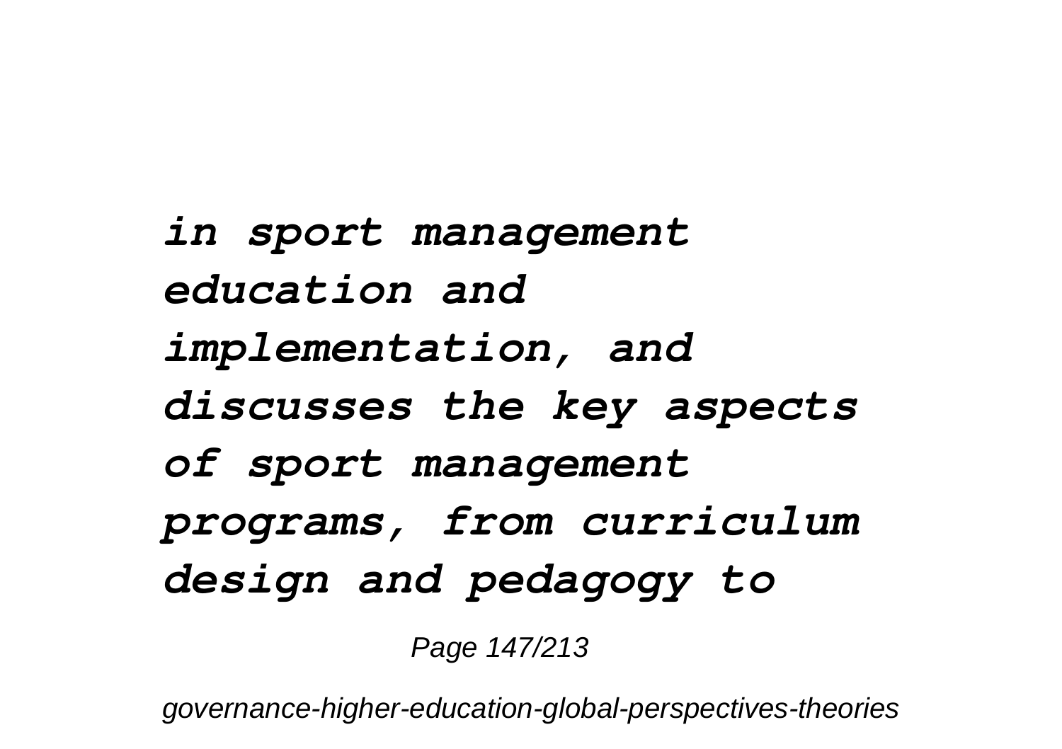*in sport management education and implementation, and discusses the key aspects of sport management programs, from curriculum design and pedagogy to*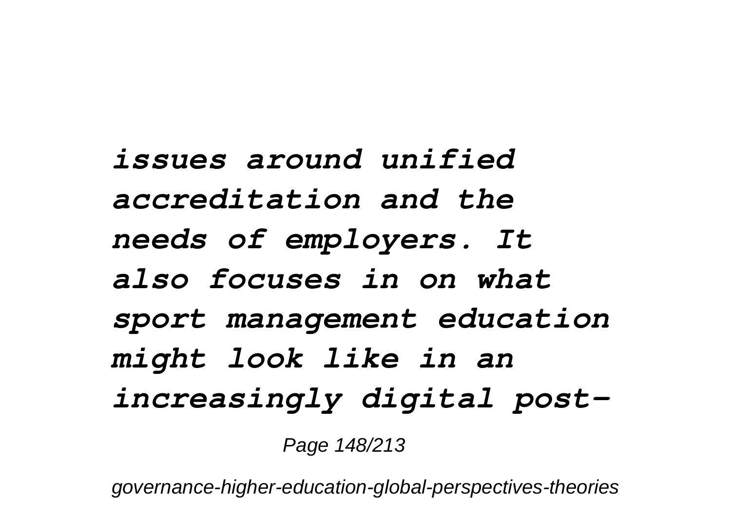***issues around unified accreditation and the needs of employers. It also focuses in on what sport management education might look like in an increasingly digital post-***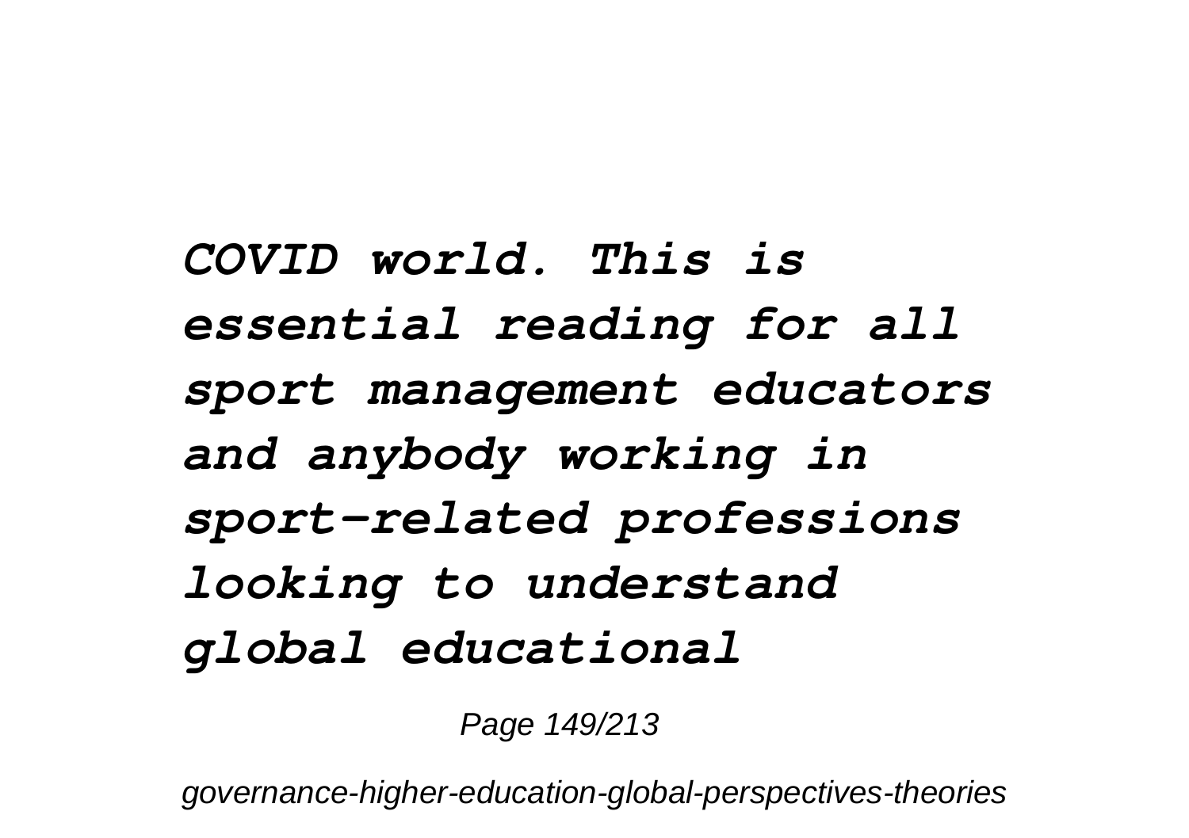*COVID world. This is essential reading for all sport management educators and anybody working in sport-related professions looking to understand global educational*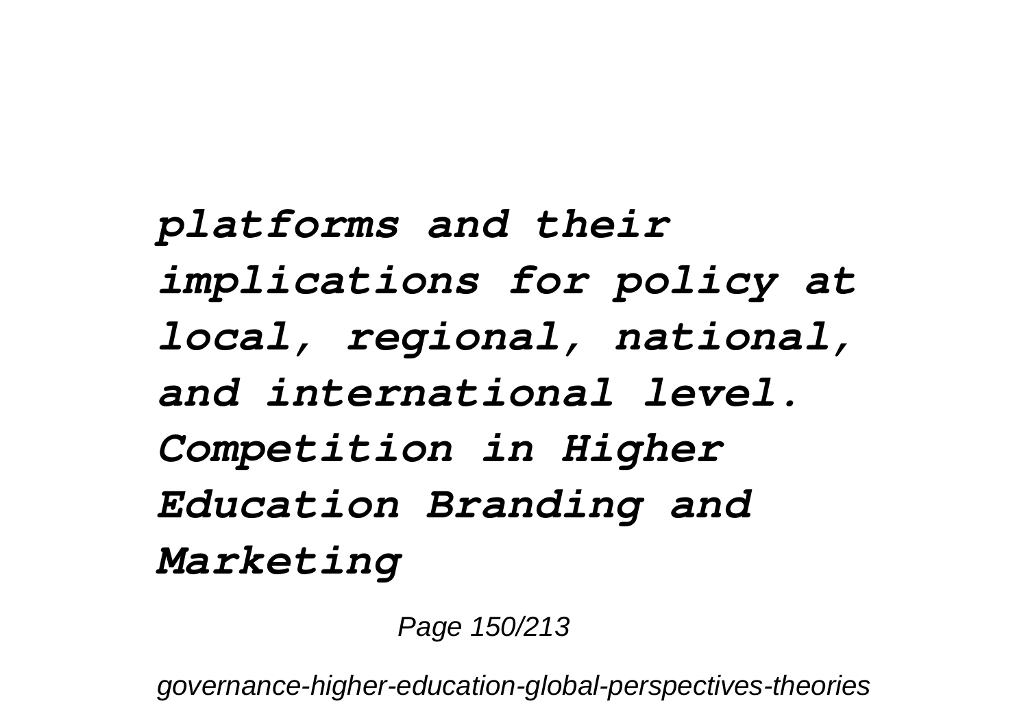***platforms and their implications for policy at local, regional, national, and international level. Competition in Higher Education Branding and Marketing***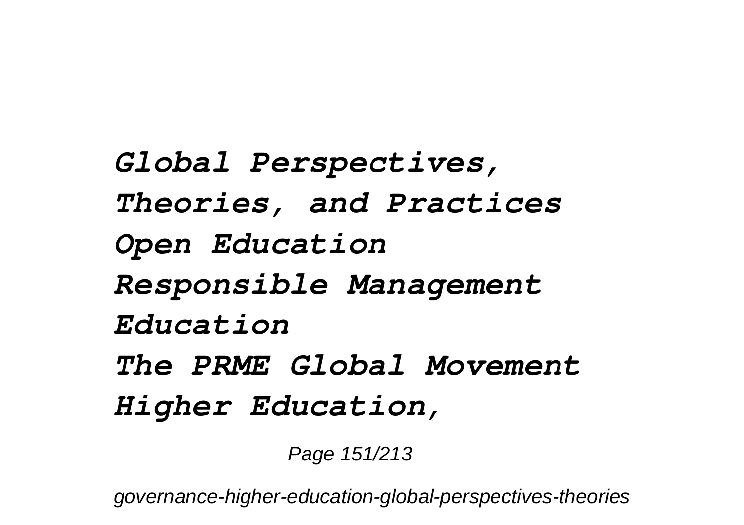***Global Perspectives, Theories, and Practices***
***Open Education***
***Responsible Management Education***
***The PRME Global Movement***
***Higher Education,***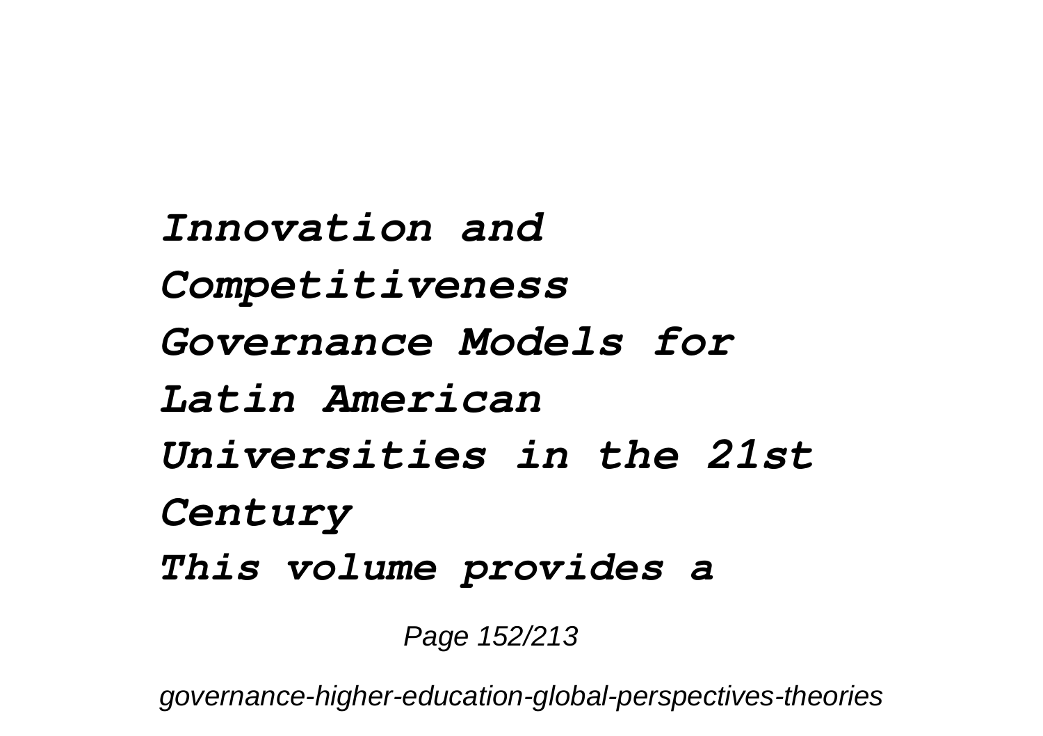*Innovation and Competitiveness*
*Governance Models for Latin American Universities in the 21st Century*
*This volume provides a*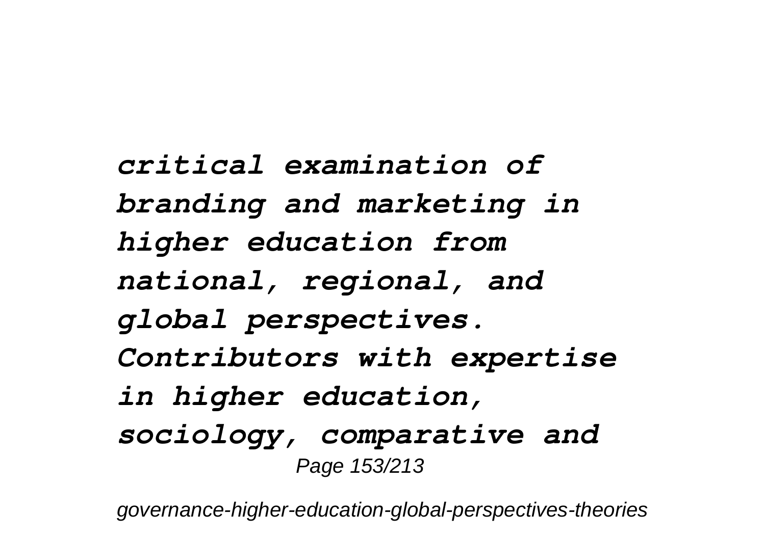*critical examination of branding and marketing in higher education from national, regional, and global perspectives. Contributors with expertise in higher education, sociology, comparative and*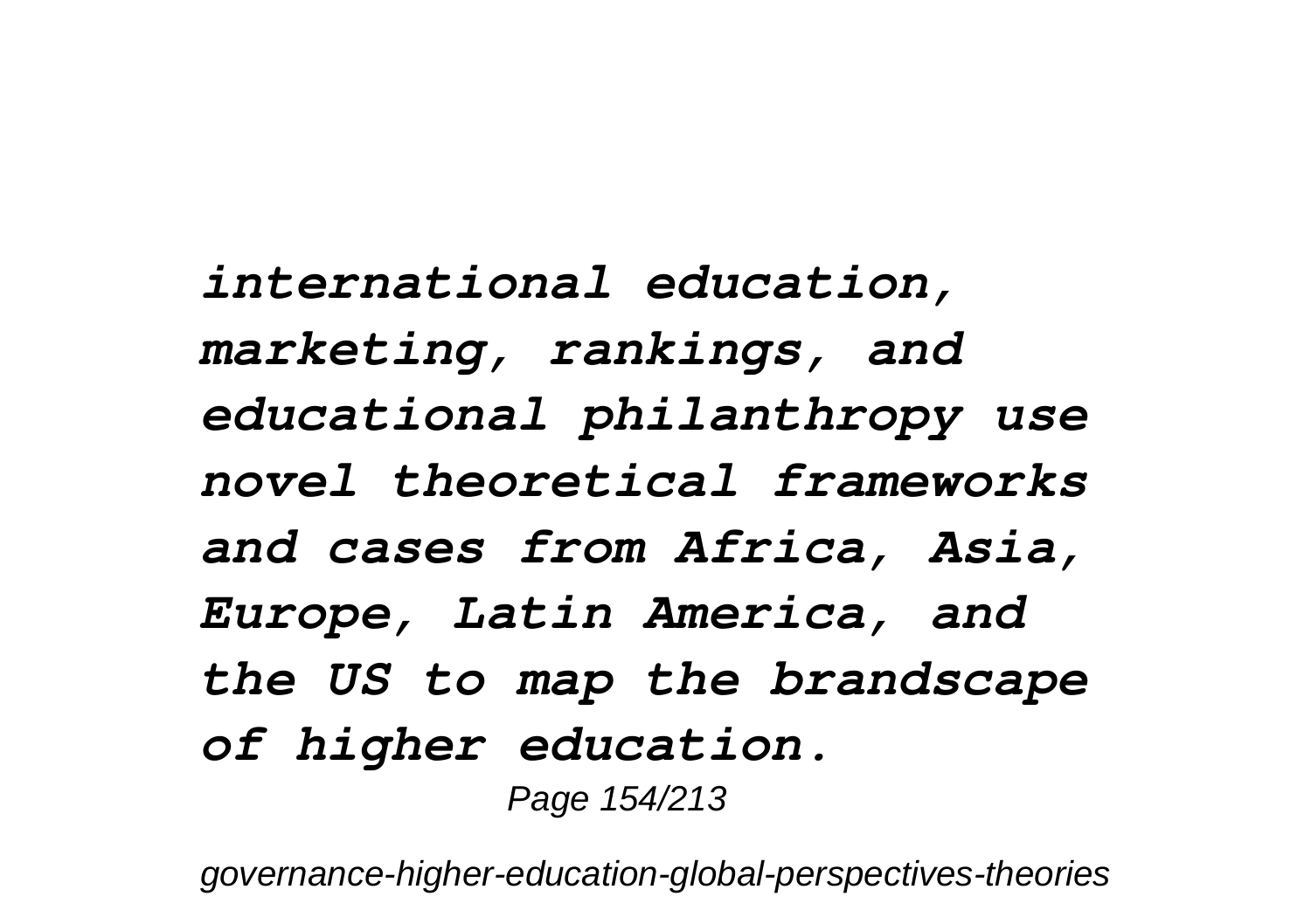*international education, marketing, rankings, and educational philanthropy use novel theoretical frameworks and cases from Africa, Asia, Europe, Latin America, and the US to map the brandscape of higher education.*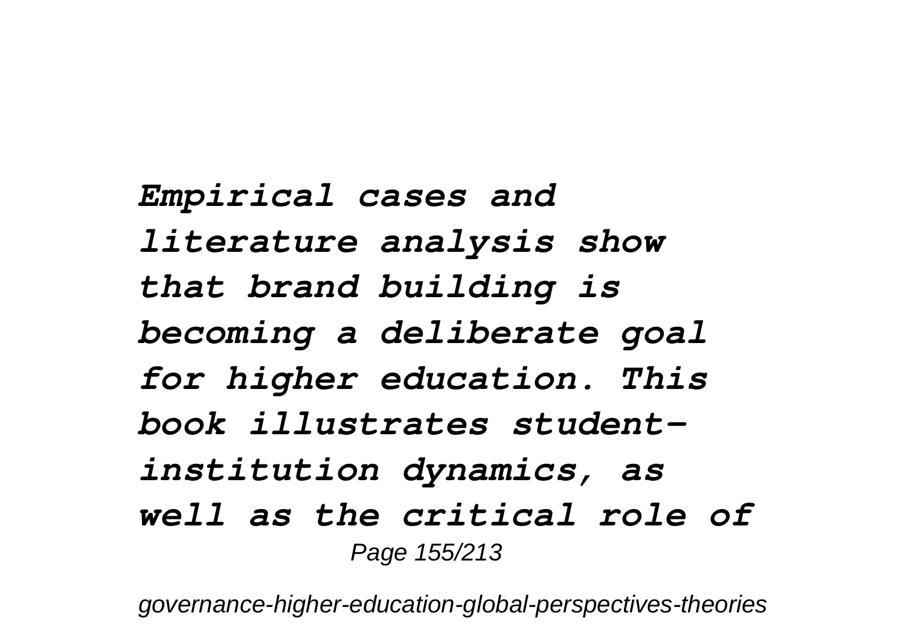*Empirical cases and literature analysis show that brand building is becoming a deliberate goal for higher education. This book illustrates student-institution dynamics, as well as the critical role of*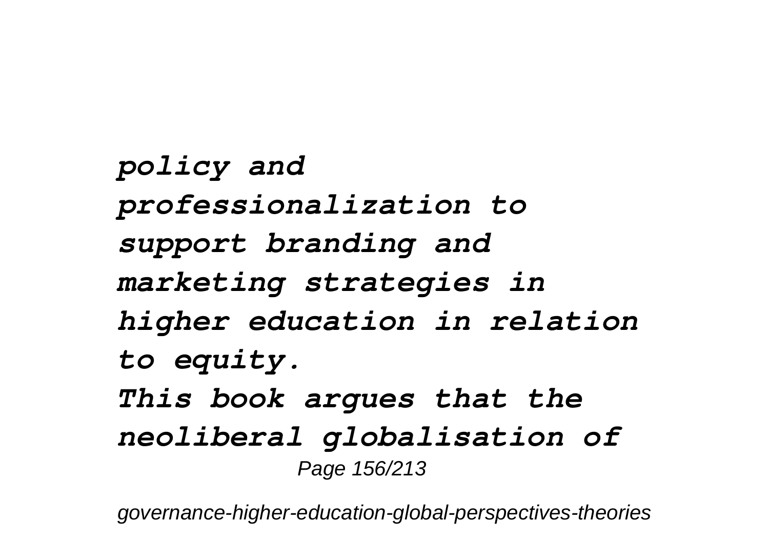*policy and professionalization to support branding and marketing strategies in higher education in relation to equity.*

*This book argues that the neoliberal globalisation of*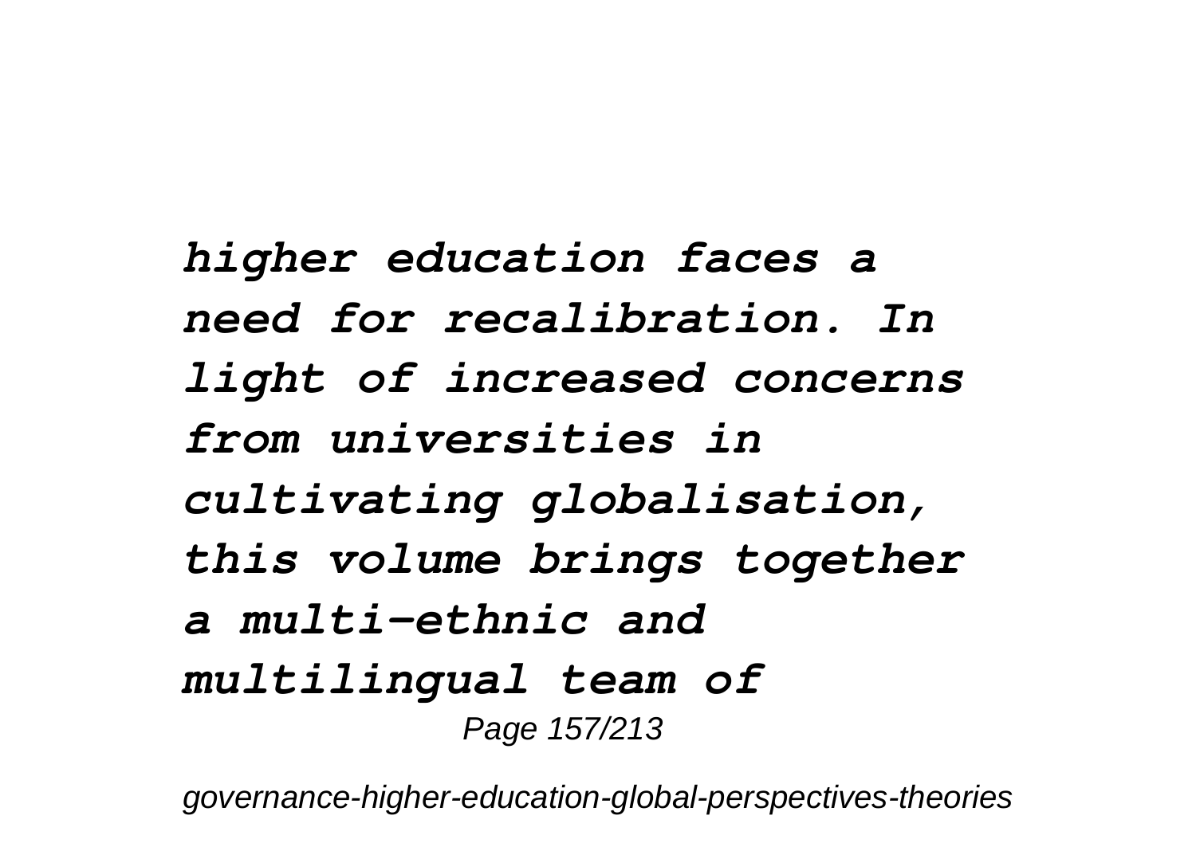*higher education faces a need for recalibration. In light of increased concerns from universities in cultivating globalisation, this volume brings together a multi-ethnic and multilingual team of*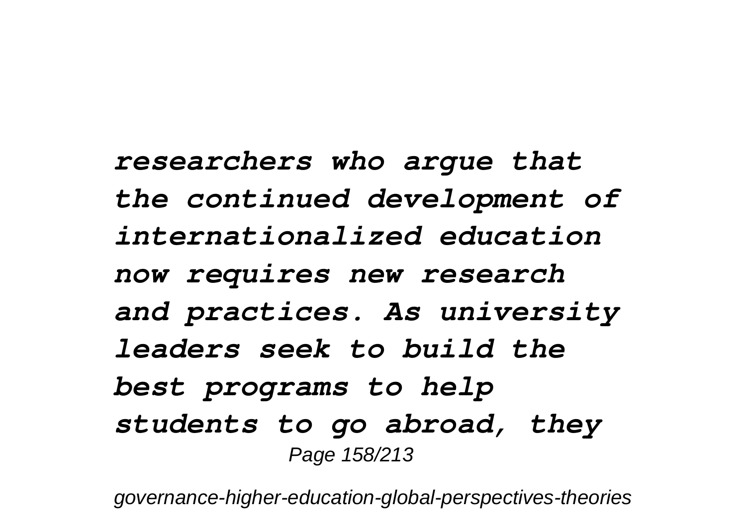*researchers who argue that the continued development of internationalized education now requires new research and practices. As university leaders seek to build the best programs to help students to go abroad, they*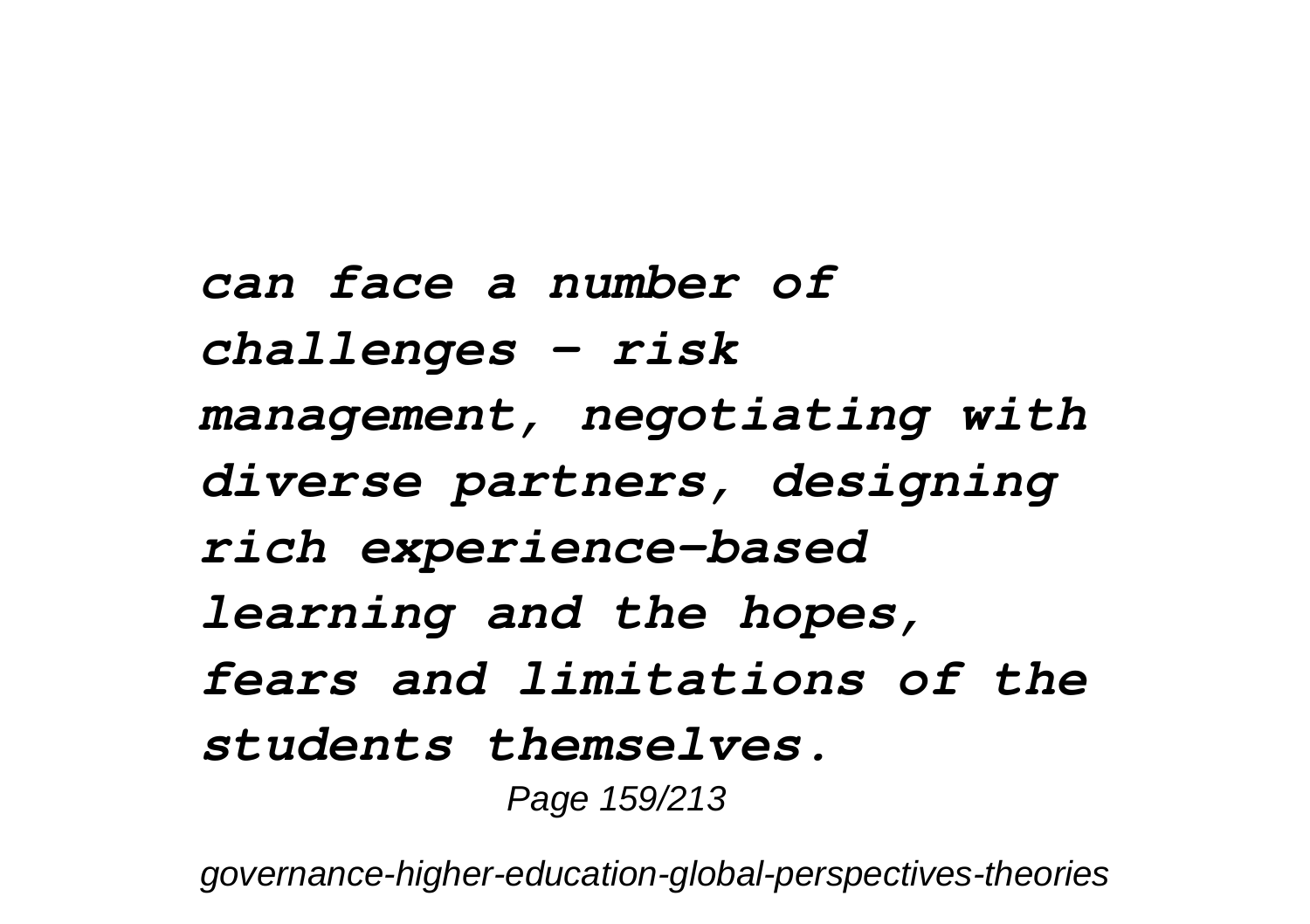***can face a number of challenges – risk management, negotiating with diverse partners, designing rich experience-based learning and the hopes, fears and limitations of the students themselves.***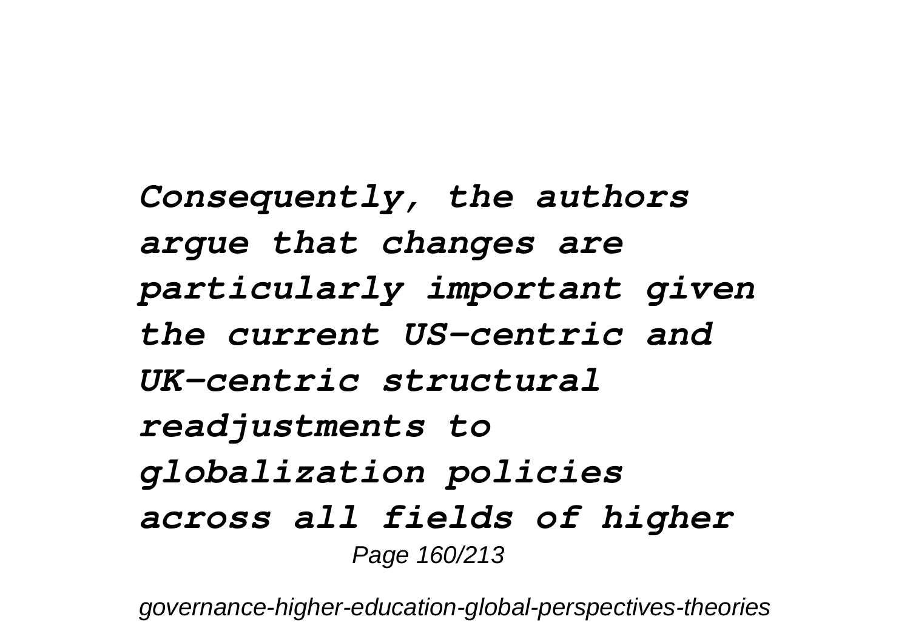*Consequently, the authors argue that changes are particularly important given the current US-centric and UK-centric structural readjustments to globalization policies across all fields of higher*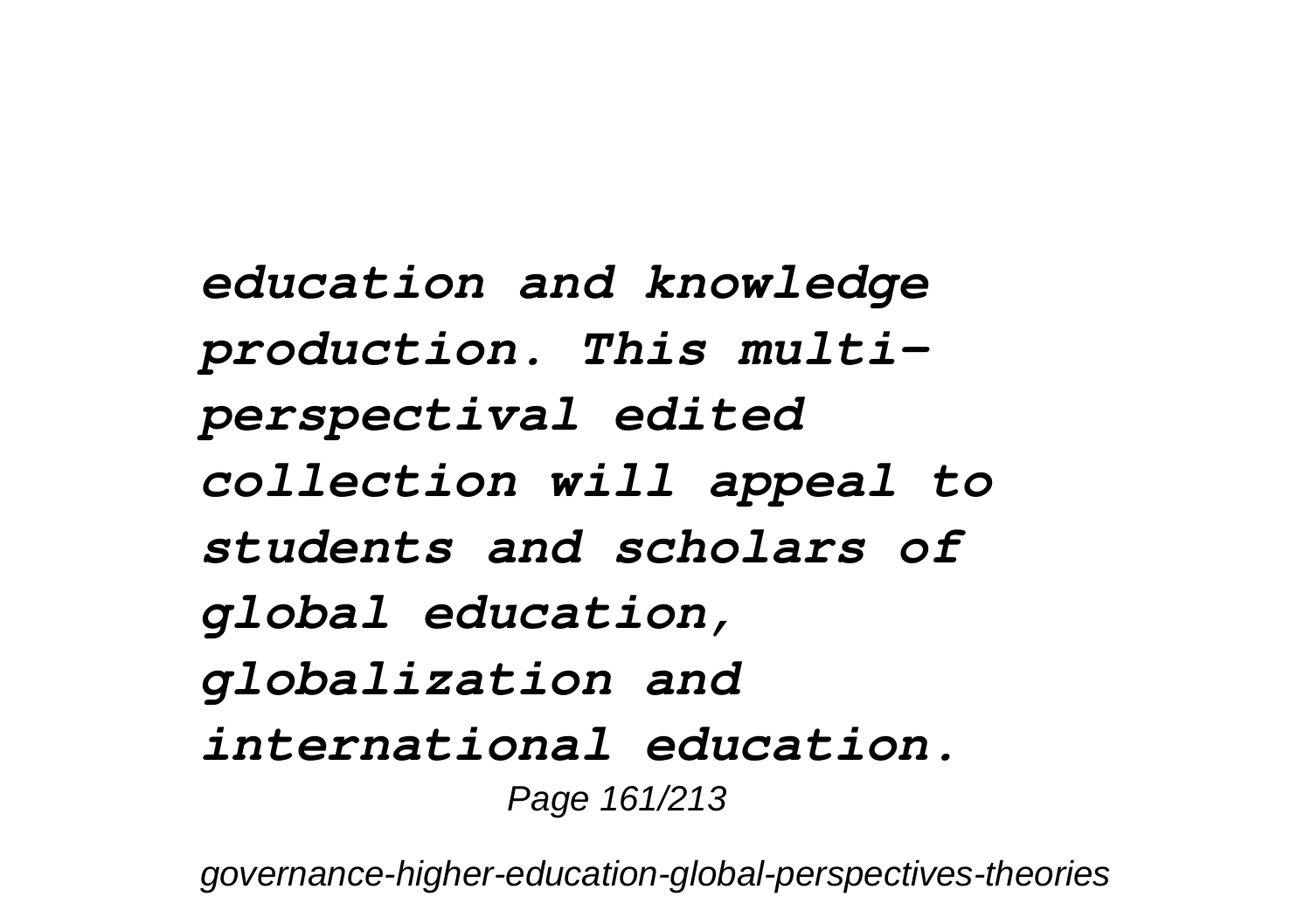***education and knowledge production. This multi-perspectival edited collection will appeal to students and scholars of global education, globalization and international education.***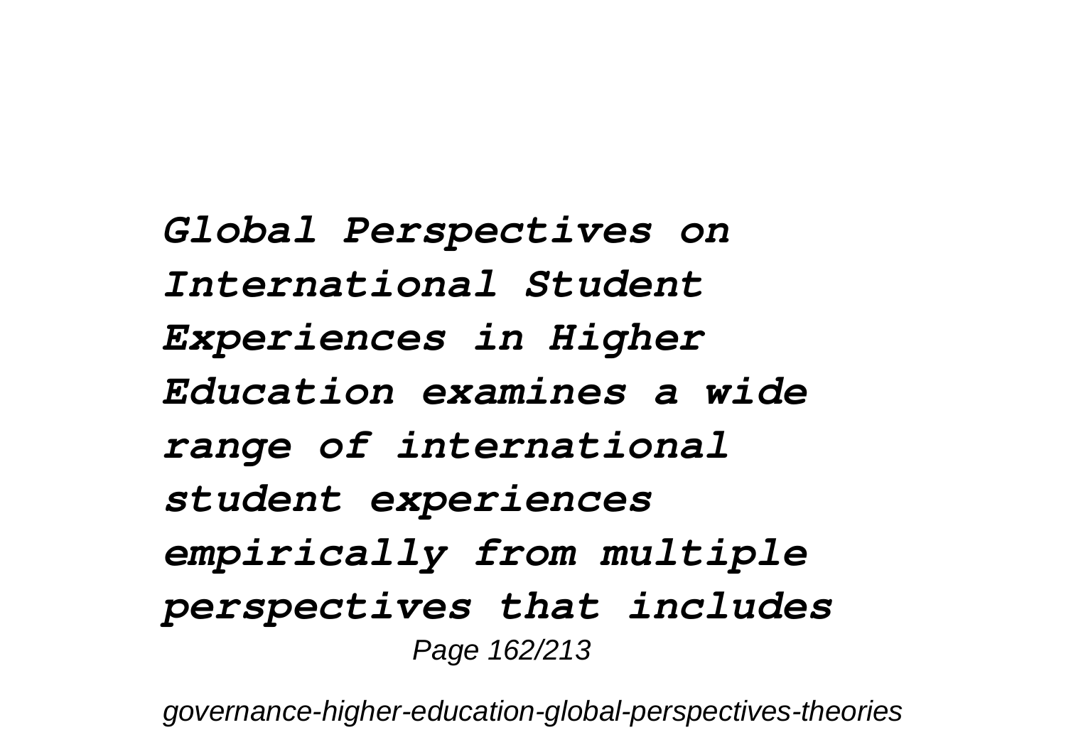*Global Perspectives on International Student Experiences in Higher Education examines a wide range of international student experiences empirically from multiple perspectives that includes*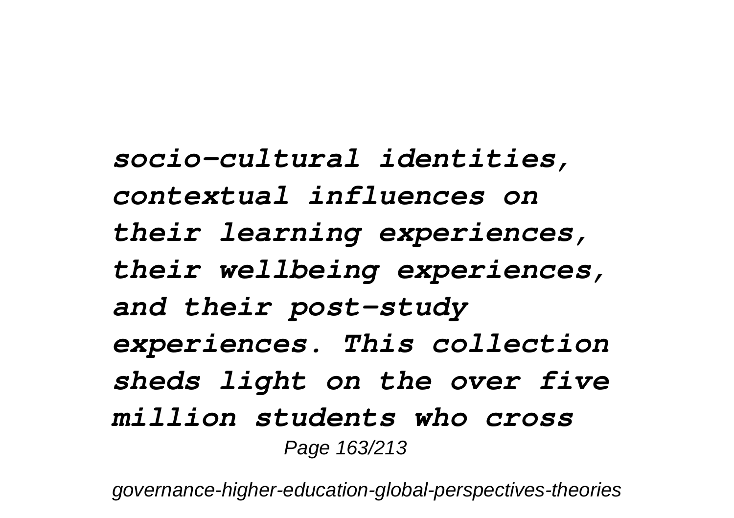*socio-cultural identities, contextual influences on their learning experiences, their wellbeing experiences, and their post-study experiences. This collection sheds light on the over five million students who cross*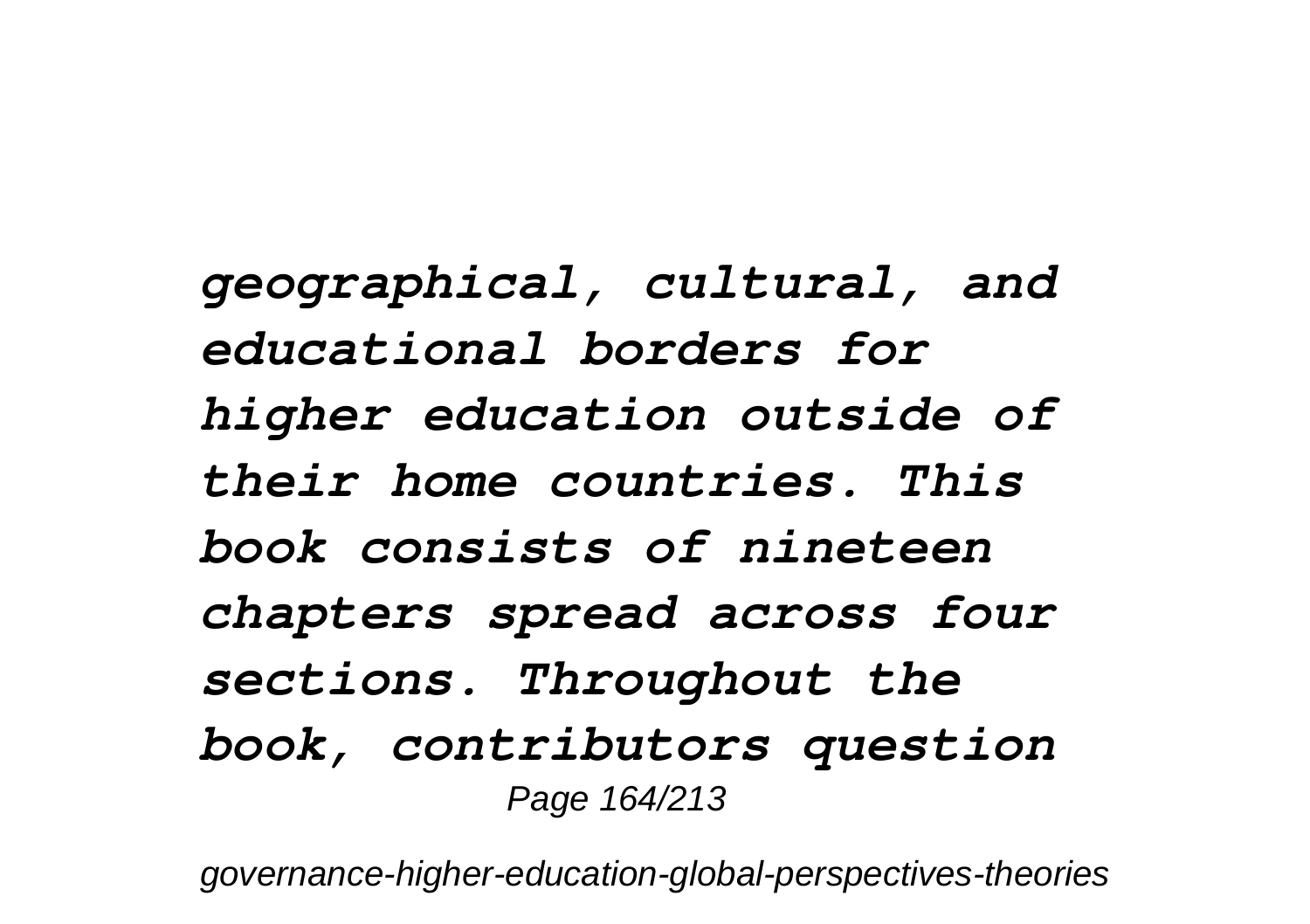*geographical, cultural, and educational borders for higher education outside of their home countries. This book consists of nineteen chapters spread across four sections. Throughout the book, contributors question*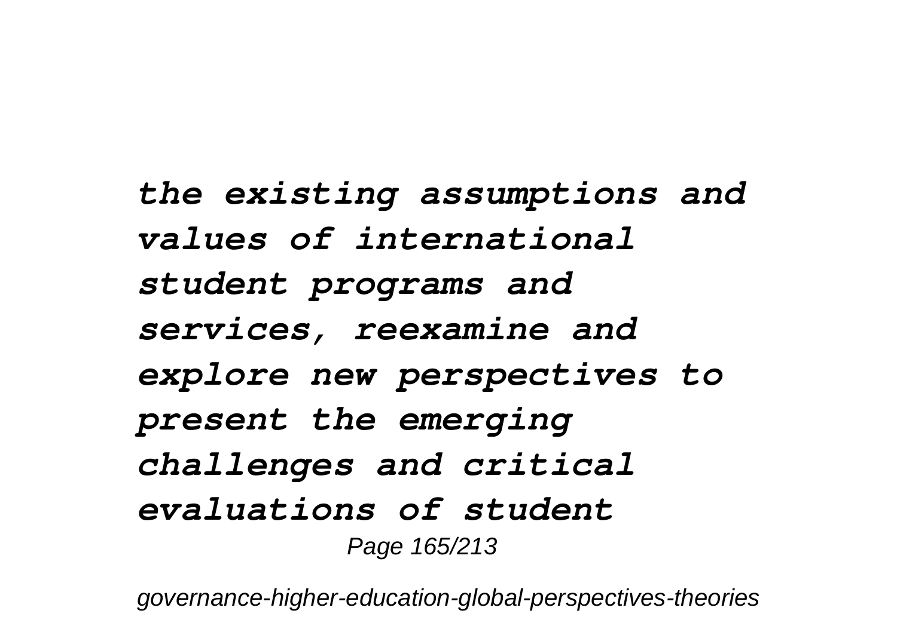*the existing assumptions and values of international student programs and services, reexamine and explore new perspectives to present the emerging challenges and critical evaluations of student*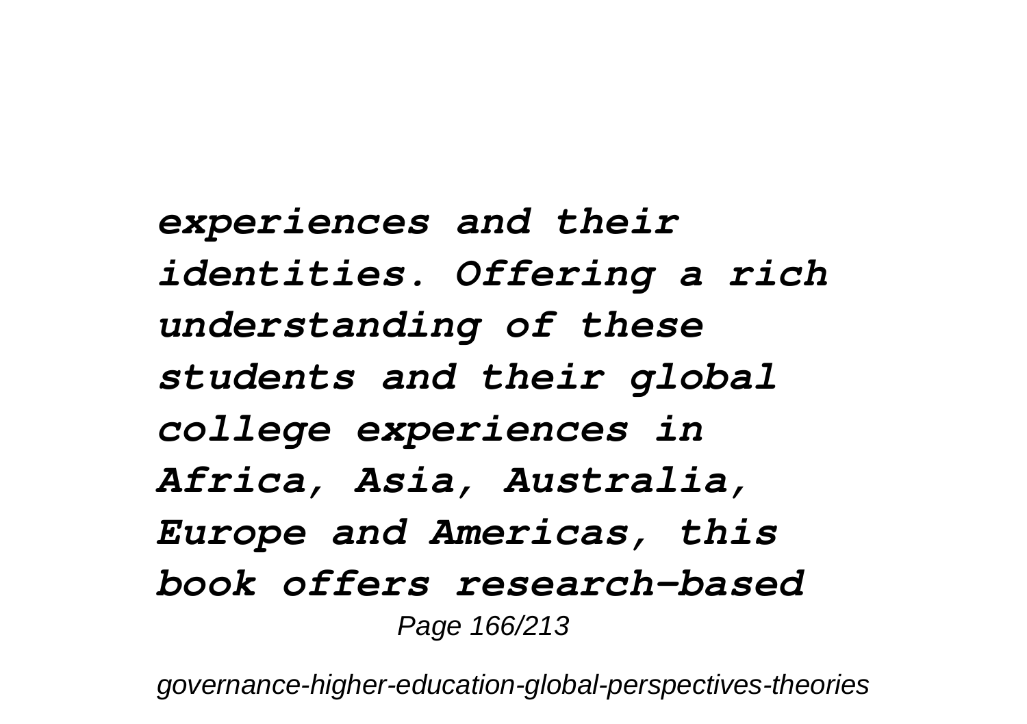*experiences and their identities. Offering a rich understanding of these students and their global college experiences in Africa, Asia, Australia, Europe and Americas, this book offers research-based*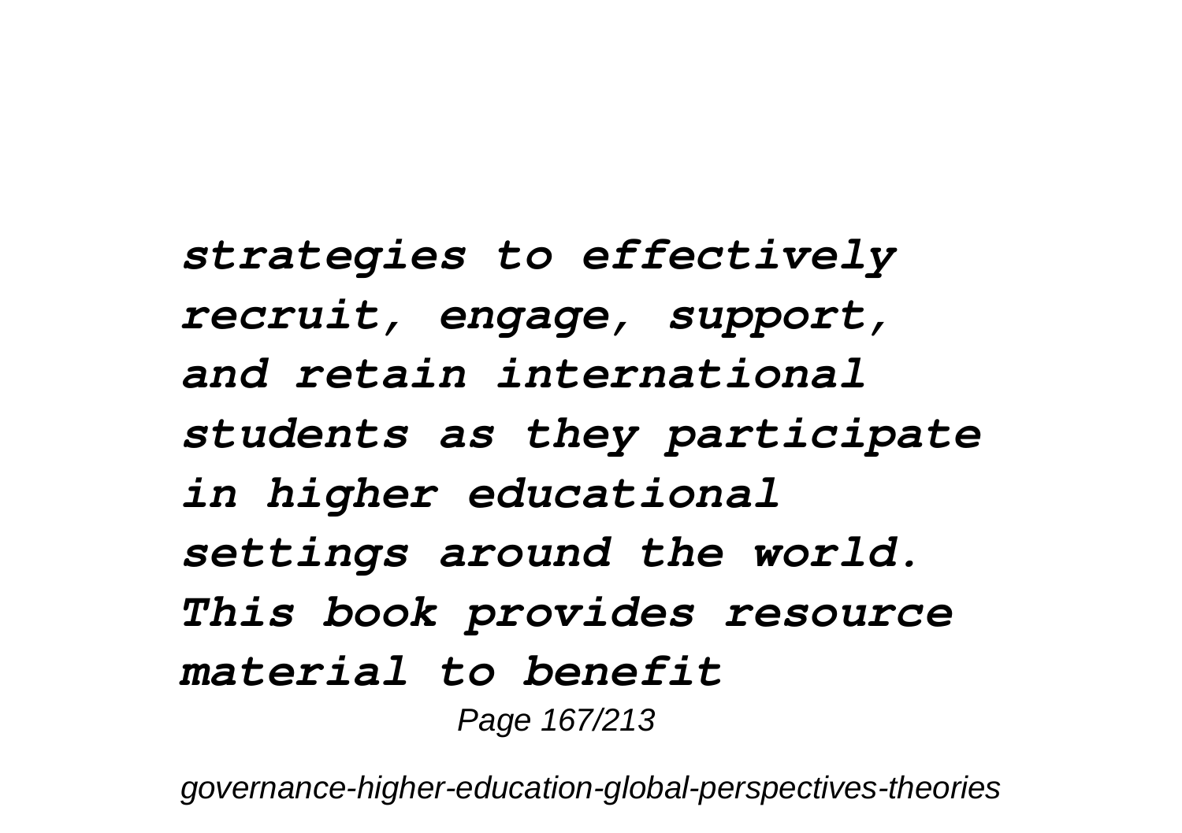*strategies to effectively recruit, engage, support, and retain international students as they participate in higher educational settings around the world. This book provides resource material to benefit*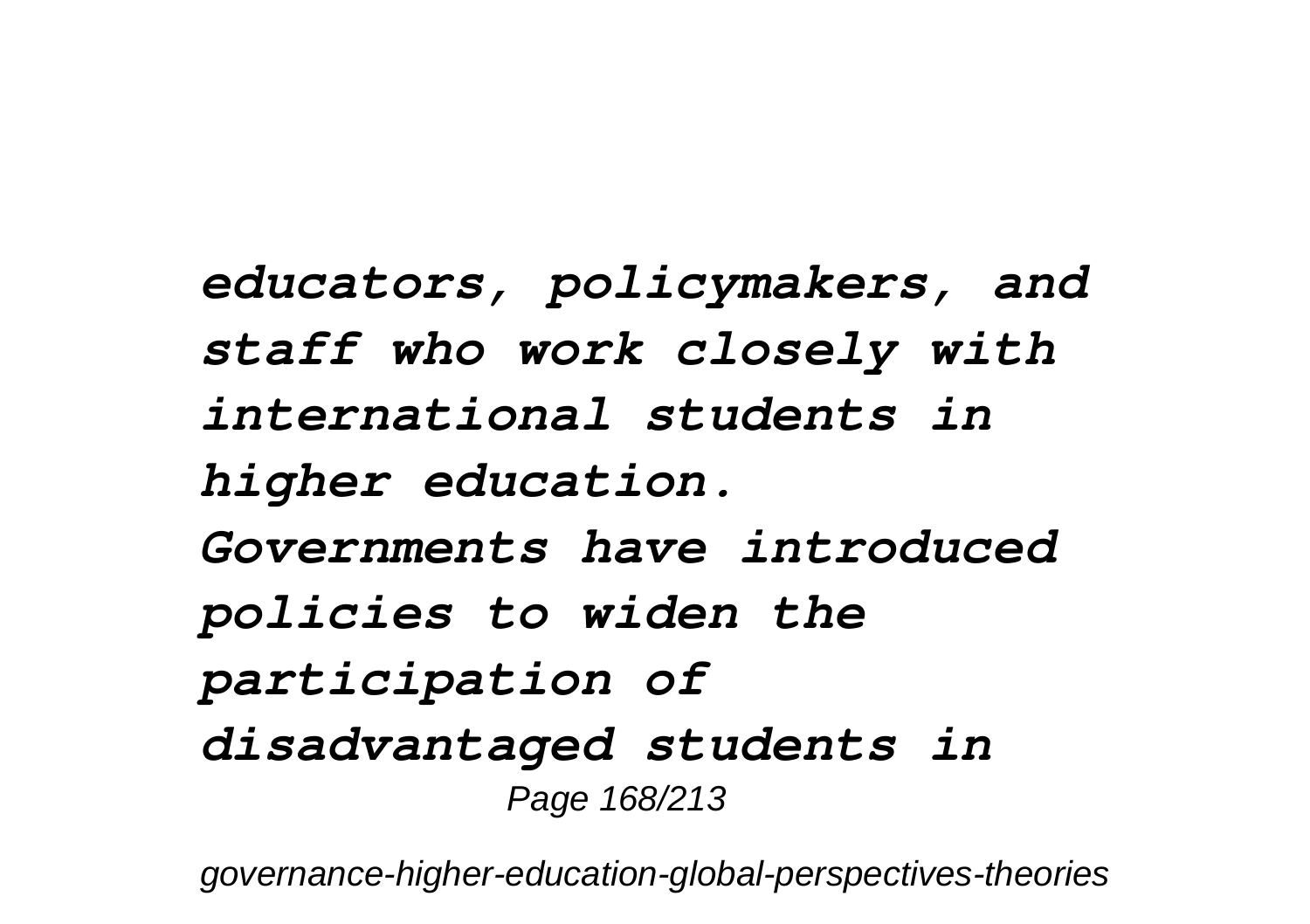*educators, policymakers, and staff who work closely with international students in higher education.*

*Governments have introduced policies to widen the participation of disadvantaged students in*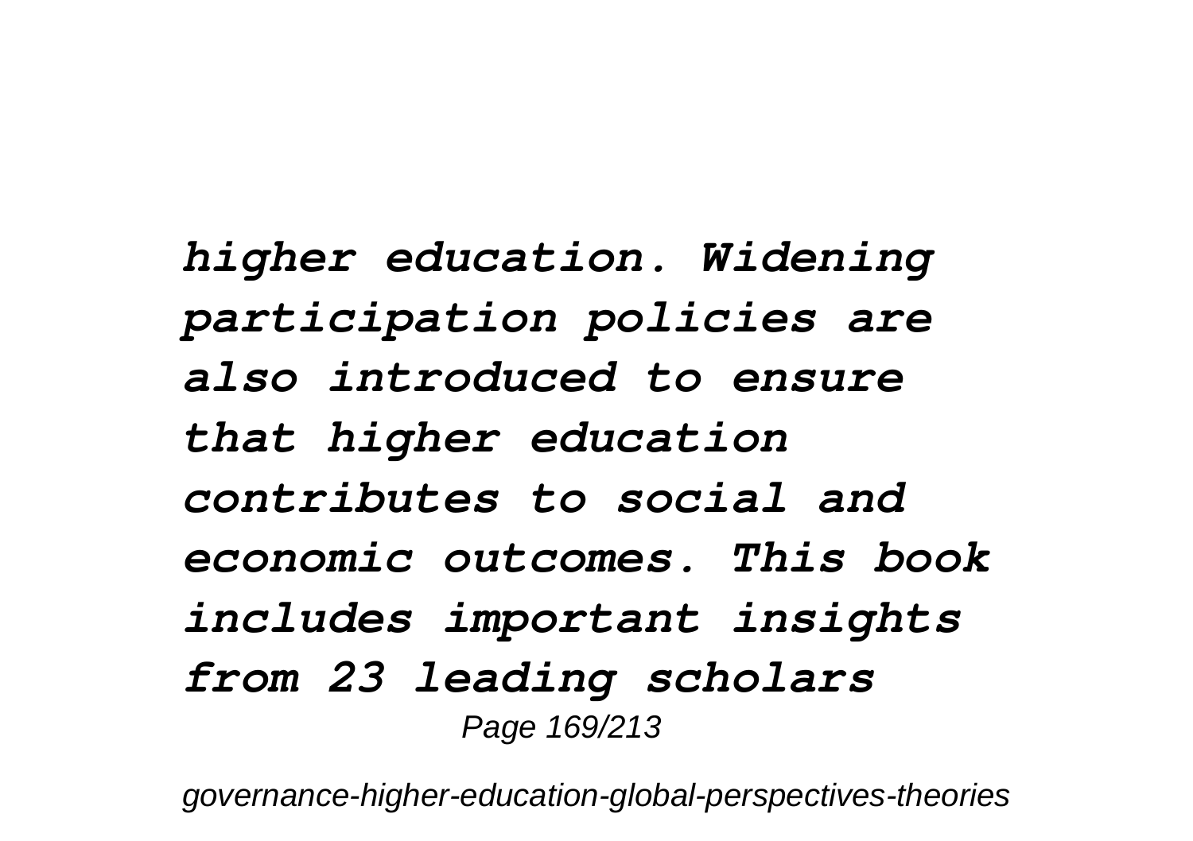*higher education. Widening participation policies are also introduced to ensure that higher education contributes to social and economic outcomes. This book includes important insights from 23 leading scholars*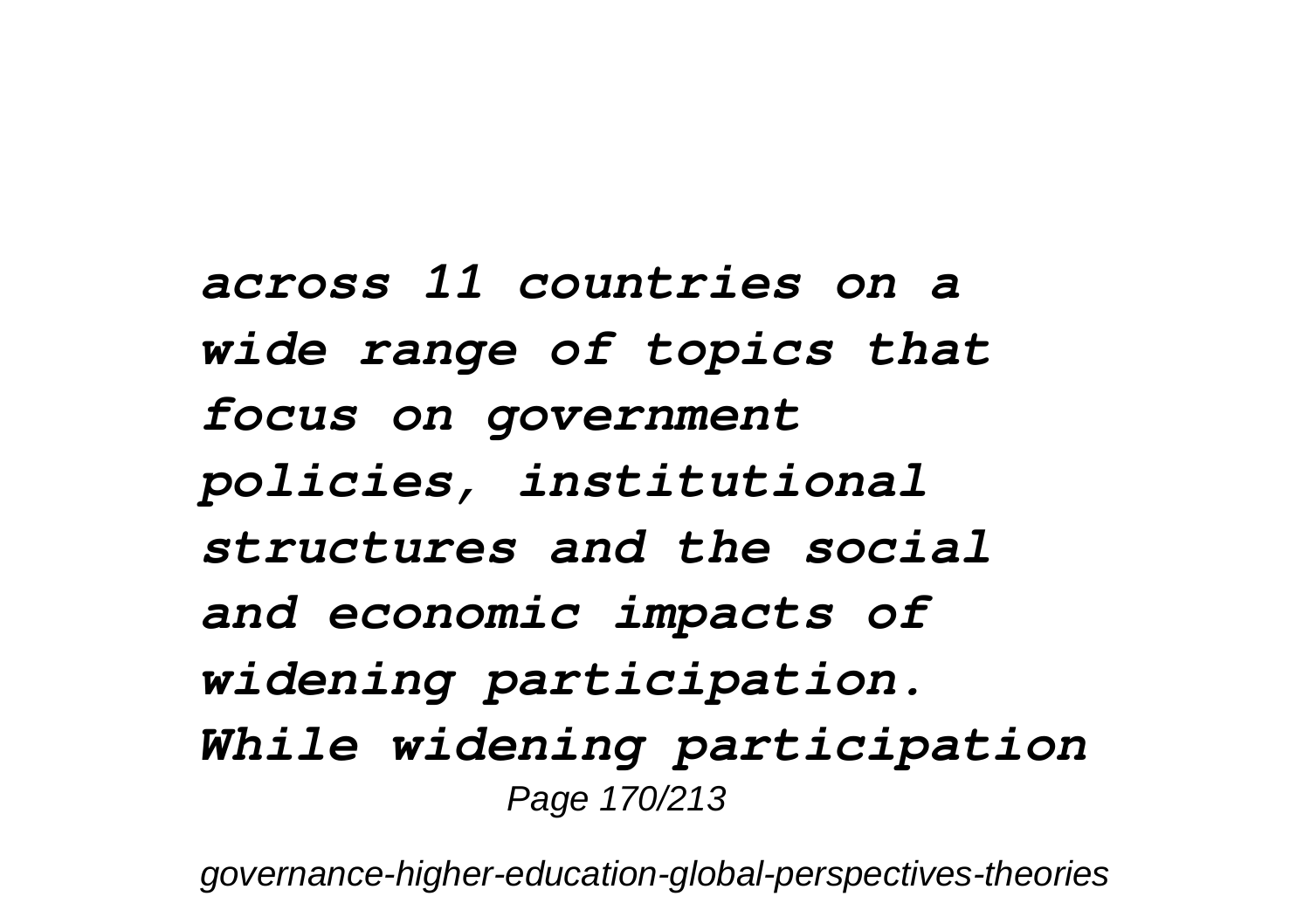*across 11 countries on a wide range of topics that focus on government policies, institutional structures and the social and economic impacts of widening participation. While widening participation*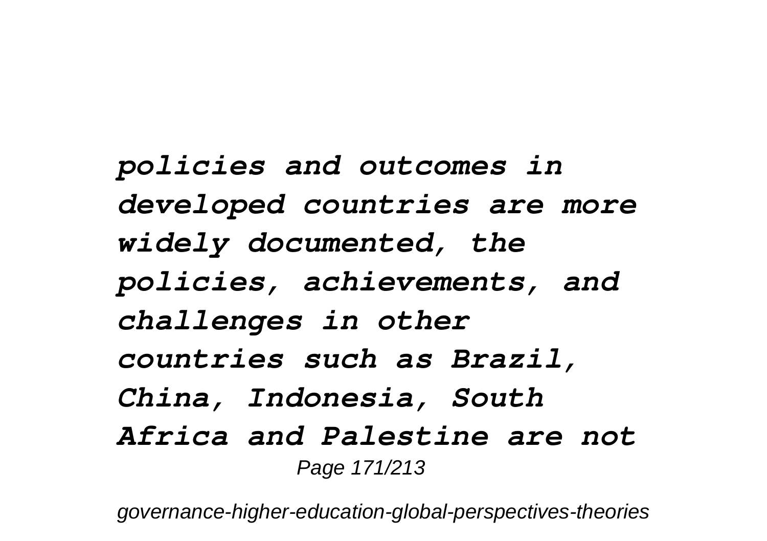*policies and outcomes in developed countries are more widely documented, the policies, achievements, and challenges in other countries such as Brazil, China, Indonesia, South Africa and Palestine are not*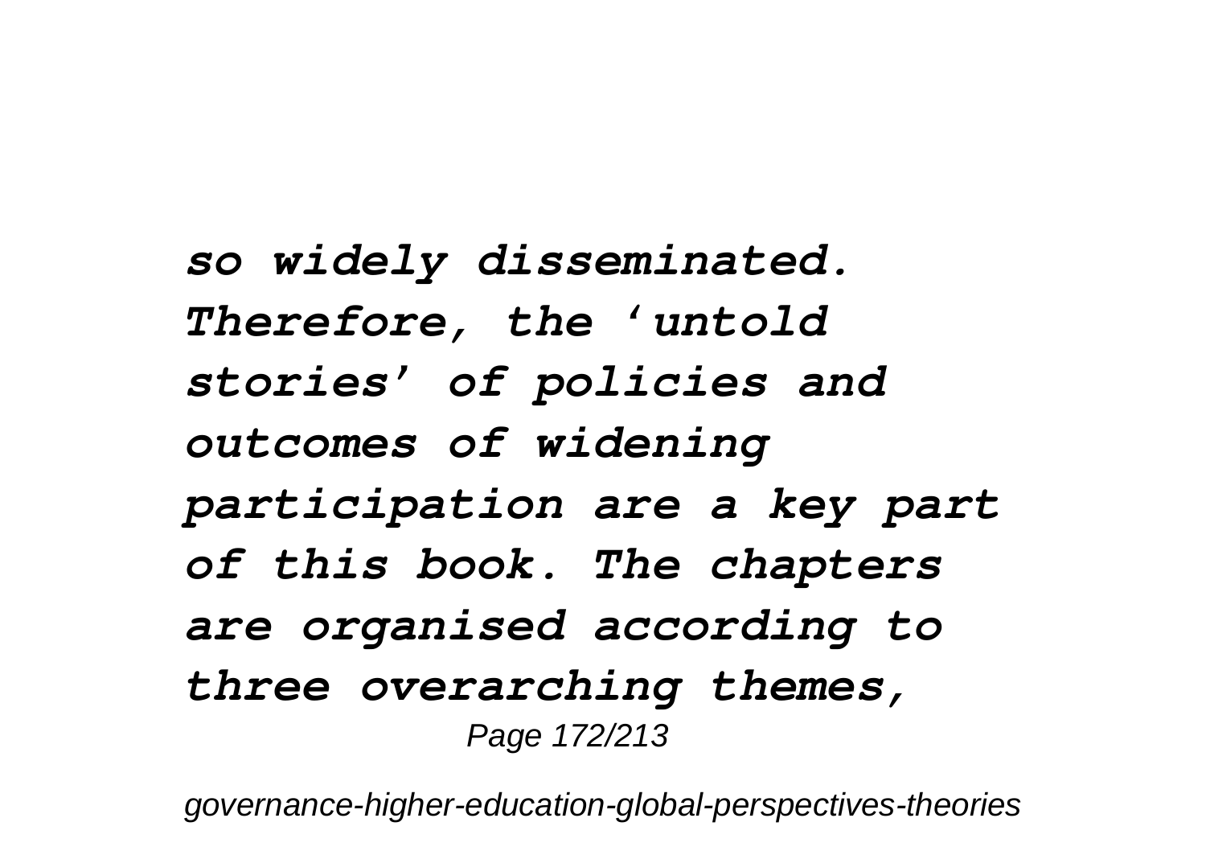*so widely disseminated. Therefore, the 'untold stories' of policies and outcomes of widening participation are a key part of this book. The chapters are organised according to three overarching themes,*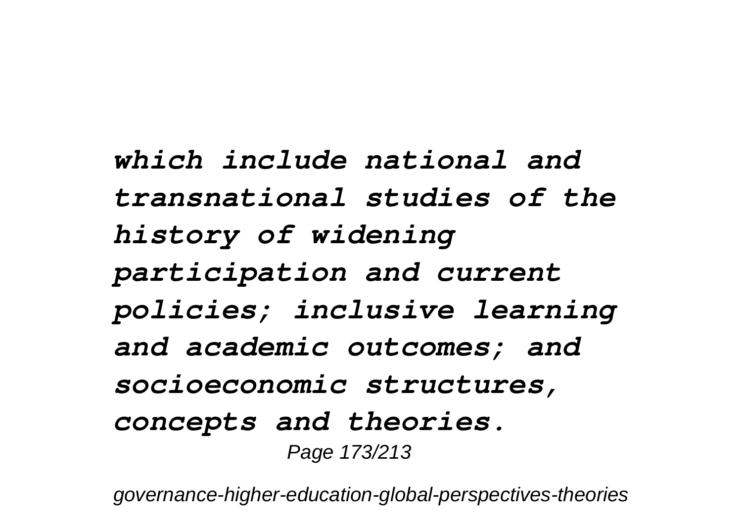*which include national and transnational studies of the history of widening participation and current policies; inclusive learning and academic outcomes; and socioeconomic structures, concepts and theories.*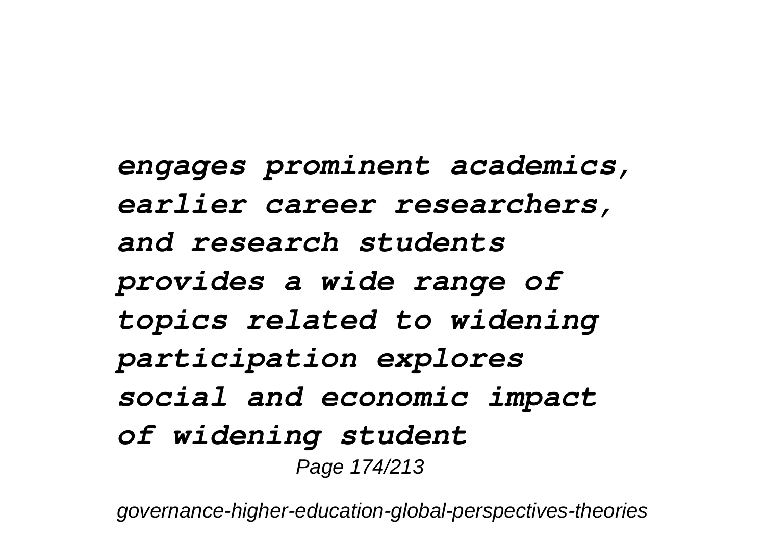*engages prominent academics, earlier career researchers, and research students provides a wide range of topics related to widening participation explores social and economic impact of widening student*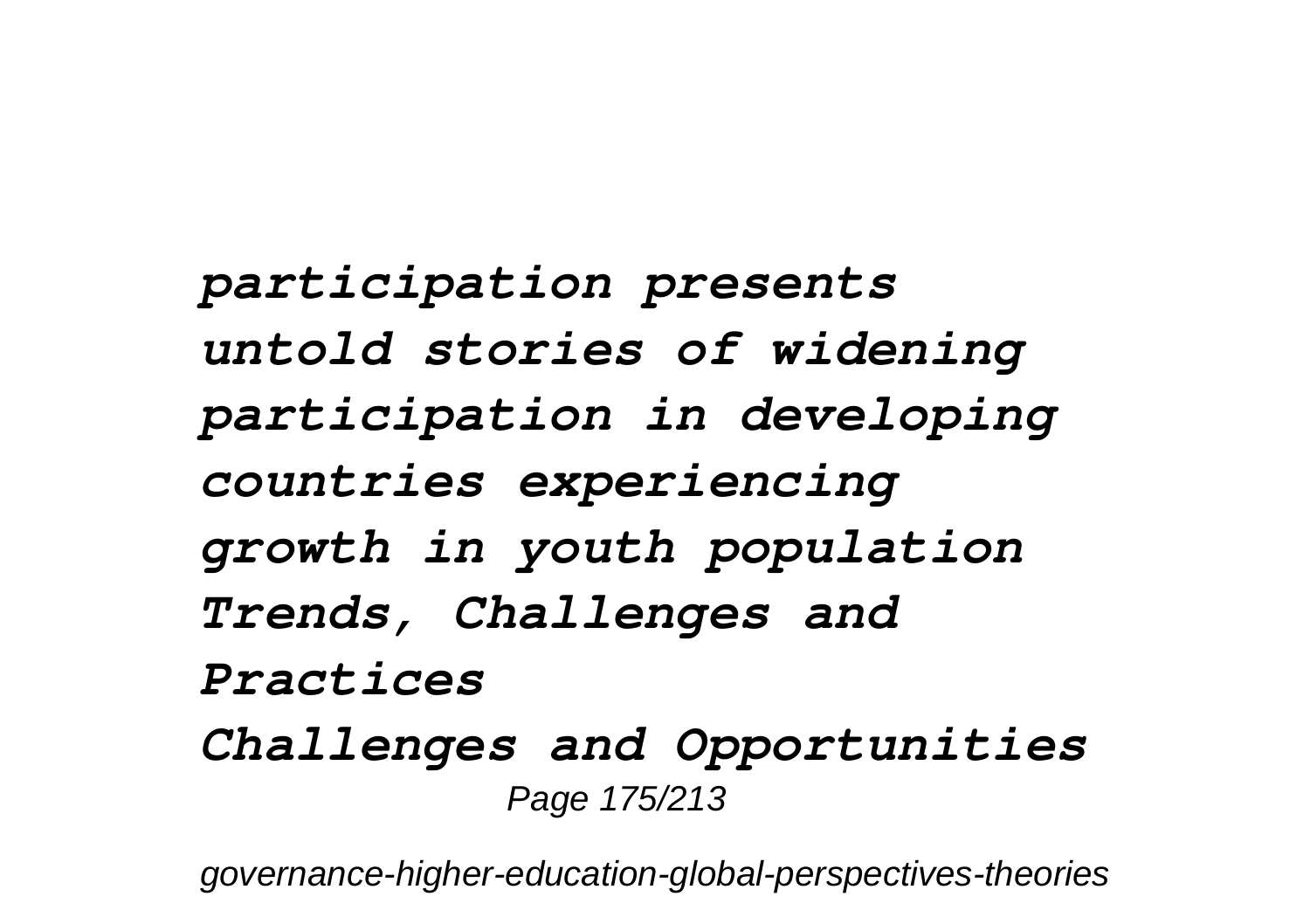*participation presents untold stories of widening participation in developing countries experiencing growth in youth population*
*Trends, Challenges and Practices*
*Challenges and Opportunities*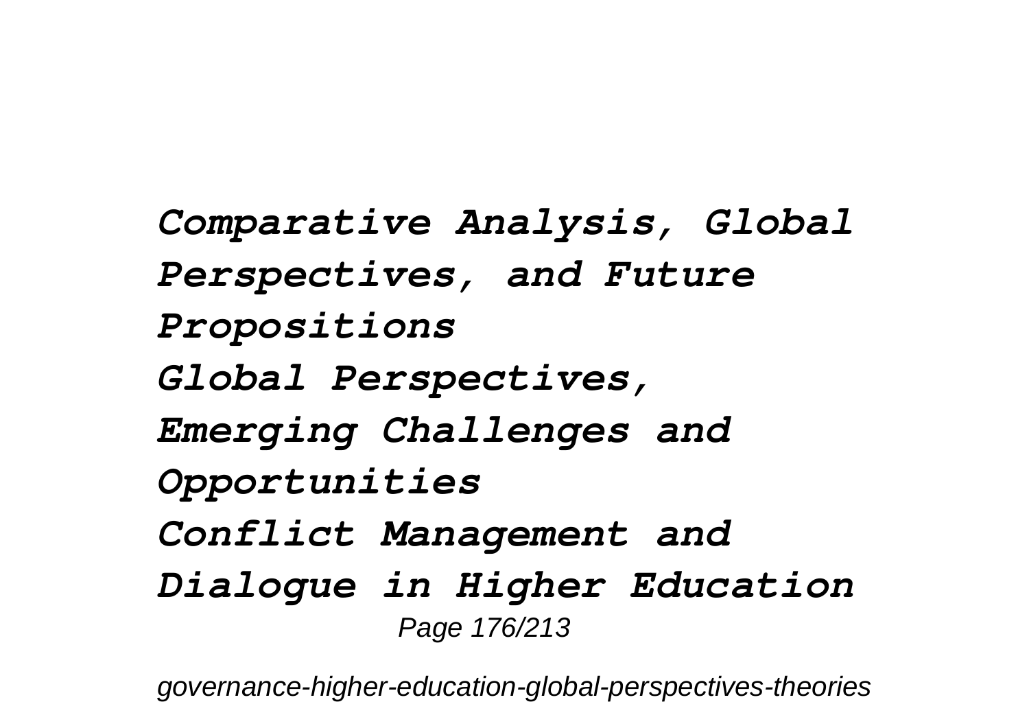*Comparative Analysis, Global Perspectives, and Future Propositions*
*Global Perspectives, Emerging Challenges and Opportunities*
*Conflict Management and Dialogue in Higher Education*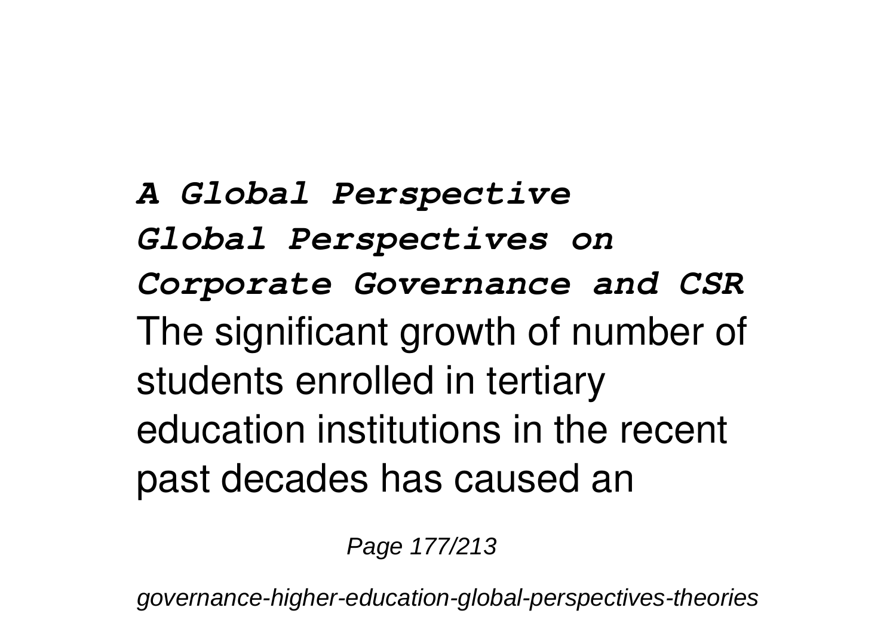***A Global Perspective***

***Global Perspectives on Corporate Governance and CSR***

The significant growth of number of students enrolled in tertiary education institutions in the recent past decades has caused an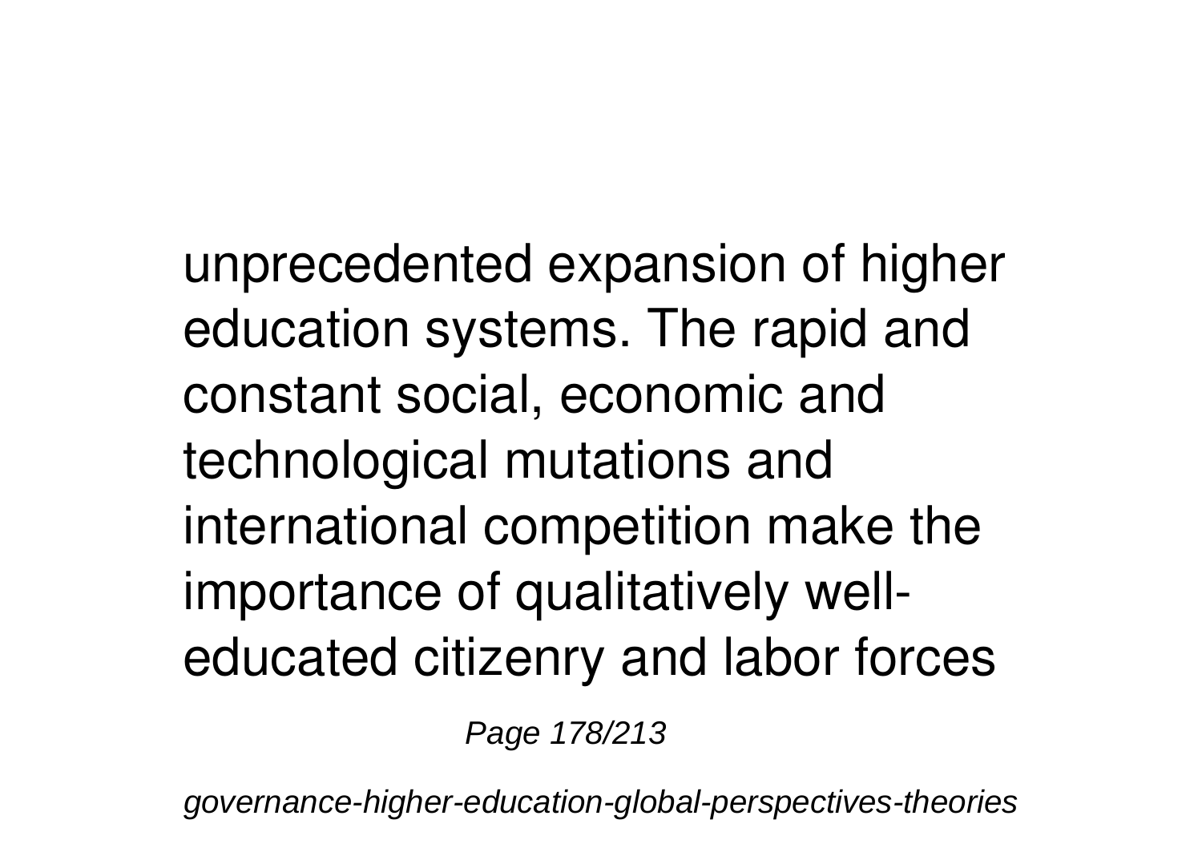unprecedented expansion of higher education systems. The rapid and constant social, economic and technological mutations and international competition make the importance of qualitatively well-educated citizenry and labor forces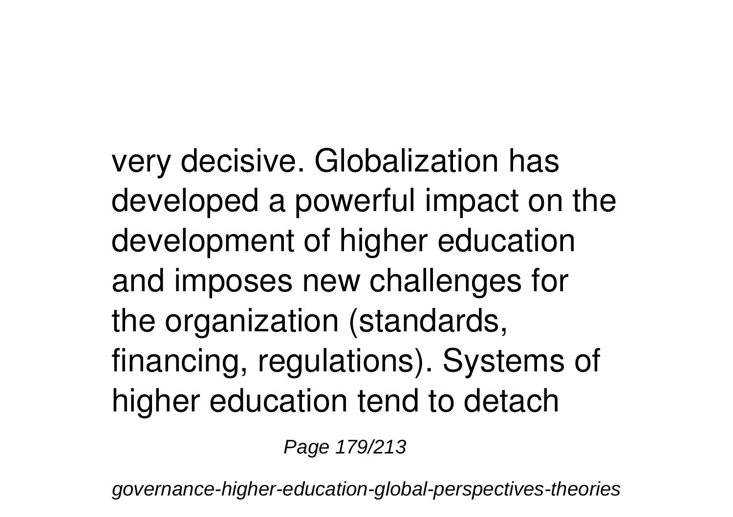very decisive. Globalization has developed a powerful impact on the development of higher education and imposes new challenges for the organization (standards, financing, regulations). Systems of higher education tend to detach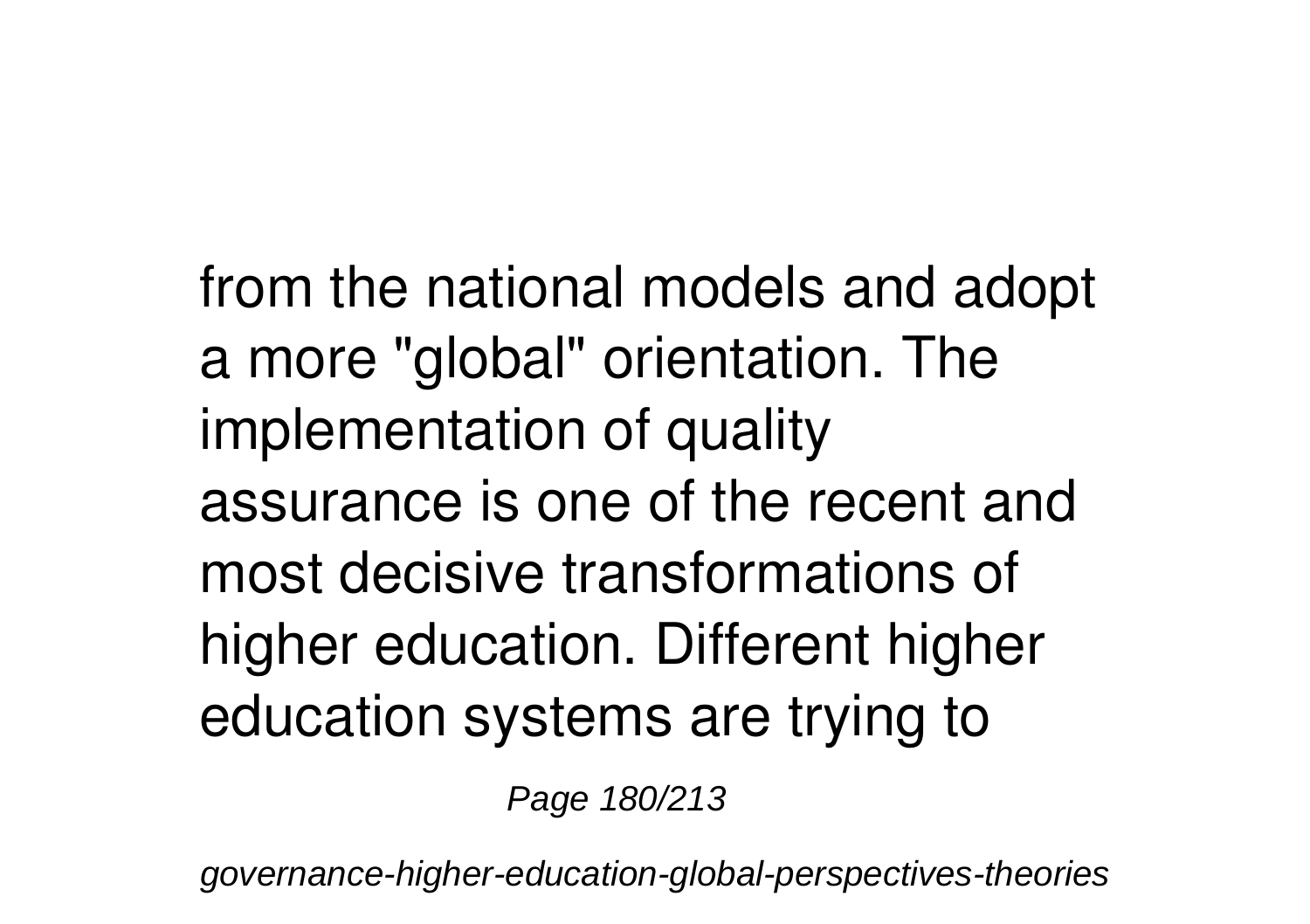from the national models and adopt a more "global" orientation. The implementation of quality assurance is one of the recent and most decisive transformations of higher education. Different higher education systems are trying to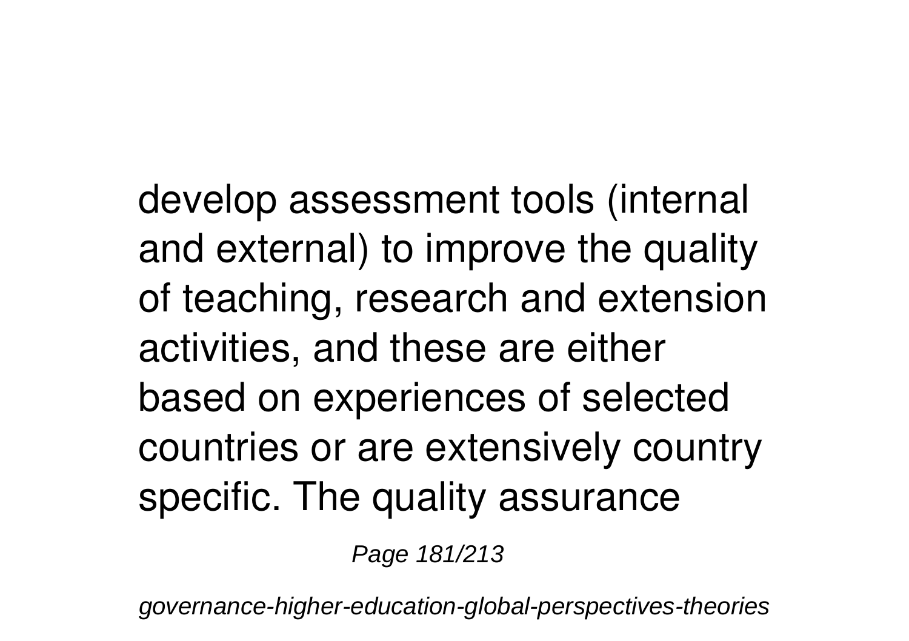develop assessment tools (internal and external) to improve the quality of teaching, research and extension activities, and these are either based on experiences of selected countries or are extensively country specific. The quality assurance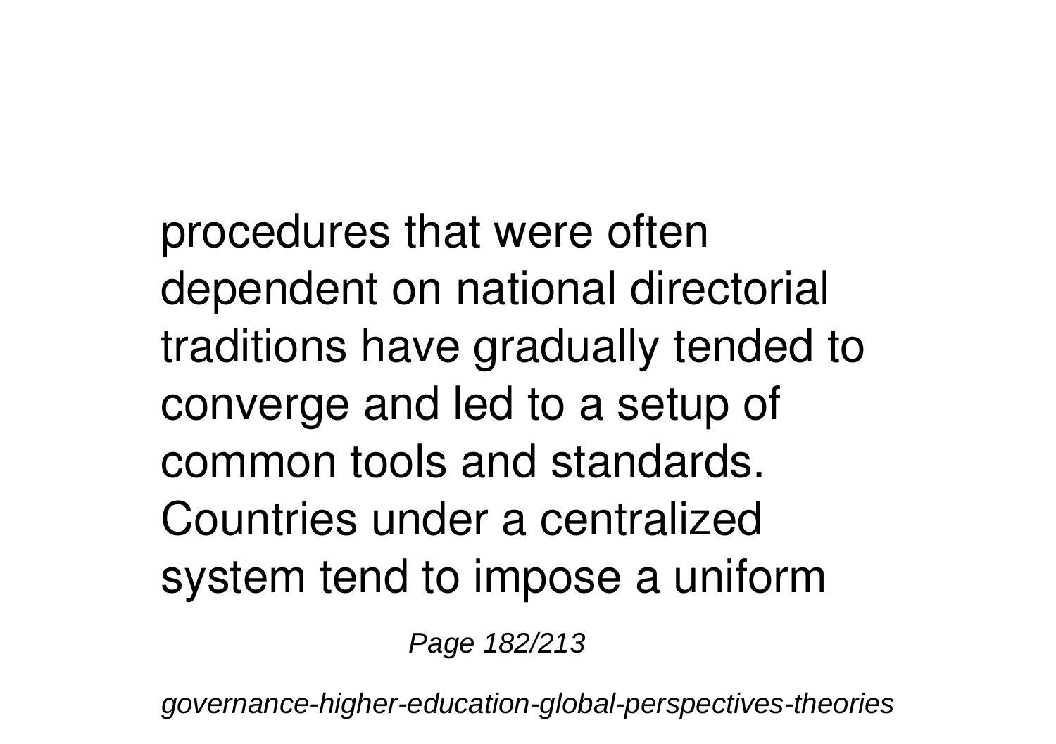procedures that were often dependent on national directorial traditions have gradually tended to converge and led to a setup of common tools and standards. Countries under a centralized system tend to impose a uniform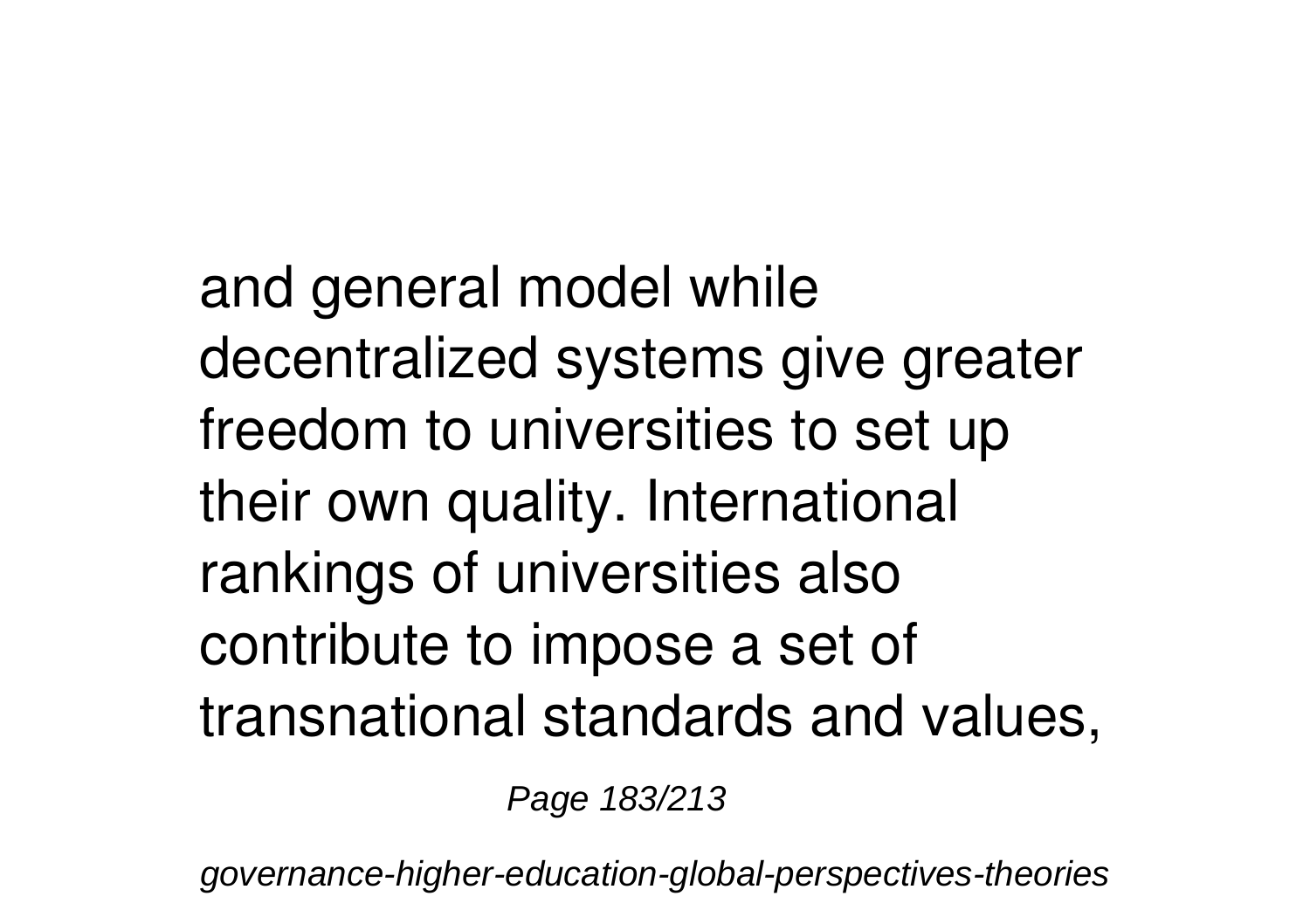and general model while decentralized systems give greater freedom to universities to set up their own quality. International rankings of universities also contribute to impose a set of transnational standards and values,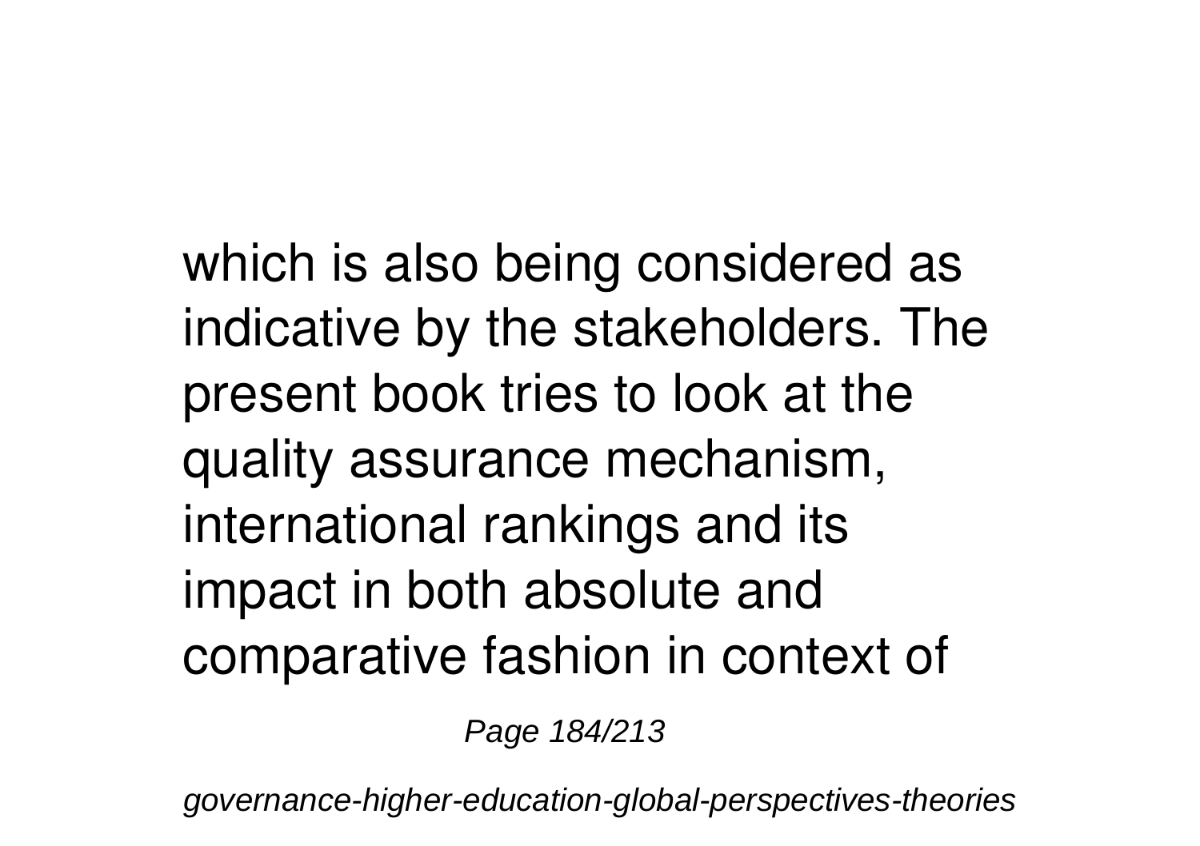which is also being considered as indicative by the stakeholders. The present book tries to look at the quality assurance mechanism, international rankings and its impact in both absolute and comparative fashion in context of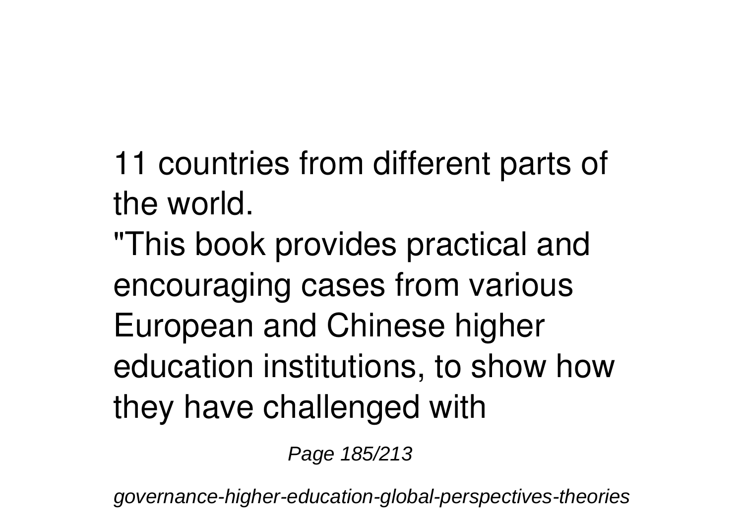11 countries from different parts of the world.

"This book provides practical and encouraging cases from various European and Chinese higher education institutions, to show how they have challenged with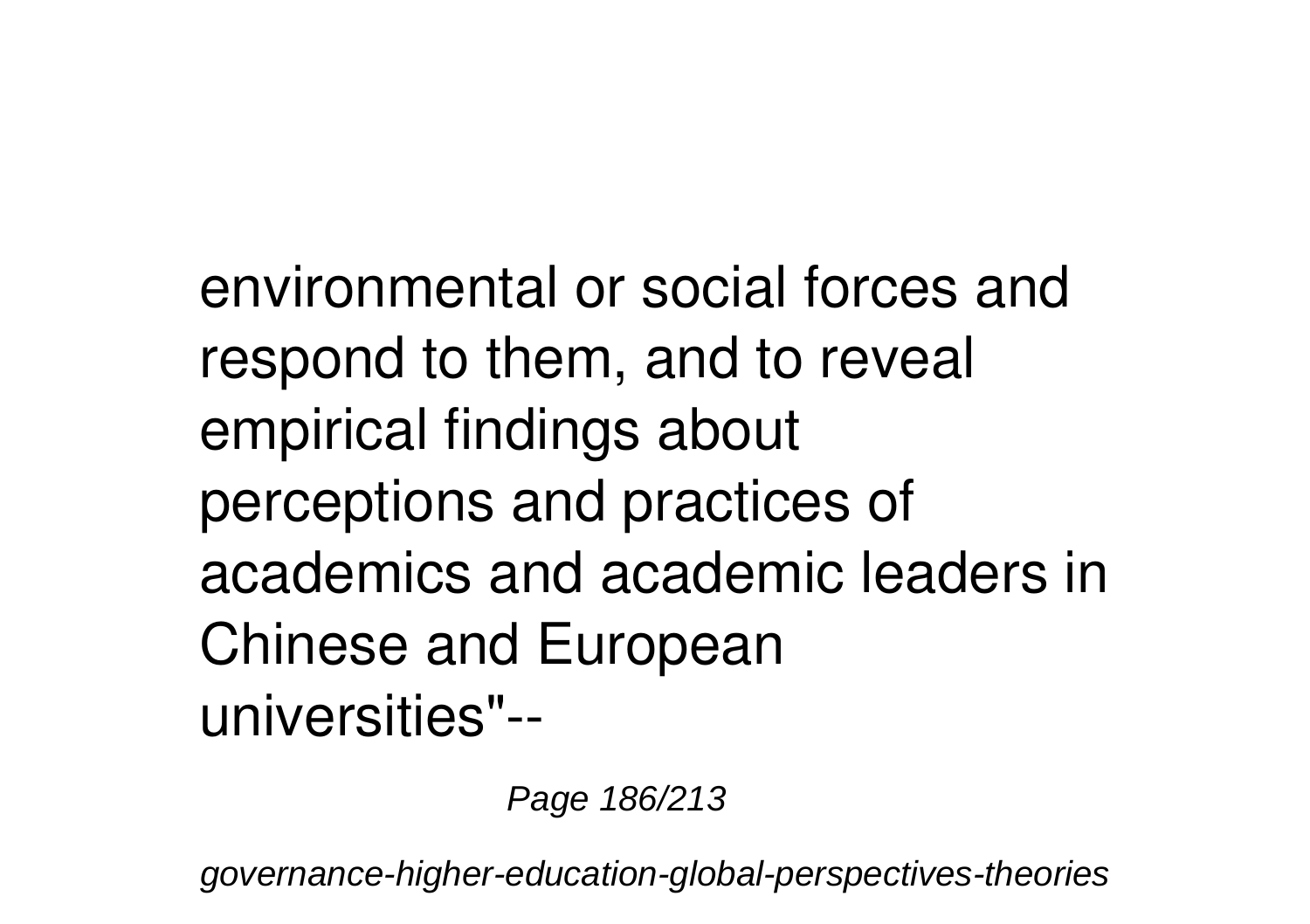environmental or social forces and respond to them, and to reveal empirical findings about perceptions and practices of academics and academic leaders in Chinese and European universities"--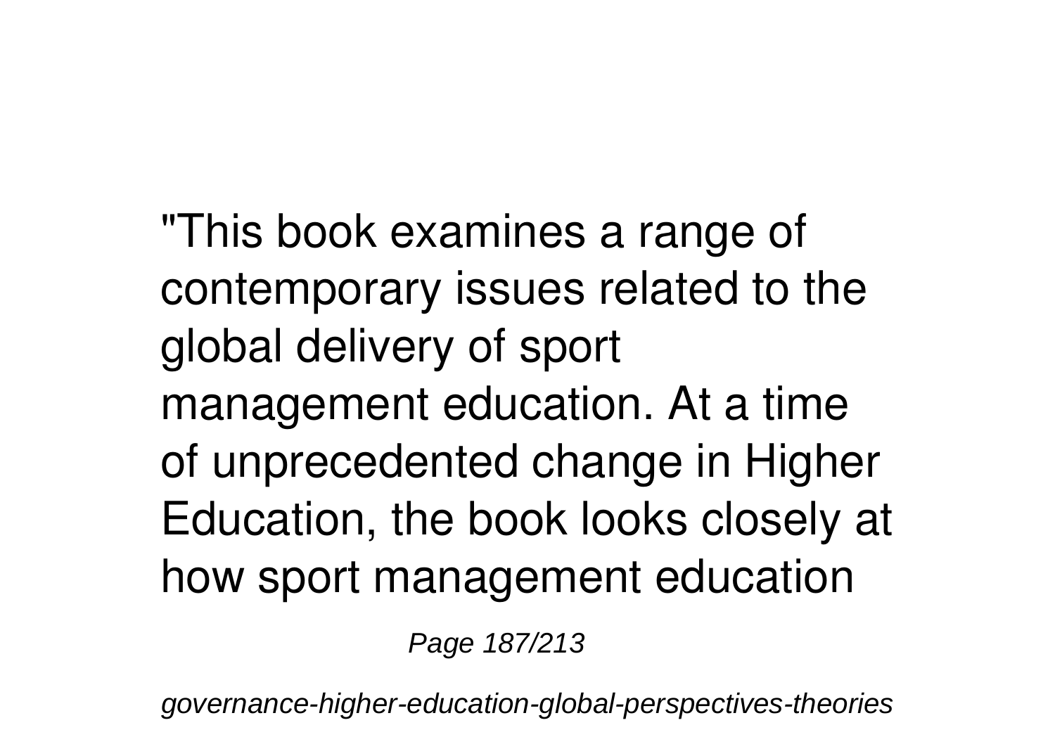"This book examines a range of contemporary issues related to the global delivery of sport management education. At a time of unprecedented change in Higher Education, the book looks closely at how sport management education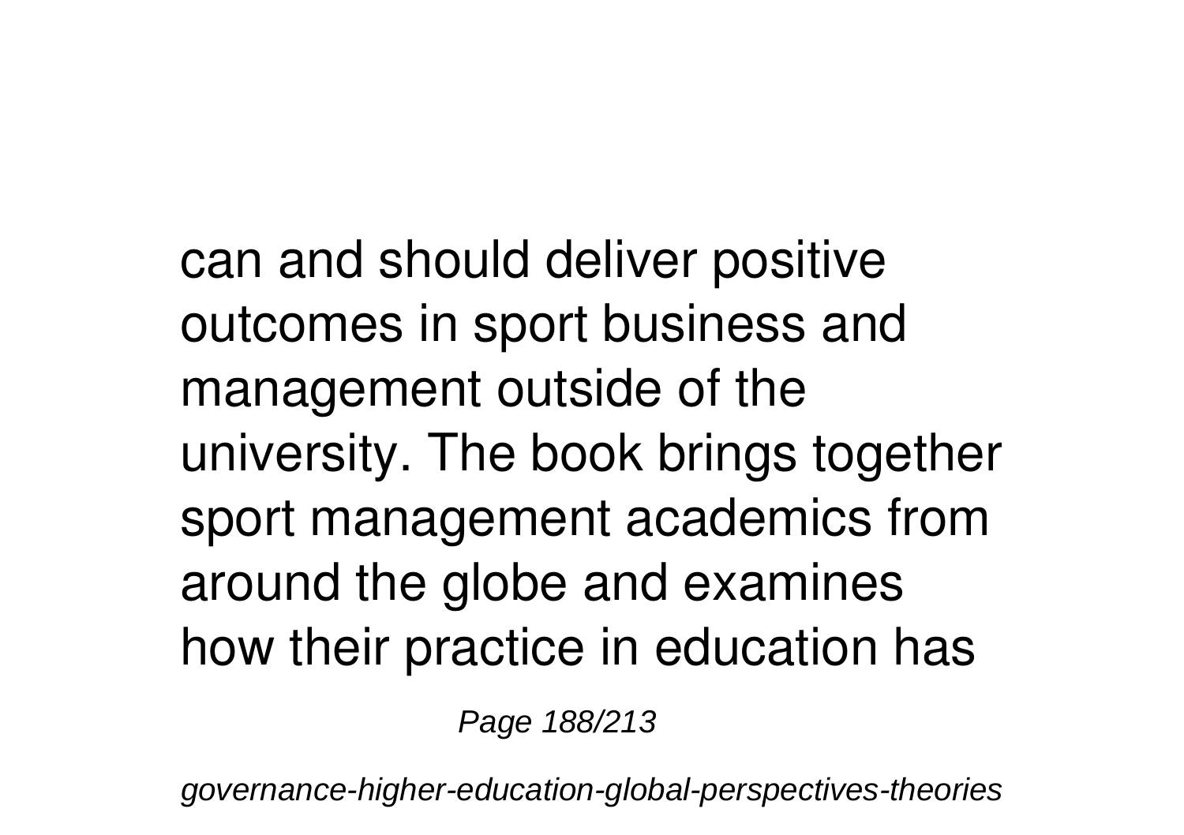can and should deliver positive outcomes in sport business and management outside of the university. The book brings together sport management academics from around the globe and examines how their practice in education has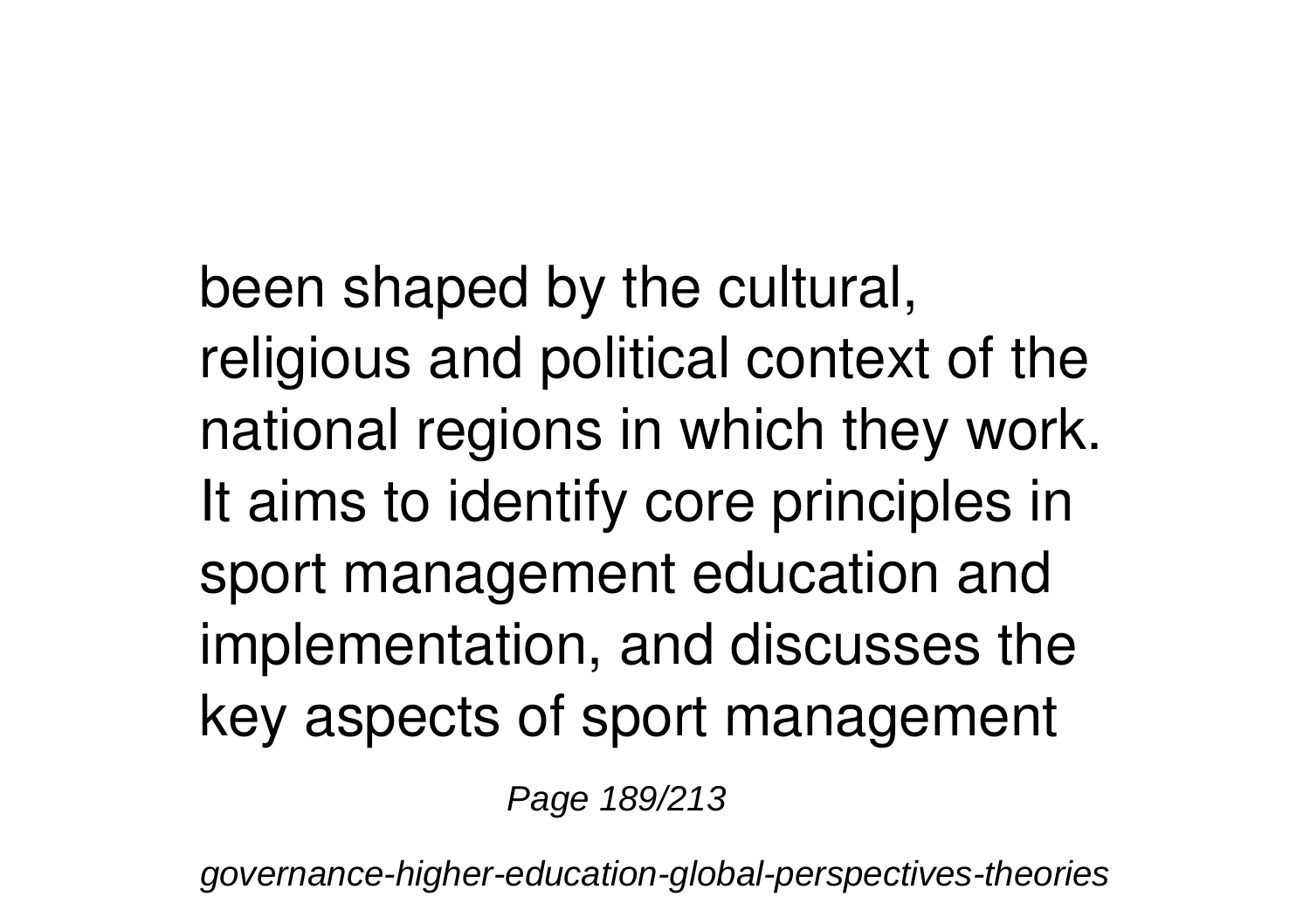been shaped by the cultural, religious and political context of the national regions in which they work. It aims to identify core principles in sport management education and implementation, and discusses the key aspects of sport management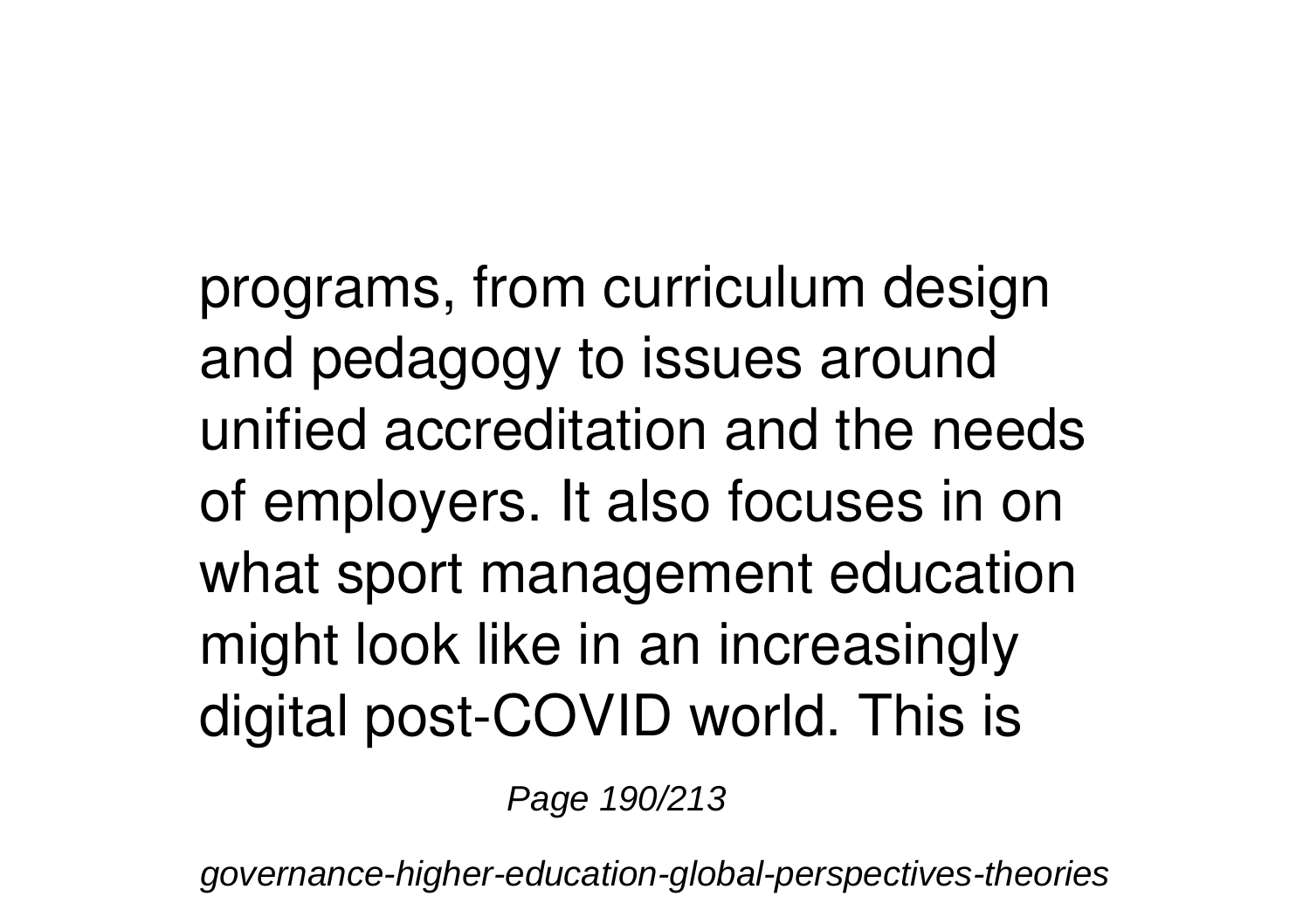programs, from curriculum design and pedagogy to issues around unified accreditation and the needs of employers. It also focuses in on what sport management education might look like in an increasingly digital post-COVID world. This is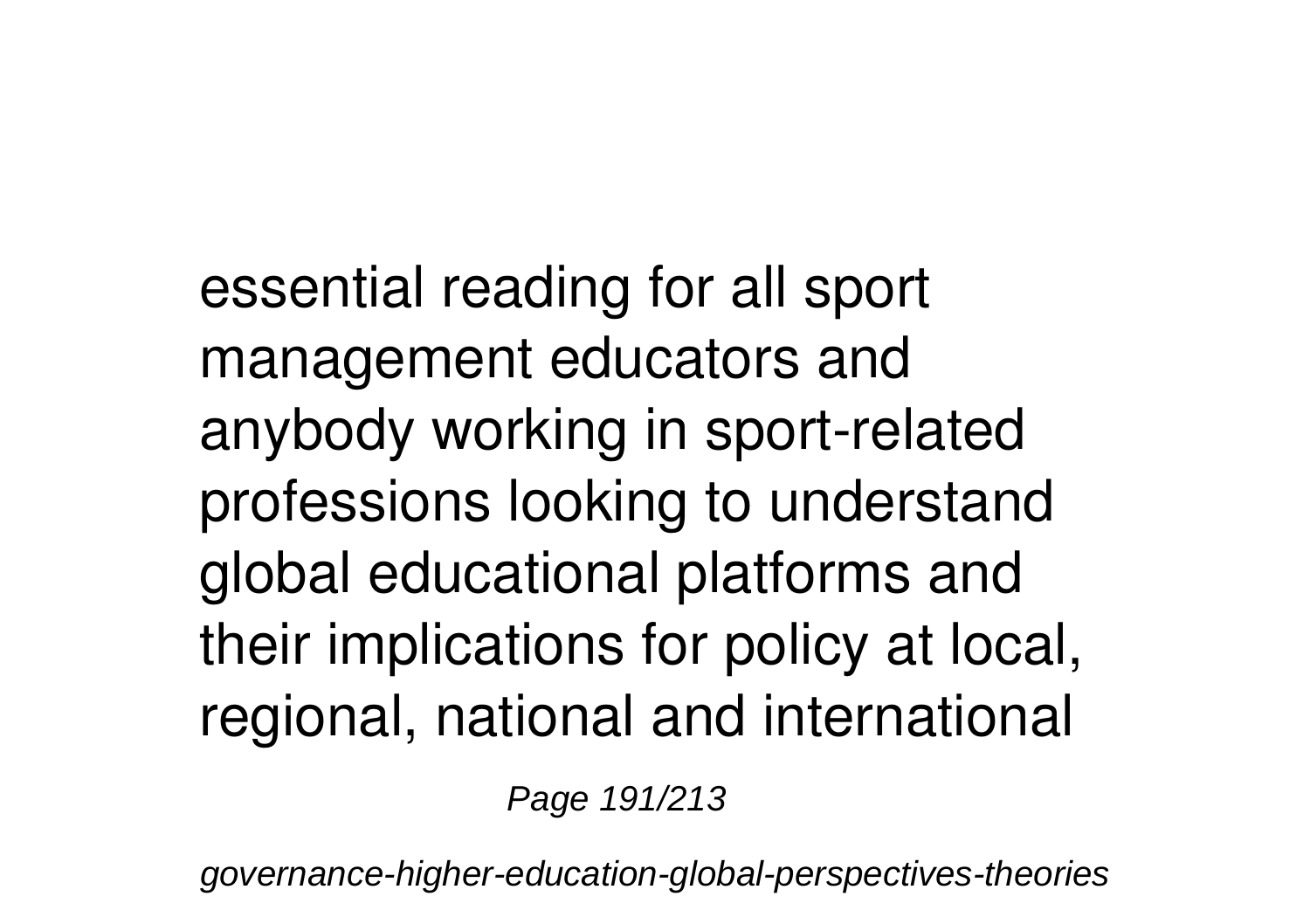essential reading for all sport management educators and anybody working in sport-related professions looking to understand global educational platforms and their implications for policy at local, regional, national and international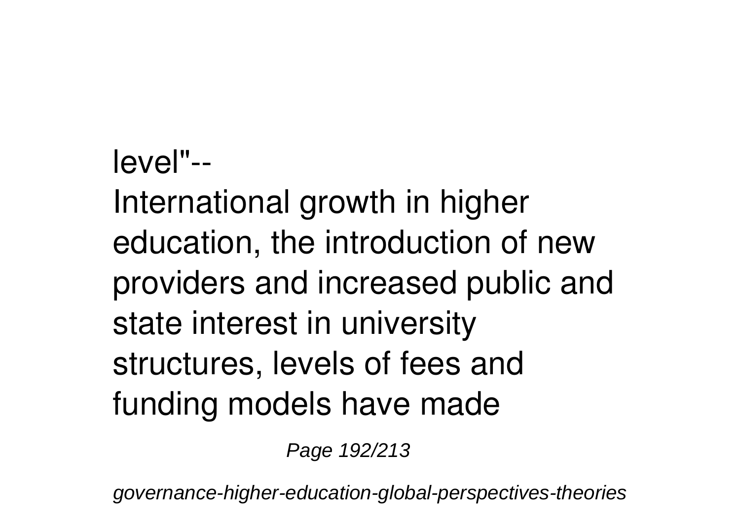level"--

International growth in higher education, the introduction of new providers and increased public and state interest in university structures, levels of fees and funding models have made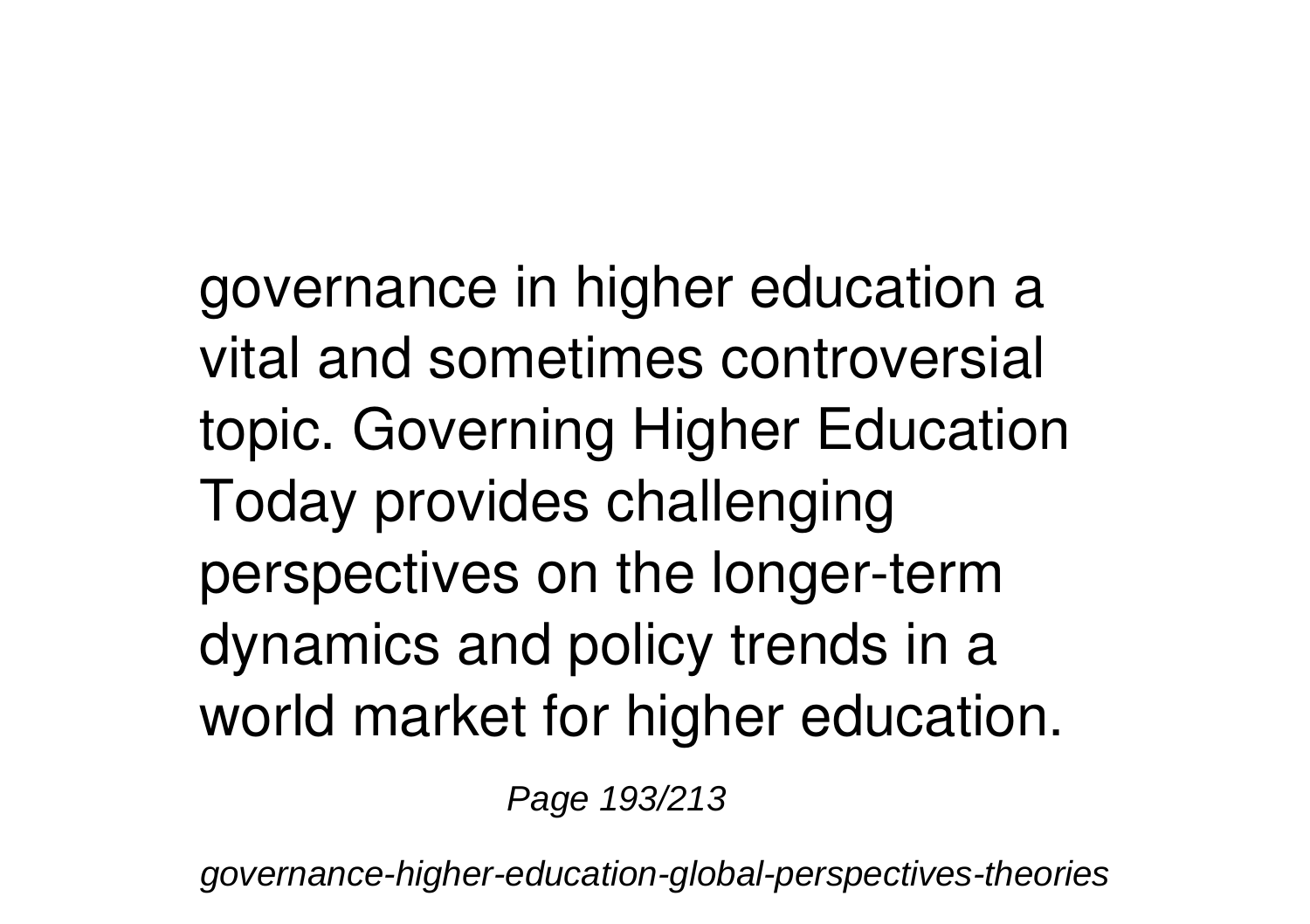governance in higher education a vital and sometimes controversial topic. Governing Higher Education Today provides challenging perspectives on the longer-term dynamics and policy trends in a world market for higher education.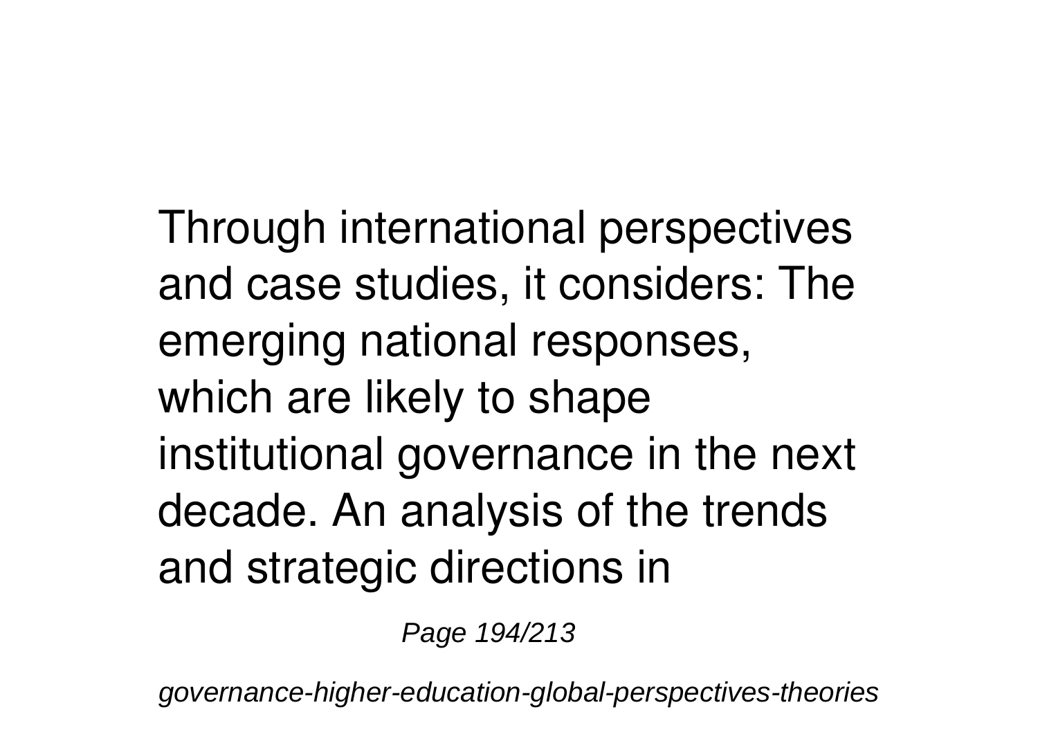Through international perspectives and case studies, it considers: The emerging national responses, which are likely to shape institutional governance in the next decade. An analysis of the trends and strategic directions in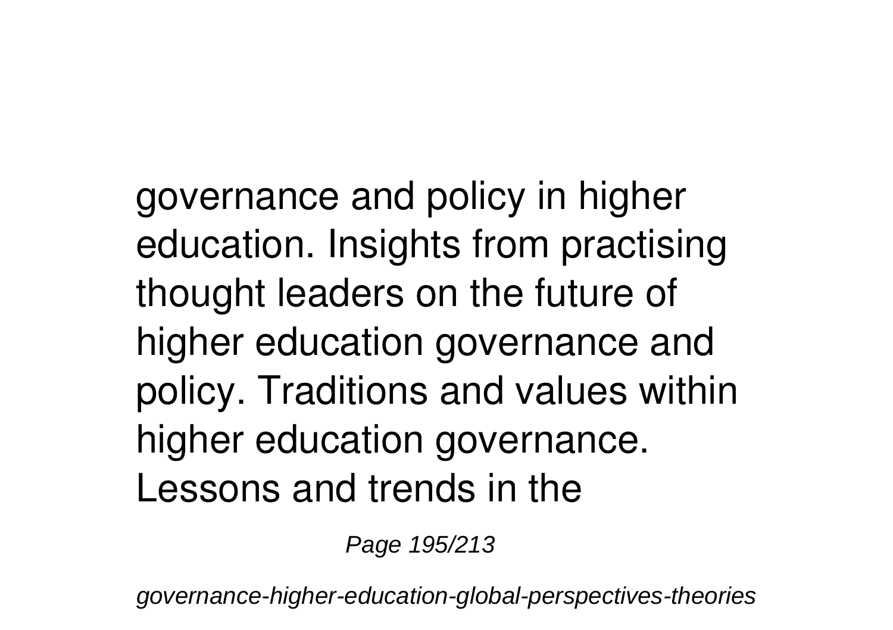governance and policy in higher education. Insights from practising thought leaders on the future of higher education governance and policy. Traditions and values within higher education governance. Lessons and trends in the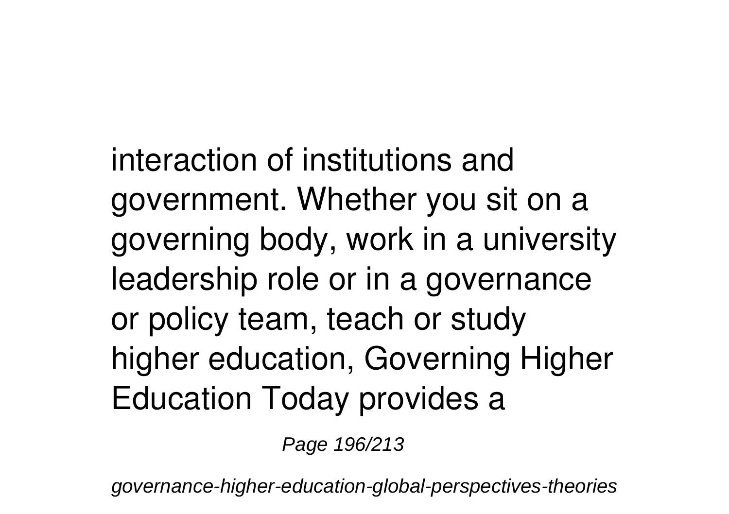interaction of institutions and government. Whether you sit on a governing body, work in a university leadership role or in a governance or policy team, teach or study higher education, Governing Higher Education Today provides a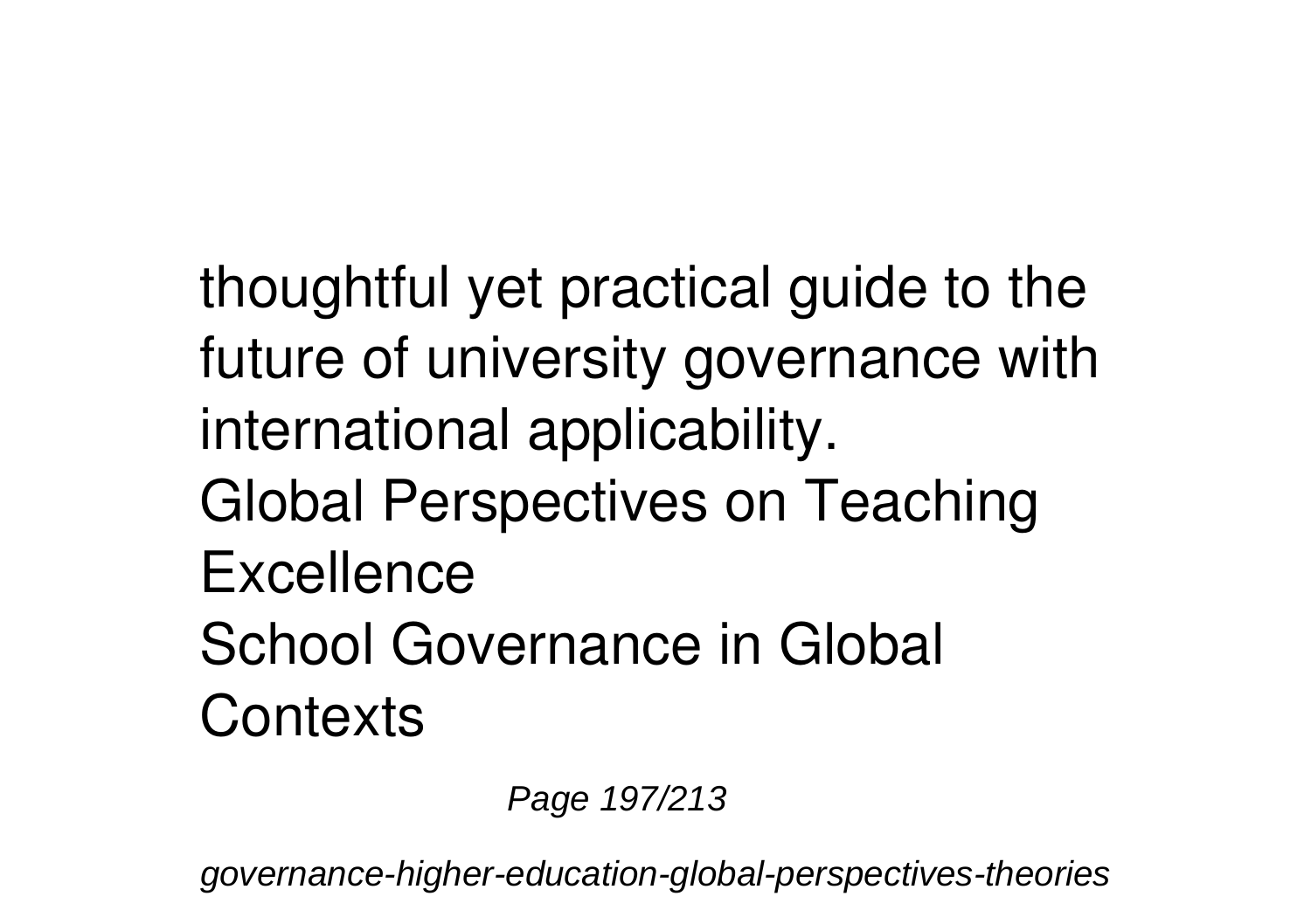thoughtful yet practical guide to the future of university governance with international applicability.

Global Perspectives on Teaching Excellence

School Governance in Global Contexts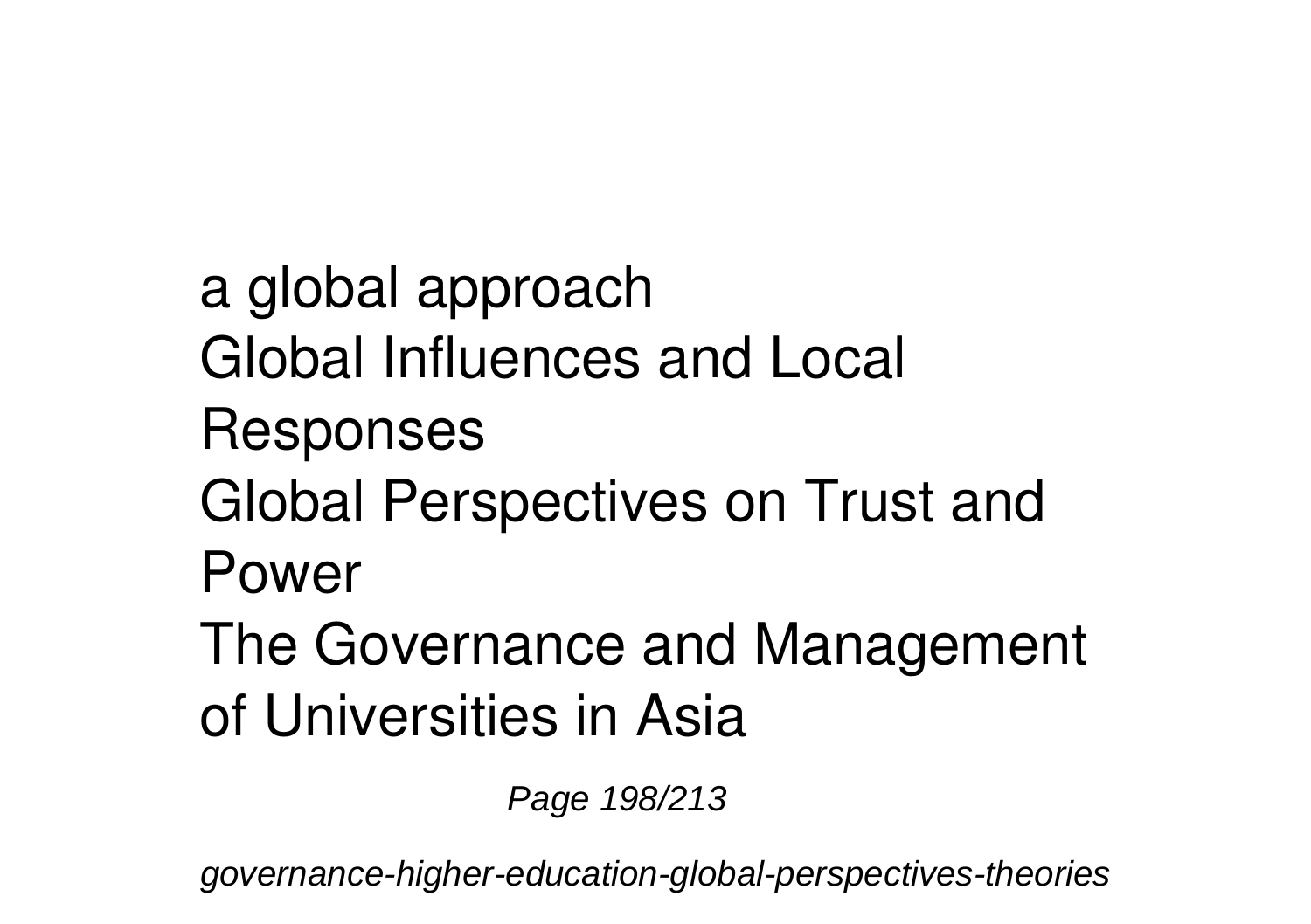a global approach
Global Influences and Local Responses
Global Perspectives on Trust and Power
The Governance and Management of Universities in Asia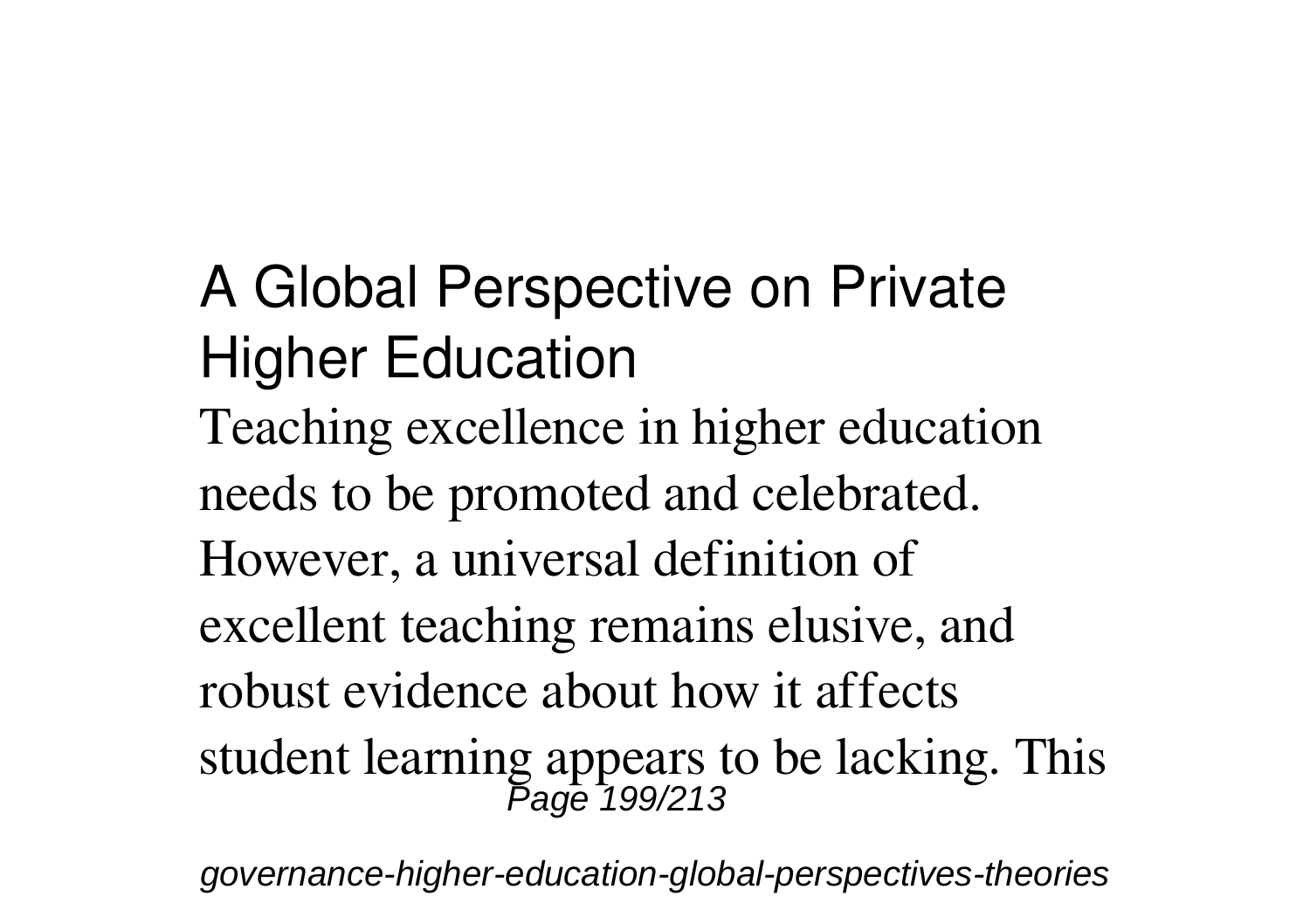## A Global Perspective on Private Higher Education

Teaching excellence in higher education needs to be promoted and celebrated. However, a universal definition of excellent teaching remains elusive, and robust evidence about how it affects student learning appears to be lacking. This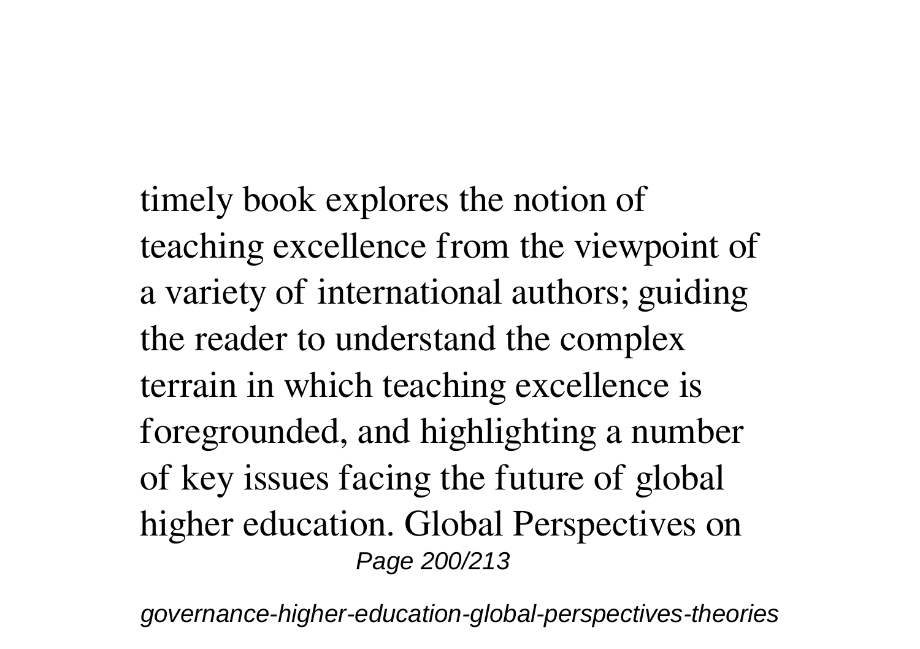timely book explores the notion of teaching excellence from the viewpoint of a variety of international authors; guiding the reader to understand the complex terrain in which teaching excellence is foregrounded, and highlighting a number of key issues facing the future of global higher education. Global Perspectives on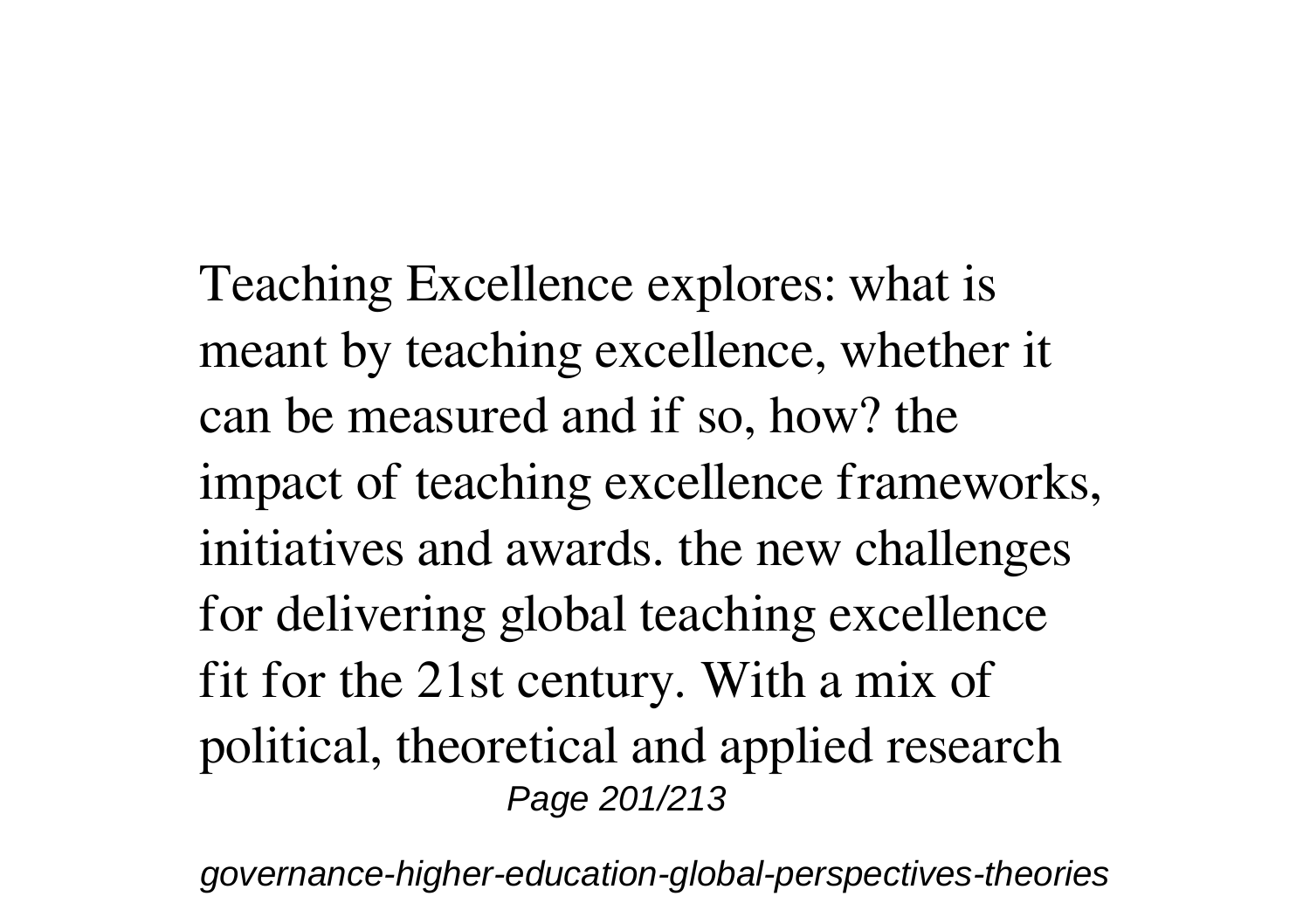Teaching Excellence explores: what is meant by teaching excellence, whether it can be measured and if so, how? the impact of teaching excellence frameworks, initiatives and awards. the new challenges for delivering global teaching excellence fit for the 21st century. With a mix of political, theoretical and applied research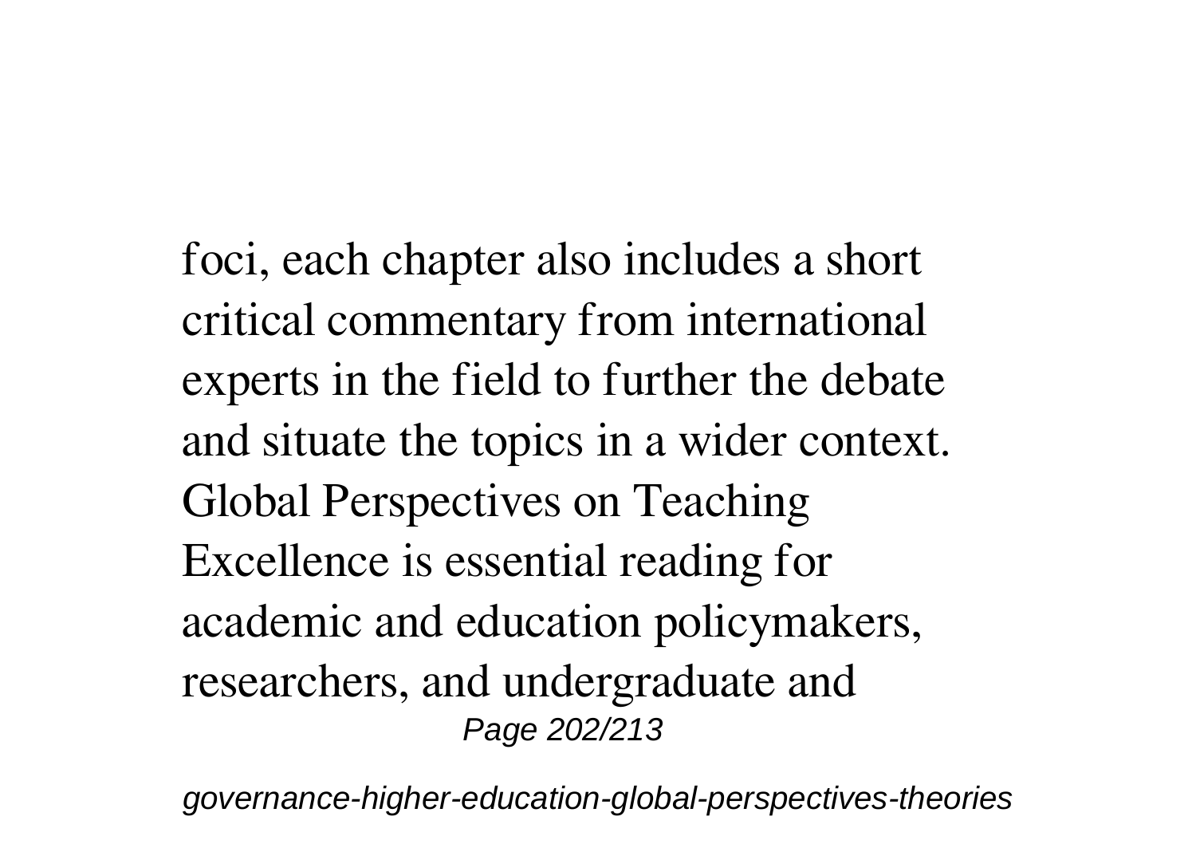foci, each chapter also includes a short critical commentary from international experts in the field to further the debate and situate the topics in a wider context. Global Perspectives on Teaching Excellence is essential reading for academic and education policymakers, researchers, and undergraduate and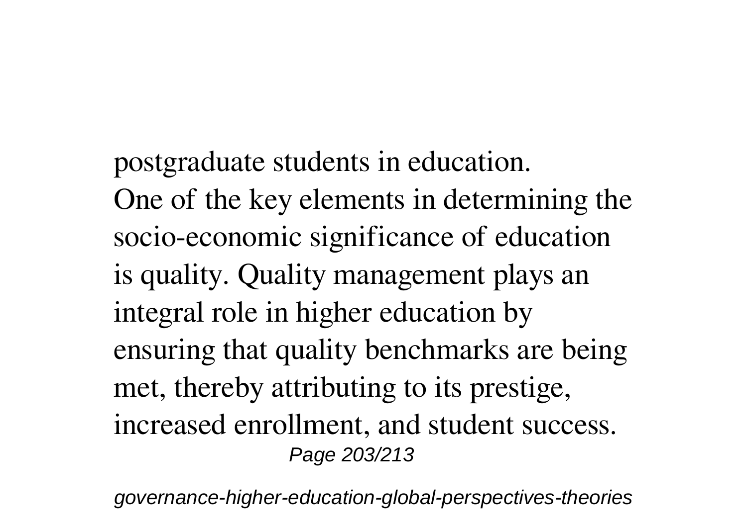postgraduate students in education.

One of the key elements in determining the socio-economic significance of education is quality. Quality management plays an integral role in higher education by ensuring that quality benchmarks are being met, thereby attributing to its prestige, increased enrollment, and student success.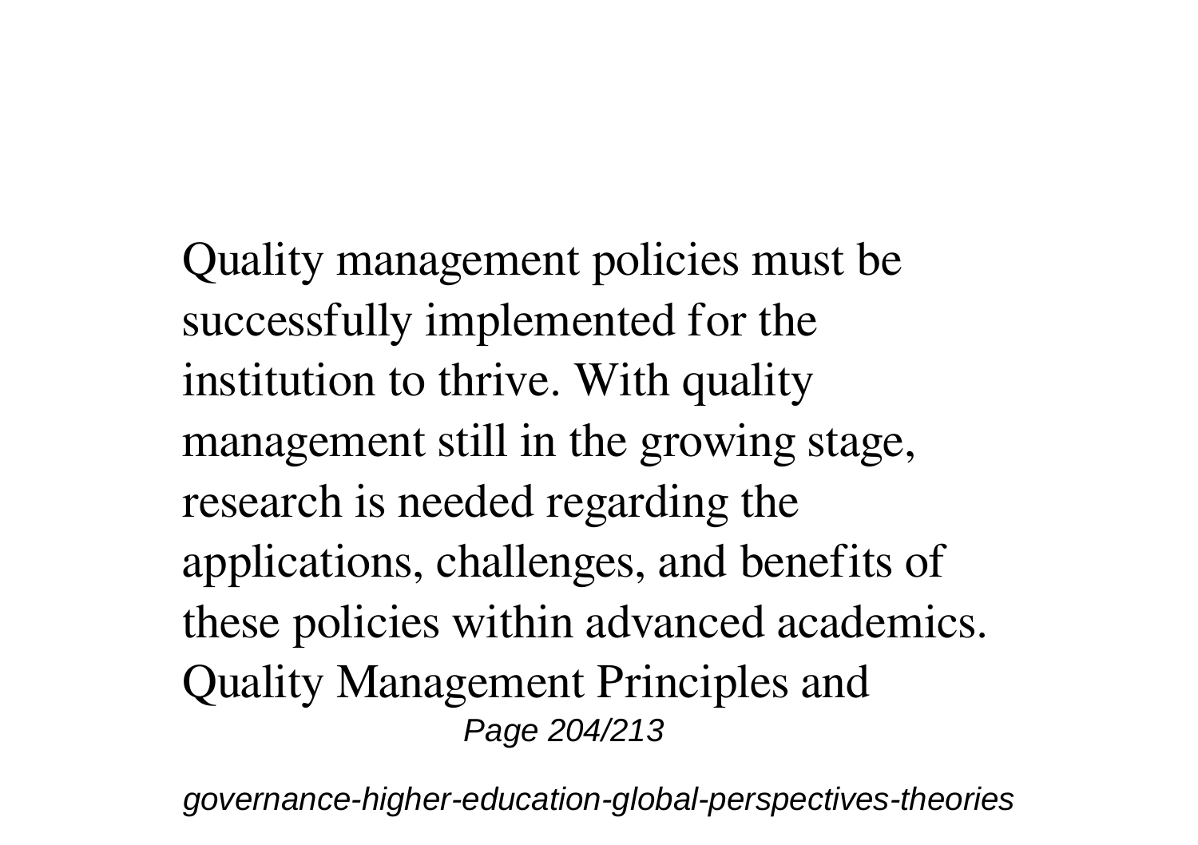Quality management policies must be successfully implemented for the institution to thrive. With quality management still in the growing stage, research is needed regarding the applications, challenges, and benefits of these policies within advanced academics. Quality Management Principles and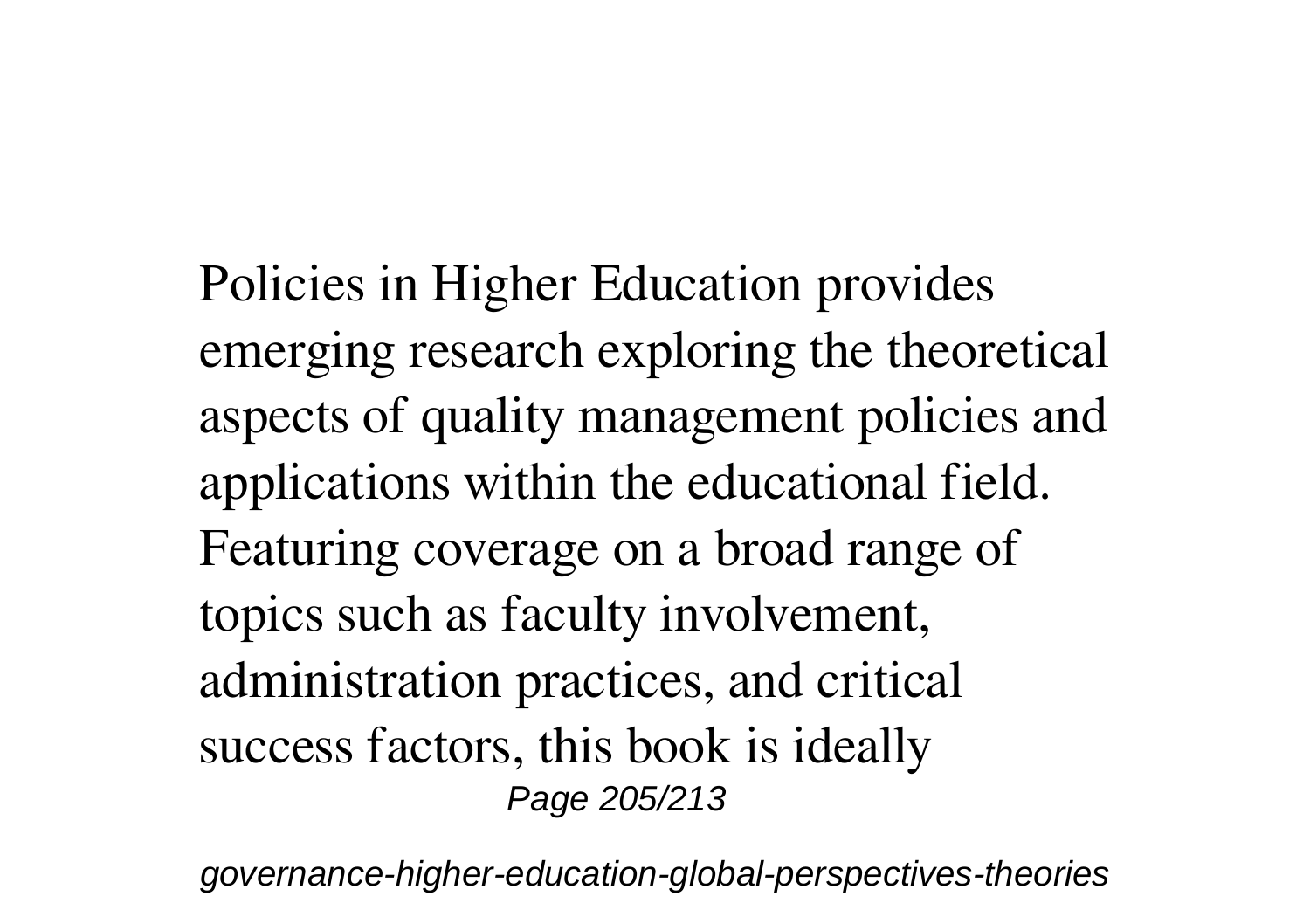Policies in Higher Education provides emerging research exploring the theoretical aspects of quality management policies and applications within the educational field. Featuring coverage on a broad range of topics such as faculty involvement, administration practices, and critical success factors, this book is ideally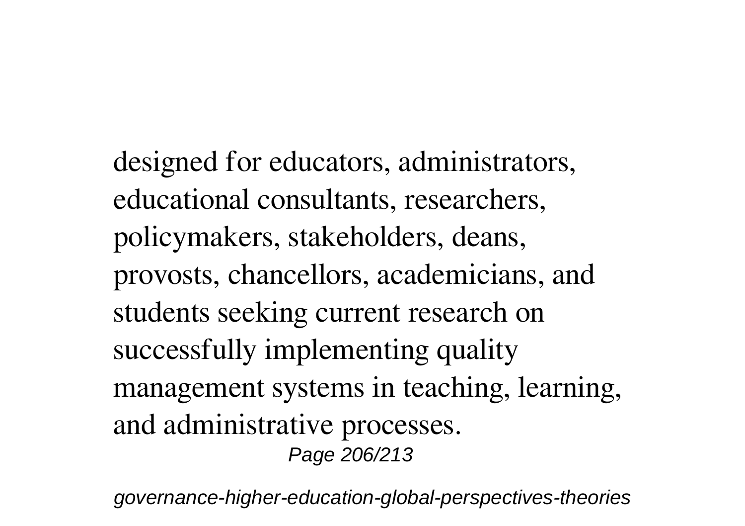designed for educators, administrators, educational consultants, researchers, policymakers, stakeholders, deans, provosts, chancellors, academicians, and students seeking current research on successfully implementing quality management systems in teaching, learning, and administrative processes.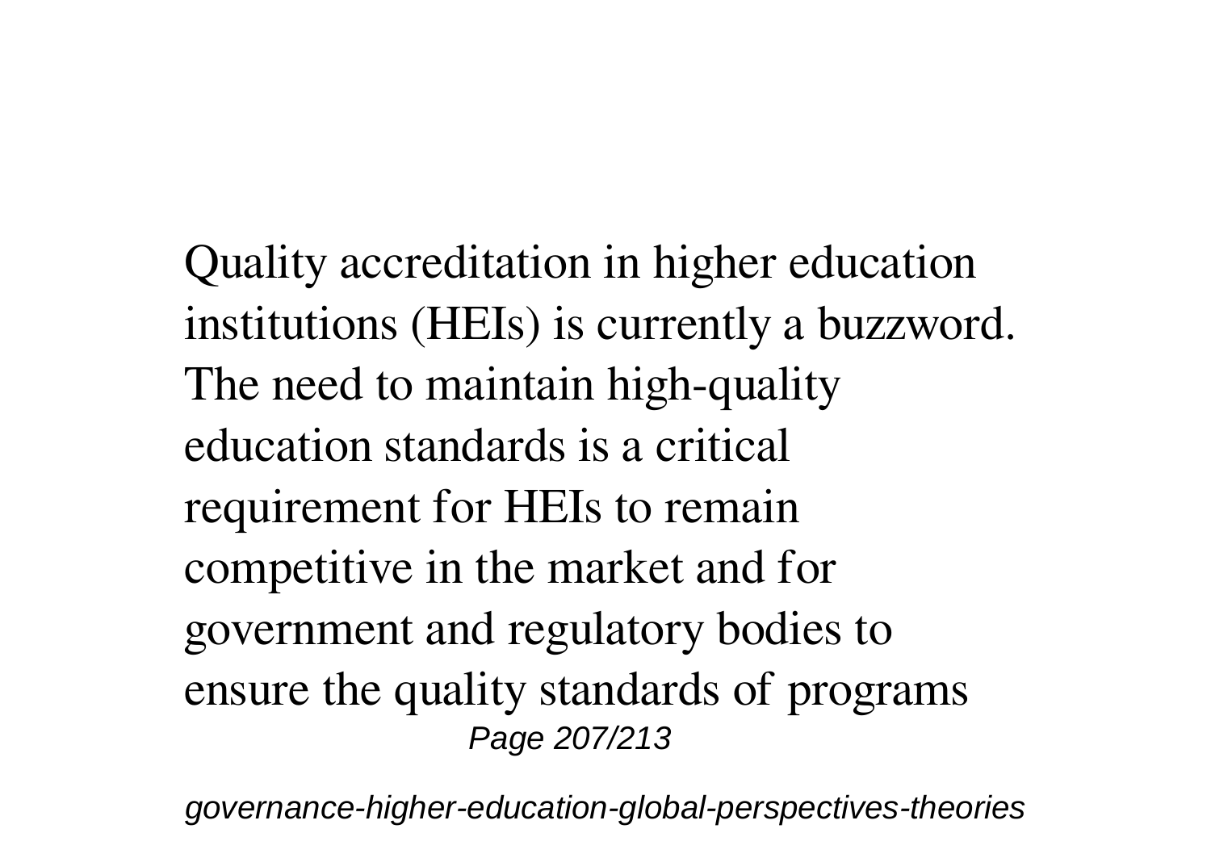Quality accreditation in higher education institutions (HEIs) is currently a buzzword. The need to maintain high-quality education standards is a critical requirement for HEIs to remain competitive in the market and for government and regulatory bodies to ensure the quality standards of programs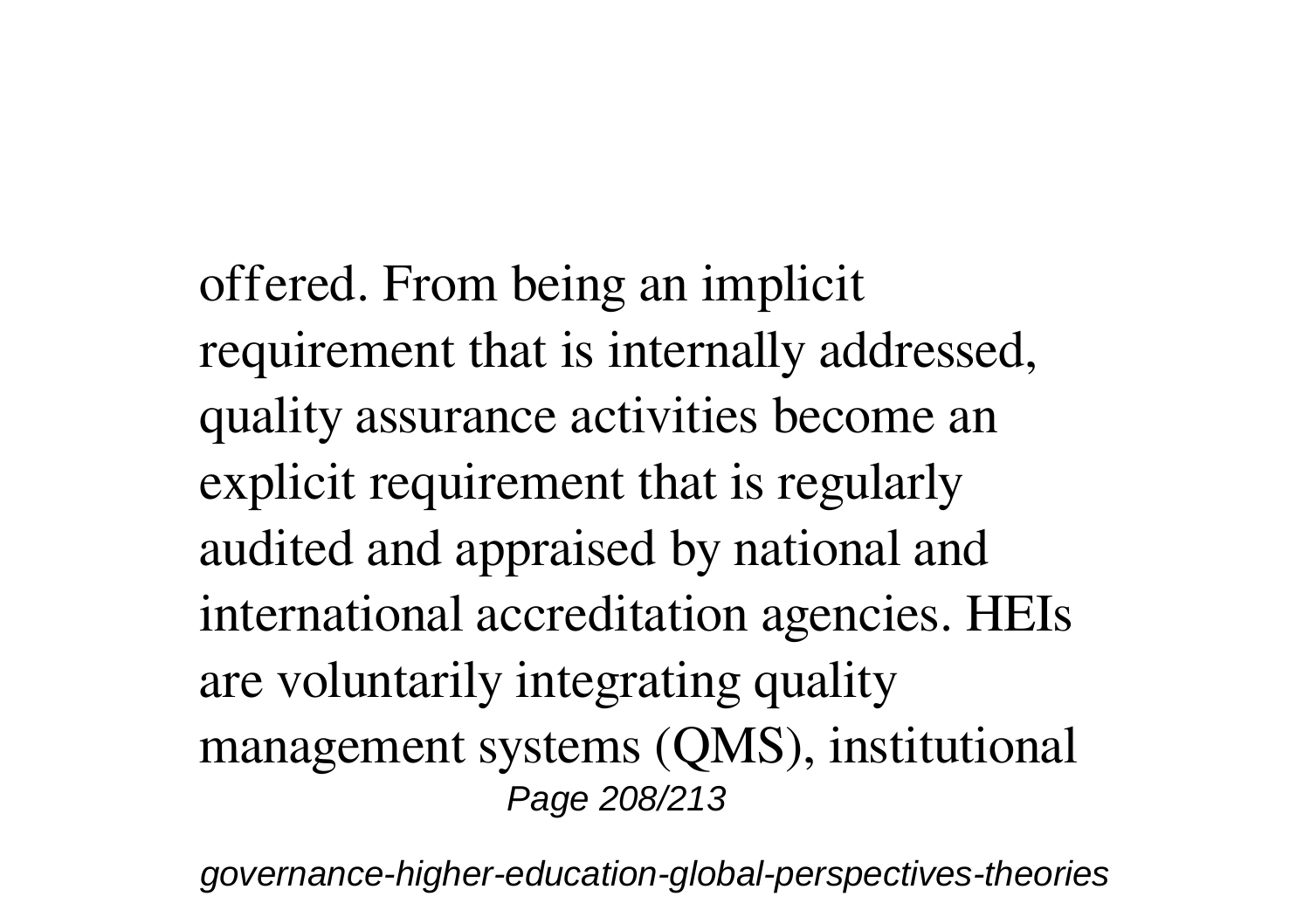offered. From being an implicit requirement that is internally addressed, quality assurance activities become an explicit requirement that is regularly audited and appraised by national and international accreditation agencies. HEIs are voluntarily integrating quality management systems (QMS), institutional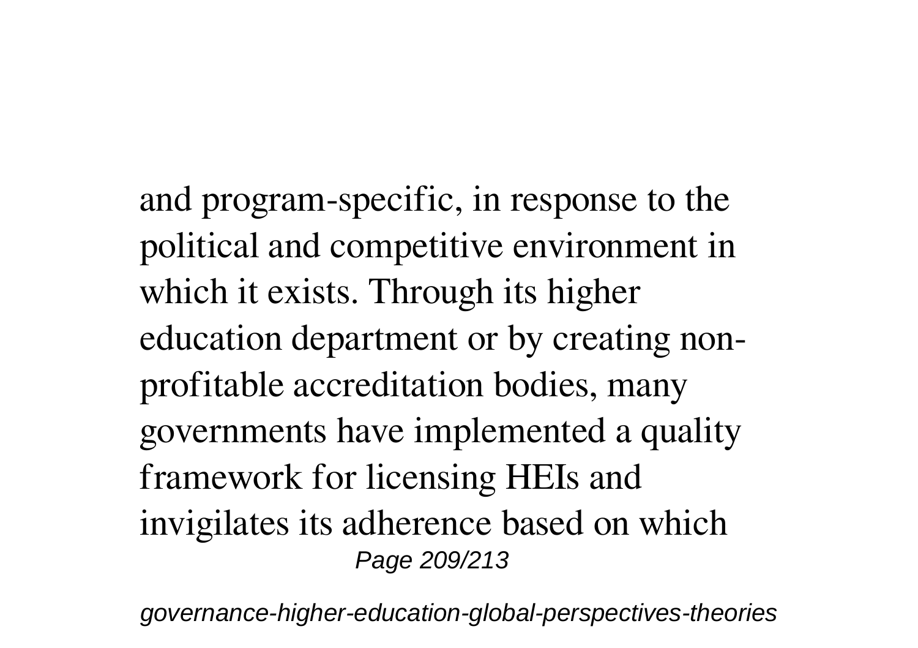and program-specific, in response to the political and competitive environment in which it exists. Through its higher education department or by creating non-profitable accreditation bodies, many governments have implemented a quality framework for licensing HEIs and invigilates its adherence based on which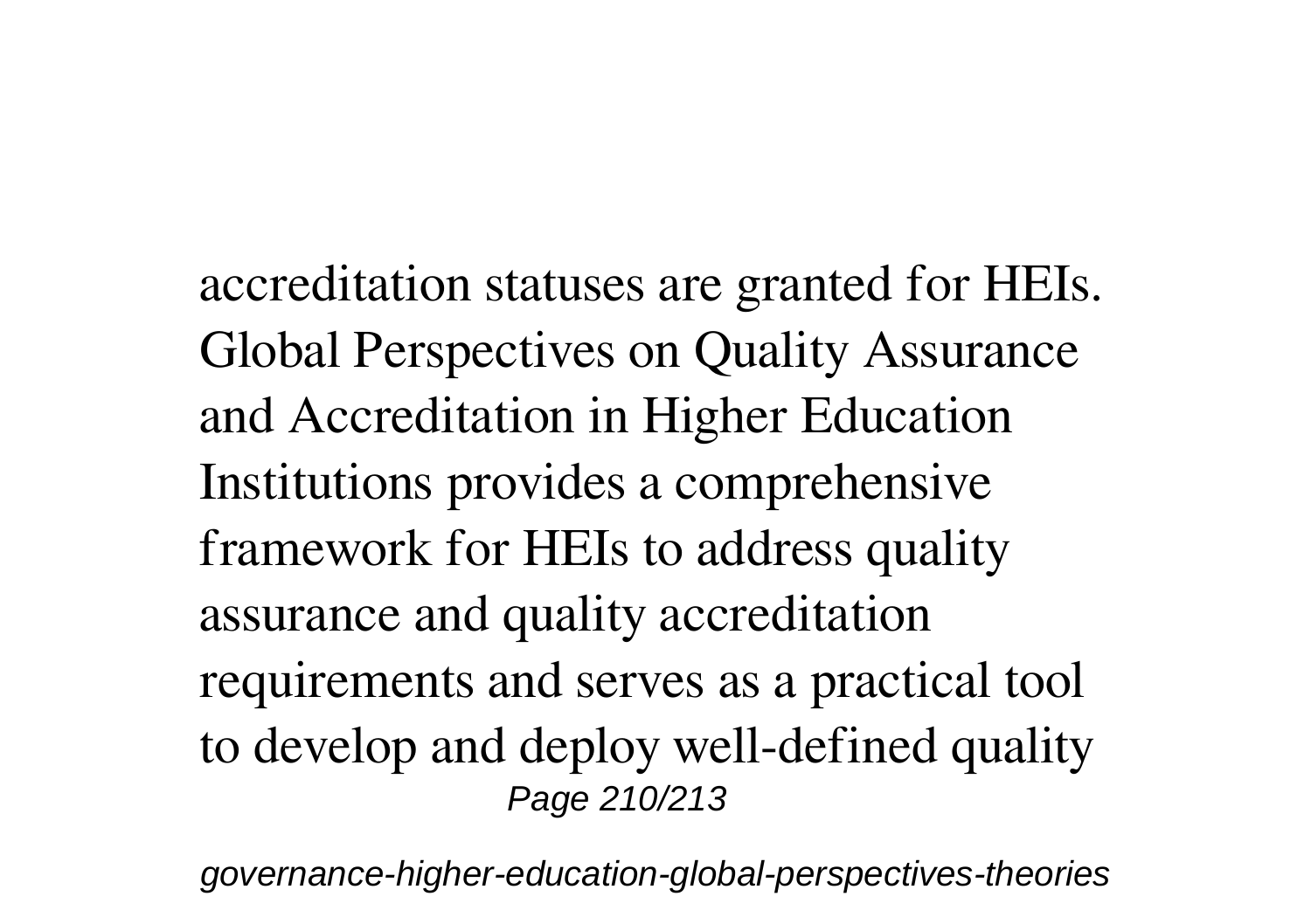accreditation statuses are granted for HEIs. Global Perspectives on Quality Assurance and Accreditation in Higher Education Institutions provides a comprehensive framework for HEIs to address quality assurance and quality accreditation requirements and serves as a practical tool to develop and deploy well-defined quality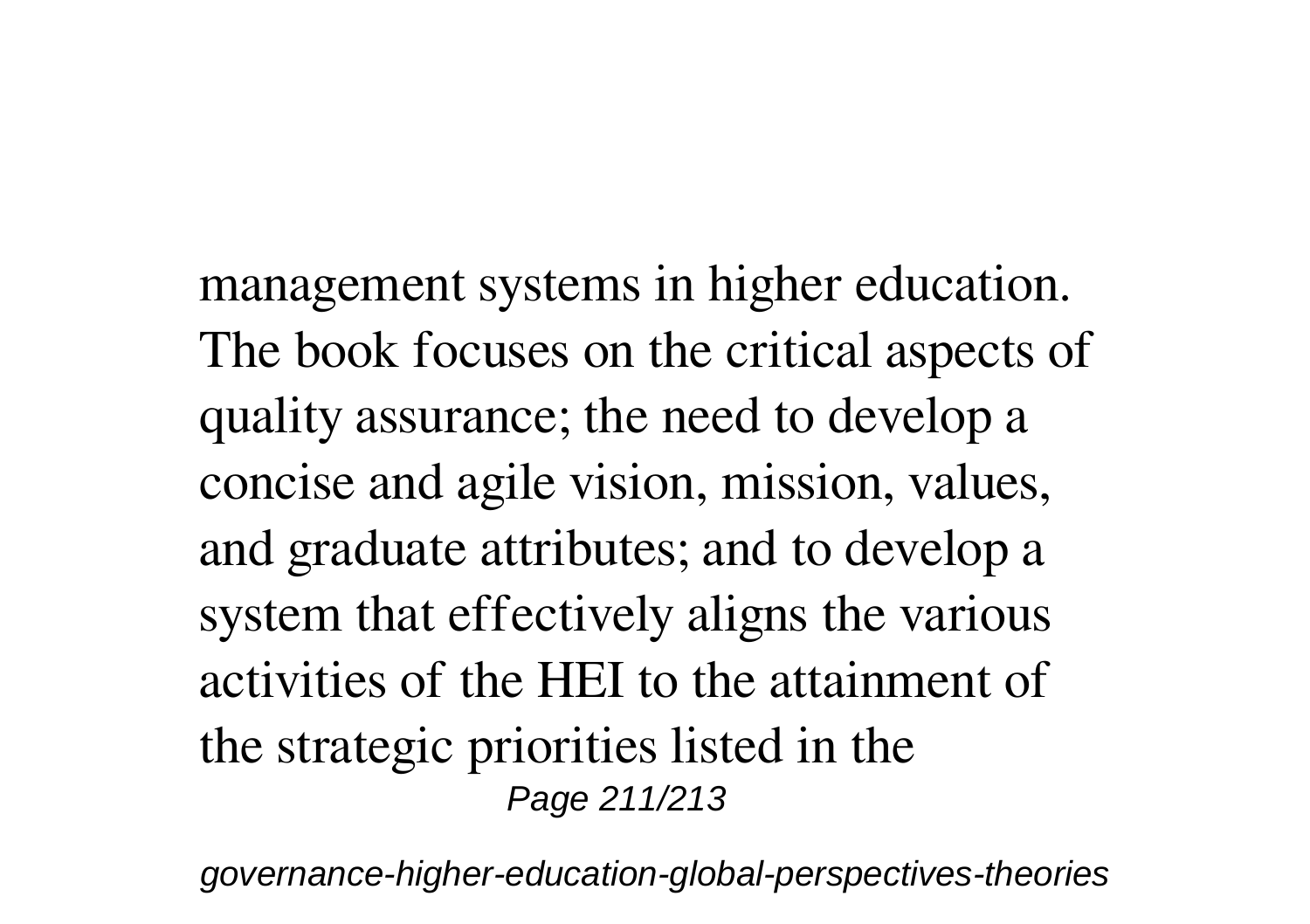management systems in higher education. The book focuses on the critical aspects of quality assurance; the need to develop a concise and agile vision, mission, values, and graduate attributes; and to develop a system that effectively aligns the various activities of the HEI to the attainment of the strategic priorities listed in the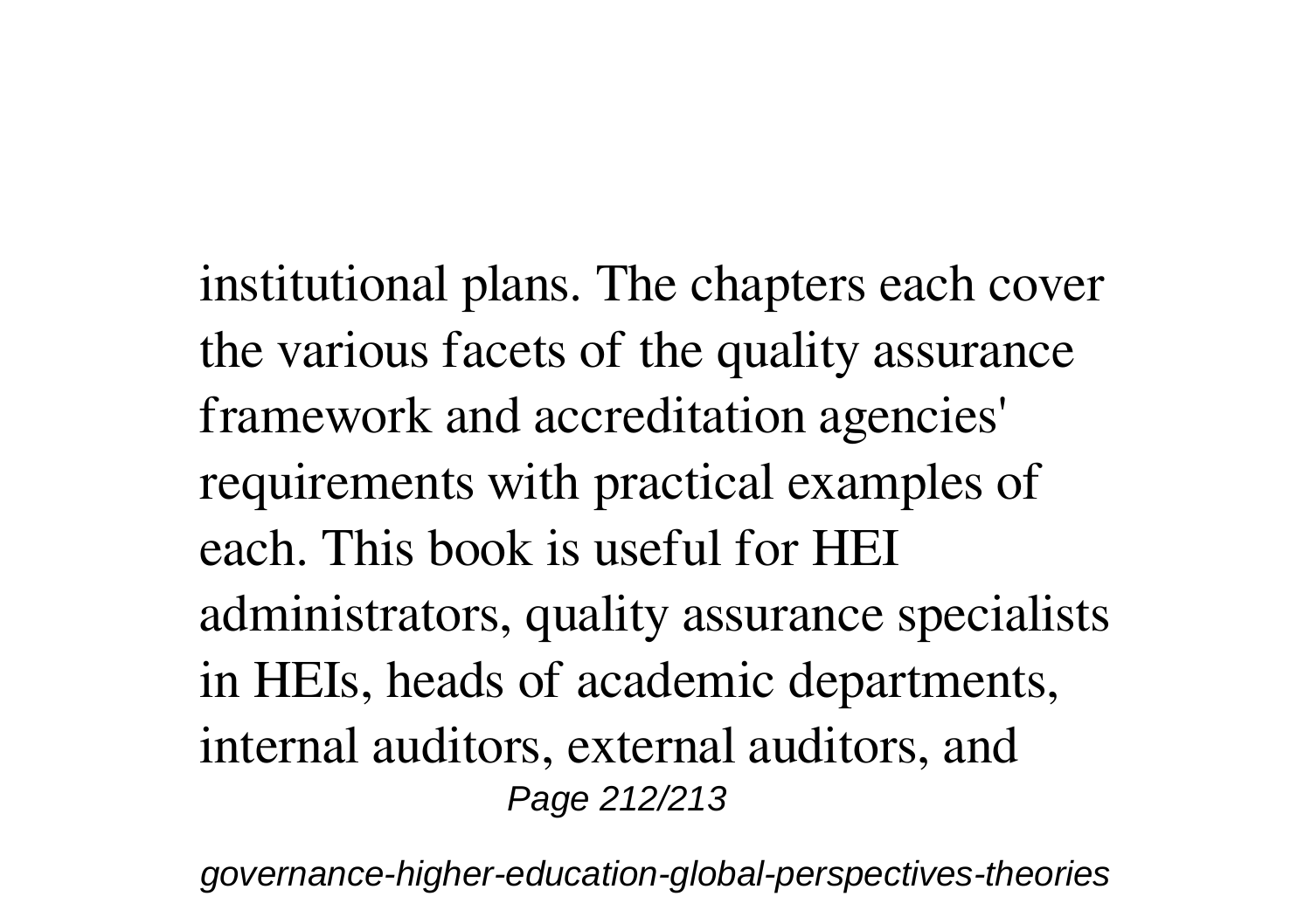institutional plans. The chapters each cover the various facets of the quality assurance framework and accreditation agencies' requirements with practical examples of each. This book is useful for HEI administrators, quality assurance specialists in HEIs, heads of academic departments, internal auditors, external auditors, and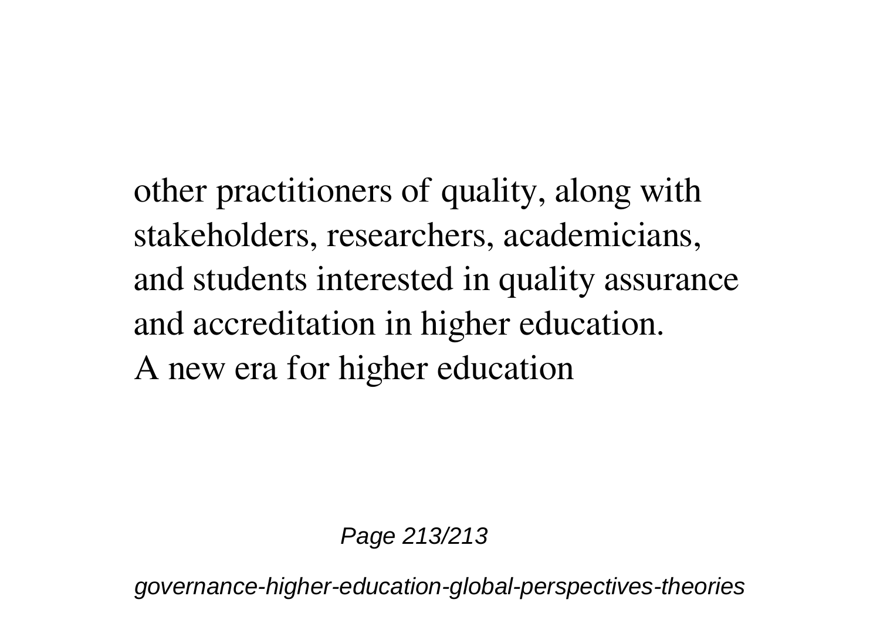other practitioners of quality, along with stakeholders, researchers, academicians, and students interested in quality assurance and accreditation in higher education.

A new era for higher education